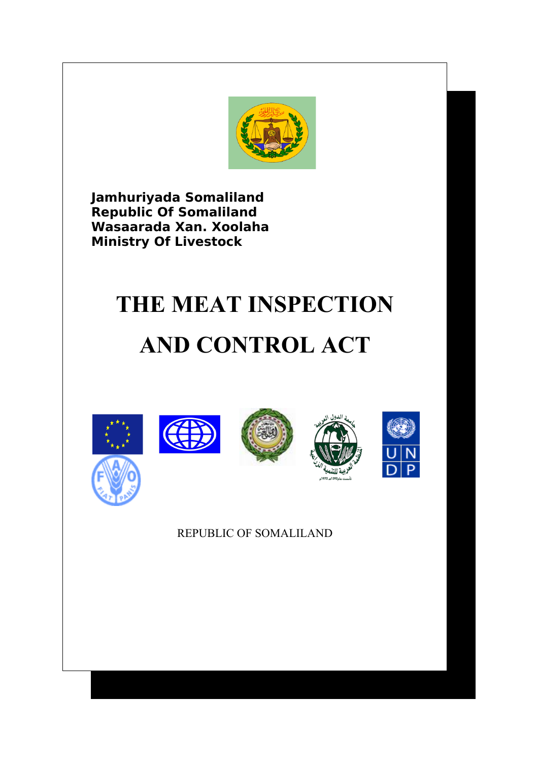**Jamhuriyada Somaliland**
**Republic Of Somaliland**
**Wasaarada Xan. Xoolaha**
**Ministry Of Livestock**

# THE MEAT INSPECTION AND CONTROL ACT

REPUBLIC OF SOMALILAND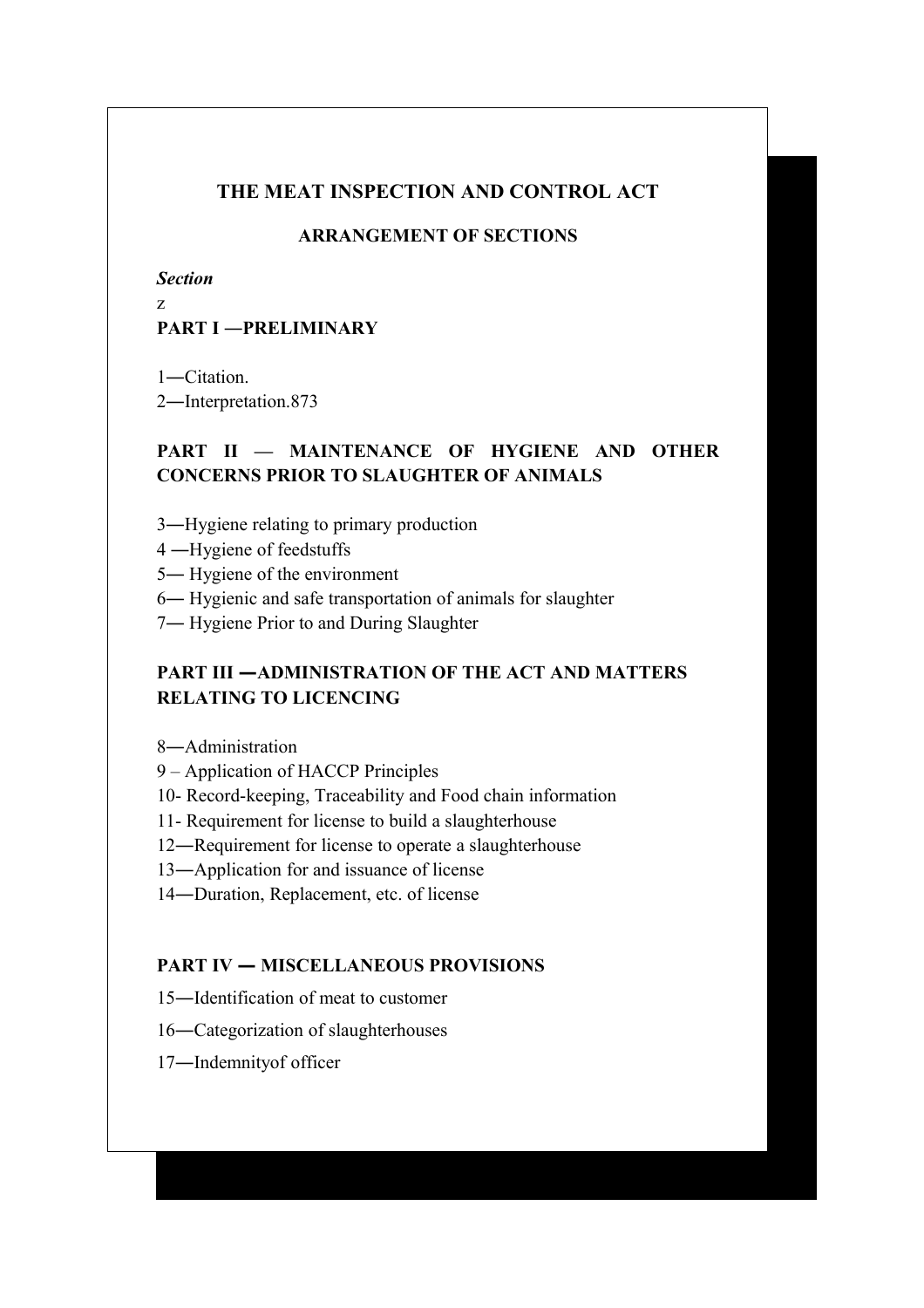# THE MEAT INSPECTION AND CONTROL ACT

## ARRANGEMENT OF SECTIONS

***Section***

z

**PART I —PRELIMINARY**

1—Citation.

2—Interpretation.873

**PART II — MAINTENANCE OF HYGIENE AND OTHER CONCERNS PRIOR TO SLAUGHTER OF ANIMALS**

3—Hygiene relating to primary production

4 —Hygiene of feedstuffs

5— Hygiene of the environment

6— Hygienic and safe transportation of animals for slaughter

7— Hygiene Prior to and During Slaughter

**PART III —ADMINISTRATION OF THE ACT AND MATTERS RELATING TO LICENCING**

8—Administration

9 – Application of HACCP Principles

10- Record-keeping, Traceability and Food chain information

11- Requirement for license to build a slaughterhouse

12—Requirement for license to operate a slaughterhouse

13—Application for and issuance of license

14—Duration, Replacement, etc. of license

**PART IV — MISCELLANEOUS PROVISIONS**

15—Identification of meat to customer

16—Categorization of slaughterhouses

17—Indemnityof officer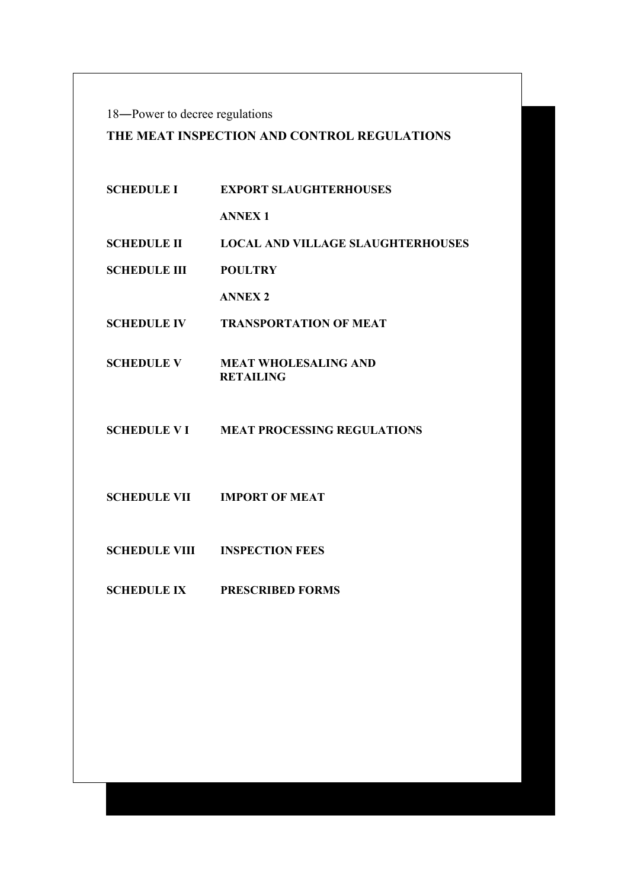18—Power to decree regulations

## THE MEAT INSPECTION AND CONTROL REGULATIONS

| | |
|---|---|
| **SCHEDULE I** | **EXPORT SLAUGHTERHOUSES** |
| | **ANNEX 1** |
| **SCHEDULE II** | **LOCAL AND VILLAGE SLAUGHTERHOUSES** |
| **SCHEDULE III** | **POULTRY** |
| | **ANNEX 2** |
| **SCHEDULE IV** | **TRANSPORTATION OF MEAT** |
| **SCHEDULE V** | **MEAT WHOLESALING AND RETAILING** |
| **SCHEDULE V I** | **MEAT PROCESSING REGULATIONS** |
| **SCHEDULE VII** | **IMPORT OF MEAT** |
| **SCHEDULE VIII** | **INSPECTION FEES** |
| **SCHEDULE IX** | **PRESCRIBED FORMS** |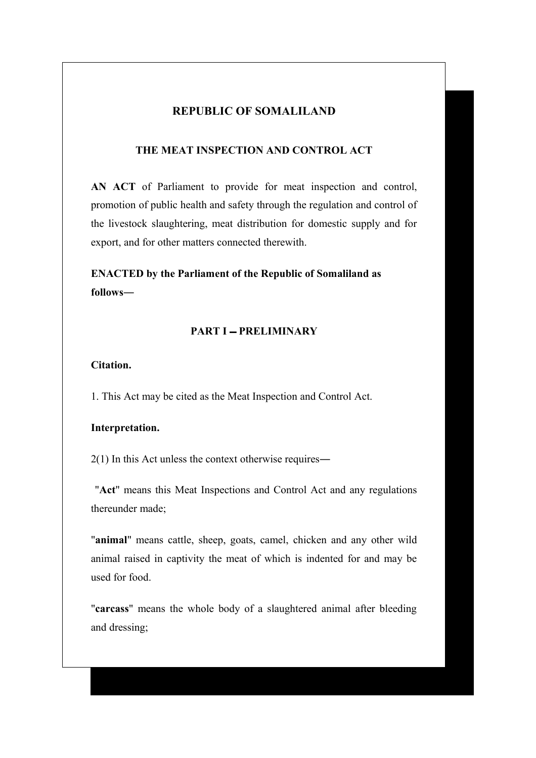## REPUBLIC OF SOMALILAND

### THE MEAT INSPECTION AND CONTROL ACT

**AN ACT** of Parliament to provide for meat inspection and control, promotion of public health and safety through the regulation and control of the livestock slaughtering, meat distribution for domestic supply and for export, and for other matters connected therewith.

**ENACTED by the Parliament of the Republic of Somaliland as follows―**

### PART I ‒ PRELIMINARY

**Citation.**

1. This Act may be cited as the Meat Inspection and Control Act.

**Interpretation.**

2(1) In this Act unless the context otherwise requires―

"**Act**" means this Meat Inspections and Control Act and any regulations thereunder made;

"**animal**" means cattle, sheep, goats, camel, chicken and any other wild animal raised in captivity the meat of which is indented for and may be used for food.

"**carcass**" means the whole body of a slaughtered animal after bleeding and dressing;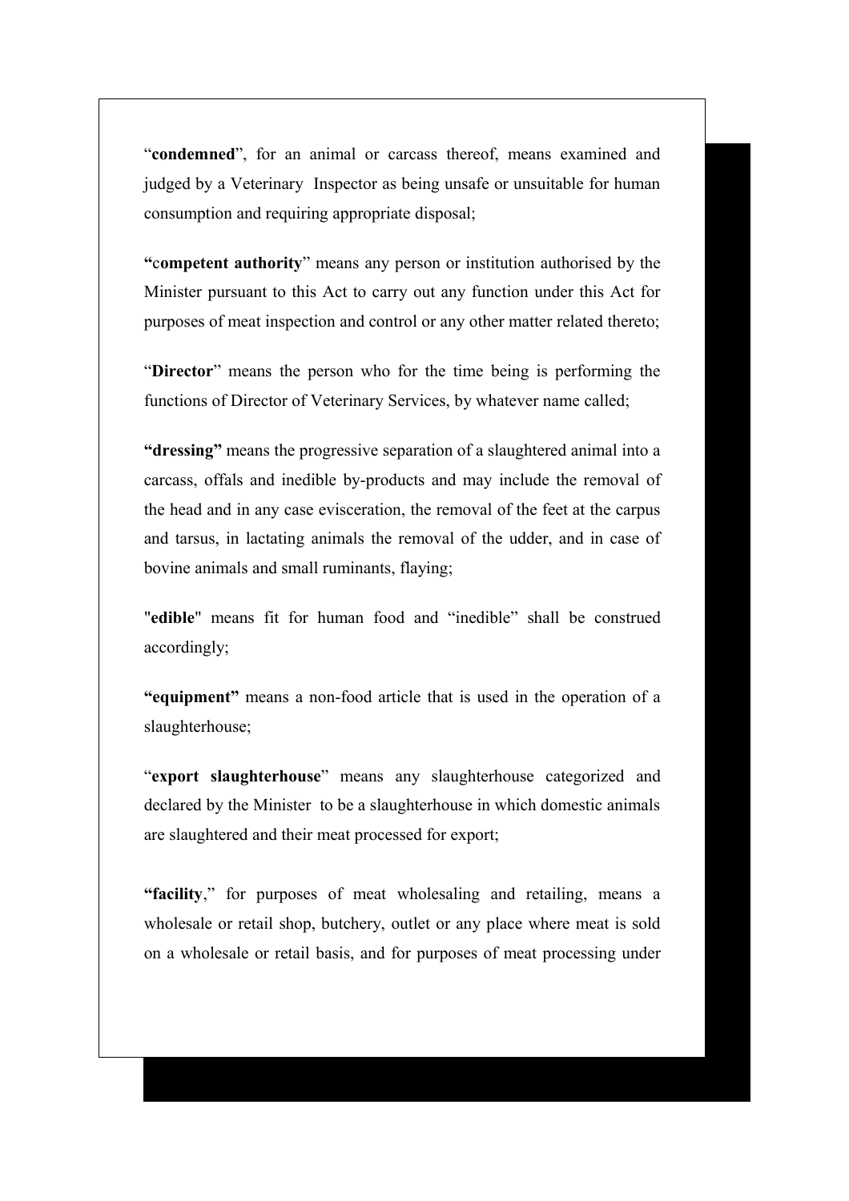"**condemned**", for an animal or carcass thereof, means examined and judged by a Veterinary Inspector as being unsafe or unsuitable for human consumption and requiring appropriate disposal;

**"competent authority**" means any person or institution authorised by the Minister pursuant to this Act to carry out any function under this Act for purposes of meat inspection and control or any other matter related thereto;

"**Director**" means the person who for the time being is performing the functions of Director of Veterinary Services, by whatever name called;

**"dressing"** means the progressive separation of a slaughtered animal into a carcass, offals and inedible by-products and may include the removal of the head and in any case evisceration, the removal of the feet at the carpus and tarsus, in lactating animals the removal of the udder, and in case of bovine animals and small ruminants, flaying;

"**edible**" means fit for human food and "inedible" shall be construed accordingly;

**"equipment"** means a non-food article that is used in the operation of a slaughterhouse;

"**export slaughterhouse**" means any slaughterhouse categorized and declared by the Minister to be a slaughterhouse in which domestic animals are slaughtered and their meat processed for export;

**"facility**," for purposes of meat wholesaling and retailing, means a wholesale or retail shop, butchery, outlet or any place where meat is sold on a wholesale or retail basis, and for purposes of meat processing under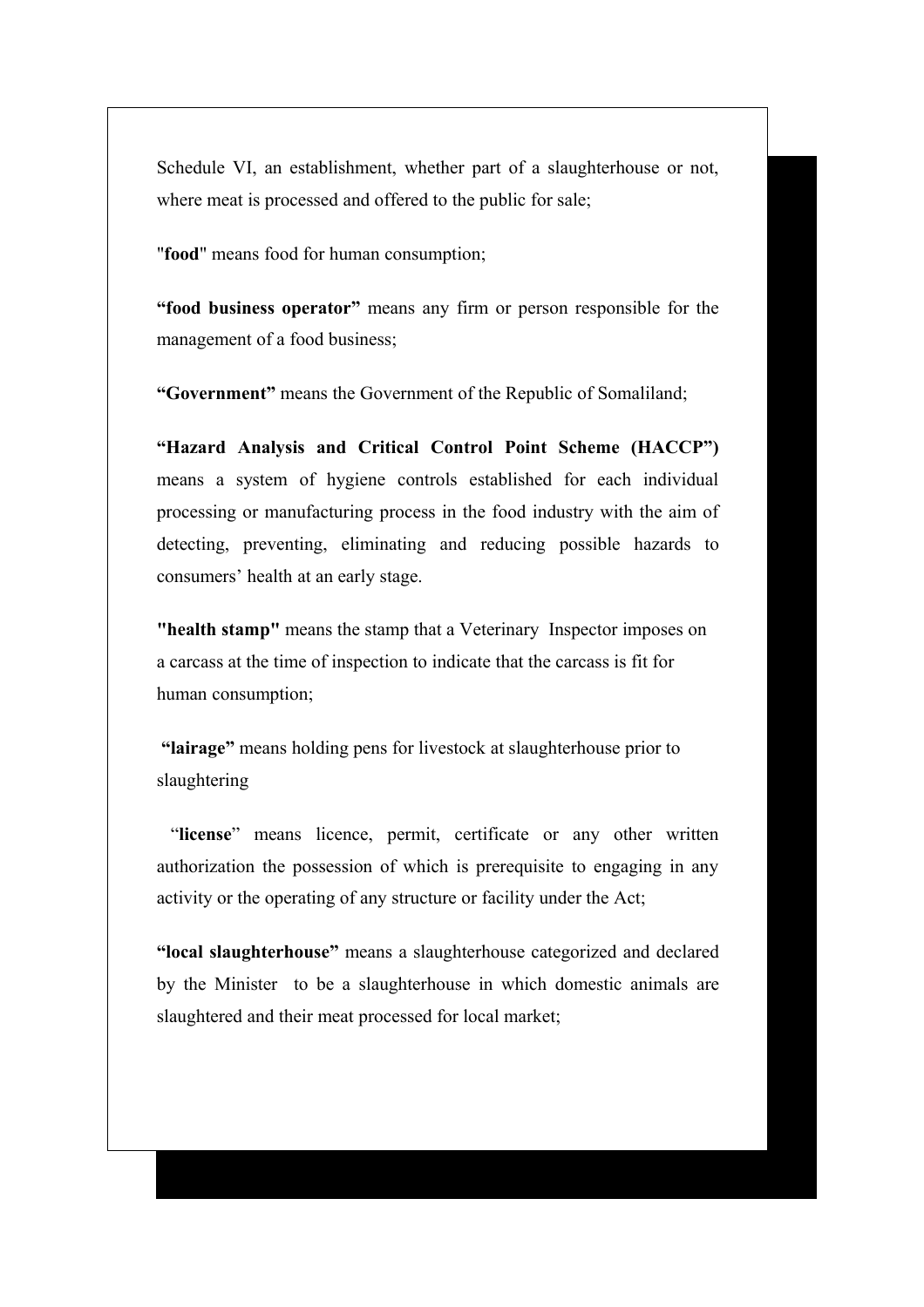Schedule VI, an establishment, whether part of a slaughterhouse or not, where meat is processed and offered to the public for sale;

"**food**" means food for human consumption;

**"food business operator"** means any firm or person responsible for the management of a food business;

**"Government"** means the Government of the Republic of Somaliland;

**"Hazard Analysis and Critical Control Point Scheme (HACCP")** means a system of hygiene controls established for each individual processing or manufacturing process in the food industry with the aim of detecting, preventing, eliminating and reducing possible hazards to consumers' health at an early stage.

**"health stamp"** means the stamp that a Veterinary Inspector imposes on a carcass at the time of inspection to indicate that the carcass is fit for human consumption;

**"lairage"** means holding pens for livestock at slaughterhouse prior to slaughtering

"**license**" means licence, permit, certificate or any other written authorization the possession of which is prerequisite to engaging in any activity or the operating of any structure or facility under the Act;

**"local slaughterhouse"** means a slaughterhouse categorized and declared by the Minister to be a slaughterhouse in which domestic animals are slaughtered and their meat processed for local market;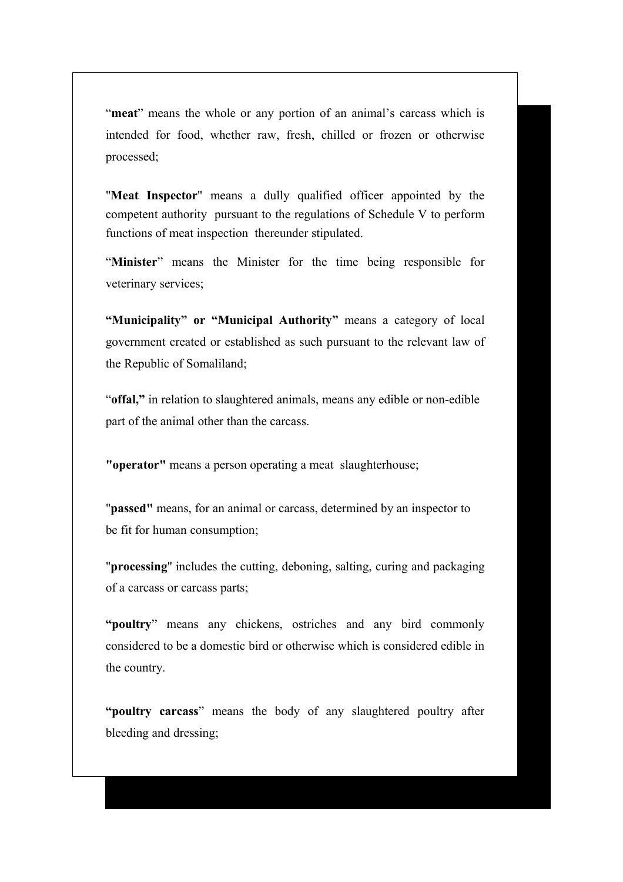"**meat**" means the whole or any portion of an animal's carcass which is intended for food, whether raw, fresh, chilled or frozen or otherwise processed;

"**Meat Inspector**" means a dully qualified officer appointed by the competent authority pursuant to the regulations of Schedule V to perform functions of meat inspection thereunder stipulated.

"**Minister**" means the Minister for the time being responsible for veterinary services;

**"Municipality" or "Municipal Authority"** means a category of local government created or established as such pursuant to the relevant law of the Republic of Somaliland;

"**offal,"** in relation to slaughtered animals, means any edible or non-edible part of the animal other than the carcass.

**"operator"** means a person operating a meat slaughterhouse;

"**passed"** means, for an animal or carcass, determined by an inspector to be fit for human consumption;

"**processing**" includes the cutting, deboning, salting, curing and packaging of a carcass or carcass parts;

**"poultry**" means any chickens, ostriches and any bird commonly considered to be a domestic bird or otherwise which is considered edible in the country.

**"poultry carcass**" means the body of any slaughtered poultry after bleeding and dressing;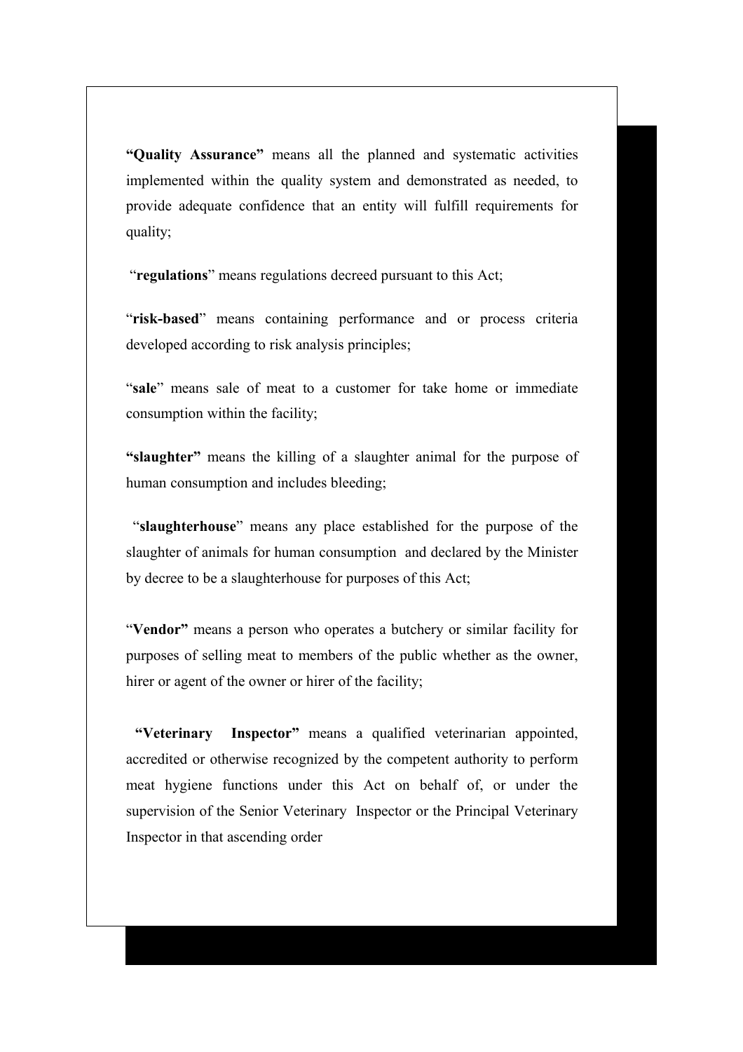**"Quality Assurance"** means all the planned and systematic activities implemented within the quality system and demonstrated as needed, to provide adequate confidence that an entity will fulfill requirements for quality;

"**regulations**" means regulations decreed pursuant to this Act;

"**risk-based**" means containing performance and or process criteria developed according to risk analysis principles;

"**sale**" means sale of meat to a customer for take home or immediate consumption within the facility;

**"slaughter"** means the killing of a slaughter animal for the purpose of human consumption and includes bleeding;

"**slaughterhouse**" means any place established for the purpose of the slaughter of animals for human consumption and declared by the Minister by decree to be a slaughterhouse for purposes of this Act;

"**Vendor"** means a person who operates a butchery or similar facility for purposes of selling meat to members of the public whether as the owner, hirer or agent of the owner or hirer of the facility;

**"Veterinary Inspector"** means a qualified veterinarian appointed, accredited or otherwise recognized by the competent authority to perform meat hygiene functions under this Act on behalf of, or under the supervision of the Senior Veterinary Inspector or the Principal Veterinary Inspector in that ascending order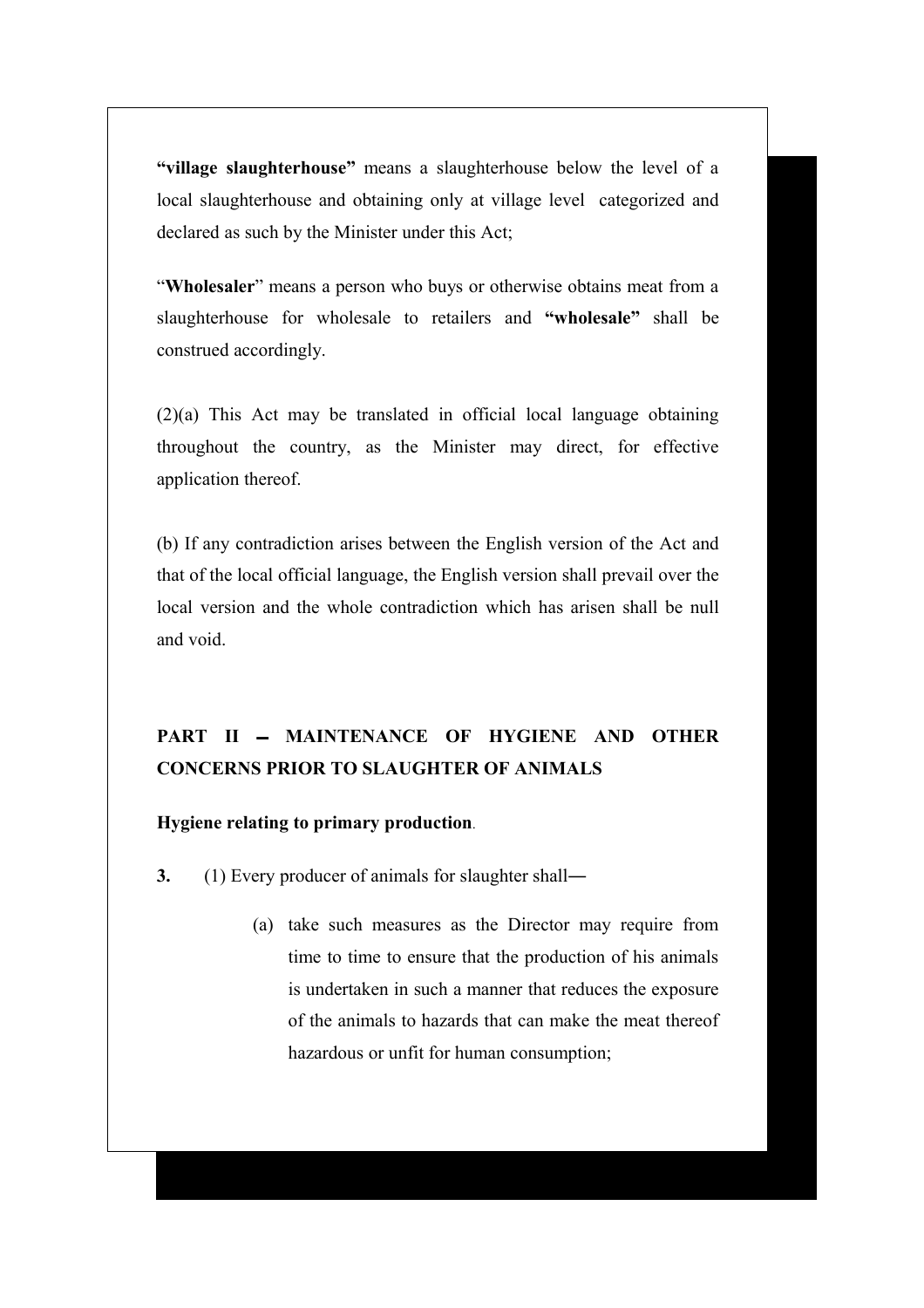**"village slaughterhouse"** means a slaughterhouse below the level of a local slaughterhouse and obtaining only at village level categorized and declared as such by the Minister under this Act;

"**Wholesaler**" means a person who buys or otherwise obtains meat from a slaughterhouse for wholesale to retailers and **"wholesale"** shall be construed accordingly.

(2)(a) This Act may be translated in official local language obtaining throughout the country, as the Minister may direct, for effective application thereof.

(b) If any contradiction arises between the English version of the Act and that of the local official language, the English version shall prevail over the local version and the whole contradiction which has arisen shall be null and void.

## PART II – MAINTENANCE OF HYGIENE AND OTHER CONCERNS PRIOR TO SLAUGHTER OF ANIMALS

**Hygiene relating to primary production**.

**3.** (1) Every producer of animals for slaughter shall―

(a) take such measures as the Director may require from time to time to ensure that the production of his animals is undertaken in such a manner that reduces the exposure of the animals to hazards that can make the meat thereof hazardous or unfit for human consumption;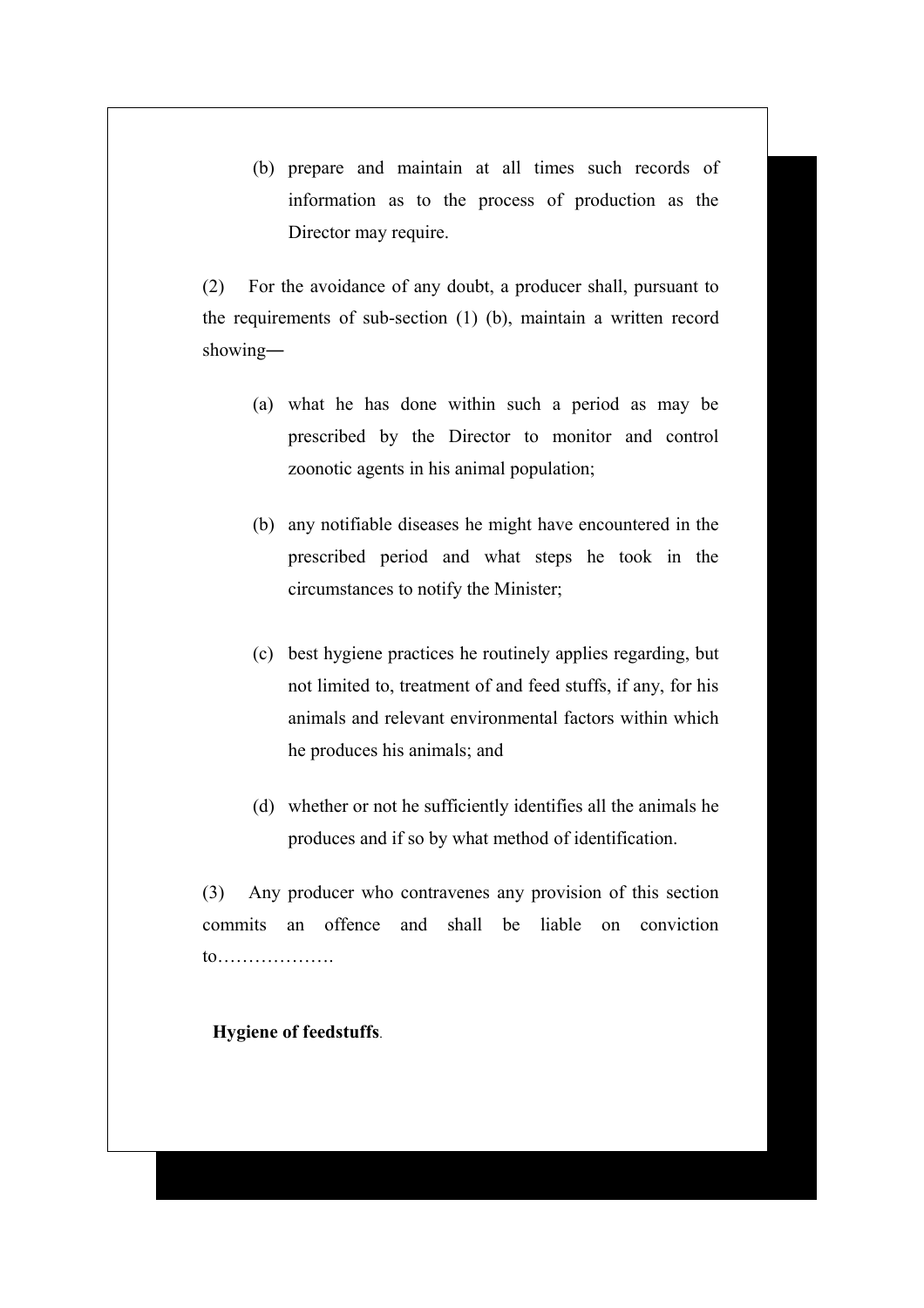(b) prepare and maintain at all times such records of information as to the process of production as the Director may require.

(2) For the avoidance of any doubt, a producer shall, pursuant to the requirements of sub-section (1) (b), maintain a written record showing―

(a) what he has done within such a period as may be prescribed by the Director to monitor and control zoonotic agents in his animal population;

(b) any notifiable diseases he might have encountered in the prescribed period and what steps he took in the circumstances to notify the Minister;

(c) best hygiene practices he routinely applies regarding, but not limited to, treatment of and feed stuffs, if any, for his animals and relevant environmental factors within which he produces his animals; and

(d) whether or not he sufficiently identifies all the animals he produces and if so by what method of identification.

(3) Any producer who contravenes any provision of this section commits an offence and shall be liable on conviction to……………….

**Hygiene of feedstuffs**.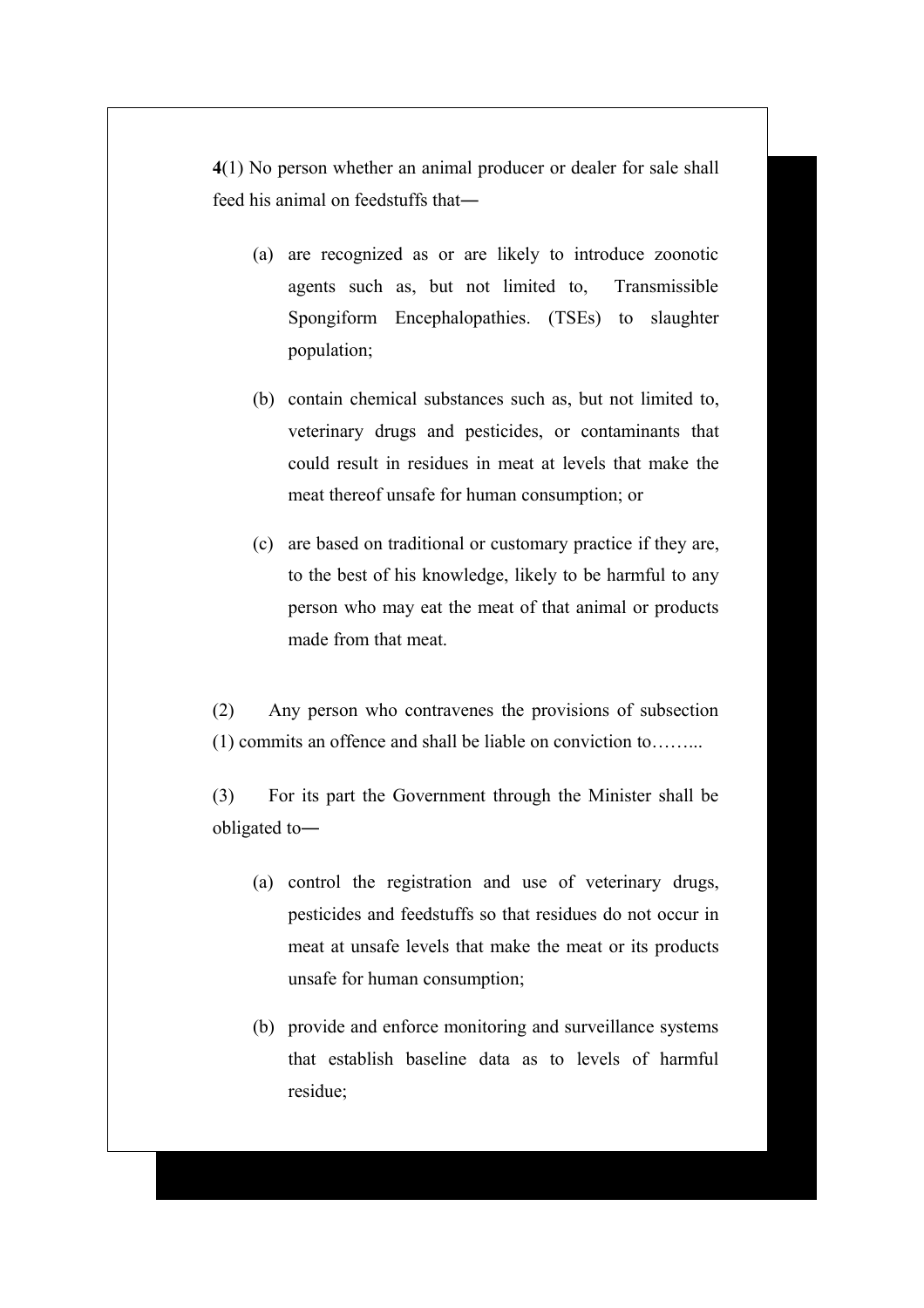**4**(1) No person whether an animal producer or dealer for sale shall feed his animal on feedstuffs that―

(a) are recognized as or are likely to introduce zoonotic agents such as, but not limited to, Transmissible Spongiform Encephalopathies. (TSEs) to slaughter population;

(b) contain chemical substances such as, but not limited to, veterinary drugs and pesticides, or contaminants that could result in residues in meat at levels that make the meat thereof unsafe for human consumption; or

(c) are based on traditional or customary practice if they are, to the best of his knowledge, likely to be harmful to any person who may eat the meat of that animal or products made from that meat.

(2) Any person who contravenes the provisions of subsection (1) commits an offence and shall be liable on conviction to……...

(3) For its part the Government through the Minister shall be obligated to―

(a) control the registration and use of veterinary drugs, pesticides and feedstuffs so that residues do not occur in meat at unsafe levels that make the meat or its products unsafe for human consumption;

(b) provide and enforce monitoring and surveillance systems that establish baseline data as to levels of harmful residue;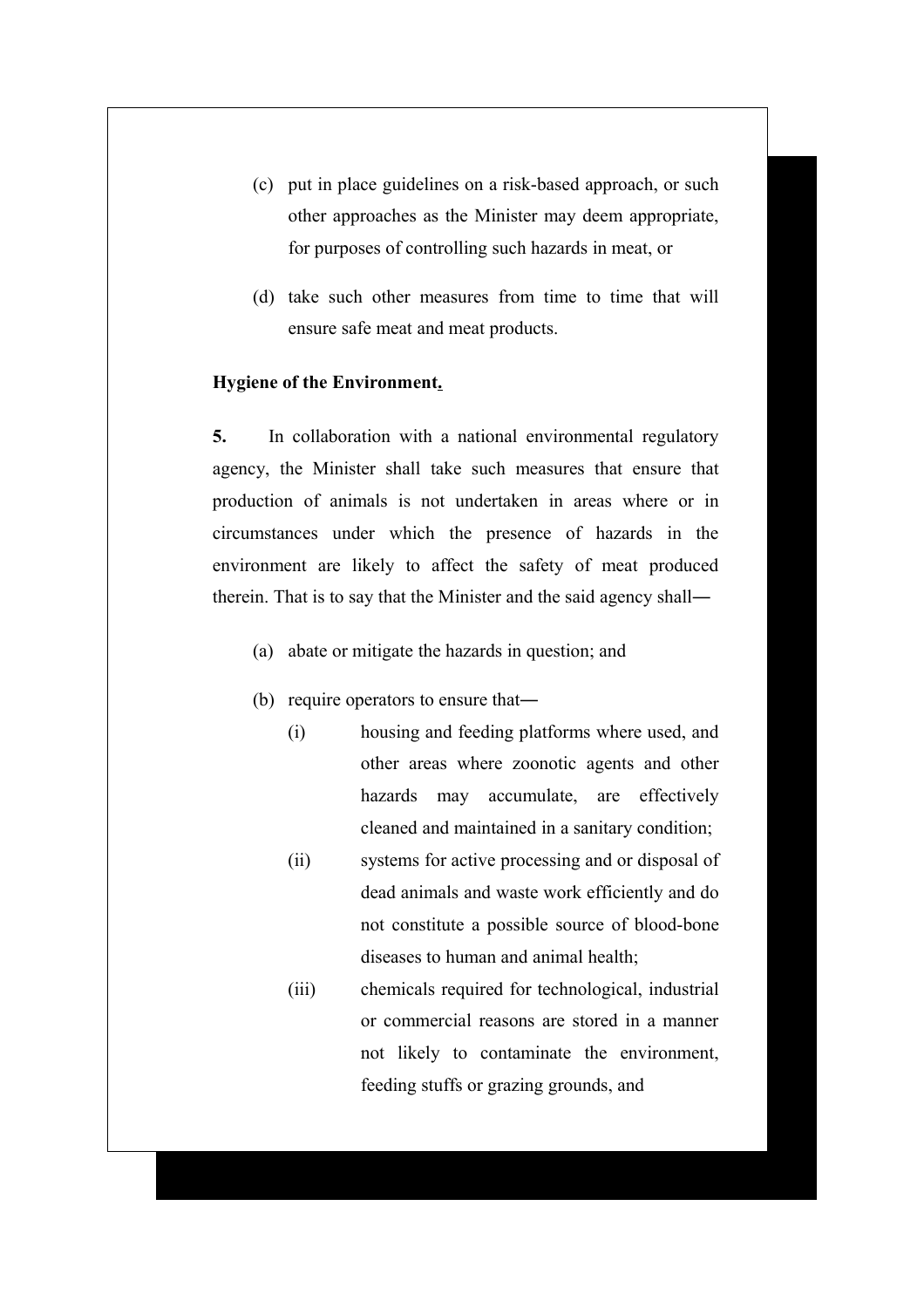(c) put in place guidelines on a risk-based approach, or such other approaches as the Minister may deem appropriate, for purposes of controlling such hazards in meat, or

(d) take such other measures from time to time that will ensure safe meat and meat products.

**Hygiene of the Environment.**

**5.** In collaboration with a national environmental regulatory agency, the Minister shall take such measures that ensure that production of animals is not undertaken in areas where or in circumstances under which the presence of hazards in the environment are likely to affect the safety of meat produced therein. That is to say that the Minister and the said agency shall―

(a) abate or mitigate the hazards in question; and

(b) require operators to ensure that―

   (i) housing and feeding platforms where used, and other areas where zoonotic agents and other hazards may accumulate, are effectively cleaned and maintained in a sanitary condition;

   (ii) systems for active processing and or disposal of dead animals and waste work efficiently and do not constitute a possible source of blood-bone diseases to human and animal health;

   (iii) chemicals required for technological, industrial or commercial reasons are stored in a manner not likely to contaminate the environment, feeding stuffs or grazing grounds, and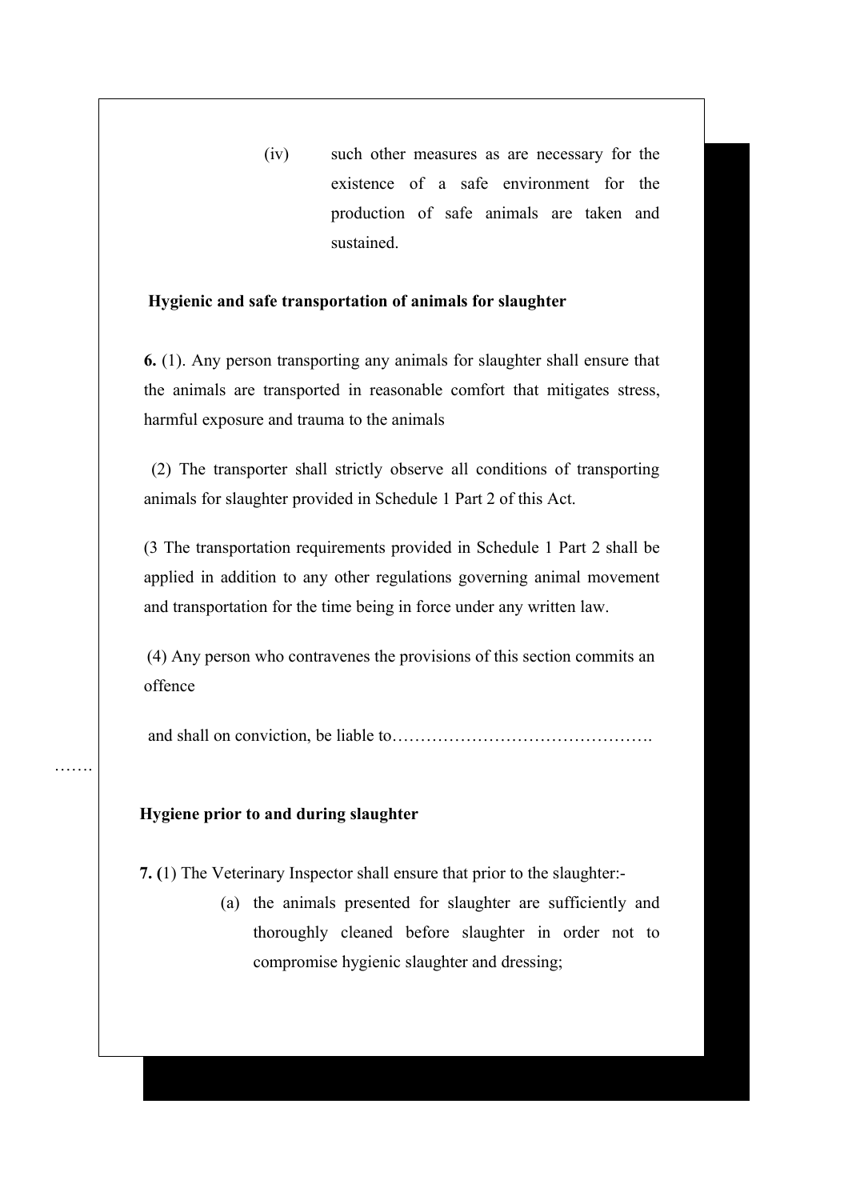(iv) such other measures as are necessary for the existence of a safe environment for the production of safe animals are taken and sustained.

**Hygienic and safe transportation of animals for slaughter**

**6.** (1). Any person transporting any animals for slaughter shall ensure that the animals are transported in reasonable comfort that mitigates stress, harmful exposure and trauma to the animals

(2) The transporter shall strictly observe all conditions of transporting animals for slaughter provided in Schedule 1 Part 2 of this Act.

(3 The transportation requirements provided in Schedule 1 Part 2 shall be applied in addition to any other regulations governing animal movement and transportation for the time being in force under any written law.

(4) Any person who contravenes the provisions of this section commits an offence

and shall on conviction, be liable to……………………………………….

…….

**Hygiene prior to and during slaughter**

**7. (**1) The Veterinary Inspector shall ensure that prior to the slaughter:-

(a) the animals presented for slaughter are sufficiently and thoroughly cleaned before slaughter in order not to compromise hygienic slaughter and dressing;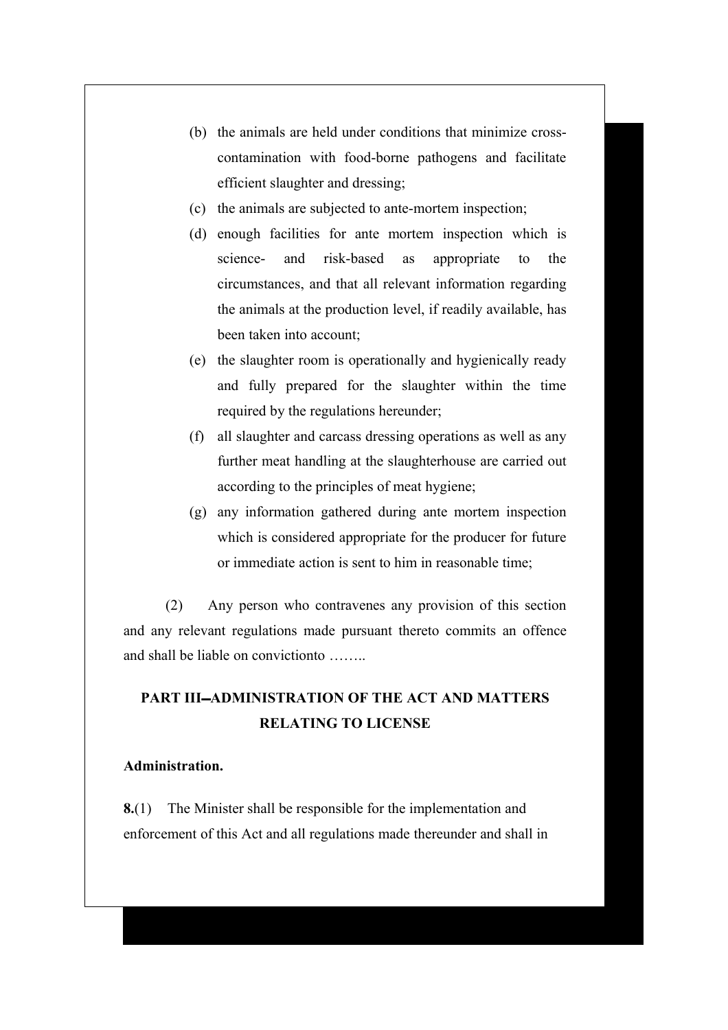(b) the animals are held under conditions that minimize cross-contamination with food-borne pathogens and facilitate efficient slaughter and dressing;

(c) the animals are subjected to ante-mortem inspection;

(d) enough facilities for ante mortem inspection which is science- and risk-based as appropriate to the circumstances, and that all relevant information regarding the animals at the production level, if readily available, has been taken into account;

(e) the slaughter room is operationally and hygienically ready and fully prepared for the slaughter within the time required by the regulations hereunder;

(f) all slaughter and carcass dressing operations as well as any further meat handling at the slaughterhouse are carried out according to the principles of meat hygiene;

(g) any information gathered during ante mortem inspection which is considered appropriate for the producer for future or immediate action is sent to him in reasonable time;

(2) Any person who contravenes any provision of this section and any relevant regulations made pursuant thereto commits an offence and shall be liable on convictionto ……..

## PART III–ADMINISTRATION OF THE ACT AND MATTERS RELATING TO LICENSE

**Administration.**

**8.**(1) The Minister shall be responsible for the implementation and enforcement of this Act and all regulations made thereunder and shall in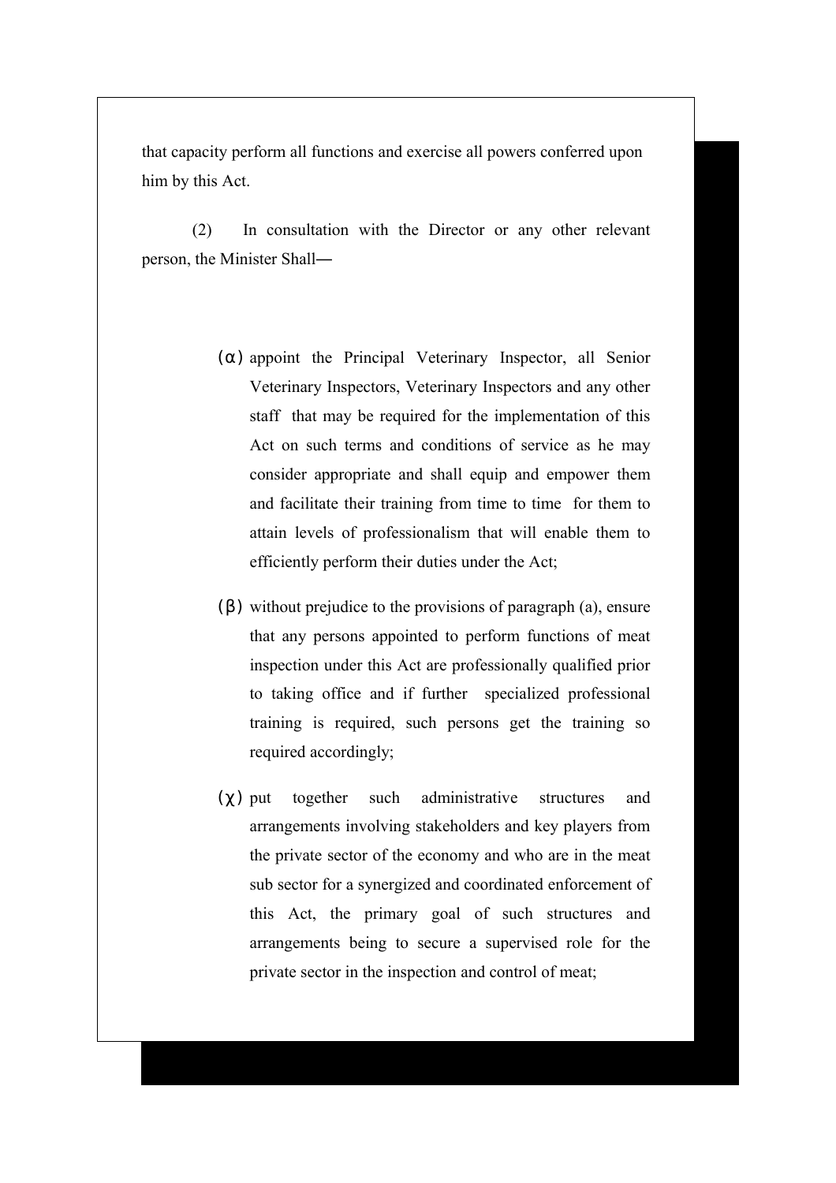that capacity perform all functions and exercise all powers conferred upon him by this Act.

(2) In consultation with the Director or any other relevant person, the Minister Shall—

(α) appoint the Principal Veterinary Inspector, all Senior Veterinary Inspectors, Veterinary Inspectors and any other staff that may be required for the implementation of this Act on such terms and conditions of service as he may consider appropriate and shall equip and empower them and facilitate their training from time to time for them to attain levels of professionalism that will enable them to efficiently perform their duties under the Act;

(β) without prejudice to the provisions of paragraph (a), ensure that any persons appointed to perform functions of meat inspection under this Act are professionally qualified prior to taking office and if further specialized professional training is required, such persons get the training so required accordingly;

(χ) put together such administrative structures and arrangements involving stakeholders and key players from the private sector of the economy and who are in the meat sub sector for a synergized and coordinated enforcement of this Act, the primary goal of such structures and arrangements being to secure a supervised role for the private sector in the inspection and control of meat;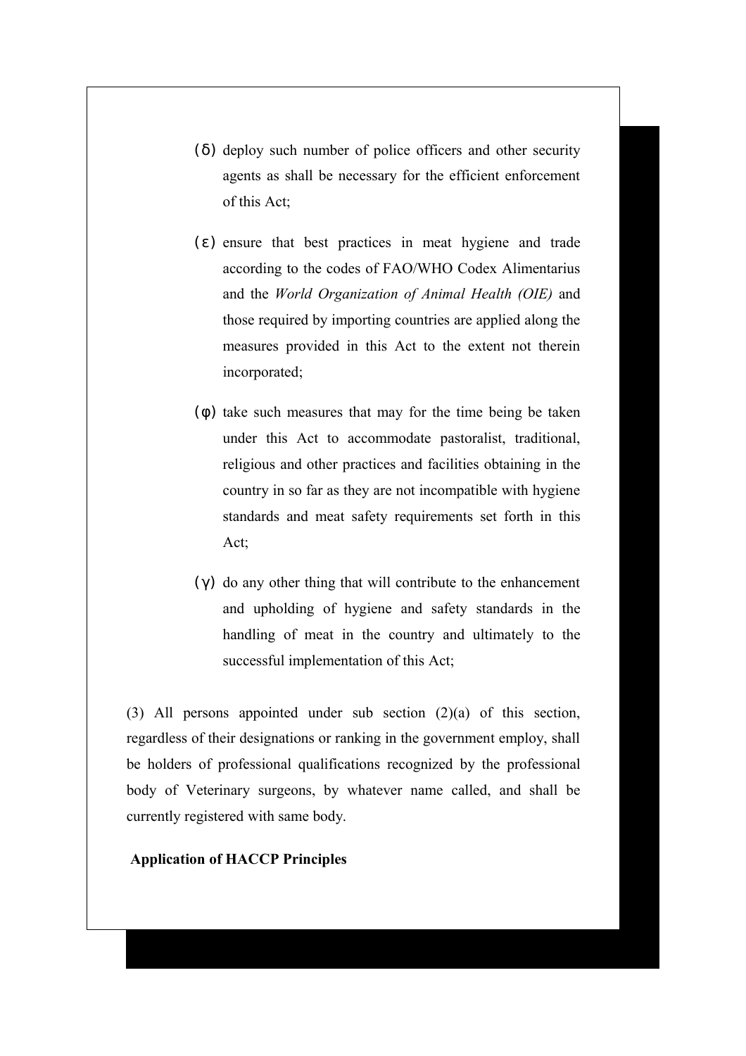(δ) deploy such number of police officers and other security agents as shall be necessary for the efficient enforcement of this Act;

(ε) ensure that best practices in meat hygiene and trade according to the codes of FAO/WHO Codex Alimentarius and the *World Organization of Animal Health (OIE)* and those required by importing countries are applied along the measures provided in this Act to the extent not therein incorporated;

(φ) take such measures that may for the time being be taken under this Act to accommodate pastoralist, traditional, religious and other practices and facilities obtaining in the country in so far as they are not incompatible with hygiene standards and meat safety requirements set forth in this Act;

(γ) do any other thing that will contribute to the enhancement and upholding of hygiene and safety standards in the handling of meat in the country and ultimately to the successful implementation of this Act;

(3) All persons appointed under sub section (2)(a) of this section, regardless of their designations or ranking in the government employ, shall be holders of professional qualifications recognized by the professional body of Veterinary surgeons, by whatever name called, and shall be currently registered with same body.

**Application of HACCP Principles**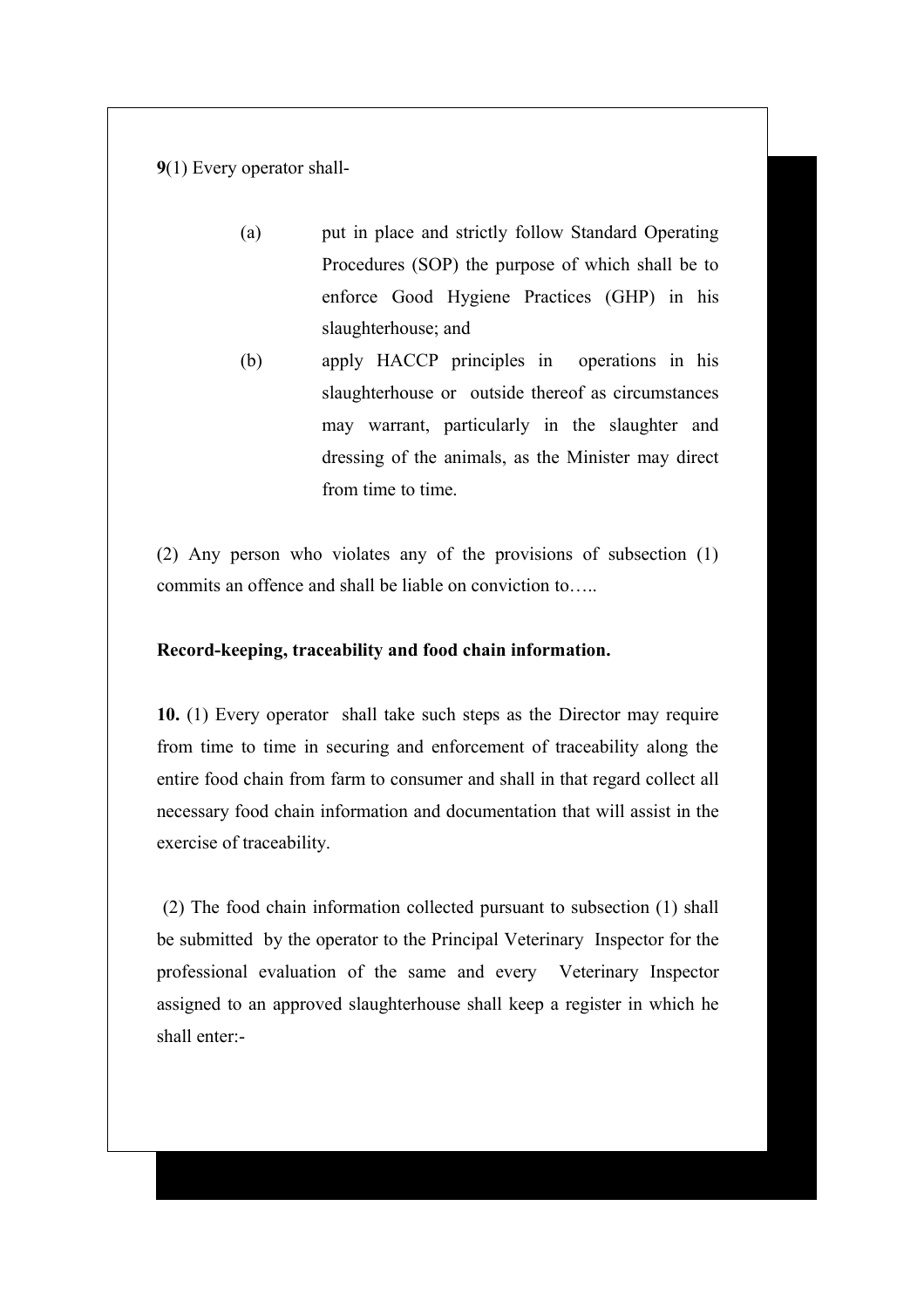**9**(1) Every operator shall-

(a) put in place and strictly follow Standard Operating Procedures (SOP) the purpose of which shall be to enforce Good Hygiene Practices (GHP) in his slaughterhouse; and

(b) apply HACCP principles in operations in his slaughterhouse or outside thereof as circumstances may warrant, particularly in the slaughter and dressing of the animals, as the Minister may direct from time to time.

(2) Any person who violates any of the provisions of subsection (1) commits an offence and shall be liable on conviction to…..

**Record-keeping, traceability and food chain information.**

**10.** (1) Every operator shall take such steps as the Director may require from time to time in securing and enforcement of traceability along the entire food chain from farm to consumer and shall in that regard collect all necessary food chain information and documentation that will assist in the exercise of traceability.

(2) The food chain information collected pursuant to subsection (1) shall be submitted by the operator to the Principal Veterinary Inspector for the professional evaluation of the same and every Veterinary Inspector assigned to an approved slaughterhouse shall keep a register in which he shall enter:-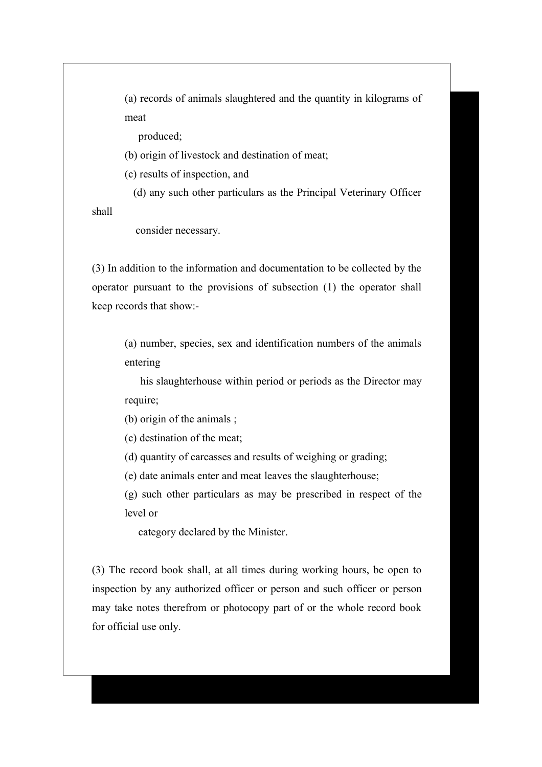(a) records of animals slaughtered and the quantity in kilograms of meat produced;

(b) origin of livestock and destination of meat;

(c) results of inspection, and

(d) any such other particulars as the Principal Veterinary Officer shall consider necessary.

(3) In addition to the information and documentation to be collected by the operator pursuant to the provisions of subsection (1) the operator shall keep records that show:-

(a) number, species, sex and identification numbers of the animals entering his slaughterhouse within period or periods as the Director may require;

(b) origin of the animals ;

(c) destination of the meat;

(d) quantity of carcasses and results of weighing or grading;

(e) date animals enter and meat leaves the slaughterhouse;

(g) such other particulars as may be prescribed in respect of the level or category declared by the Minister.

(3) The record book shall, at all times during working hours, be open to inspection by any authorized officer or person and such officer or person may take notes therefrom or photocopy part of or the whole record book for official use only.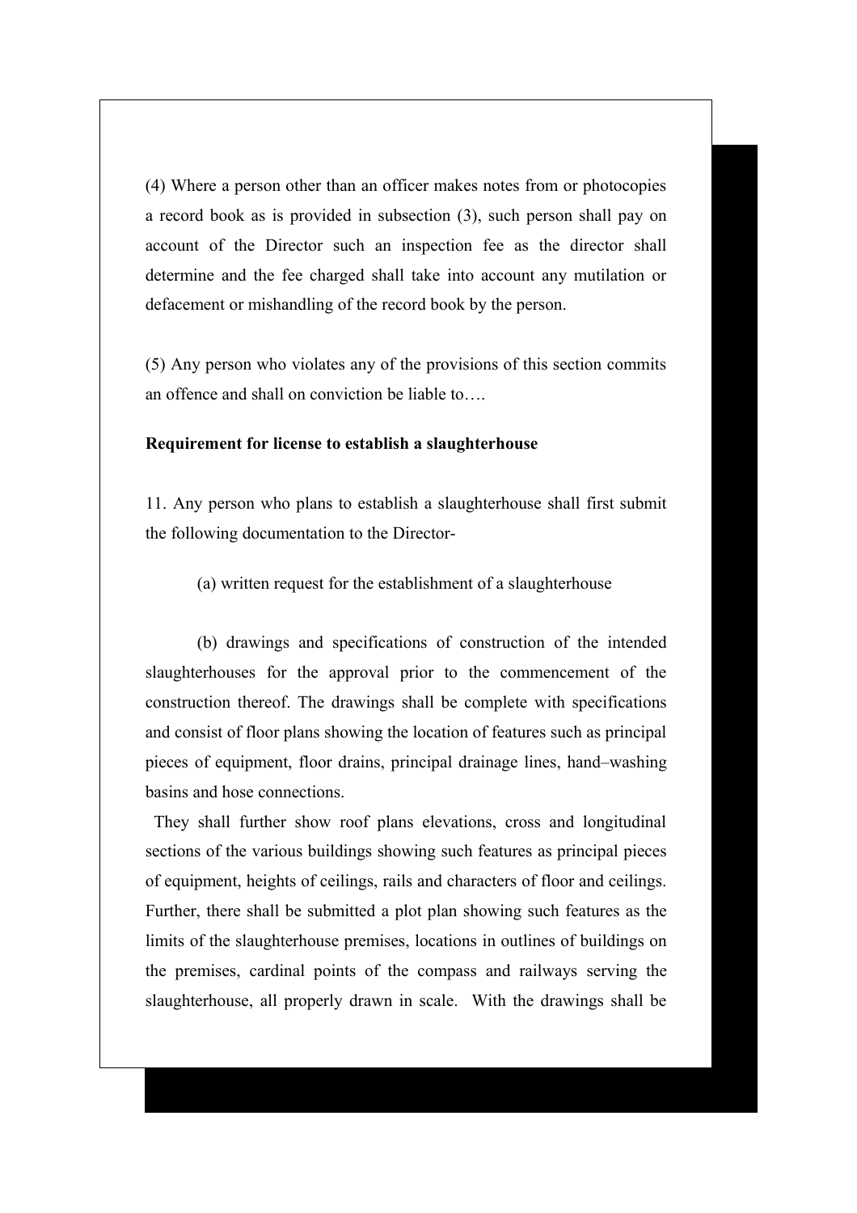(4) Where a person other than an officer makes notes from or photocopies a record book as is provided in subsection (3), such person shall pay on account of the Director such an inspection fee as the director shall determine and the fee charged shall take into account any mutilation or defacement or mishandling of the record book by the person.

(5) Any person who violates any of the provisions of this section commits an offence and shall on conviction be liable to….

**Requirement for license to establish a slaughterhouse**

11. Any person who plans to establish a slaughterhouse shall first submit the following documentation to the Director-

(a) written request for the establishment of a slaughterhouse

(b) drawings and specifications of construction of the intended slaughterhouses for the approval prior to the commencement of the construction thereof. The drawings shall be complete with specifications and consist of floor plans showing the location of features such as principal pieces of equipment, floor drains, principal drainage lines, hand–washing basins and hose connections.

They shall further show roof plans elevations, cross and longitudinal sections of the various buildings showing such features as principal pieces of equipment, heights of ceilings, rails and characters of floor and ceilings. Further, there shall be submitted a plot plan showing such features as the limits of the slaughterhouse premises, locations in outlines of buildings on the premises, cardinal points of the compass and railways serving the slaughterhouse, all properly drawn in scale. With the drawings shall be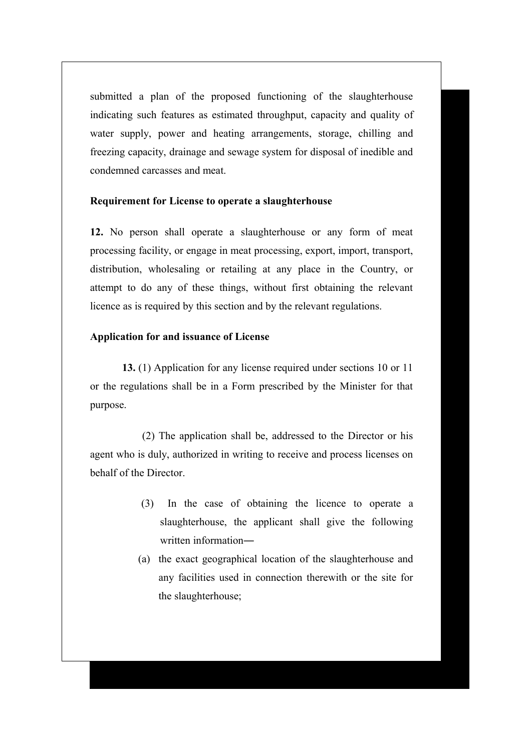submitted a plan of the proposed functioning of the slaughterhouse indicating such features as estimated throughput, capacity and quality of water supply, power and heating arrangements, storage, chilling and freezing capacity, drainage and sewage system for disposal of inedible and condemned carcasses and meat.

**Requirement for License to operate a slaughterhouse**

**12.** No person shall operate a slaughterhouse or any form of meat processing facility, or engage in meat processing, export, import, transport, distribution, wholesaling or retailing at any place in the Country, or attempt to do any of these things, without first obtaining the relevant licence as is required by this section and by the relevant regulations.

**Application for and issuance of License**

**13.** (1) Application for any license required under sections 10 or 11 or the regulations shall be in a Form prescribed by the Minister for that purpose.

(2) The application shall be, addressed to the Director or his agent who is duly, authorized in writing to receive and process licenses on behalf of the Director.

(3) In the case of obtaining the licence to operate a slaughterhouse, the applicant shall give the following written information―

(a) the exact geographical location of the slaughterhouse and any facilities used in connection therewith or the site for the slaughterhouse;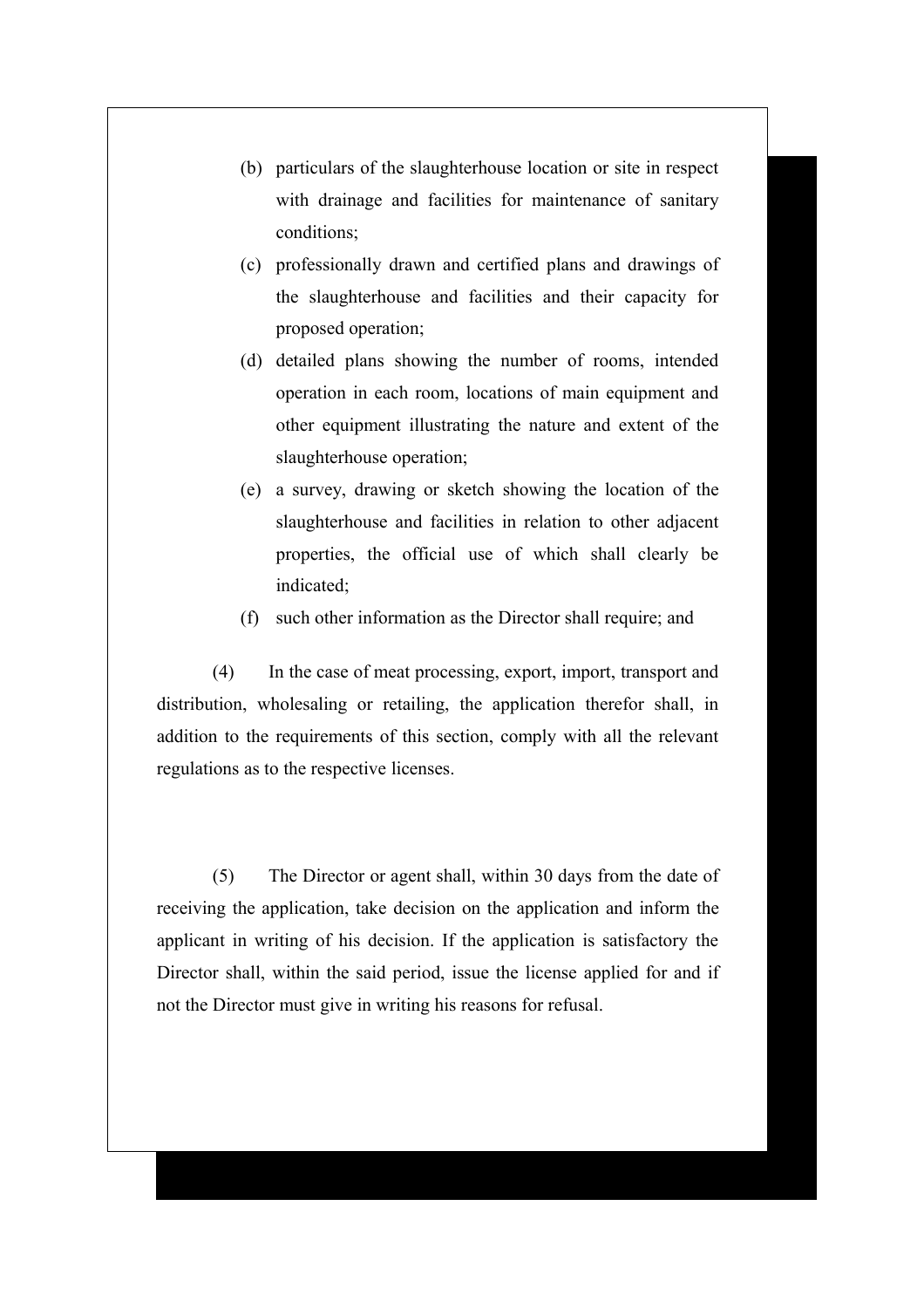(b) particulars of the slaughterhouse location or site in respect with drainage and facilities for maintenance of sanitary conditions;

(c) professionally drawn and certified plans and drawings of the slaughterhouse and facilities and their capacity for proposed operation;

(d) detailed plans showing the number of rooms, intended operation in each room, locations of main equipment and other equipment illustrating the nature and extent of the slaughterhouse operation;

(e) a survey, drawing or sketch showing the location of the slaughterhouse and facilities in relation to other adjacent properties, the official use of which shall clearly be indicated;

(f) such other information as the Director shall require; and

(4) In the case of meat processing, export, import, transport and distribution, wholesaling or retailing, the application therefor shall, in addition to the requirements of this section, comply with all the relevant regulations as to the respective licenses.

(5) The Director or agent shall, within 30 days from the date of receiving the application, take decision on the application and inform the applicant in writing of his decision. If the application is satisfactory the Director shall, within the said period, issue the license applied for and if not the Director must give in writing his reasons for refusal.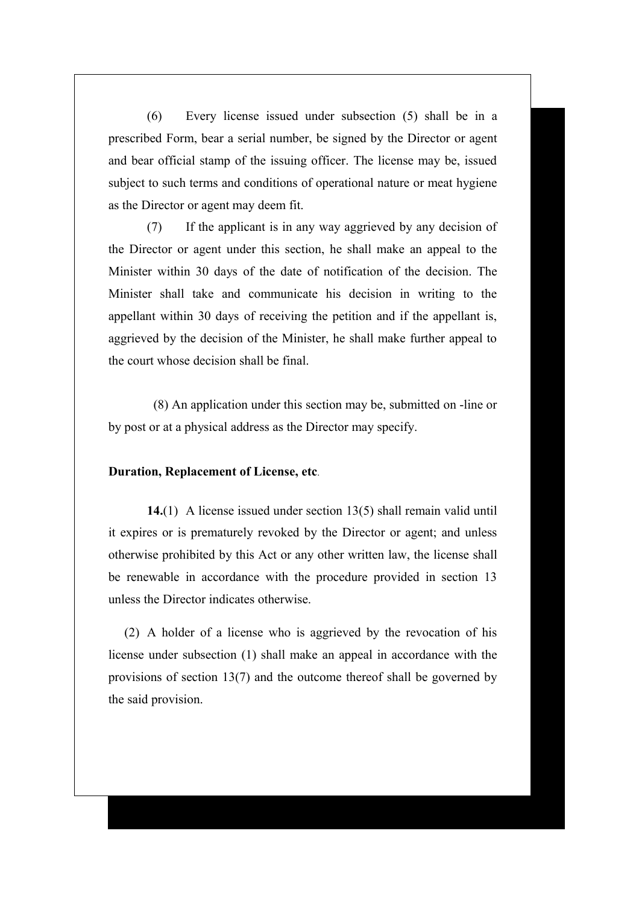(6) Every license issued under subsection (5) shall be in a prescribed Form, bear a serial number, be signed by the Director or agent and bear official stamp of the issuing officer. The license may be, issued subject to such terms and conditions of operational nature or meat hygiene as the Director or agent may deem fit.

(7) If the applicant is in any way aggrieved by any decision of the Director or agent under this section, he shall make an appeal to the Minister within 30 days of the date of notification of the decision. The Minister shall take and communicate his decision in writing to the appellant within 30 days of receiving the petition and if the appellant is, aggrieved by the decision of the Minister, he shall make further appeal to the court whose decision shall be final.

(8) An application under this section may be, submitted on -line or by post or at a physical address as the Director may specify.

**Duration, Replacement of License, etc**.

**14.**(1) A license issued under section 13(5) shall remain valid until it expires or is prematurely revoked by the Director or agent; and unless otherwise prohibited by this Act or any other written law, the license shall be renewable in accordance with the procedure provided in section 13 unless the Director indicates otherwise.

(2) A holder of a license who is aggrieved by the revocation of his license under subsection (1) shall make an appeal in accordance with the provisions of section 13(7) and the outcome thereof shall be governed by the said provision.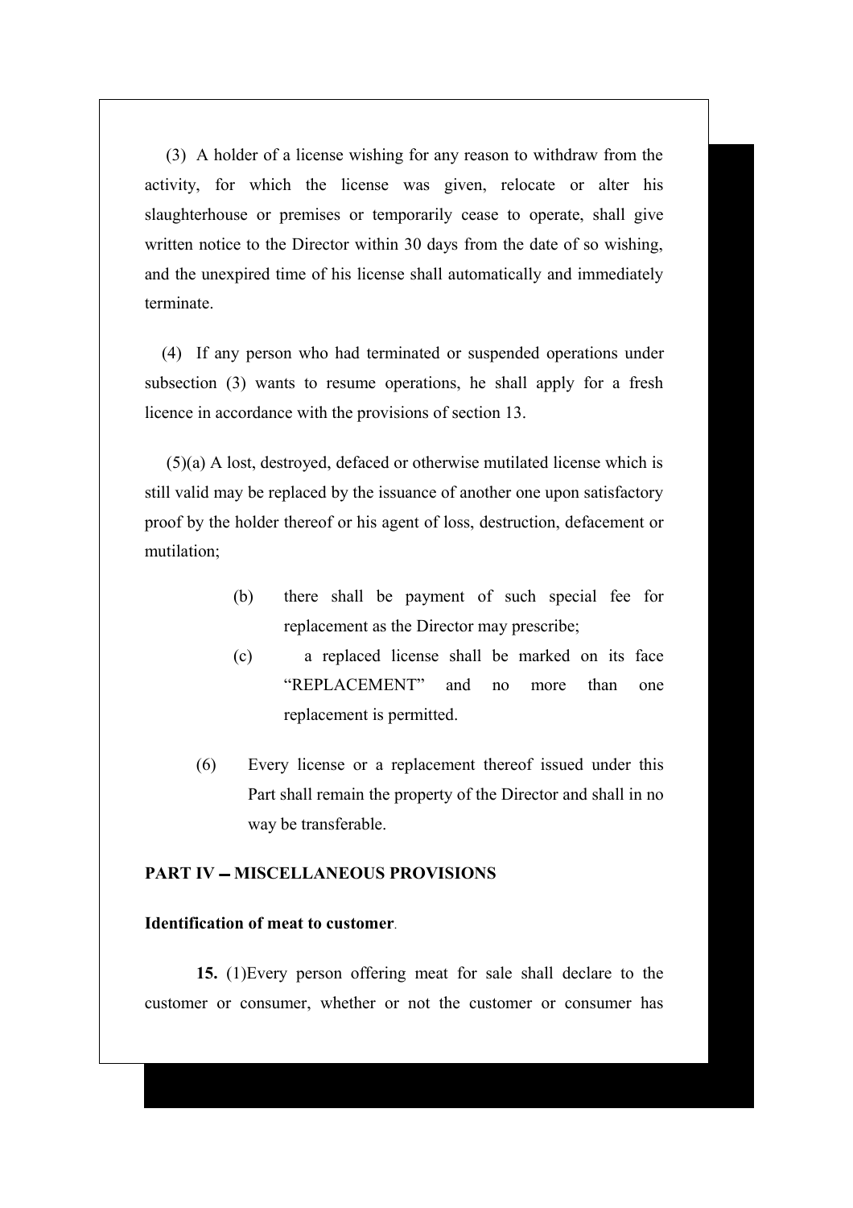(3) A holder of a license wishing for any reason to withdraw from the activity, for which the license was given, relocate or alter his slaughterhouse or premises or temporarily cease to operate, shall give written notice to the Director within 30 days from the date of so wishing, and the unexpired time of his license shall automatically and immediately terminate.

(4) If any person who had terminated or suspended operations under subsection (3) wants to resume operations, he shall apply for a fresh licence in accordance with the provisions of section 13.

(5)(a) A lost, destroyed, defaced or otherwise mutilated license which is still valid may be replaced by the issuance of another one upon satisfactory proof by the holder thereof or his agent of loss, destruction, defacement or mutilation;

(b) there shall be payment of such special fee for replacement as the Director may prescribe;

(c) a replaced license shall be marked on its face "REPLACEMENT" and no more than one replacement is permitted.

(6) Every license or a replacement thereof issued under this Part shall remain the property of the Director and shall in no way be transferable.

## PART IV – MISCELLANEOUS PROVISIONS

**Identification of meat to customer**.

**15.** (1)Every person offering meat for sale shall declare to the customer or consumer, whether or not the customer or consumer has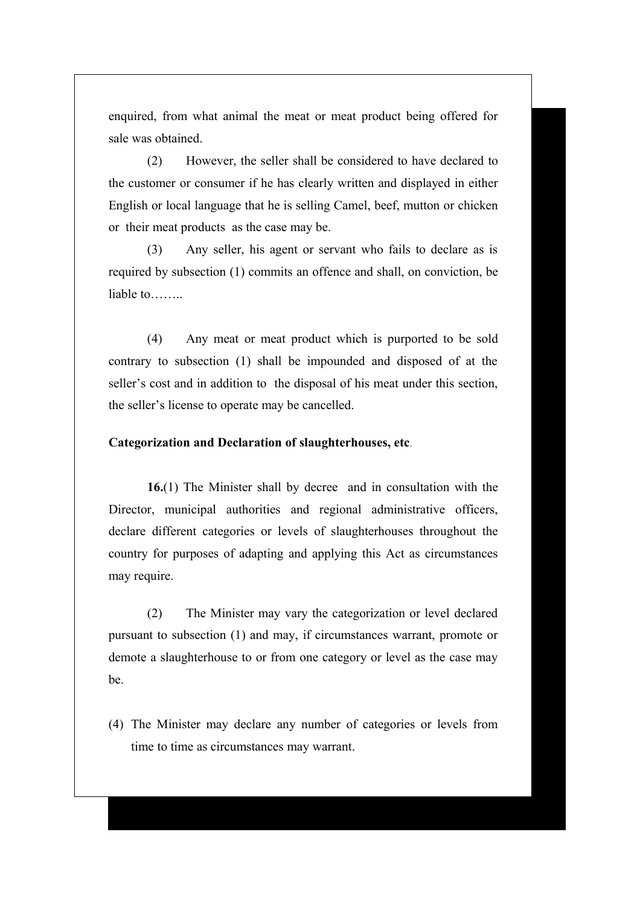enquired, from what animal the meat or meat product being offered for sale was obtained.

(2) However, the seller shall be considered to have declared to the customer or consumer if he has clearly written and displayed in either English or local language that he is selling Camel, beef, mutton or chicken or their meat products as the case may be.

(3) Any seller, his agent or servant who fails to declare as is required by subsection (1) commits an offence and shall, on conviction, be liable to……..

(4) Any meat or meat product which is purported to be sold contrary to subsection (1) shall be impounded and disposed of at the seller's cost and in addition to the disposal of his meat under this section, the seller's license to operate may be cancelled.

**Categorization and Declaration of slaughterhouses, etc**.

**16.**(1) The Minister shall by decree and in consultation with the Director, municipal authorities and regional administrative officers, declare different categories or levels of slaughterhouses throughout the country for purposes of adapting and applying this Act as circumstances may require.

(2) The Minister may vary the categorization or level declared pursuant to subsection (1) and may, if circumstances warrant, promote or demote a slaughterhouse to or from one category or level as the case may be.

(4) The Minister may declare any number of categories or levels from time to time as circumstances may warrant.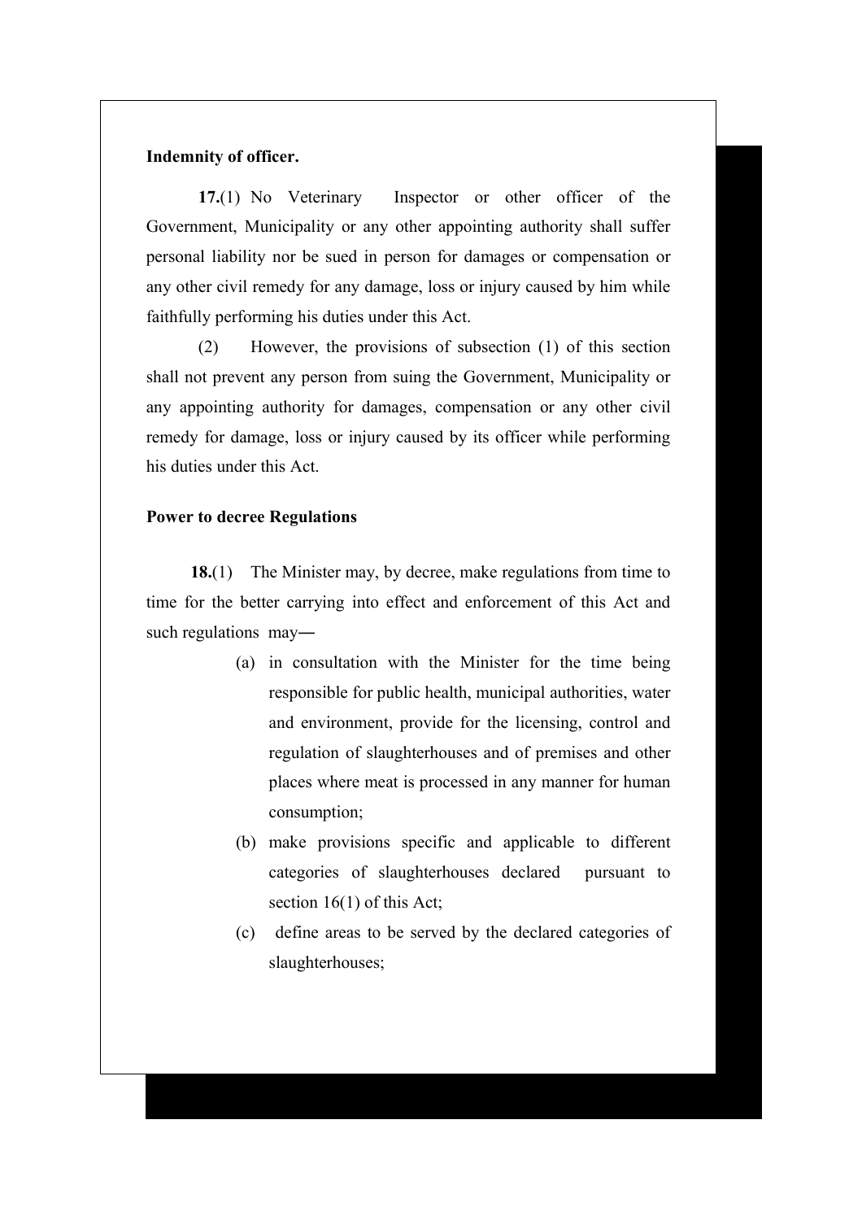**Indemnity of officer.**

**17.**(1) No Veterinary Inspector or other officer of the Government, Municipality or any other appointing authority shall suffer personal liability nor be sued in person for damages or compensation or any other civil remedy for any damage, loss or injury caused by him while faithfully performing his duties under this Act.

(2) However, the provisions of subsection (1) of this section shall not prevent any person from suing the Government, Municipality or any appointing authority for damages, compensation or any other civil remedy for damage, loss or injury caused by its officer while performing his duties under this Act.

**Power to decree Regulations**

**18.**(1) The Minister may, by decree, make regulations from time to time for the better carrying into effect and enforcement of this Act and such regulations may―

(a) in consultation with the Minister for the time being responsible for public health, municipal authorities, water and environment, provide for the licensing, control and regulation of slaughterhouses and of premises and other places where meat is processed in any manner for human consumption;

(b) make provisions specific and applicable to different categories of slaughterhouses declared pursuant to section 16(1) of this Act;

(c) define areas to be served by the declared categories of slaughterhouses;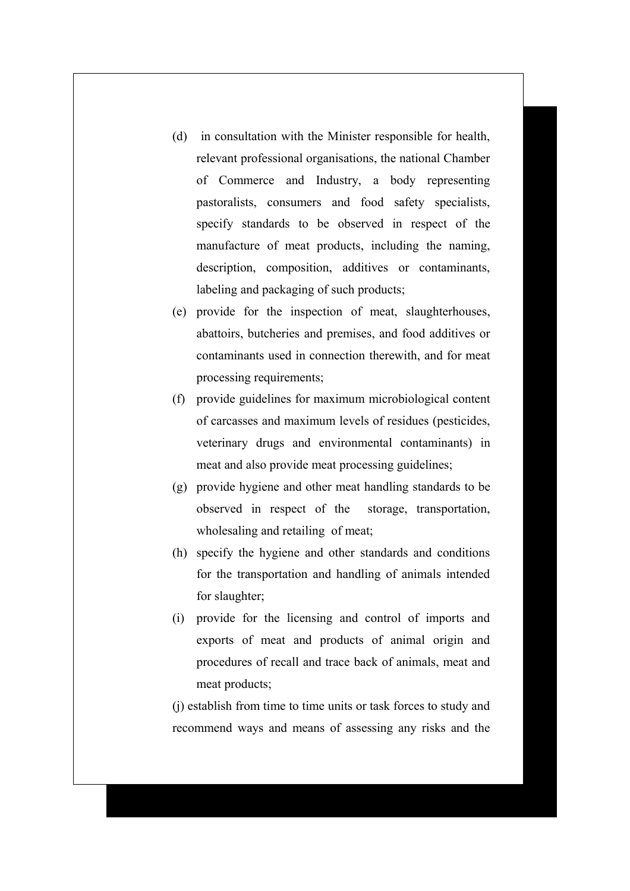(d) in consultation with the Minister responsible for health, relevant professional organisations, the national Chamber of Commerce and Industry, a body representing pastoralists, consumers and food safety specialists, specify standards to be observed in respect of the manufacture of meat products, including the naming, description, composition, additives or contaminants, labeling and packaging of such products;

(e) provide for the inspection of meat, slaughterhouses, abattoirs, butcheries and premises, and food additives or contaminants used in connection therewith, and for meat processing requirements;

(f) provide guidelines for maximum microbiological content of carcasses and maximum levels of residues (pesticides, veterinary drugs and environmental contaminants) in meat and also provide meat processing guidelines;

(g) provide hygiene and other meat handling standards to be observed in respect of the storage, transportation, wholesaling and retailing of meat;

(h) specify the hygiene and other standards and conditions for the transportation and handling of animals intended for slaughter;

(i) provide for the licensing and control of imports and exports of meat and products of animal origin and procedures of recall and trace back of animals, meat and meat products;

(j) establish from time to time units or task forces to study and recommend ways and means of assessing any risks and the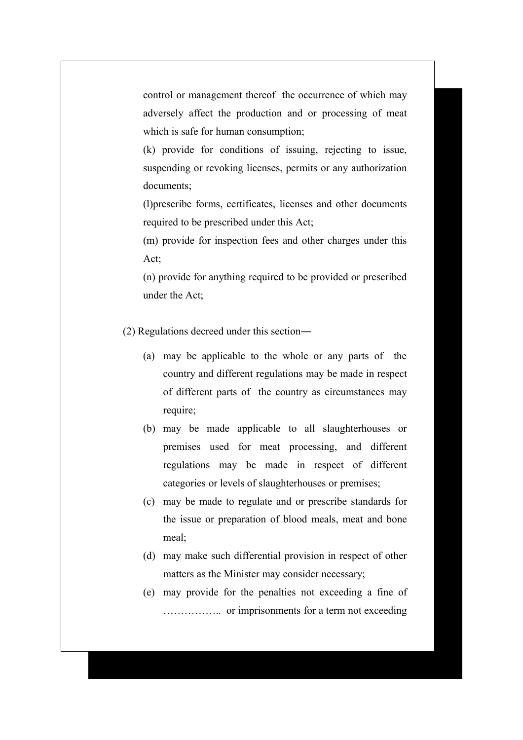control or management thereof the occurrence of which may adversely affect the production and or processing of meat which is safe for human consumption;

(k) provide for conditions of issuing, rejecting to issue, suspending or revoking licenses, permits or any authorization documents;

(l)prescribe forms, certificates, licenses and other documents required to be prescribed under this Act;

(m) provide for inspection fees and other charges under this Act;

(n) provide for anything required to be provided or prescribed under the Act;

(2) Regulations decreed under this section―

(a) may be applicable to the whole or any parts of the country and different regulations may be made in respect of different parts of the country as circumstances may require;

(b) may be made applicable to all slaughterhouses or premises used for meat processing, and different regulations may be made in respect of different categories or levels of slaughterhouses or premises;

(c) may be made to regulate and or prescribe standards for the issue or preparation of blood meals, meat and bone meal;

(d) may make such differential provision in respect of other matters as the Minister may consider necessary;

(e) may provide for the penalties not exceeding a fine of …………….. or imprisonments for a term not exceeding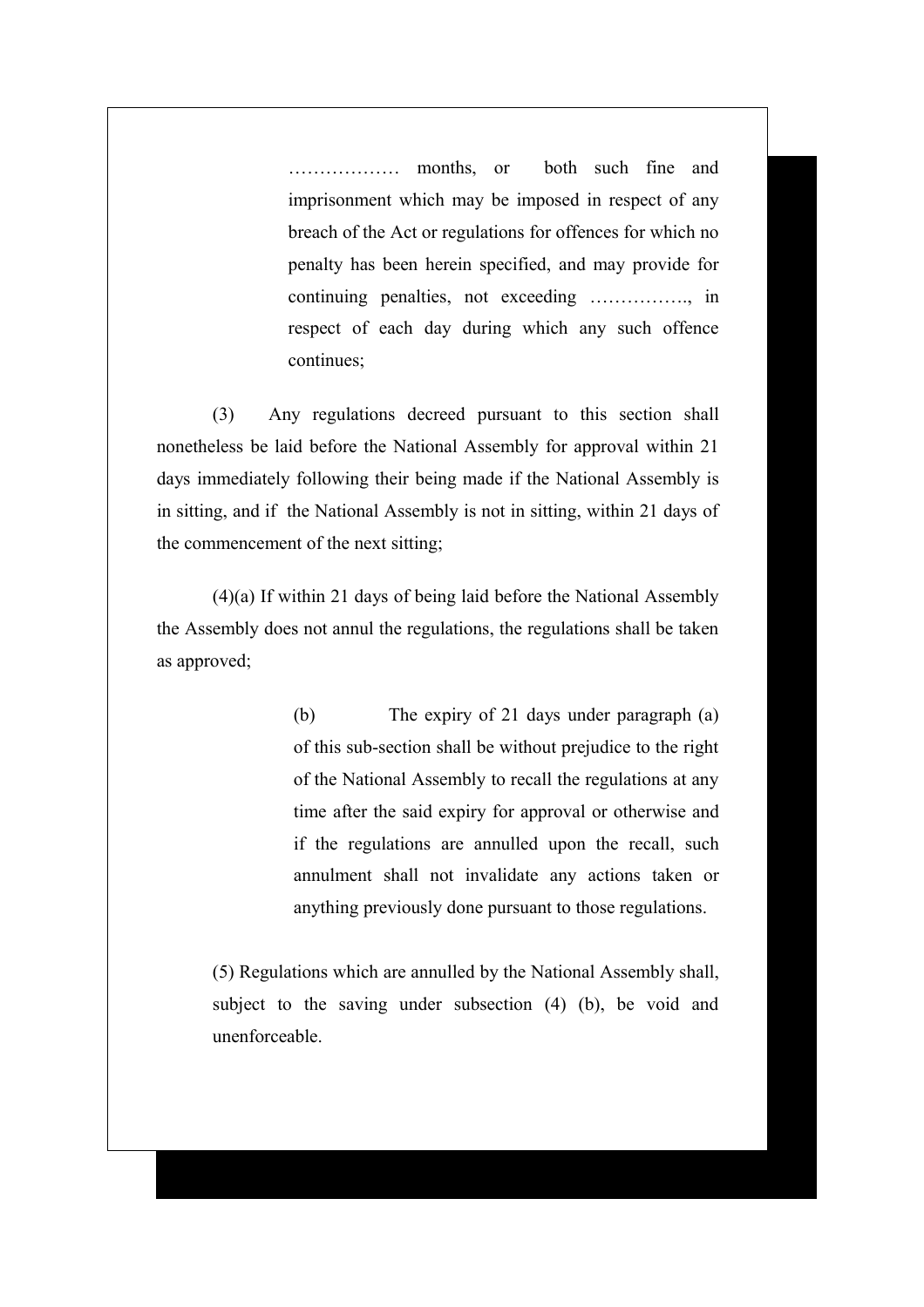……………… months, or both such fine and imprisonment which may be imposed in respect of any breach of the Act or regulations for offences for which no penalty has been herein specified, and may provide for continuing penalties, not exceeding ……………., in respect of each day during which any such offence continues;

(3) Any regulations decreed pursuant to this section shall nonetheless be laid before the National Assembly for approval within 21 days immediately following their being made if the National Assembly is in sitting, and if the National Assembly is not in sitting, within 21 days of the commencement of the next sitting;

(4)(a) If within 21 days of being laid before the National Assembly the Assembly does not annul the regulations, the regulations shall be taken as approved;

(b) The expiry of 21 days under paragraph (a) of this sub-section shall be without prejudice to the right of the National Assembly to recall the regulations at any time after the said expiry for approval or otherwise and if the regulations are annulled upon the recall, such annulment shall not invalidate any actions taken or anything previously done pursuant to those regulations.

(5) Regulations which are annulled by the National Assembly shall, subject to the saving under subsection (4) (b), be void and unenforceable.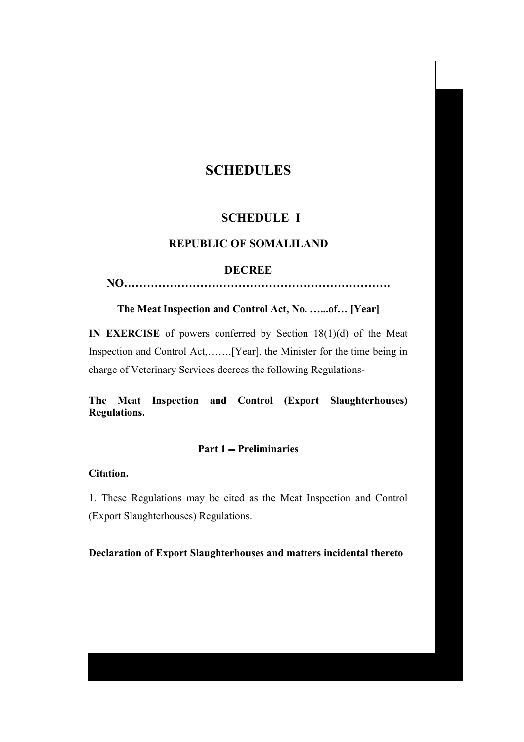# SCHEDULES

## SCHEDULE I

### REPUBLIC OF SOMALILAND

### DECREE

**NO…………………………………………………………….**

**The Meat Inspection and Control Act, No. …...of… [Year]**

**IN EXERCISE** of powers conferred by Section 18(1)(d) of the Meat Inspection and Control Act,…….[Year], the Minister for the time being in charge of Veterinary Services decrees the following Regulations-

**The Meat Inspection and Control (Export Slaughterhouses) Regulations.**

**Part 1 – Preliminaries**

**Citation.**

1. These Regulations may be cited as the Meat Inspection and Control (Export Slaughterhouses) Regulations.

**Declaration of Export Slaughterhouses and matters incidental thereto**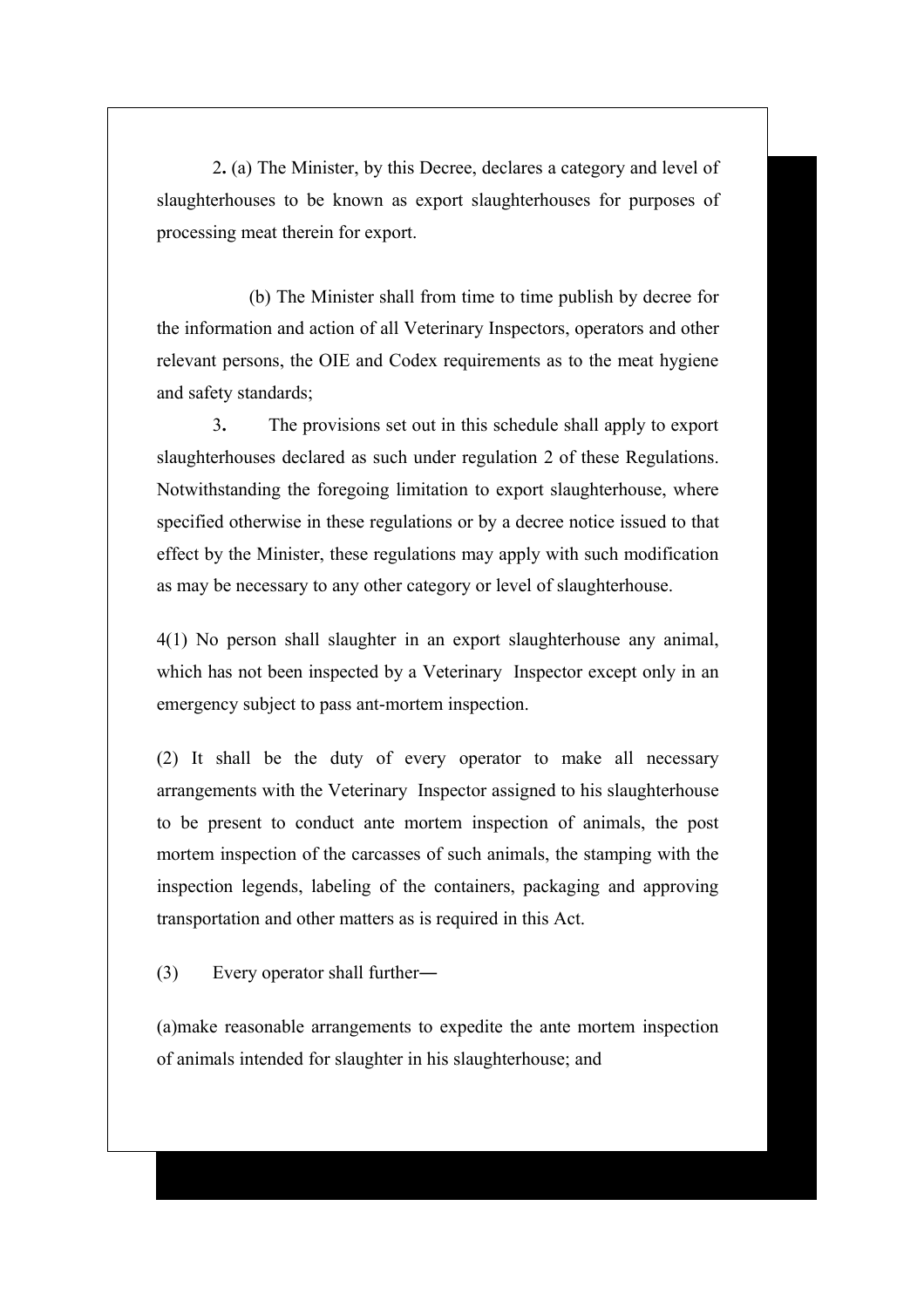2. (a) The Minister, by this Decree, declares a category and level of slaughterhouses to be known as export slaughterhouses for purposes of processing meat therein for export.

(b) The Minister shall from time to time publish by decree for the information and action of all Veterinary Inspectors, operators and other relevant persons, the OIE and Codex requirements as to the meat hygiene and safety standards;

3. The provisions set out in this schedule shall apply to export slaughterhouses declared as such under regulation 2 of these Regulations. Notwithstanding the foregoing limitation to export slaughterhouse, where specified otherwise in these regulations or by a decree notice issued to that effect by the Minister, these regulations may apply with such modification as may be necessary to any other category or level of slaughterhouse.

4(1) No person shall slaughter in an export slaughterhouse any animal, which has not been inspected by a Veterinary Inspector except only in an emergency subject to pass ant-mortem inspection.

(2) It shall be the duty of every operator to make all necessary arrangements with the Veterinary Inspector assigned to his slaughterhouse to be present to conduct ante mortem inspection of animals, the post mortem inspection of the carcasses of such animals, the stamping with the inspection legends, labeling of the containers, packaging and approving transportation and other matters as is required in this Act.

(3) Every operator shall further―

(a)make reasonable arrangements to expedite the ante mortem inspection of animals intended for slaughter in his slaughterhouse; and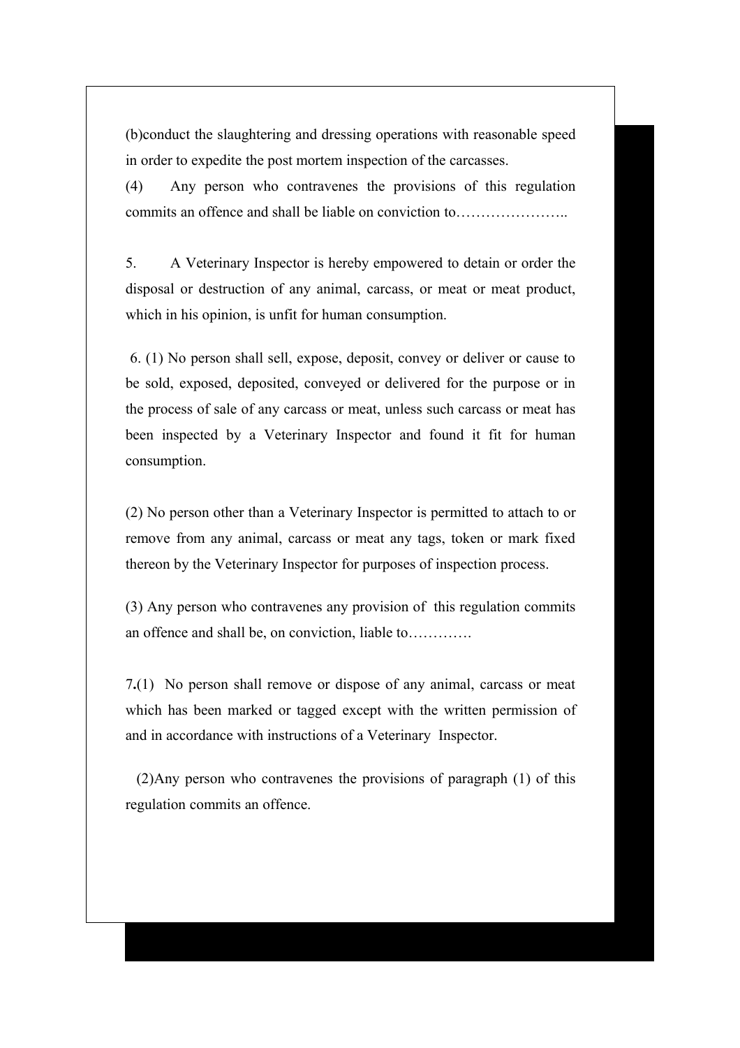(b)conduct the slaughtering and dressing operations with reasonable speed in order to expedite the post mortem inspection of the carcasses.

(4) Any person who contravenes the provisions of this regulation commits an offence and shall be liable on conviction to…………………..

5. A Veterinary Inspector is hereby empowered to detain or order the disposal or destruction of any animal, carcass, or meat or meat product, which in his opinion, is unfit for human consumption.

6. (1) No person shall sell, expose, deposit, convey or deliver or cause to be sold, exposed, deposited, conveyed or delivered for the purpose or in the process of sale of any carcass or meat, unless such carcass or meat has been inspected by a Veterinary Inspector and found it fit for human consumption.

(2) No person other than a Veterinary Inspector is permitted to attach to or remove from any animal, carcass or meat any tags, token or mark fixed thereon by the Veterinary Inspector for purposes of inspection process.

(3) Any person who contravenes any provision of this regulation commits an offence and shall be, on conviction, liable to………….

7**.**(1) No person shall remove or dispose of any animal, carcass or meat which has been marked or tagged except with the written permission of and in accordance with instructions of a Veterinary Inspector.

(2)Any person who contravenes the provisions of paragraph (1) of this regulation commits an offence.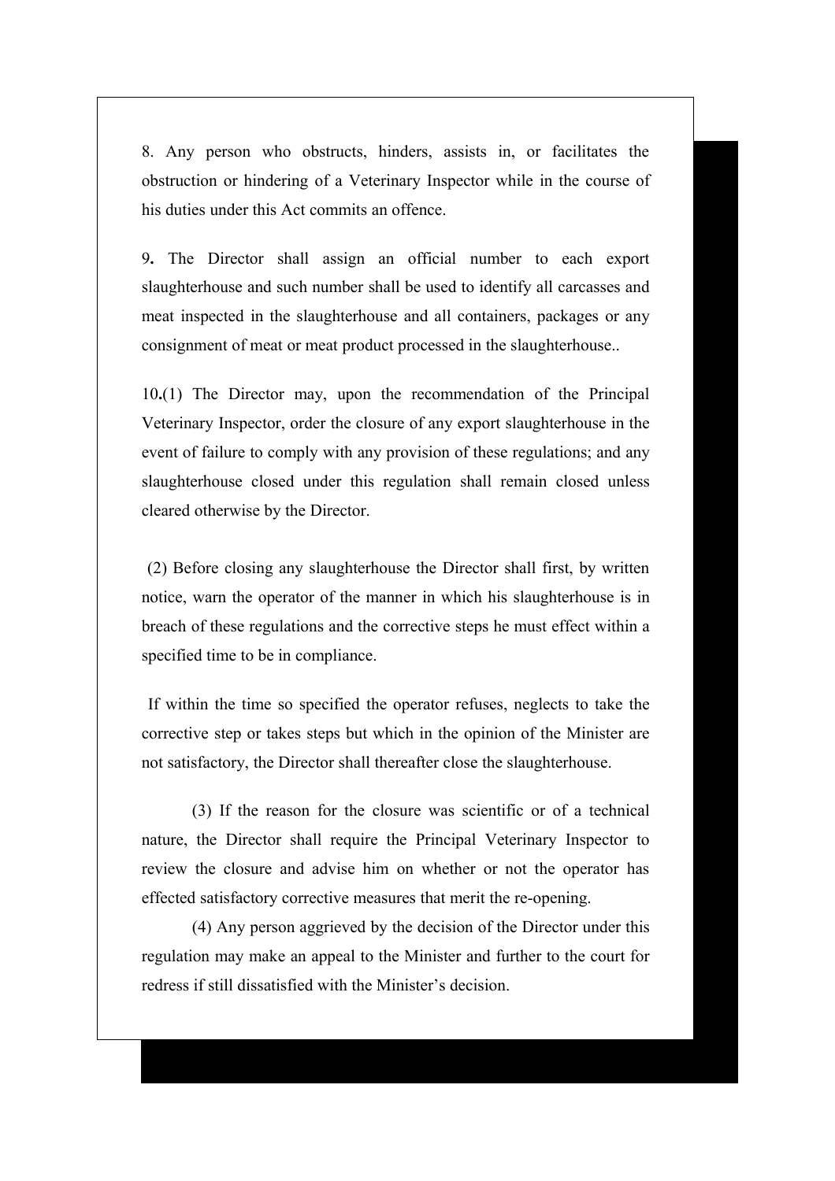8. Any person who obstructs, hinders, assists in, or facilitates the obstruction or hindering of a Veterinary Inspector while in the course of his duties under this Act commits an offence.

9**.** The Director shall assign an official number to each export slaughterhouse and such number shall be used to identify all carcasses and meat inspected in the slaughterhouse and all containers, packages or any consignment of meat or meat product processed in the slaughterhouse..

10**.**(1) The Director may, upon the recommendation of the Principal Veterinary Inspector, order the closure of any export slaughterhouse in the event of failure to comply with any provision of these regulations; and any slaughterhouse closed under this regulation shall remain closed unless cleared otherwise by the Director.

(2) Before closing any slaughterhouse the Director shall first, by written notice, warn the operator of the manner in which his slaughterhouse is in breach of these regulations and the corrective steps he must effect within a specified time to be in compliance.

If within the time so specified the operator refuses, neglects to take the corrective step or takes steps but which in the opinion of the Minister are not satisfactory, the Director shall thereafter close the slaughterhouse.

(3) If the reason for the closure was scientific or of a technical nature, the Director shall require the Principal Veterinary Inspector to review the closure and advise him on whether or not the operator has effected satisfactory corrective measures that merit the re-opening.

(4) Any person aggrieved by the decision of the Director under this regulation may make an appeal to the Minister and further to the court for redress if still dissatisfied with the Minister's decision.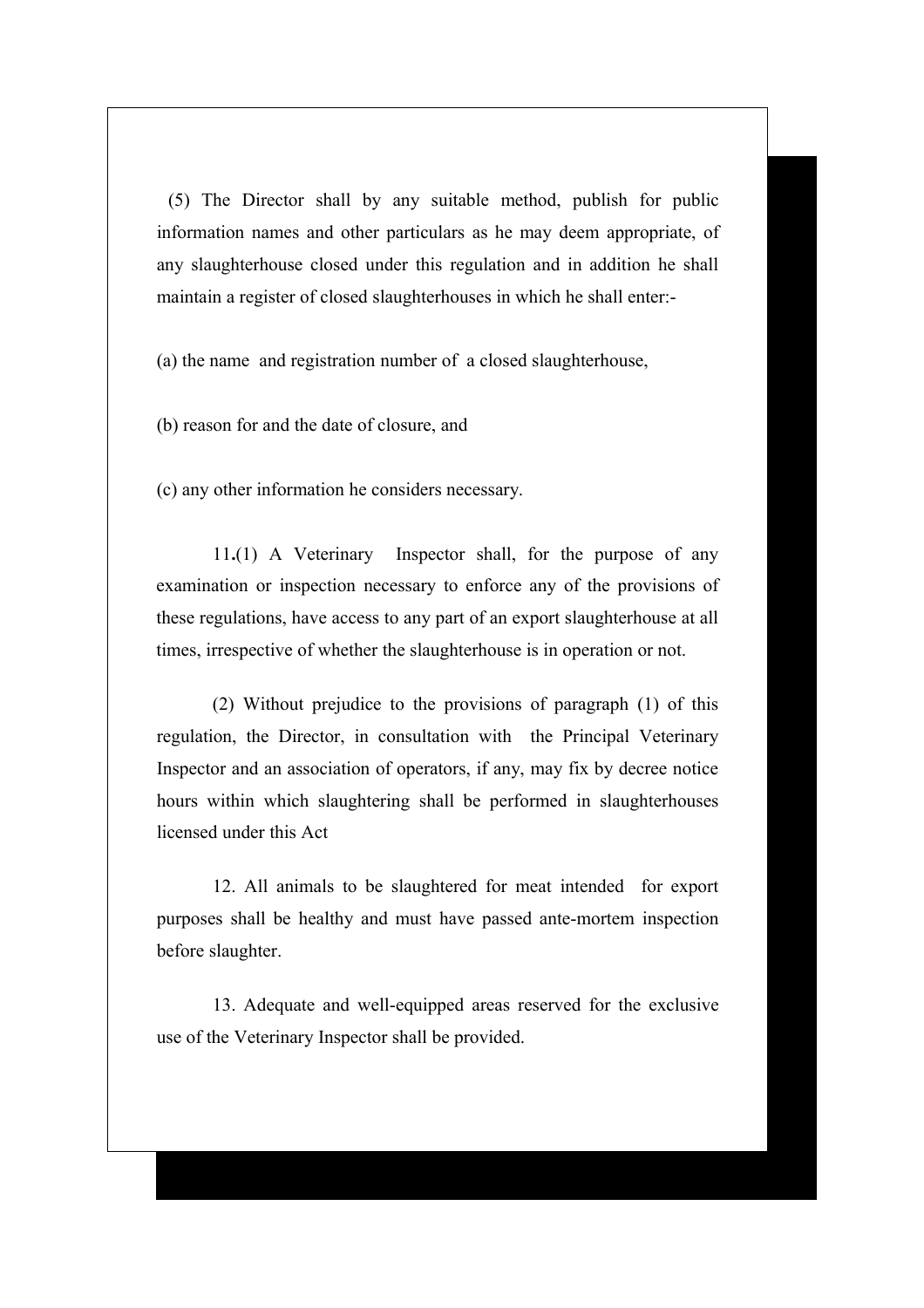(5) The Director shall by any suitable method, publish for public information names and other particulars as he may deem appropriate, of any slaughterhouse closed under this regulation and in addition he shall maintain a register of closed slaughterhouses in which he shall enter:-

(a) the name and registration number of a closed slaughterhouse,

(b) reason for and the date of closure, and

(c) any other information he considers necessary.

11**.**(1) A Veterinary Inspector shall, for the purpose of any examination or inspection necessary to enforce any of the provisions of these regulations, have access to any part of an export slaughterhouse at all times, irrespective of whether the slaughterhouse is in operation or not.

(2) Without prejudice to the provisions of paragraph (1) of this regulation, the Director, in consultation with the Principal Veterinary Inspector and an association of operators, if any, may fix by decree notice hours within which slaughtering shall be performed in slaughterhouses licensed under this Act

12. All animals to be slaughtered for meat intended for export purposes shall be healthy and must have passed ante-mortem inspection before slaughter.

13. Adequate and well-equipped areas reserved for the exclusive use of the Veterinary Inspector shall be provided.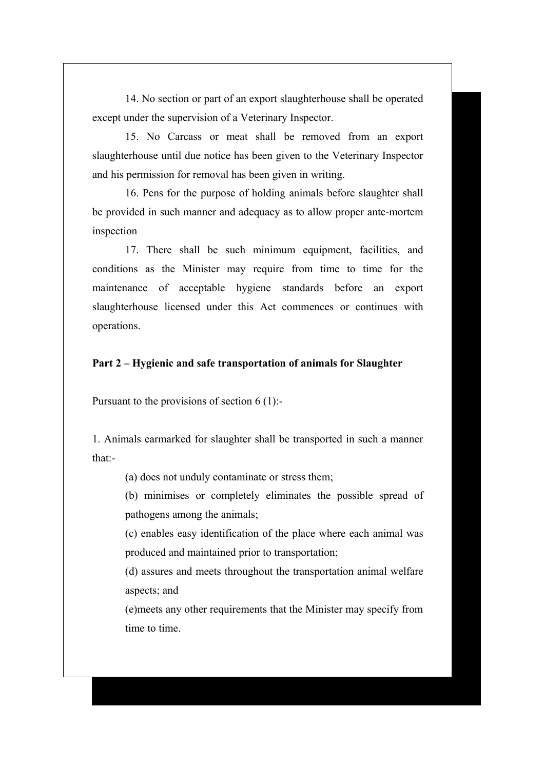14. No section or part of an export slaughterhouse shall be operated except under the supervision of a Veterinary Inspector.

15. No Carcass or meat shall be removed from an export slaughterhouse until due notice has been given to the Veterinary Inspector and his permission for removal has been given in writing.

16. Pens for the purpose of holding animals before slaughter shall be provided in such manner and adequacy as to allow proper ante-mortem inspection

17. There shall be such minimum equipment, facilities, and conditions as the Minister may require from time to time for the maintenance of acceptable hygiene standards before an export slaughterhouse licensed under this Act commences or continues with operations.

**Part 2 – Hygienic and safe transportation of animals for Slaughter**

Pursuant to the provisions of section 6 (1):-

1. Animals earmarked for slaughter shall be transported in such a manner that:-

   (a) does not unduly contaminate or stress them;

   (b) minimises or completely eliminates the possible spread of pathogens among the animals;

   (c) enables easy identification of the place where each animal was produced and maintained prior to transportation;

   (d) assures and meets throughout the transportation animal welfare aspects; and

   (e)meets any other requirements that the Minister may specify from time to time.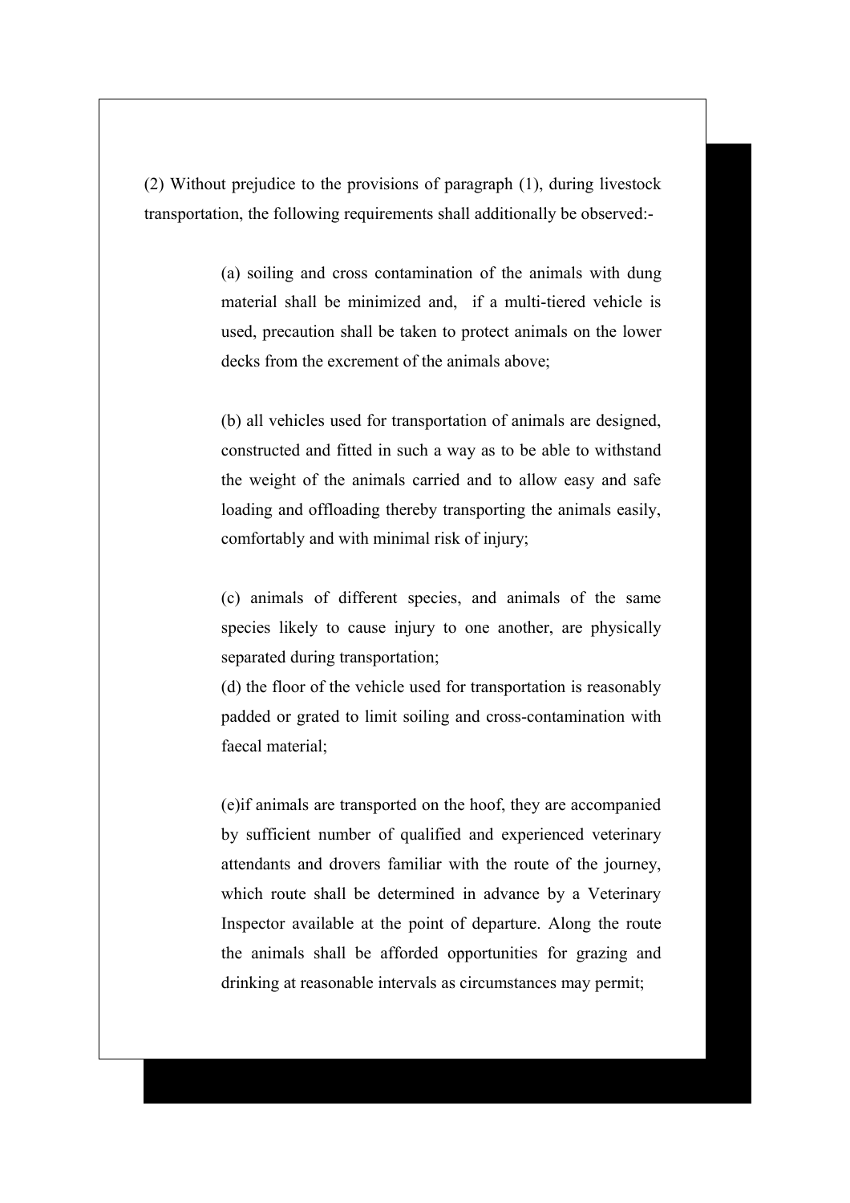(2) Without prejudice to the provisions of paragraph (1), during livestock transportation, the following requirements shall additionally be observed:-

(a) soiling and cross contamination of the animals with dung material shall be minimized and, if a multi-tiered vehicle is used, precaution shall be taken to protect animals on the lower decks from the excrement of the animals above;

(b) all vehicles used for transportation of animals are designed, constructed and fitted in such a way as to be able to withstand the weight of the animals carried and to allow easy and safe loading and offloading thereby transporting the animals easily, comfortably and with minimal risk of injury;

(c) animals of different species, and animals of the same species likely to cause injury to one another, are physically separated during transportation;

(d) the floor of the vehicle used for transportation is reasonably padded or grated to limit soiling and cross-contamination with faecal material;

(e)if animals are transported on the hoof, they are accompanied by sufficient number of qualified and experienced veterinary attendants and drovers familiar with the route of the journey, which route shall be determined in advance by a Veterinary Inspector available at the point of departure. Along the route the animals shall be afforded opportunities for grazing and drinking at reasonable intervals as circumstances may permit;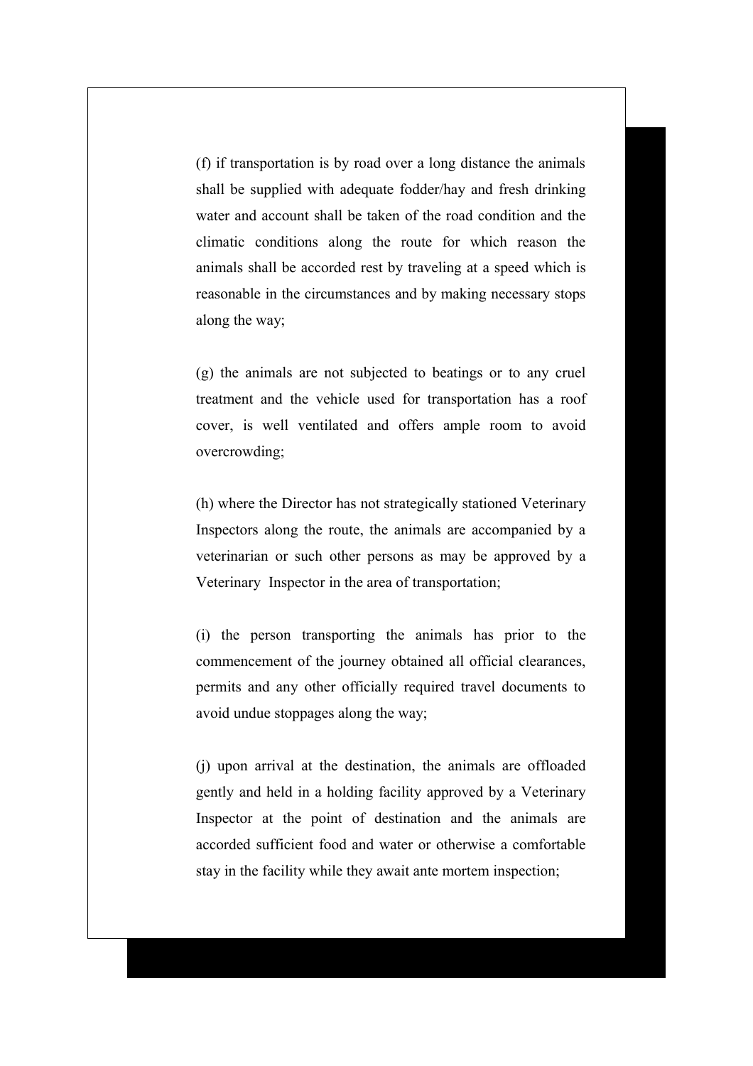(f) if transportation is by road over a long distance the animals shall be supplied with adequate fodder/hay and fresh drinking water and account shall be taken of the road condition and the climatic conditions along the route for which reason the animals shall be accorded rest by traveling at a speed which is reasonable in the circumstances and by making necessary stops along the way;

(g) the animals are not subjected to beatings or to any cruel treatment and the vehicle used for transportation has a roof cover, is well ventilated and offers ample room to avoid overcrowding;

(h) where the Director has not strategically stationed Veterinary Inspectors along the route, the animals are accompanied by a veterinarian or such other persons as may be approved by a Veterinary Inspector in the area of transportation;

(i) the person transporting the animals has prior to the commencement of the journey obtained all official clearances, permits and any other officially required travel documents to avoid undue stoppages along the way;

(j) upon arrival at the destination, the animals are offloaded gently and held in a holding facility approved by a Veterinary Inspector at the point of destination and the animals are accorded sufficient food and water or otherwise a comfortable stay in the facility while they await ante mortem inspection;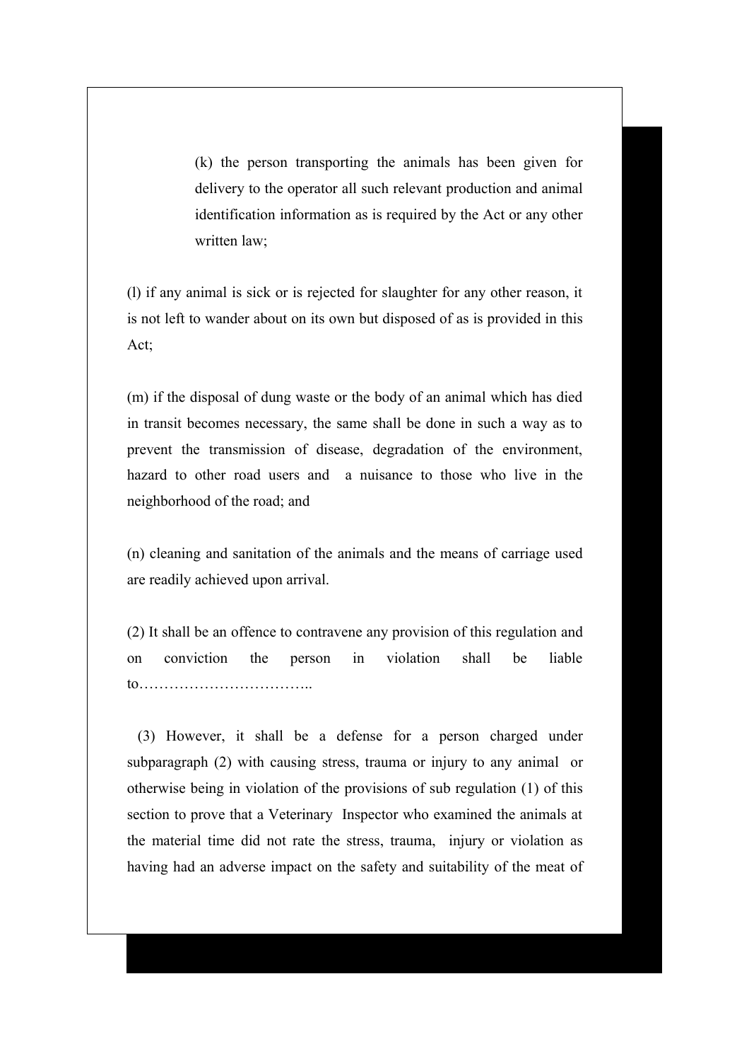(k) the person transporting the animals has been given for delivery to the operator all such relevant production and animal identification information as is required by the Act or any other written law;

(l) if any animal is sick or is rejected for slaughter for any other reason, it is not left to wander about on its own but disposed of as is provided in this Act;

(m) if the disposal of dung waste or the body of an animal which has died in transit becomes necessary, the same shall be done in such a way as to prevent the transmission of disease, degradation of the environment, hazard to other road users and a nuisance to those who live in the neighborhood of the road; and

(n) cleaning and sanitation of the animals and the means of carriage used are readily achieved upon arrival.

(2) It shall be an offence to contravene any provision of this regulation and on conviction the person in violation shall be liable to……………………………..

(3) However, it shall be a defense for a person charged under subparagraph (2) with causing stress, trauma or injury to any animal or otherwise being in violation of the provisions of sub regulation (1) of this section to prove that a Veterinary Inspector who examined the animals at the material time did not rate the stress, trauma, injury or violation as having had an adverse impact on the safety and suitability of the meat of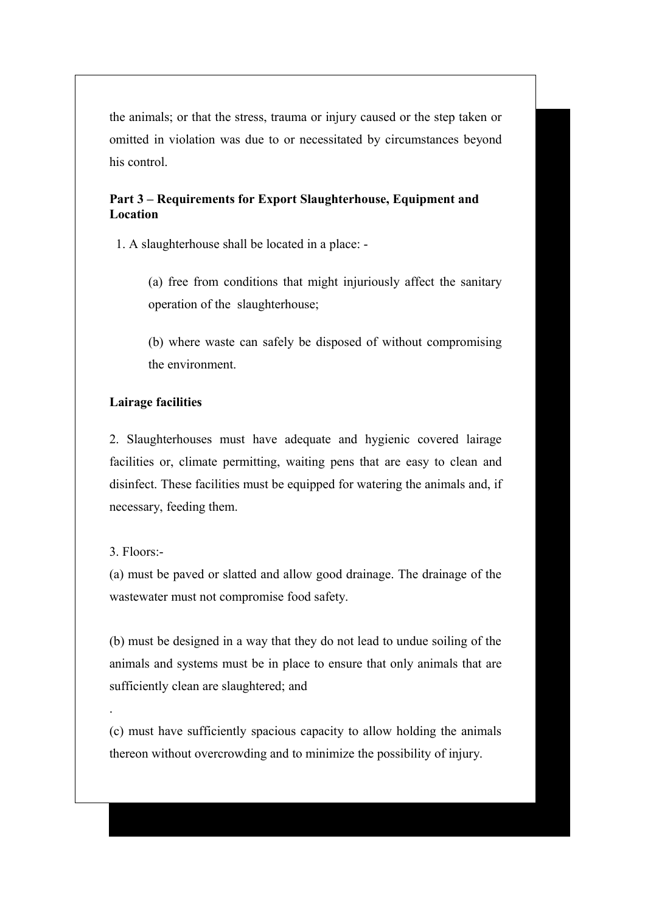the animals; or that the stress, trauma or injury caused or the step taken or omitted in violation was due to or necessitated by circumstances beyond his control.

**Part 3 – Requirements for Export Slaughterhouse, Equipment and Location**

1. A slaughterhouse shall be located in a place: -

   (a) free from conditions that might injuriously affect the sanitary operation of the slaughterhouse;

   (b) where waste can safely be disposed of without compromising the environment.

**Lairage facilities**

2. Slaughterhouses must have adequate and hygienic covered lairage facilities or, climate permitting, waiting pens that are easy to clean and disinfect. These facilities must be equipped for watering the animals and, if necessary, feeding them.

3. Floors:-

(a) must be paved or slatted and allow good drainage. The drainage of the wastewater must not compromise food safety.

(b) must be designed in a way that they do not lead to undue soiling of the animals and systems must be in place to ensure that only animals that are sufficiently clean are slaughtered; and

.

(c) must have sufficiently spacious capacity to allow holding the animals thereon without overcrowding and to minimize the possibility of injury.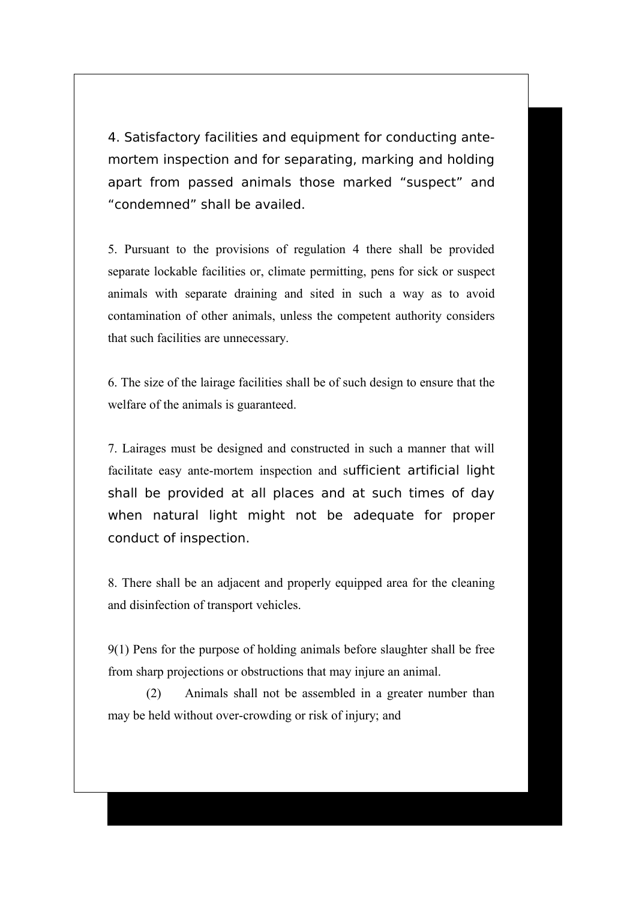4. Satisfactory facilities and equipment for conducting ante-mortem inspection and for separating, marking and holding apart from passed animals those marked "suspect" and "condemned" shall be availed.

5. Pursuant to the provisions of regulation 4 there shall be provided separate lockable facilities or, climate permitting, pens for sick or suspect animals with separate draining and sited in such a way as to avoid contamination of other animals, unless the competent authority considers that such facilities are unnecessary.

6. The size of the lairage facilities shall be of such design to ensure that the welfare of the animals is guaranteed.

7. Lairages must be designed and constructed in such a manner that will facilitate easy ante-mortem inspection and sufficient artificial light shall be provided at all places and at such times of day when natural light might not be adequate for proper conduct of inspection.

8. There shall be an adjacent and properly equipped area for the cleaning and disinfection of transport vehicles.

9(1) Pens for the purpose of holding animals before slaughter shall be free from sharp projections or obstructions that may injure an animal.

(2) Animals shall not be assembled in a greater number than may be held without over-crowding or risk of injury; and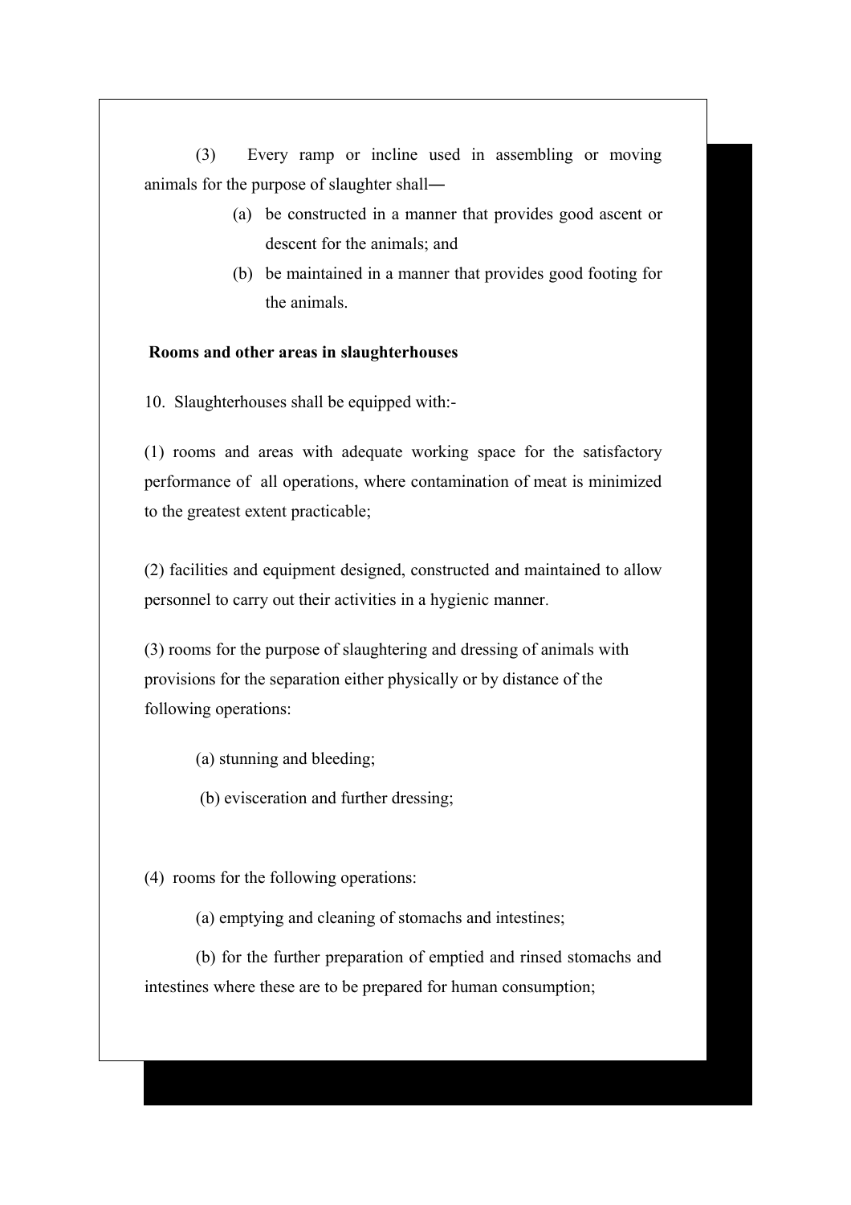(3) Every ramp or incline used in assembling or moving animals for the purpose of slaughter shall―

(a) be constructed in a manner that provides good ascent or descent for the animals; and

(b) be maintained in a manner that provides good footing for the animals.

**Rooms and other areas in slaughterhouses**

10. Slaughterhouses shall be equipped with:-

(1) rooms and areas with adequate working space for the satisfactory performance of all operations, where contamination of meat is minimized to the greatest extent practicable;

(2) facilities and equipment designed, constructed and maintained to allow personnel to carry out their activities in a hygienic manner.

(3) rooms for the purpose of slaughtering and dressing of animals with provisions for the separation either physically or by distance of the following operations:

(a) stunning and bleeding;

(b) evisceration and further dressing;

(4) rooms for the following operations:

(a) emptying and cleaning of stomachs and intestines;

(b) for the further preparation of emptied and rinsed stomachs and intestines where these are to be prepared for human consumption;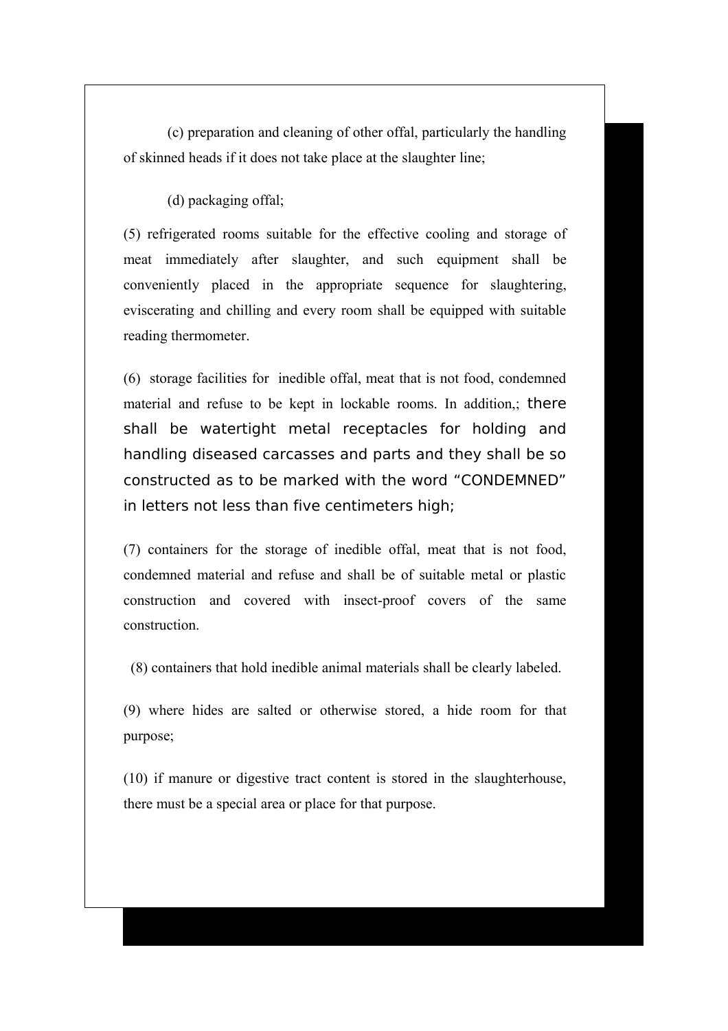(c) preparation and cleaning of other offal, particularly the handling of skinned heads if it does not take place at the slaughter line;

(d) packaging offal;

(5) refrigerated rooms suitable for the effective cooling and storage of meat immediately after slaughter, and such equipment shall be conveniently placed in the appropriate sequence for slaughtering, eviscerating and chilling and every room shall be equipped with suitable reading thermometer.

(6) storage facilities for inedible offal, meat that is not food, condemned material and refuse to be kept in lockable rooms. In addition,; there shall be watertight metal receptacles for holding and handling diseased carcasses and parts and they shall be so constructed as to be marked with the word "CONDEMNED" in letters not less than five centimeters high;

(7) containers for the storage of inedible offal, meat that is not food, condemned material and refuse and shall be of suitable metal or plastic construction and covered with insect-proof covers of the same construction.

(8) containers that hold inedible animal materials shall be clearly labeled.

(9) where hides are salted or otherwise stored, a hide room for that purpose;

(10) if manure or digestive tract content is stored in the slaughterhouse, there must be a special area or place for that purpose.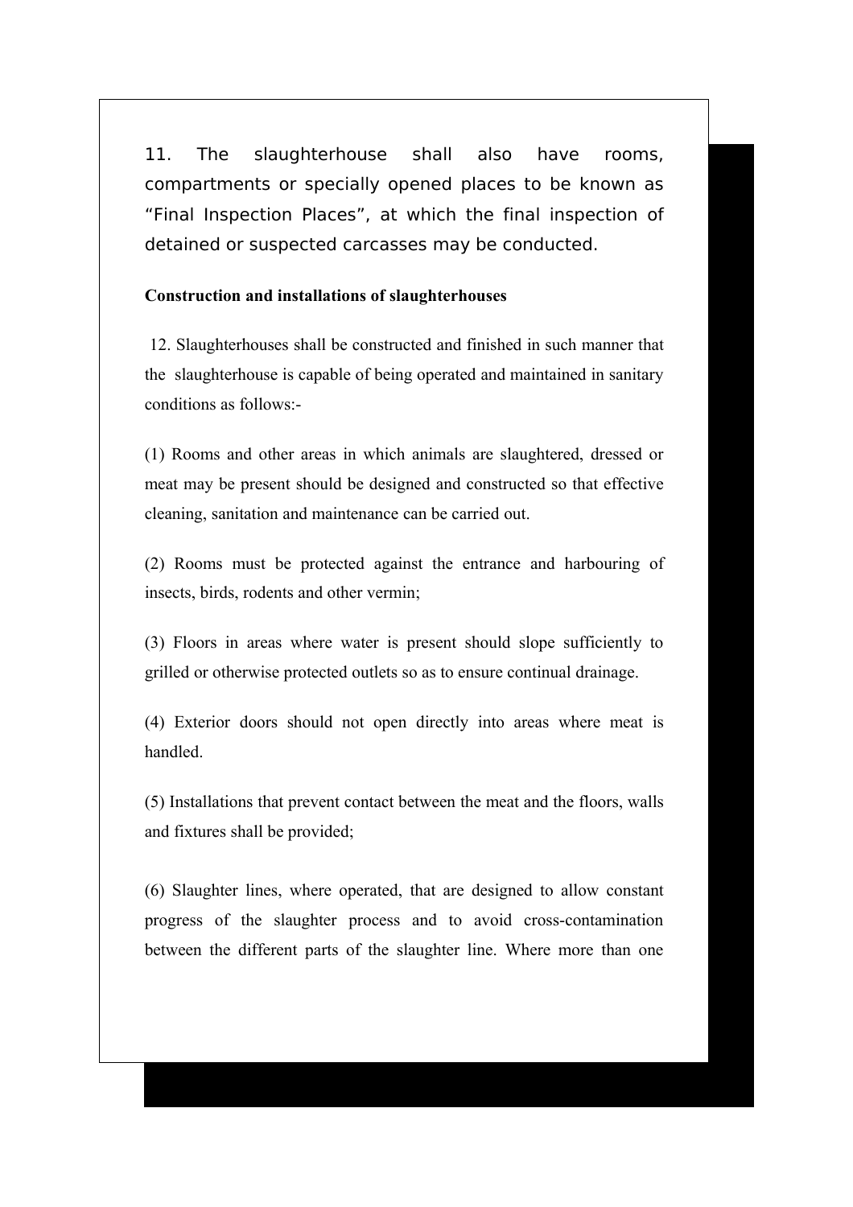11. The slaughterhouse shall also have rooms, compartments or specially opened places to be known as "Final Inspection Places", at which the final inspection of detained or suspected carcasses may be conducted.

**Construction and installations of slaughterhouses**

12. Slaughterhouses shall be constructed and finished in such manner that the slaughterhouse is capable of being operated and maintained in sanitary conditions as follows:-

(1) Rooms and other areas in which animals are slaughtered, dressed or meat may be present should be designed and constructed so that effective cleaning, sanitation and maintenance can be carried out.

(2) Rooms must be protected against the entrance and harbouring of insects, birds, rodents and other vermin;

(3) Floors in areas where water is present should slope sufficiently to grilled or otherwise protected outlets so as to ensure continual drainage.

(4) Exterior doors should not open directly into areas where meat is handled.

(5) Installations that prevent contact between the meat and the floors, walls and fixtures shall be provided;

(6) Slaughter lines, where operated, that are designed to allow constant progress of the slaughter process and to avoid cross-contamination between the different parts of the slaughter line. Where more than one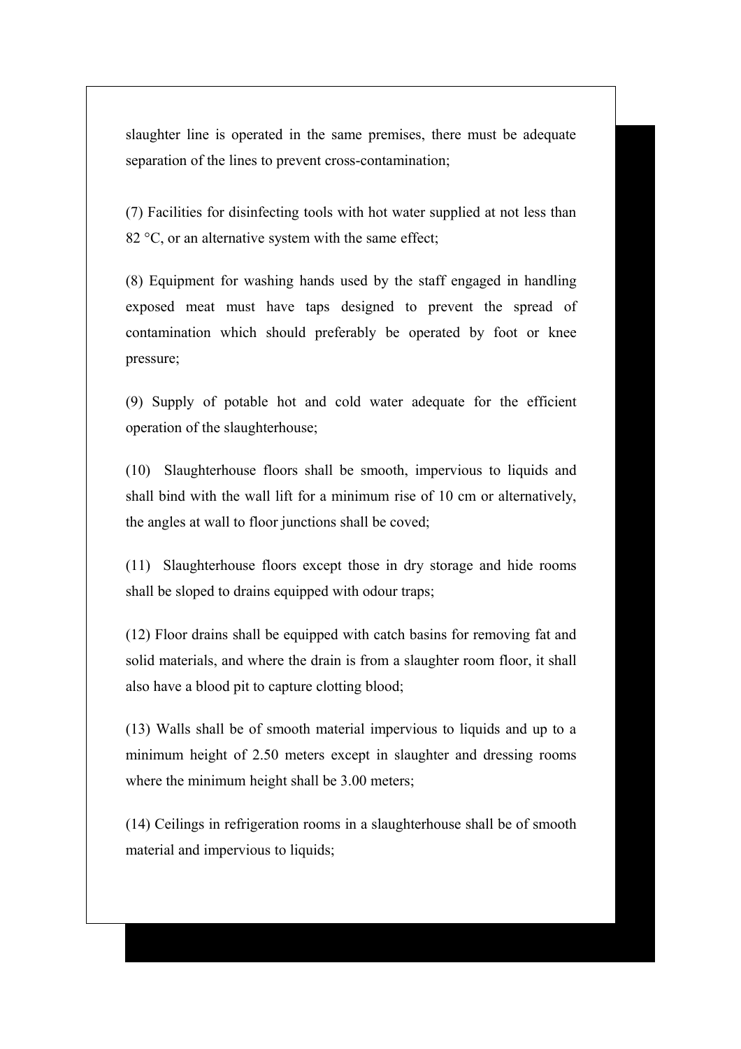slaughter line is operated in the same premises, there must be adequate separation of the lines to prevent cross-contamination;

(7) Facilities for disinfecting tools with hot water supplied at not less than 82 °C, or an alternative system with the same effect;

(8) Equipment for washing hands used by the staff engaged in handling exposed meat must have taps designed to prevent the spread of contamination which should preferably be operated by foot or knee pressure;

(9) Supply of potable hot and cold water adequate for the efficient operation of the slaughterhouse;

(10) Slaughterhouse floors shall be smooth, impervious to liquids and shall bind with the wall lift for a minimum rise of 10 cm or alternatively, the angles at wall to floor junctions shall be coved;

(11) Slaughterhouse floors except those in dry storage and hide rooms shall be sloped to drains equipped with odour traps;

(12) Floor drains shall be equipped with catch basins for removing fat and solid materials, and where the drain is from a slaughter room floor, it shall also have a blood pit to capture clotting blood;

(13) Walls shall be of smooth material impervious to liquids and up to a minimum height of 2.50 meters except in slaughter and dressing rooms where the minimum height shall be 3.00 meters;

(14) Ceilings in refrigeration rooms in a slaughterhouse shall be of smooth material and impervious to liquids;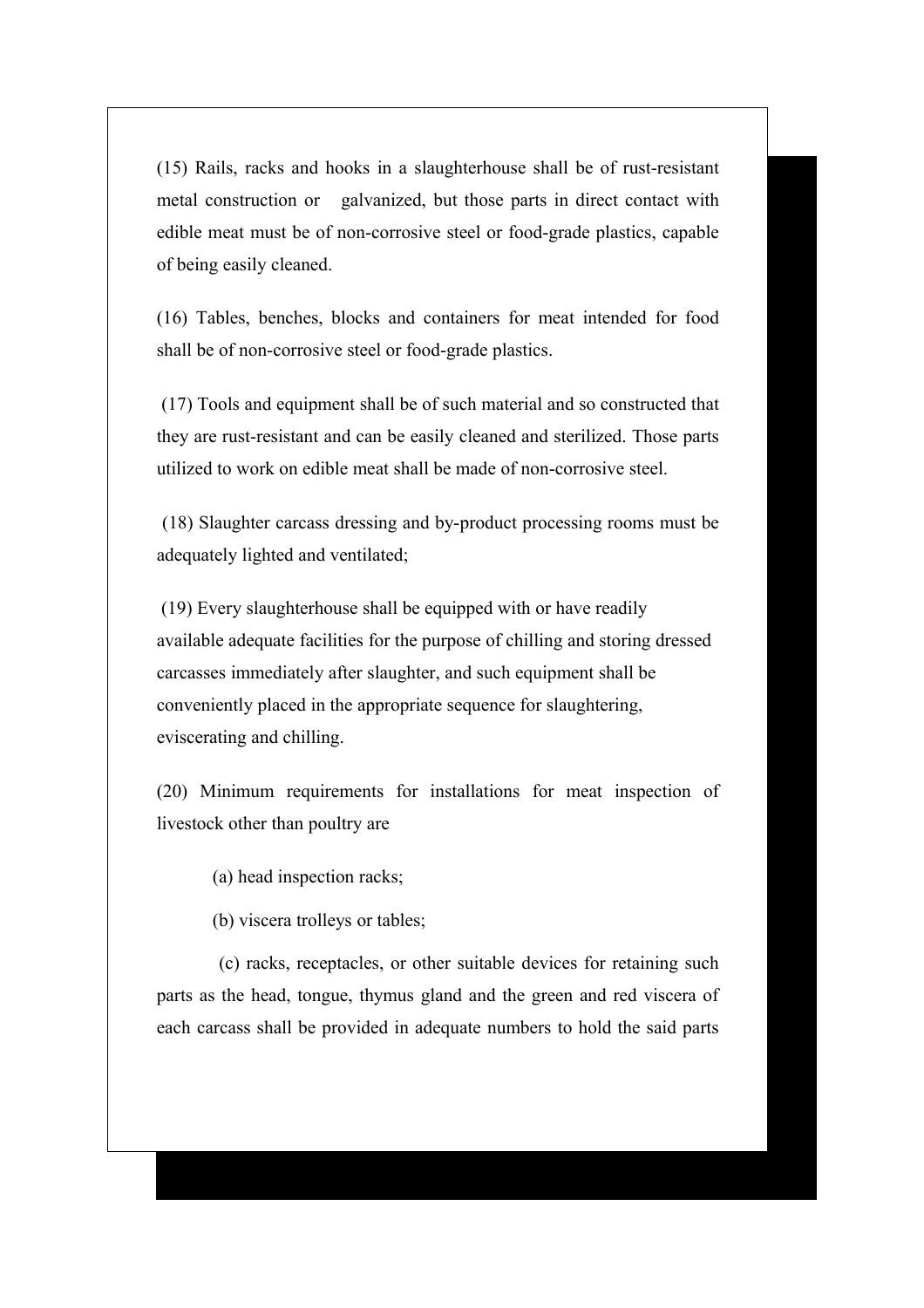(15) Rails, racks and hooks in a slaughterhouse shall be of rust-resistant metal construction or galvanized, but those parts in direct contact with edible meat must be of non-corrosive steel or food-grade plastics, capable of being easily cleaned.

(16) Tables, benches, blocks and containers for meat intended for food shall be of non-corrosive steel or food-grade plastics.

(17) Tools and equipment shall be of such material and so constructed that they are rust-resistant and can be easily cleaned and sterilized. Those parts utilized to work on edible meat shall be made of non-corrosive steel.

(18) Slaughter carcass dressing and by-product processing rooms must be adequately lighted and ventilated;

(19) Every slaughterhouse shall be equipped with or have readily available adequate facilities for the purpose of chilling and storing dressed carcasses immediately after slaughter, and such equipment shall be conveniently placed in the appropriate sequence for slaughtering, eviscerating and chilling.

(20) Minimum requirements for installations for meat inspection of livestock other than poultry are

(a) head inspection racks;

(b) viscera trolleys or tables;

(c) racks, receptacles, or other suitable devices for retaining such parts as the head, tongue, thymus gland and the green and red viscera of each carcass shall be provided in adequate numbers to hold the said parts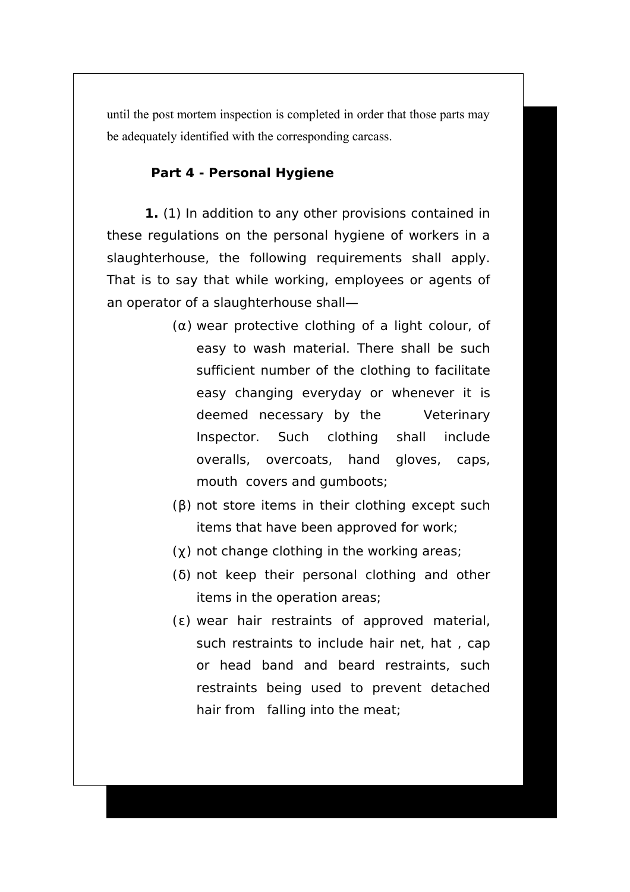until the post mortem inspection is completed in order that those parts may be adequately identified with the corresponding carcass.

## Part 4 - Personal Hygiene

**1.** (1) In addition to any other provisions contained in these regulations on the personal hygiene of workers in a slaughterhouse, the following requirements shall apply. That is to say that while working, employees or agents of an operator of a slaughterhouse shall—

(α) wear protective clothing of a light colour, of easy to wash material. There shall be such sufficient number of the clothing to facilitate easy changing everyday or whenever it is deemed necessary by the Veterinary Inspector. Such clothing shall include overalls, overcoats, hand gloves, caps, mouth covers and gumboots;

(β) not store items in their clothing except such items that have been approved for work;

(χ) not change clothing in the working areas;

(δ) not keep their personal clothing and other items in the operation areas;

(ε) wear hair restraints of approved material, such restraints to include hair net, hat , cap or head band and beard restraints, such restraints being used to prevent detached hair from falling into the meat;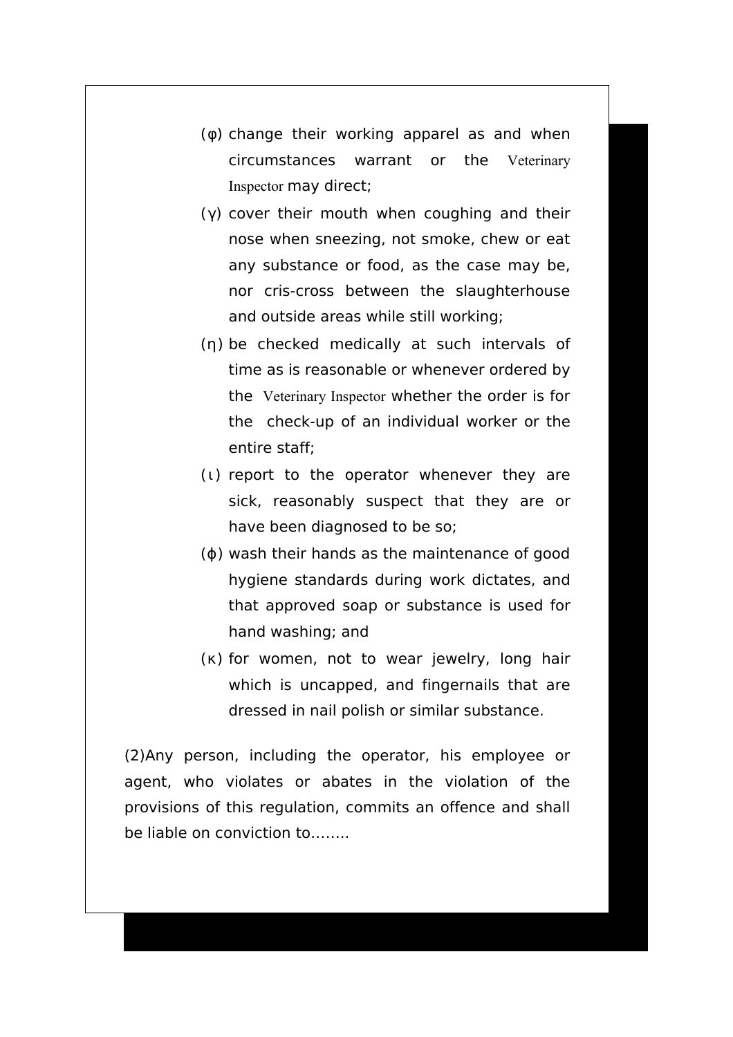- (φ) change their working apparel as and when circumstances warrant or the Veterinary Inspector may direct;
- (γ) cover their mouth when coughing and their nose when sneezing, not smoke, chew or eat any substance or food, as the case may be, nor cris-cross between the slaughterhouse and outside areas while still working;
- (η) be checked medically at such intervals of time as is reasonable or whenever ordered by the Veterinary Inspector whether the order is for the check-up of an individual worker or the entire staff;
- (ι) report to the operator whenever they are sick, reasonably suspect that they are or have been diagnosed to be so;
- (ϕ) wash their hands as the maintenance of good hygiene standards during work dictates, and that approved soap or substance is used for hand washing; and
- (κ) for women, not to wear jewelry, long hair which is uncapped, and fingernails that are dressed in nail polish or similar substance.

(2)Any person, including the operator, his employee or agent, who violates or abates in the violation of the provisions of this regulation, commits an offence and shall be liable on conviction to……..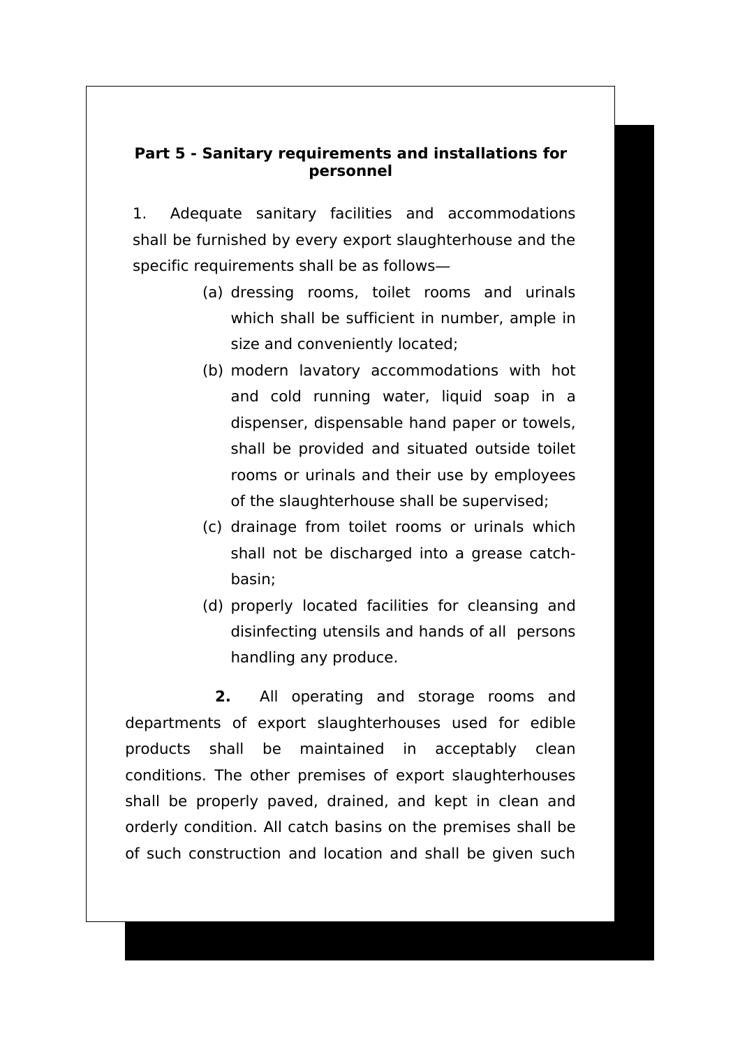## Part 5 - Sanitary requirements and installations for personnel

1. Adequate sanitary facilities and accommodations shall be furnished by every export slaughterhouse and the specific requirements shall be as follows—

   (a) dressing rooms, toilet rooms and urinals which shall be sufficient in number, ample in size and conveniently located;

   (b) modern lavatory accommodations with hot and cold running water, liquid soap in a dispenser, dispensable hand paper or towels, shall be provided and situated outside toilet rooms or urinals and their use by employees of the slaughterhouse shall be supervised;

   (c) drainage from toilet rooms or urinals which shall not be discharged into a grease catch-basin;

   (d) properly located facilities for cleansing and disinfecting utensils and hands of all persons handling any produce.

**2.** All operating and storage rooms and departments of export slaughterhouses used for edible products shall be maintained in acceptably clean conditions. The other premises of export slaughterhouses shall be properly paved, drained, and kept in clean and orderly condition. All catch basins on the premises shall be of such construction and location and shall be given such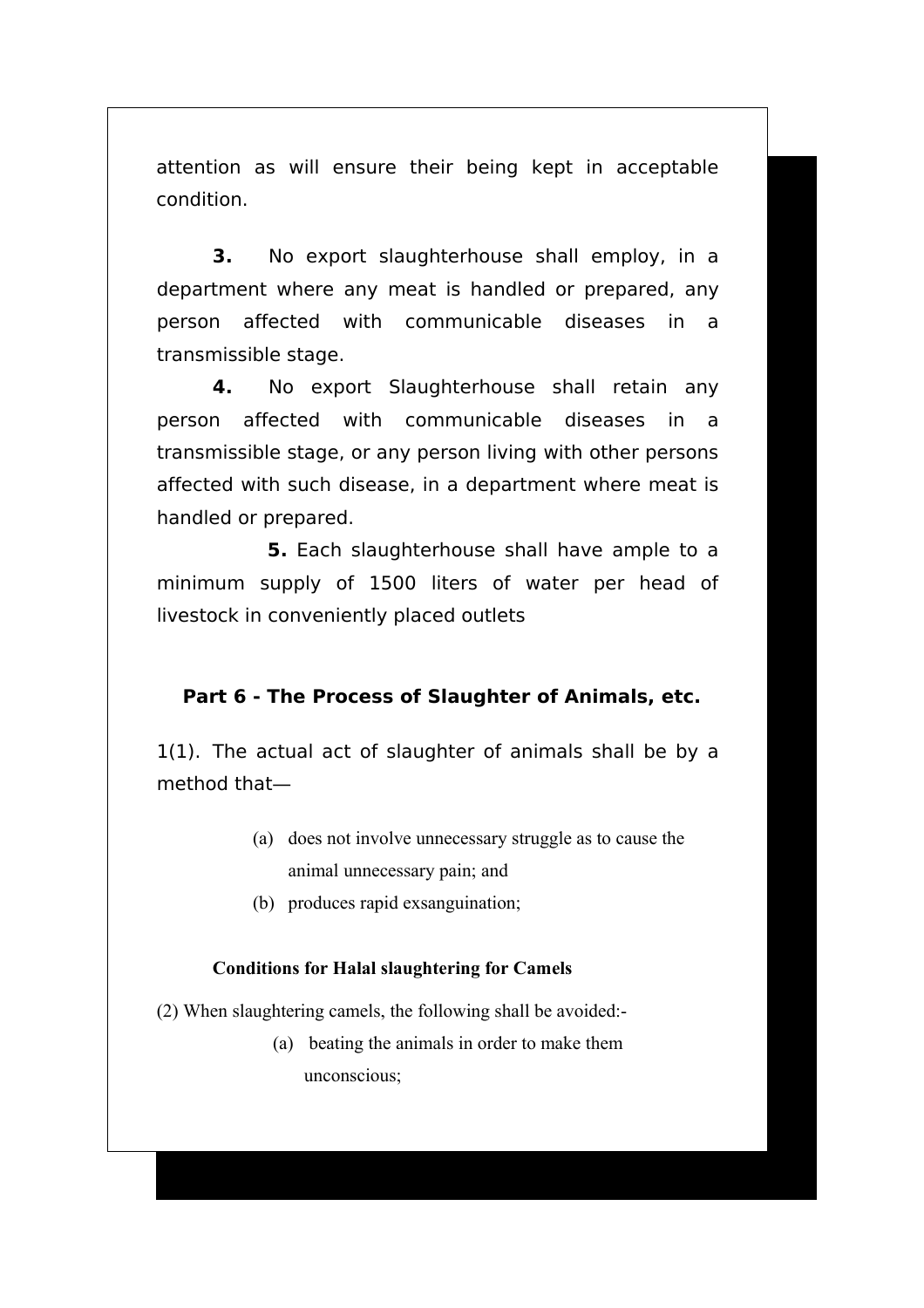attention as will ensure their being kept in acceptable condition.

**3.** No export slaughterhouse shall employ, in a department where any meat is handled or prepared, any person affected with communicable diseases in a transmissible stage.

**4.** No export Slaughterhouse shall retain any person affected with communicable diseases in a transmissible stage, or any person living with other persons affected with such disease, in a department where meat is handled or prepared.

**5.** Each slaughterhouse shall have ample to a minimum supply of 1500 liters of water per head of livestock in conveniently placed outlets

## Part 6 - The Process of Slaughter of Animals, etc.

1(1). The actual act of slaughter of animals shall be by a method that—

(a) does not involve unnecessary struggle as to cause the animal unnecessary pain; and

(b) produces rapid exsanguination;

**Conditions for Halal slaughtering for Camels**

(2) When slaughtering camels, the following shall be avoided:-

(a) beating the animals in order to make them unconscious;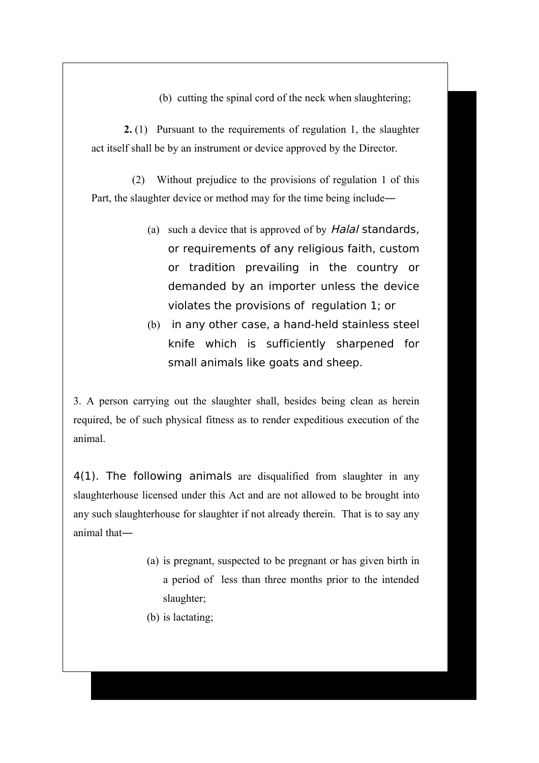(b) cutting the spinal cord of the neck when slaughtering;

**2.** (1) Pursuant to the requirements of regulation 1, the slaughter act itself shall be by an instrument or device approved by the Director.

(2) Without prejudice to the provisions of regulation 1 of this Part, the slaughter device or method may for the time being include—

(a) such a device that is approved of by *Halal* standards, or requirements of any religious faith, custom or tradition prevailing in the country or demanded by an importer unless the device violates the provisions of regulation 1; or

(b) in any other case, a hand-held stainless steel knife which is sufficiently sharpened for small animals like goats and sheep.

3. A person carrying out the slaughter shall, besides being clean as herein required, be of such physical fitness as to render expeditious execution of the animal.

4(1). The following animals are disqualified from slaughter in any slaughterhouse licensed under this Act and are not allowed to be brought into any such slaughterhouse for slaughter if not already therein. That is to say any animal that—

(a) is pregnant, suspected to be pregnant or has given birth in a period of less than three months prior to the intended slaughter;

(b) is lactating;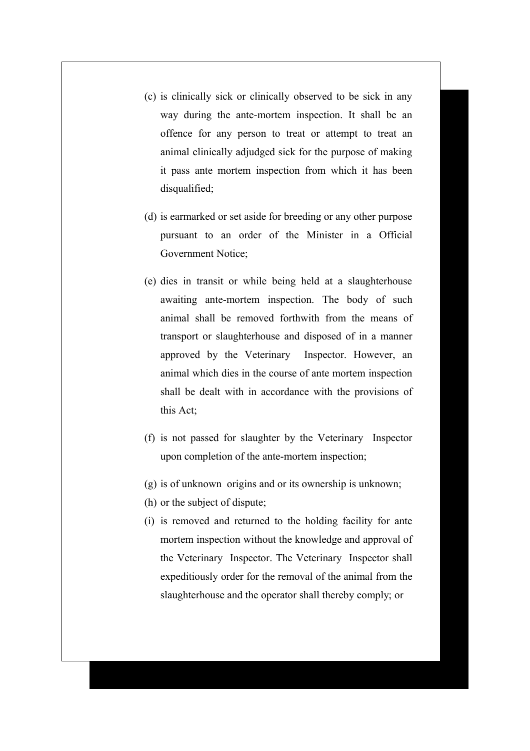(c) is clinically sick or clinically observed to be sick in any way during the ante-mortem inspection. It shall be an offence for any person to treat or attempt to treat an animal clinically adjudged sick for the purpose of making it pass ante mortem inspection from which it has been disqualified;

(d) is earmarked or set aside for breeding or any other purpose pursuant to an order of the Minister in a Official Government Notice;

(e) dies in transit or while being held at a slaughterhouse awaiting ante-mortem inspection. The body of such animal shall be removed forthwith from the means of transport or slaughterhouse and disposed of in a manner approved by the Veterinary Inspector. However, an animal which dies in the course of ante mortem inspection shall be dealt with in accordance with the provisions of this Act;

(f) is not passed for slaughter by the Veterinary Inspector upon completion of the ante-mortem inspection;

(g) is of unknown origins and or its ownership is unknown;

(h) or the subject of dispute;

(i) is removed and returned to the holding facility for ante mortem inspection without the knowledge and approval of the Veterinary Inspector. The Veterinary Inspector shall expeditiously order for the removal of the animal from the slaughterhouse and the operator shall thereby comply; or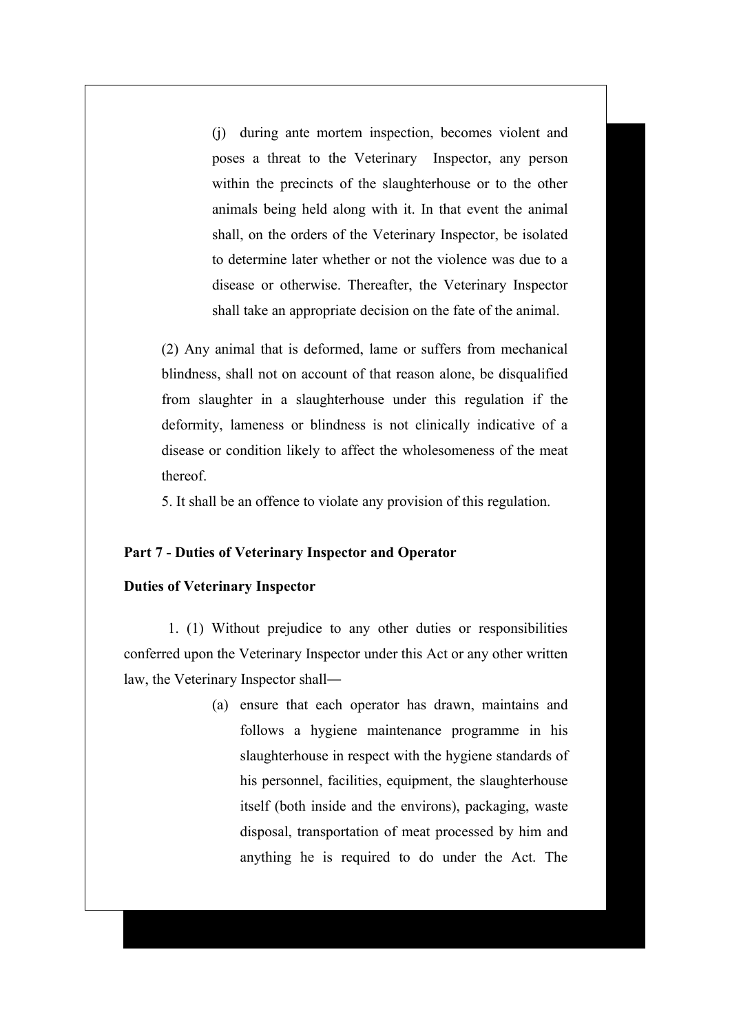(j) during ante mortem inspection, becomes violent and poses a threat to the Veterinary Inspector, any person within the precincts of the slaughterhouse or to the other animals being held along with it. In that event the animal shall, on the orders of the Veterinary Inspector, be isolated to determine later whether or not the violence was due to a disease or otherwise. Thereafter, the Veterinary Inspector shall take an appropriate decision on the fate of the animal.

(2) Any animal that is deformed, lame or suffers from mechanical blindness, shall not on account of that reason alone, be disqualified from slaughter in a slaughterhouse under this regulation if the deformity, lameness or blindness is not clinically indicative of a disease or condition likely to affect the wholesomeness of the meat thereof.

5. It shall be an offence to violate any provision of this regulation.

**Part 7 - Duties of Veterinary Inspector and Operator**

**Duties of Veterinary Inspector**

1. (1) Without prejudice to any other duties or responsibilities conferred upon the Veterinary Inspector under this Act or any other written law, the Veterinary Inspector shall―

(a) ensure that each operator has drawn, maintains and follows a hygiene maintenance programme in his slaughterhouse in respect with the hygiene standards of his personnel, facilities, equipment, the slaughterhouse itself (both inside and the environs), packaging, waste disposal, transportation of meat processed by him and anything he is required to do under the Act. The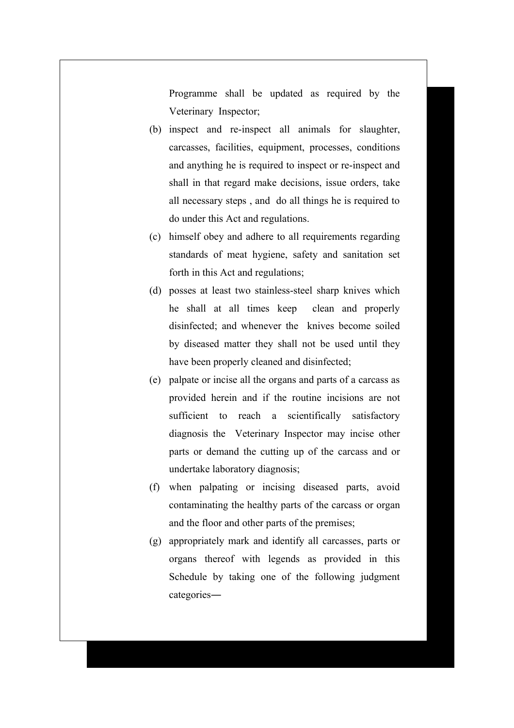Programme shall be updated as required by the Veterinary Inspector;

(b) inspect and re-inspect all animals for slaughter, carcasses, facilities, equipment, processes, conditions and anything he is required to inspect or re-inspect and shall in that regard make decisions, issue orders, take all necessary steps , and do all things he is required to do under this Act and regulations.

(c) himself obey and adhere to all requirements regarding standards of meat hygiene, safety and sanitation set forth in this Act and regulations;

(d) posses at least two stainless-steel sharp knives which he shall at all times keep clean and properly disinfected; and whenever the knives become soiled by diseased matter they shall not be used until they have been properly cleaned and disinfected;

(e) palpate or incise all the organs and parts of a carcass as provided herein and if the routine incisions are not sufficient to reach a scientifically satisfactory diagnosis the Veterinary Inspector may incise other parts or demand the cutting up of the carcass and or undertake laboratory diagnosis;

(f) when palpating or incising diseased parts, avoid contaminating the healthy parts of the carcass or organ and the floor and other parts of the premises;

(g) appropriately mark and identify all carcasses, parts or organs thereof with legends as provided in this Schedule by taking one of the following judgment categories―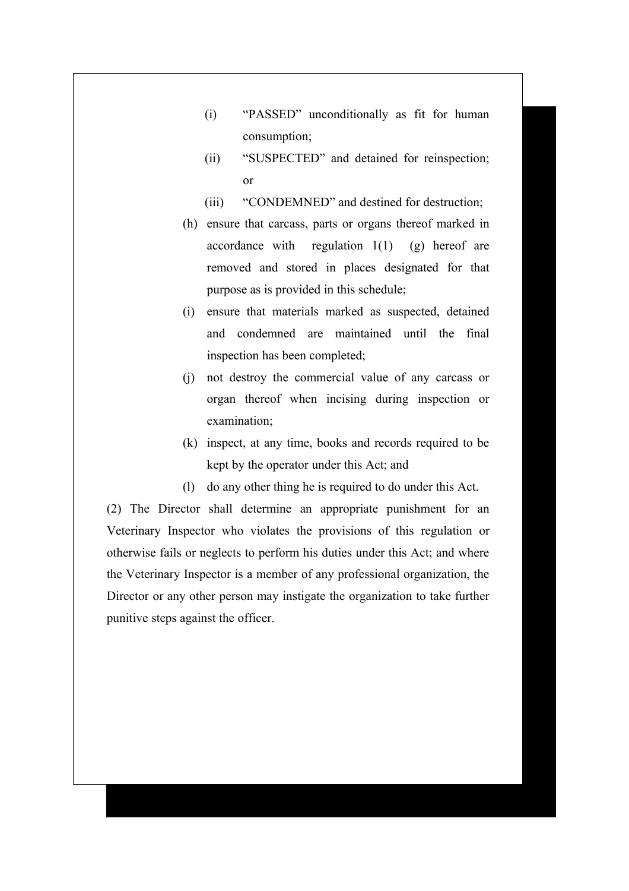(i) "PASSED" unconditionally as fit for human consumption;

    (ii) "SUSPECTED" and detained for reinspection; or

    (iii) "CONDEMNED" and destined for destruction;

(h) ensure that carcass, parts or organs thereof marked in accordance with regulation 1(1) (g) hereof are removed and stored in places designated for that purpose as is provided in this schedule;

(i) ensure that materials marked as suspected, detained and condemned are maintained until the final inspection has been completed;

(j) not destroy the commercial value of any carcass or organ thereof when incising during inspection or examination;

(k) inspect, at any time, books and records required to be kept by the operator under this Act; and

(l) do any other thing he is required to do under this Act.

(2) The Director shall determine an appropriate punishment for an Veterinary Inspector who violates the provisions of this regulation or otherwise fails or neglects to perform his duties under this Act; and where the Veterinary Inspector is a member of any professional organization, the Director or any other person may instigate the organization to take further punitive steps against the officer.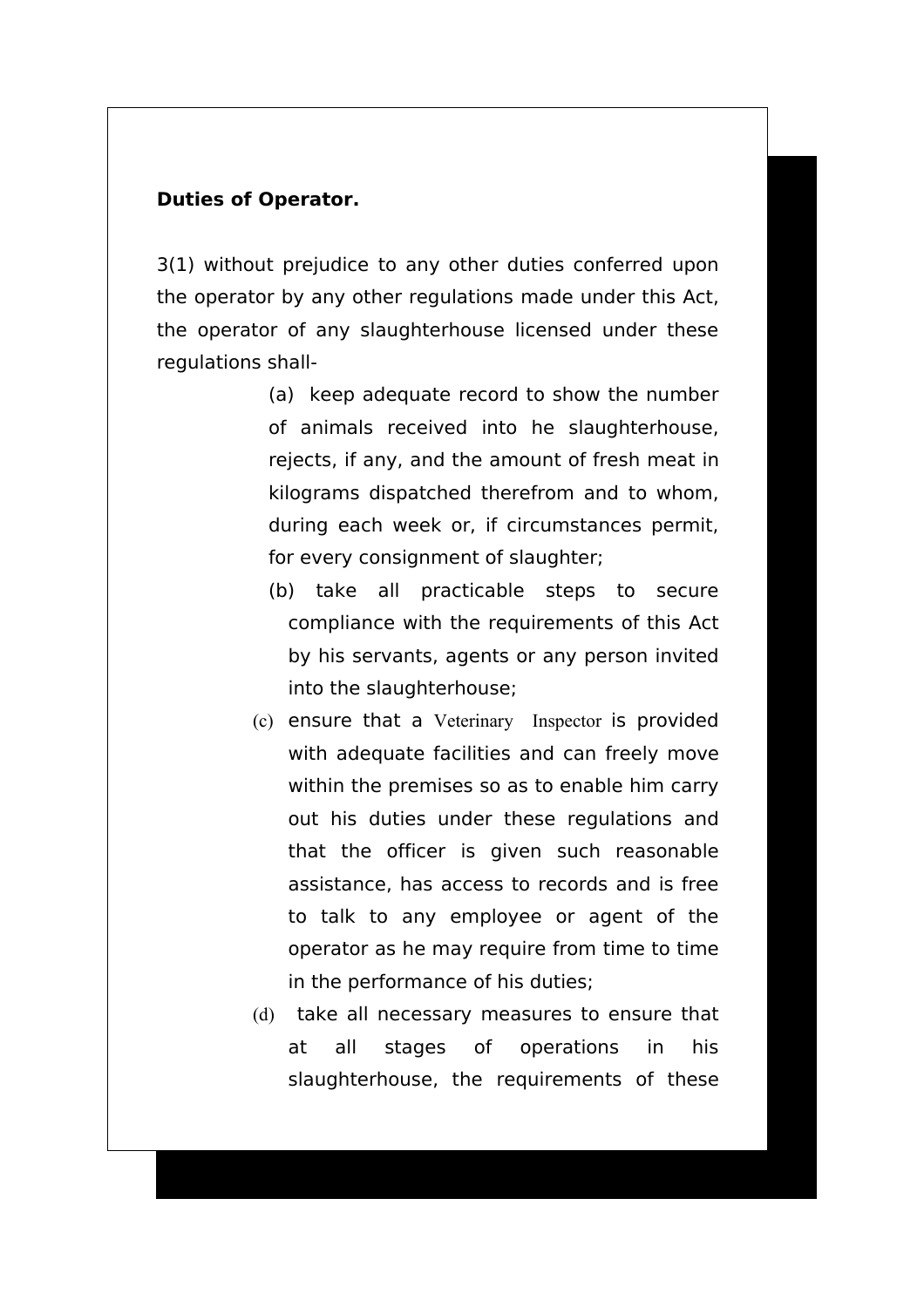**Duties of Operator.**

3(1) without prejudice to any other duties conferred upon the operator by any other regulations made under this Act, the operator of any slaughterhouse licensed under these regulations shall-

(a) keep adequate record to show the number of animals received into he slaughterhouse, rejects, if any, and the amount of fresh meat in kilograms dispatched therefrom and to whom, during each week or, if circumstances permit, for every consignment of slaughter;

(b) take all practicable steps to secure compliance with the requirements of this Act by his servants, agents or any person invited into the slaughterhouse;

(c) ensure that a Veterinary Inspector is provided with adequate facilities and can freely move within the premises so as to enable him carry out his duties under these regulations and that the officer is given such reasonable assistance, has access to records and is free to talk to any employee or agent of the operator as he may require from time to time in the performance of his duties;

(d) take all necessary measures to ensure that at all stages of operations in his slaughterhouse, the requirements of these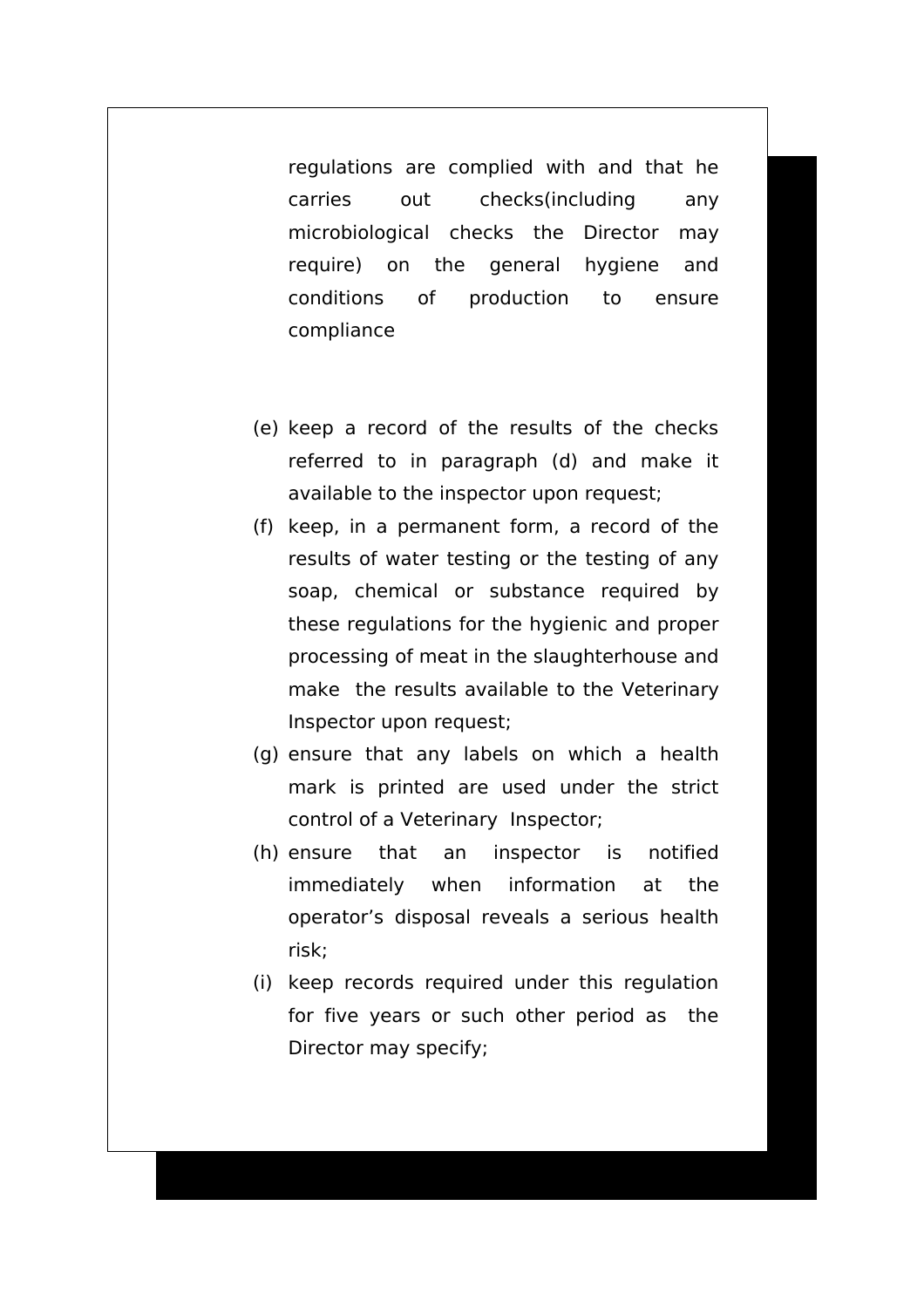regulations are complied with and that he carries out checks(including any microbiological checks the Director may require) on the general hygiene and conditions of production to ensure compliance

(e) keep a record of the results of the checks referred to in paragraph (d) and make it available to the inspector upon request;

(f) keep, in a permanent form, a record of the results of water testing or the testing of any soap, chemical or substance required by these regulations for the hygienic and proper processing of meat in the slaughterhouse and make the results available to the Veterinary Inspector upon request;

(g) ensure that any labels on which a health mark is printed are used under the strict control of a Veterinary Inspector;

(h) ensure that an inspector is notified immediately when information at the operator's disposal reveals a serious health risk;

(i) keep records required under this regulation for five years or such other period as the Director may specify;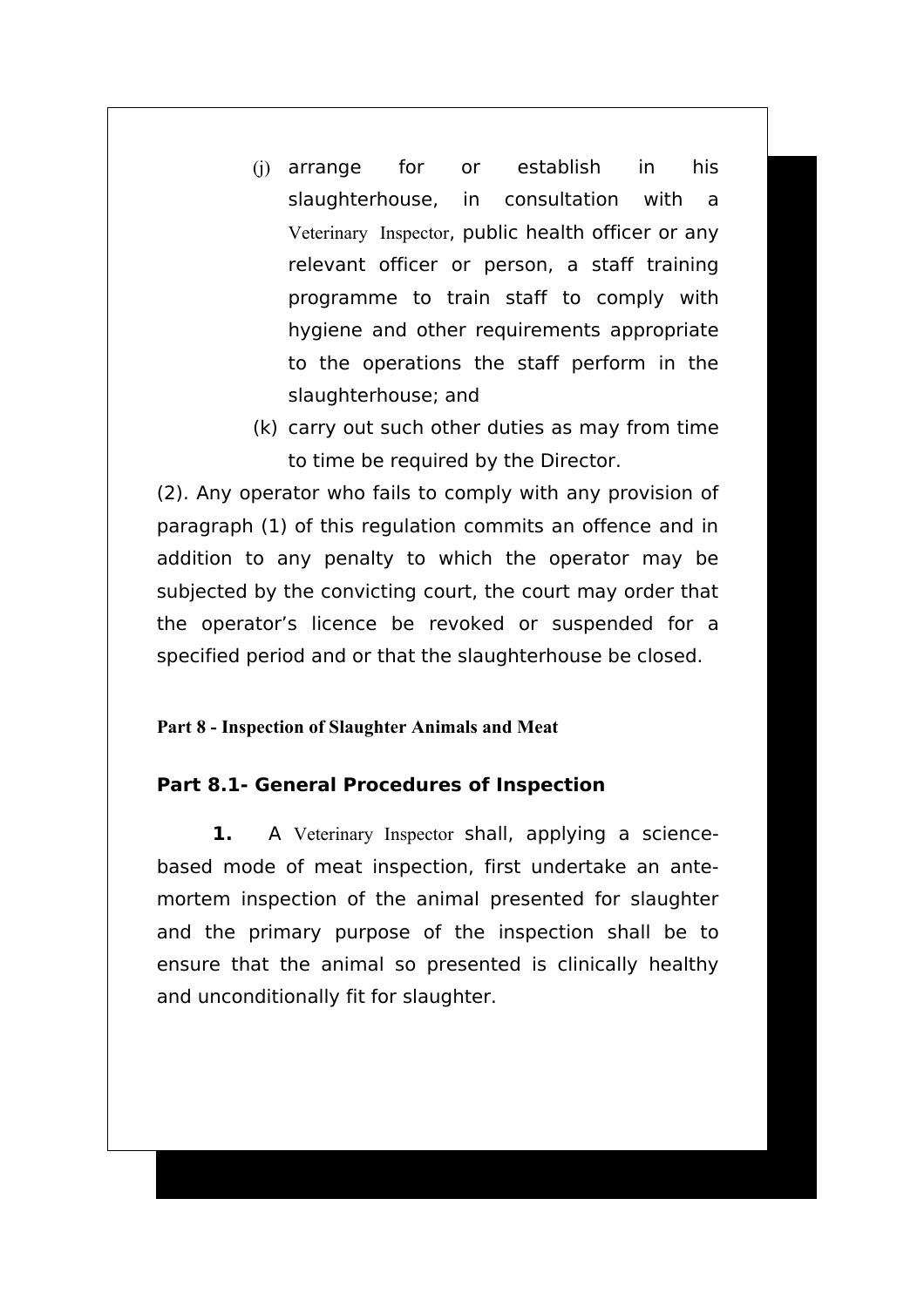(j) arrange for or establish in his slaughterhouse, in consultation with a Veterinary Inspector, public health officer or any relevant officer or person, a staff training programme to train staff to comply with hygiene and other requirements appropriate to the operations the staff perform in the slaughterhouse; and

(k) carry out such other duties as may from time to time be required by the Director.

(2). Any operator who fails to comply with any provision of paragraph (1) of this regulation commits an offence and in addition to any penalty to which the operator may be subjected by the convicting court, the court may order that the operator's licence be revoked or suspended for a specified period and or that the slaughterhouse be closed.

## Part 8 - Inspection of Slaughter Animals and Meat

### Part 8.1- General Procedures of Inspection

**1.** A Veterinary Inspector shall, applying a science-based mode of meat inspection, first undertake an ante-mortem inspection of the animal presented for slaughter and the primary purpose of the inspection shall be to ensure that the animal so presented is clinically healthy and unconditionally fit for slaughter.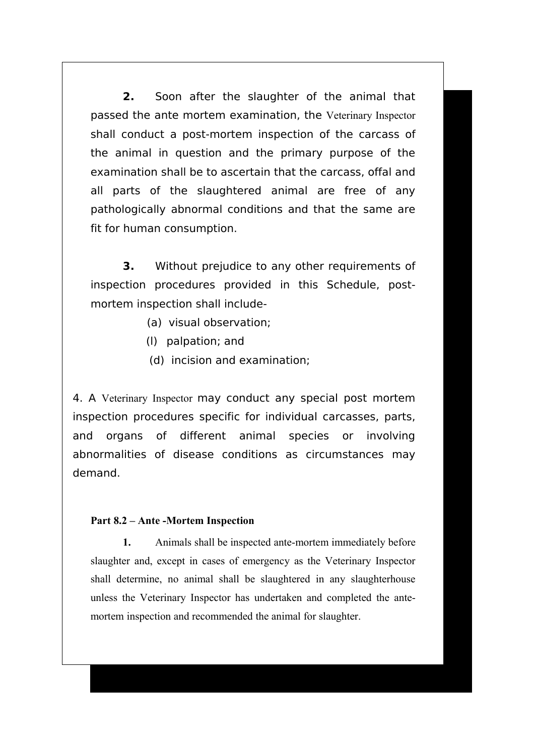**2.** Soon after the slaughter of the animal that passed the ante mortem examination, the Veterinary Inspector shall conduct a post-mortem inspection of the carcass of the animal in question and the primary purpose of the examination shall be to ascertain that the carcass, offal and all parts of the slaughtered animal are free of any pathologically abnormal conditions and that the same are fit for human consumption.

**3.** Without prejudice to any other requirements of inspection procedures provided in this Schedule, post-mortem inspection shall include-

(a) visual observation;

(l) palpation; and

(d) incision and examination;

4. A Veterinary Inspector may conduct any special post mortem inspection procedures specific for individual carcasses, parts, and organs of different animal species or involving abnormalities of disease conditions as circumstances may demand.

**Part 8.2 – Ante -Mortem Inspection**

**1.** Animals shall be inspected ante-mortem immediately before slaughter and, except in cases of emergency as the Veterinary Inspector shall determine, no animal shall be slaughtered in any slaughterhouse unless the Veterinary Inspector has undertaken and completed the ante-mortem inspection and recommended the animal for slaughter.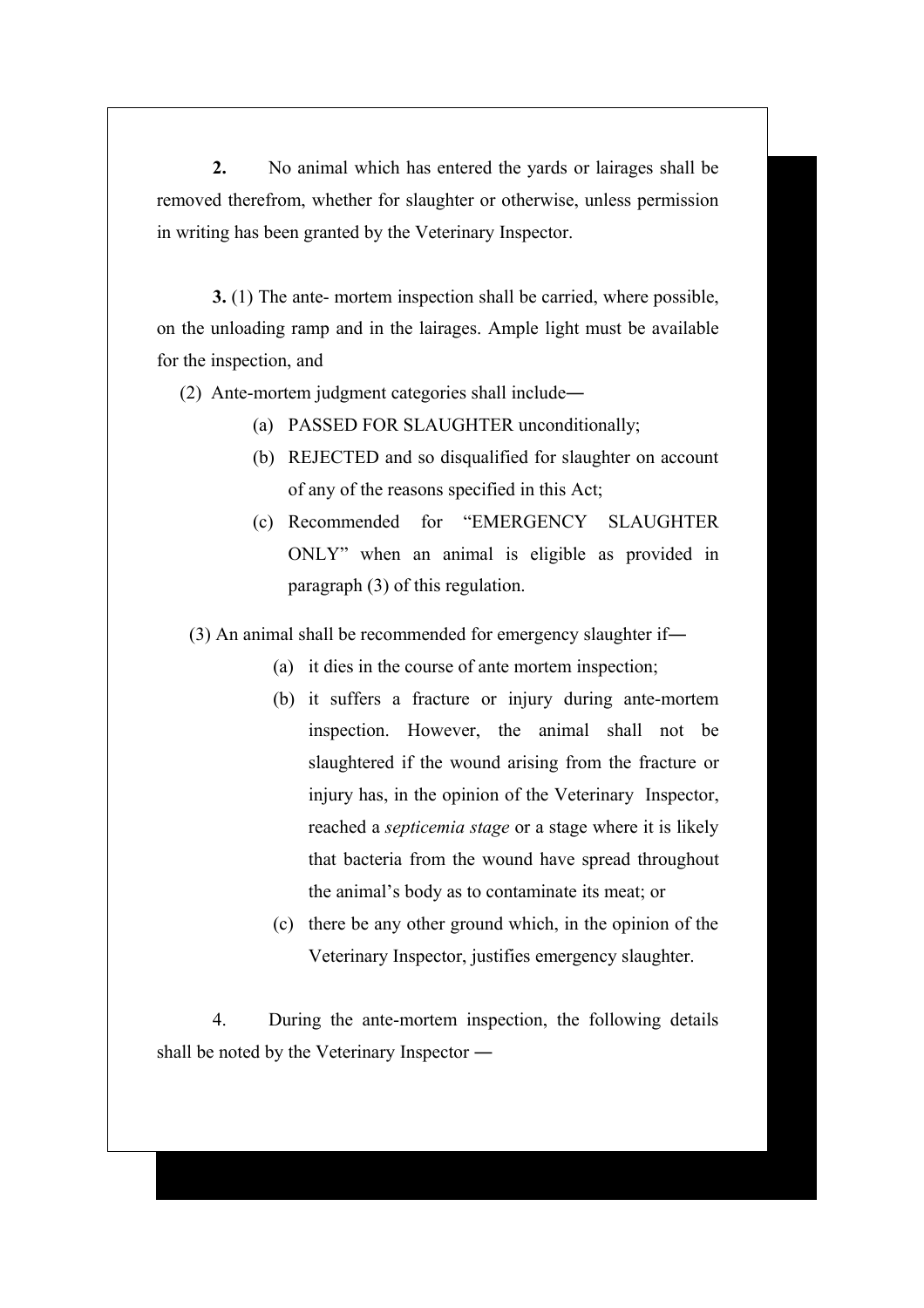**2.** No animal which has entered the yards or lairages shall be removed therefrom, whether for slaughter or otherwise, unless permission in writing has been granted by the Veterinary Inspector.

**3.** (1) The ante- mortem inspection shall be carried, where possible, on the unloading ramp and in the lairages. Ample light must be available for the inspection, and

(2) Ante-mortem judgment categories shall include―

(a) PASSED FOR SLAUGHTER unconditionally;

(b) REJECTED and so disqualified for slaughter on account of any of the reasons specified in this Act;

(c) Recommended for "EMERGENCY SLAUGHTER ONLY" when an animal is eligible as provided in paragraph (3) of this regulation.

(3) An animal shall be recommended for emergency slaughter if―

(a) it dies in the course of ante mortem inspection;

(b) it suffers a fracture or injury during ante-mortem inspection. However, the animal shall not be slaughtered if the wound arising from the fracture or injury has, in the opinion of the Veterinary Inspector, reached a *septicemia stage* or a stage where it is likely that bacteria from the wound have spread throughout the animal's body as to contaminate its meat; or

(c) there be any other ground which, in the opinion of the Veterinary Inspector, justifies emergency slaughter.

4. During the ante-mortem inspection, the following details shall be noted by the Veterinary Inspector ―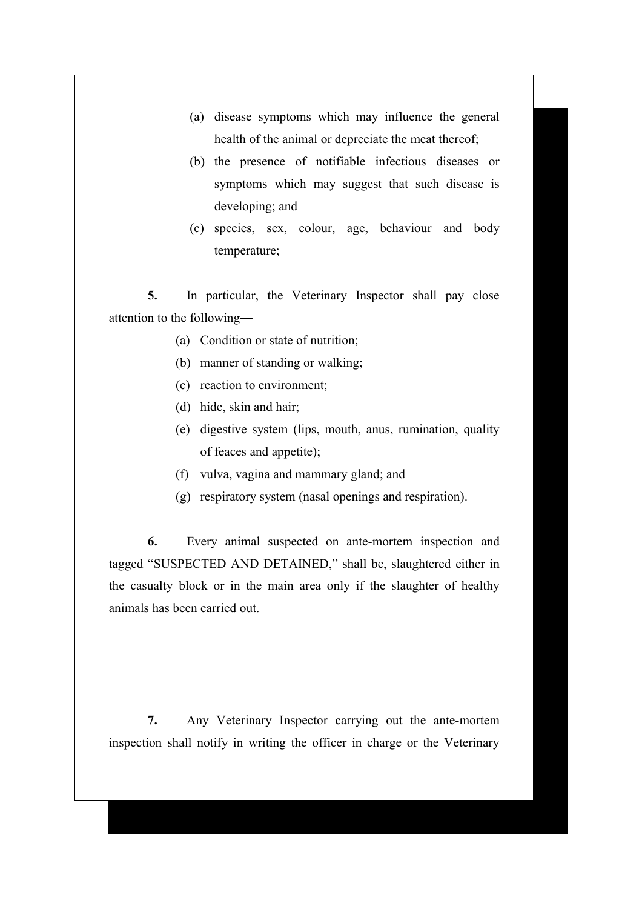(a) disease symptoms which may influence the general health of the animal or depreciate the meat thereof;

(b) the presence of notifiable infectious diseases or symptoms which may suggest that such disease is developing; and

(c) species, sex, colour, age, behaviour and body temperature;

**5.** In particular, the Veterinary Inspector shall pay close attention to the following―

(a) Condition or state of nutrition;

(b) manner of standing or walking;

(c) reaction to environment;

(d) hide, skin and hair;

(e) digestive system (lips, mouth, anus, rumination, quality of feaces and appetite);

(f) vulva, vagina and mammary gland; and

(g) respiratory system (nasal openings and respiration).

**6.** Every animal suspected on ante-mortem inspection and tagged "SUSPECTED AND DETAINED," shall be, slaughtered either in the casualty block or in the main area only if the slaughter of healthy animals has been carried out.

**7.** Any Veterinary Inspector carrying out the ante-mortem inspection shall notify in writing the officer in charge or the Veterinary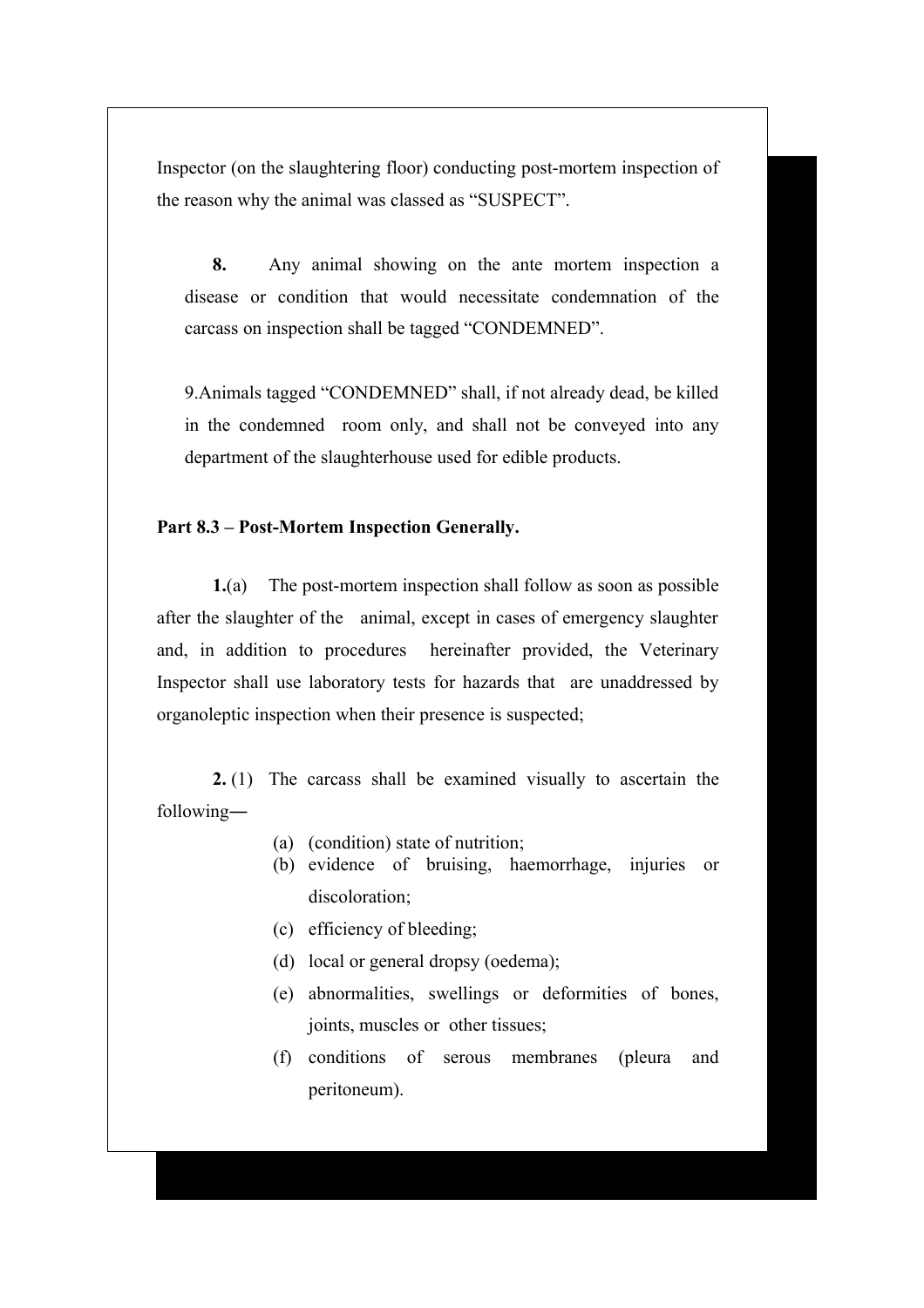Inspector (on the slaughtering floor) conducting post-mortem inspection of the reason why the animal was classed as "SUSPECT".

**8.** Any animal showing on the ante mortem inspection a disease or condition that would necessitate condemnation of the carcass on inspection shall be tagged "CONDEMNED".

9.Animals tagged "CONDEMNED" shall, if not already dead, be killed in the condemned room only, and shall not be conveyed into any department of the slaughterhouse used for edible products.

**Part 8.3 – Post-Mortem Inspection Generally.**

**1.**(a) The post-mortem inspection shall follow as soon as possible after the slaughter of the animal, except in cases of emergency slaughter and, in addition to procedures hereinafter provided, the Veterinary Inspector shall use laboratory tests for hazards that are unaddressed by organoleptic inspection when their presence is suspected;

**2.** (1) The carcass shall be examined visually to ascertain the following―

(a) (condition) state of nutrition;
(b) evidence of bruising, haemorrhage, injuries or discoloration;
(c) efficiency of bleeding;
(d) local or general dropsy (oedema);
(e) abnormalities, swellings or deformities of bones, joints, muscles or other tissues;
(f) conditions of serous membranes (pleura and peritoneum).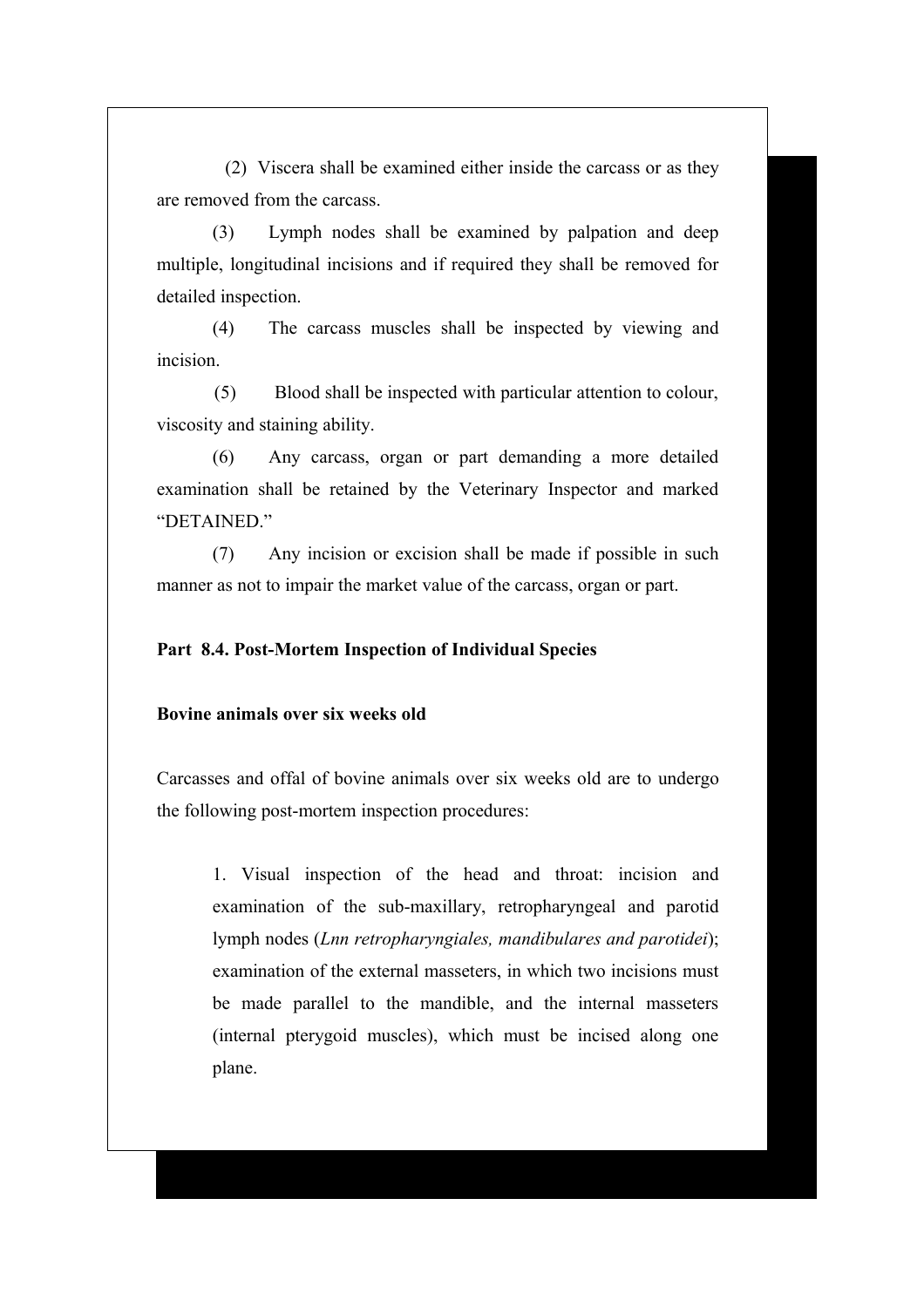(2) Viscera shall be examined either inside the carcass or as they are removed from the carcass.

(3) Lymph nodes shall be examined by palpation and deep multiple, longitudinal incisions and if required they shall be removed for detailed inspection.

(4) The carcass muscles shall be inspected by viewing and incision.

(5) Blood shall be inspected with particular attention to colour, viscosity and staining ability.

(6) Any carcass, organ or part demanding a more detailed examination shall be retained by the Veterinary Inspector and marked "DETAINED."

(7) Any incision or excision shall be made if possible in such manner as not to impair the market value of the carcass, organ or part.

**Part 8.4. Post-Mortem Inspection of Individual Species**

**Bovine animals over six weeks old**

Carcasses and offal of bovine animals over six weeks old are to undergo the following post-mortem inspection procedures:

1. Visual inspection of the head and throat: incision and examination of the sub-maxillary, retropharyngeal and parotid lymph nodes (*Lnn retropharyngiales, mandibulares and parotidei*); examination of the external masseters, in which two incisions must be made parallel to the mandible, and the internal masseters (internal pterygoid muscles), which must be incised along one plane.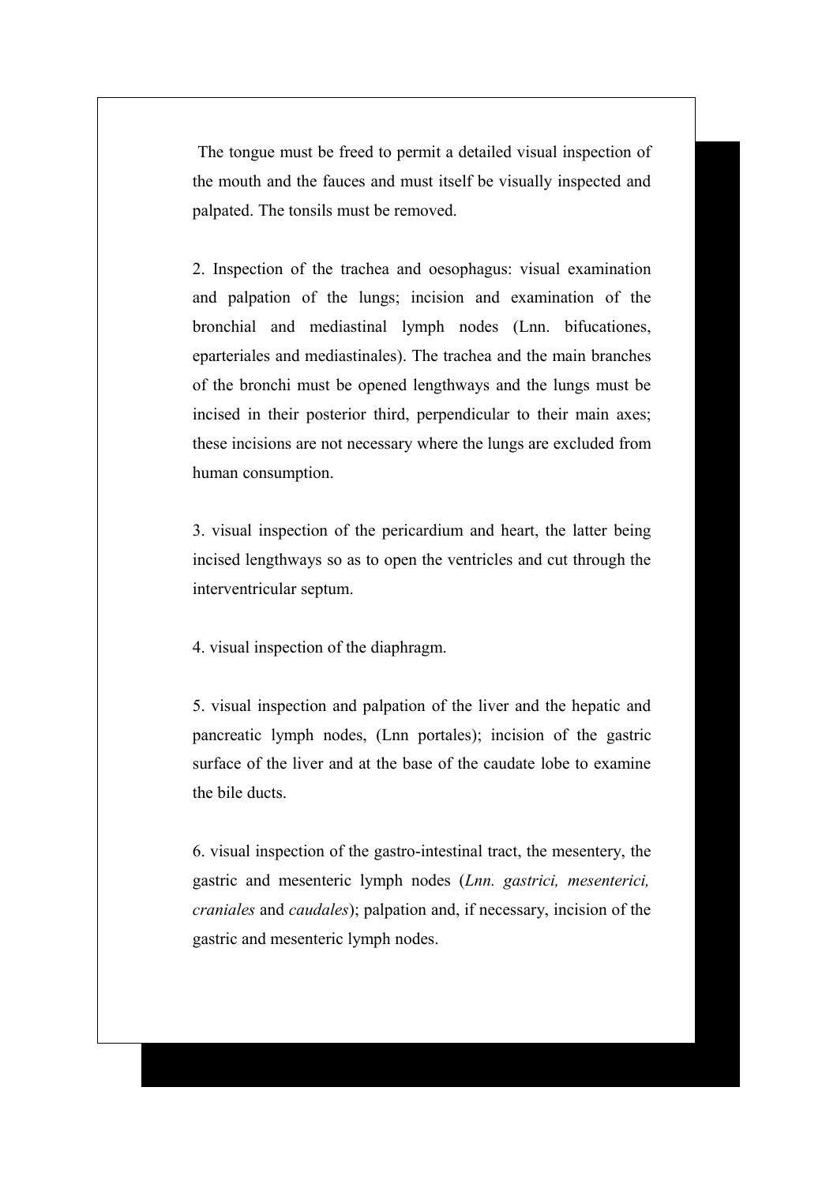The tongue must be freed to permit a detailed visual inspection of the mouth and the fauces and must itself be visually inspected and palpated. The tonsils must be removed.

2. Inspection of the trachea and oesophagus: visual examination and palpation of the lungs; incision and examination of the bronchial and mediastinal lymph nodes (Lnn. bifucationes, eparteriales and mediastinales). The trachea and the main branches of the bronchi must be opened lengthways and the lungs must be incised in their posterior third, perpendicular to their main axes; these incisions are not necessary where the lungs are excluded from human consumption.

3. visual inspection of the pericardium and heart, the latter being incised lengthways so as to open the ventricles and cut through the interventricular septum.

4. visual inspection of the diaphragm.

5. visual inspection and palpation of the liver and the hepatic and pancreatic lymph nodes, (Lnn portales); incision of the gastric surface of the liver and at the base of the caudate lobe to examine the bile ducts.

6. visual inspection of the gastro-intestinal tract, the mesentery, the gastric and mesenteric lymph nodes (*Lnn. gastrici, mesenterici, craniales* and *caudales*); palpation and, if necessary, incision of the gastric and mesenteric lymph nodes.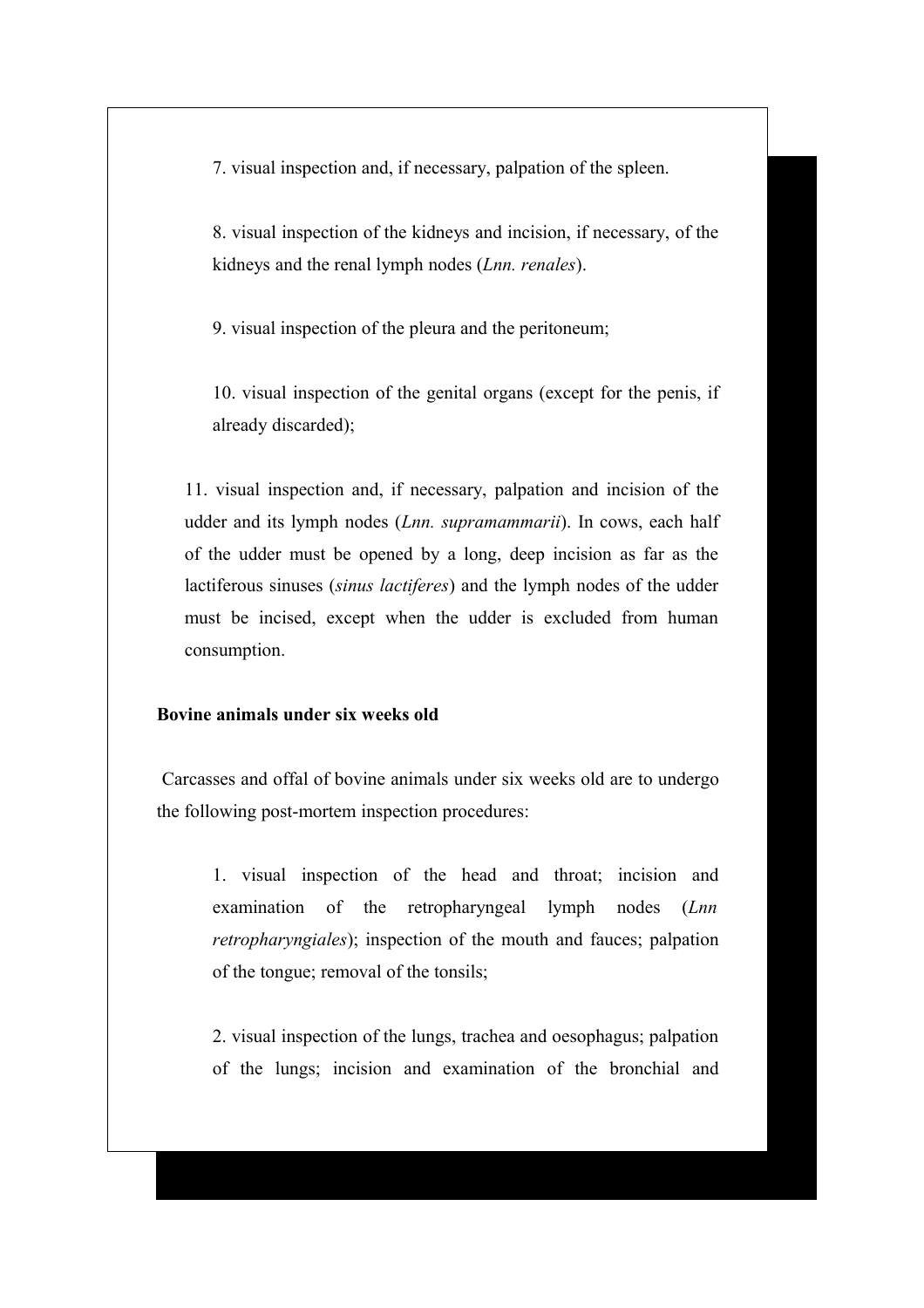7. visual inspection and, if necessary, palpation of the spleen.

8. visual inspection of the kidneys and incision, if necessary, of the kidneys and the renal lymph nodes (*Lnn. renales*).

9. visual inspection of the pleura and the peritoneum;

10. visual inspection of the genital organs (except for the penis, if already discarded);

11. visual inspection and, if necessary, palpation and incision of the udder and its lymph nodes (*Lnn. supramammarii*). In cows, each half of the udder must be opened by a long, deep incision as far as the lactiferous sinuses (*sinus lactiferes*) and the lymph nodes of the udder must be incised, except when the udder is excluded from human consumption.

**Bovine animals under six weeks old**

Carcasses and offal of bovine animals under six weeks old are to undergo the following post-mortem inspection procedures:

1. visual inspection of the head and throat; incision and examination of the retropharyngeal lymph nodes (*Lnn retropharyngiales*); inspection of the mouth and fauces; palpation of the tongue; removal of the tonsils;

2. visual inspection of the lungs, trachea and oesophagus; palpation of the lungs; incision and examination of the bronchial and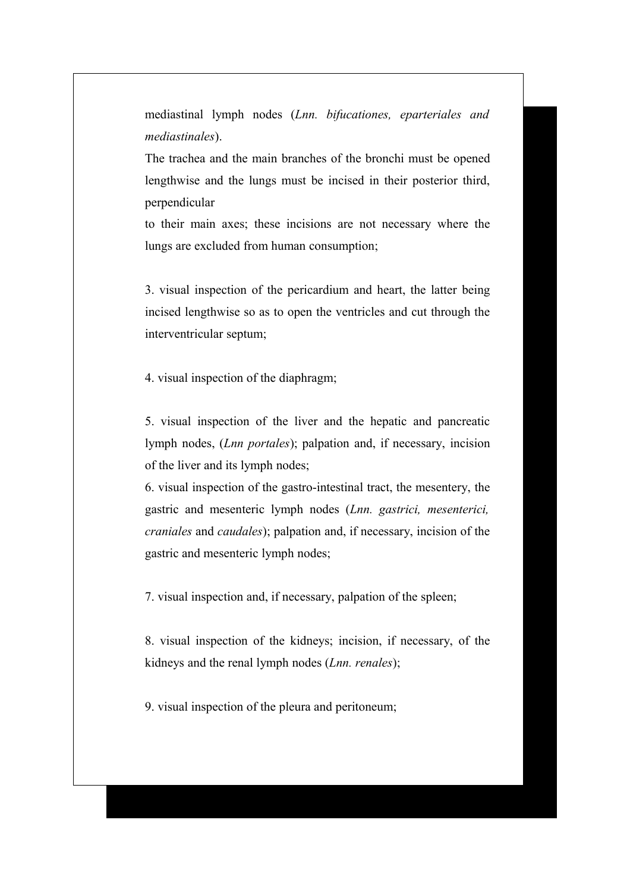mediastinal lymph nodes (*Lnn. bifucationes, eparteriales and mediastinales*).

The trachea and the main branches of the bronchi must be opened lengthwise and the lungs must be incised in their posterior third, perpendicular to their main axes; these incisions are not necessary where the lungs are excluded from human consumption;

3. visual inspection of the pericardium and heart, the latter being incised lengthwise so as to open the ventricles and cut through the interventricular septum;

4. visual inspection of the diaphragm;

5. visual inspection of the liver and the hepatic and pancreatic lymph nodes, (*Lnn portales*); palpation and, if necessary, incision of the liver and its lymph nodes;

6. visual inspection of the gastro-intestinal tract, the mesentery, the gastric and mesenteric lymph nodes (*Lnn. gastrici, mesenterici, craniales* and *caudales*); palpation and, if necessary, incision of the gastric and mesenteric lymph nodes;

7. visual inspection and, if necessary, palpation of the spleen;

8. visual inspection of the kidneys; incision, if necessary, of the kidneys and the renal lymph nodes (*Lnn. renales*);

9. visual inspection of the pleura and peritoneum;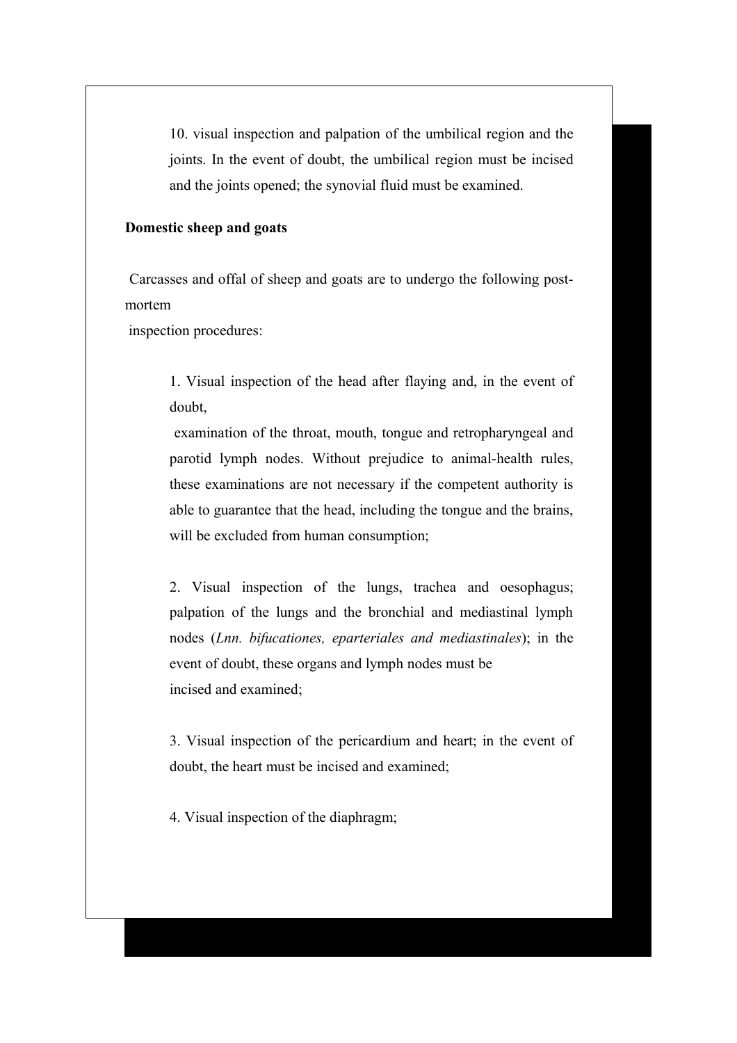10. visual inspection and palpation of the umbilical region and the joints. In the event of doubt, the umbilical region must be incised and the joints opened; the synovial fluid must be examined.

**Domestic sheep and goats**

Carcasses and offal of sheep and goats are to undergo the following post-mortem inspection procedures:

1. Visual inspection of the head after flaying and, in the event of doubt, examination of the throat, mouth, tongue and retropharyngeal and parotid lymph nodes. Without prejudice to animal-health rules, these examinations are not necessary if the competent authority is able to guarantee that the head, including the tongue and the brains, will be excluded from human consumption;

2. Visual inspection of the lungs, trachea and oesophagus; palpation of the lungs and the bronchial and mediastinal lymph nodes (*Lnn. bifucationes, eparteriales and mediastinales*); in the event of doubt, these organs and lymph nodes must be incised and examined;

3. Visual inspection of the pericardium and heart; in the event of doubt, the heart must be incised and examined;

4. Visual inspection of the diaphragm;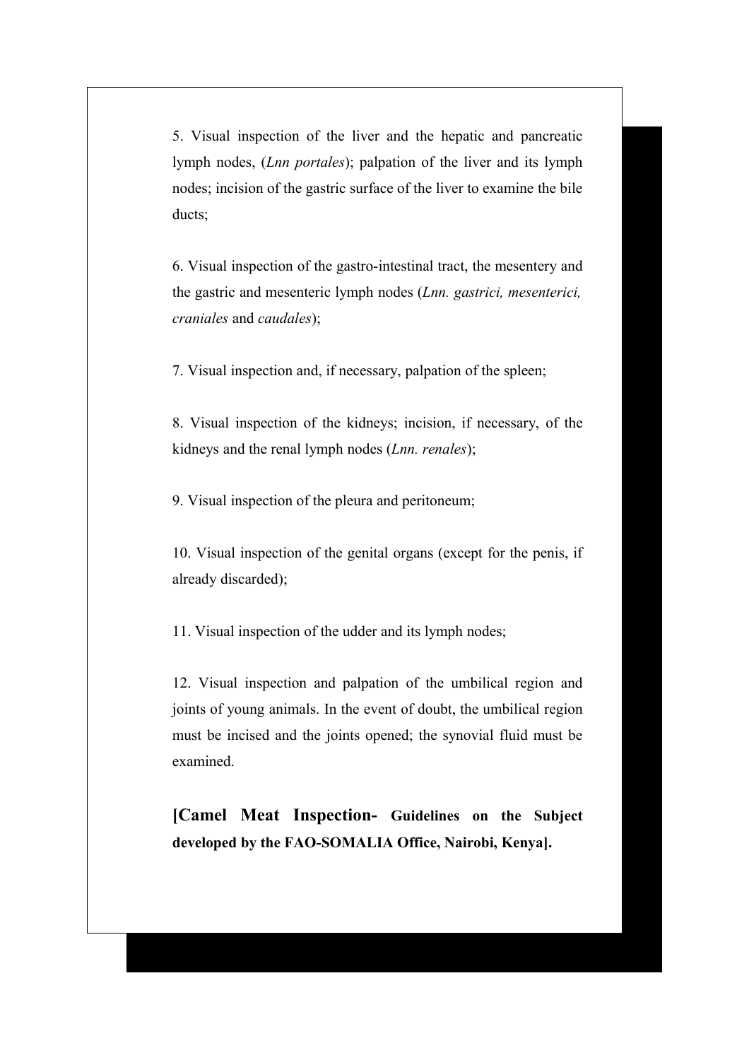5. Visual inspection of the liver and the hepatic and pancreatic lymph nodes, (*Lnn portales*); palpation of the liver and its lymph nodes; incision of the gastric surface of the liver to examine the bile ducts;

6. Visual inspection of the gastro-intestinal tract, the mesentery and the gastric and mesenteric lymph nodes (*Lnn. gastrici, mesenterici, craniales* and *caudales*);

7. Visual inspection and, if necessary, palpation of the spleen;

8. Visual inspection of the kidneys; incision, if necessary, of the kidneys and the renal lymph nodes (*Lnn. renales*);

9. Visual inspection of the pleura and peritoneum;

10. Visual inspection of the genital organs (except for the penis, if already discarded);

11. Visual inspection of the udder and its lymph nodes;

12. Visual inspection and palpation of the umbilical region and joints of young animals. In the event of doubt, the umbilical region must be incised and the joints opened; the synovial fluid must be examined.

**[Camel Meat Inspection- Guidelines on the Subject developed by the FAO-SOMALIA Office, Nairobi, Kenya].**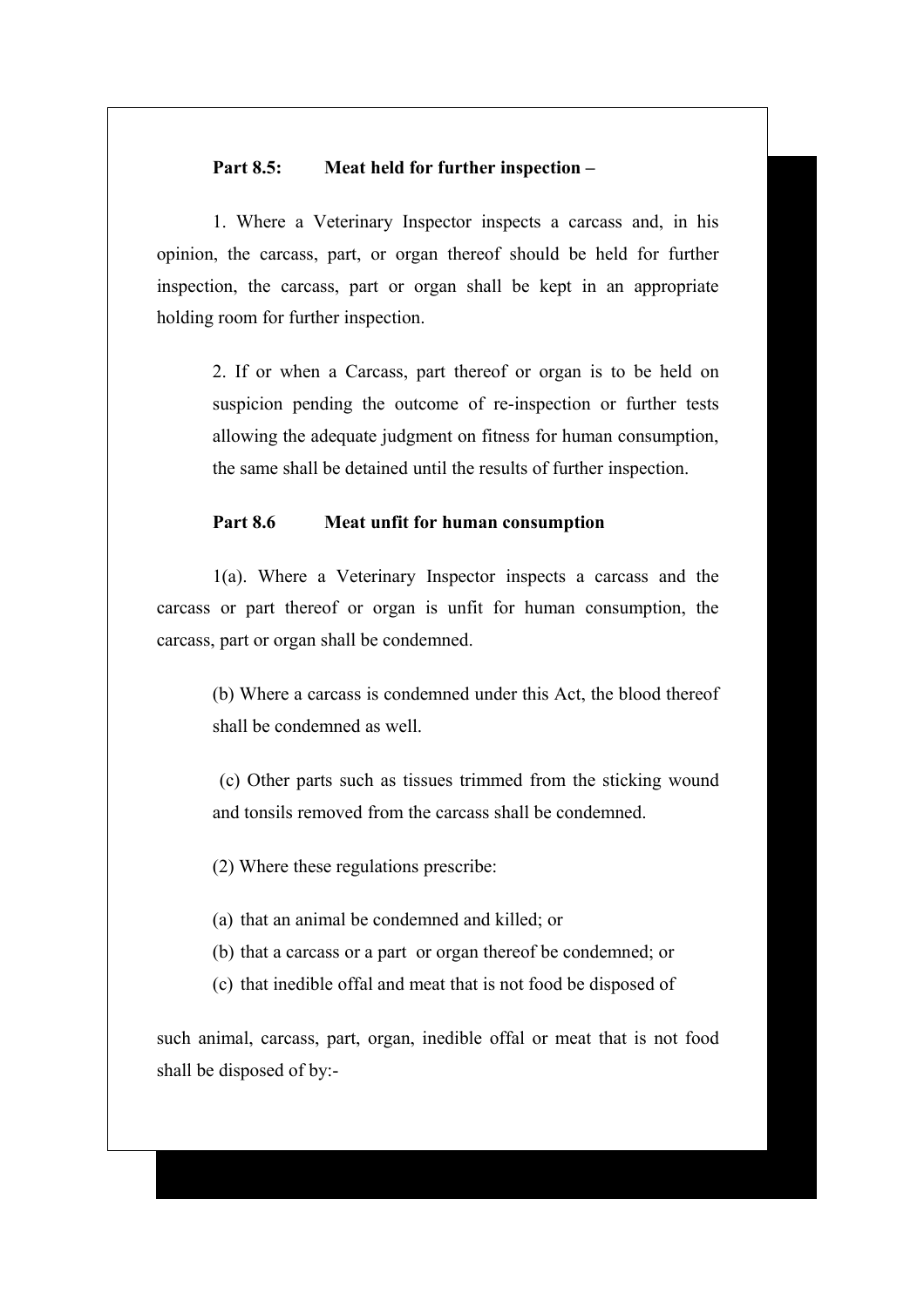**Part 8.5: Meat held for further inspection –**

1. Where a Veterinary Inspector inspects a carcass and, in his opinion, the carcass, part, or organ thereof should be held for further inspection, the carcass, part or organ shall be kept in an appropriate holding room for further inspection.

2. If or when a Carcass, part thereof or organ is to be held on suspicion pending the outcome of re-inspection or further tests allowing the adequate judgment on fitness for human consumption, the same shall be detained until the results of further inspection.

**Part 8.6 Meat unfit for human consumption**

1(a). Where a Veterinary Inspector inspects a carcass and the carcass or part thereof or organ is unfit for human consumption, the carcass, part or organ shall be condemned.

(b) Where a carcass is condemned under this Act, the blood thereof shall be condemned as well.

(c) Other parts such as tissues trimmed from the sticking wound and tonsils removed from the carcass shall be condemned.

(2) Where these regulations prescribe:

(a) that an animal be condemned and killed; or
(b) that a carcass or a part or organ thereof be condemned; or
(c) that inedible offal and meat that is not food be disposed of

such animal, carcass, part, organ, inedible offal or meat that is not food shall be disposed of by:-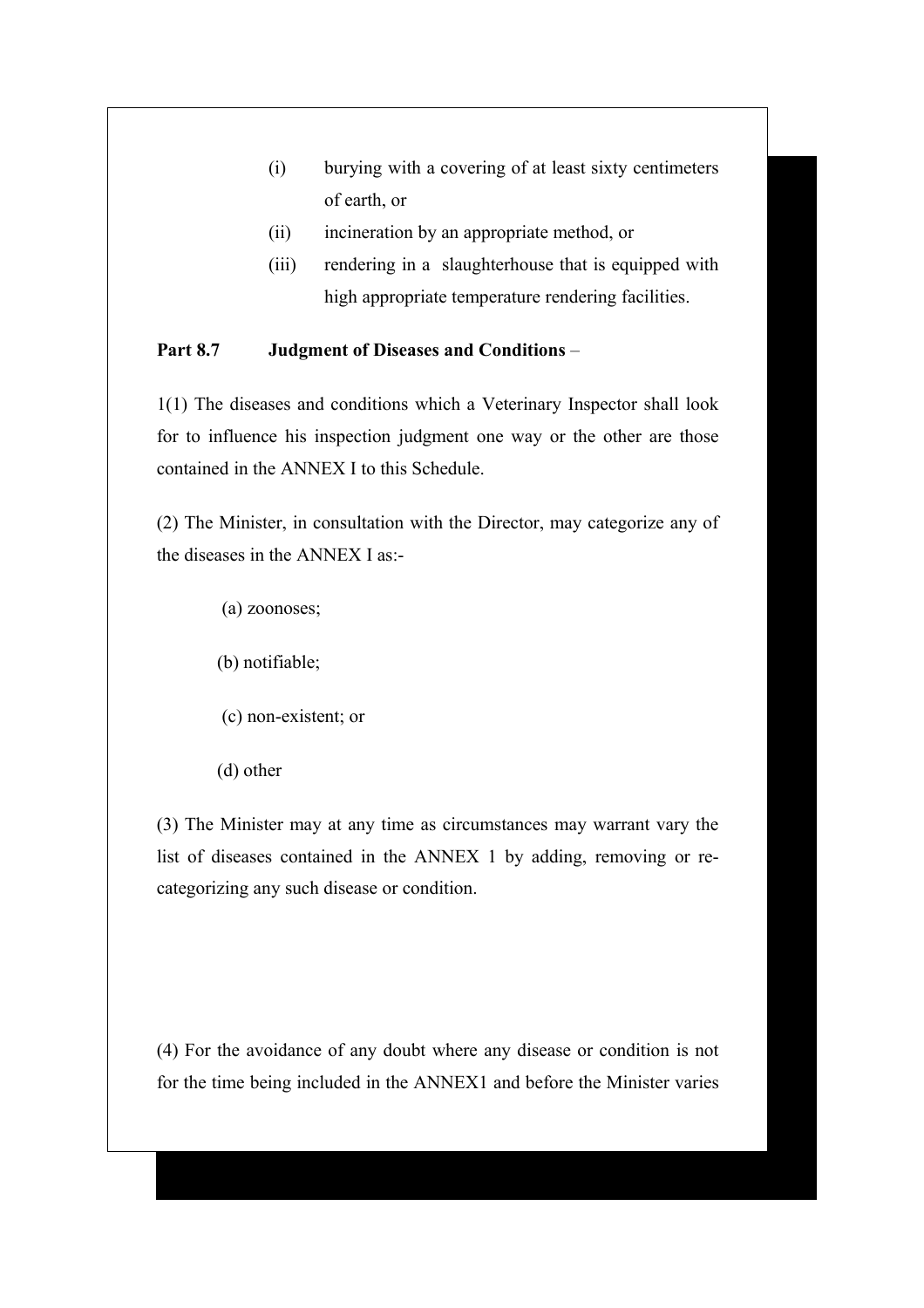(i) burying with a covering of at least sixty centimeters of earth, or

(ii) incineration by an appropriate method, or

(iii) rendering in a slaughterhouse that is equipped with high appropriate temperature rendering facilities.

**Part 8.7 Judgment of Diseases and Conditions** –

1(1) The diseases and conditions which a Veterinary Inspector shall look for to influence his inspection judgment one way or the other are those contained in the ANNEX I to this Schedule.

(2) The Minister, in consultation with the Director, may categorize any of the diseases in the ANNEX I as:-

(a) zoonoses;

(b) notifiable;

(c) non-existent; or

(d) other

(3) The Minister may at any time as circumstances may warrant vary the list of diseases contained in the ANNEX 1 by adding, removing or re-categorizing any such disease or condition.

(4) For the avoidance of any doubt where any disease or condition is not for the time being included in the ANNEX1 and before the Minister varies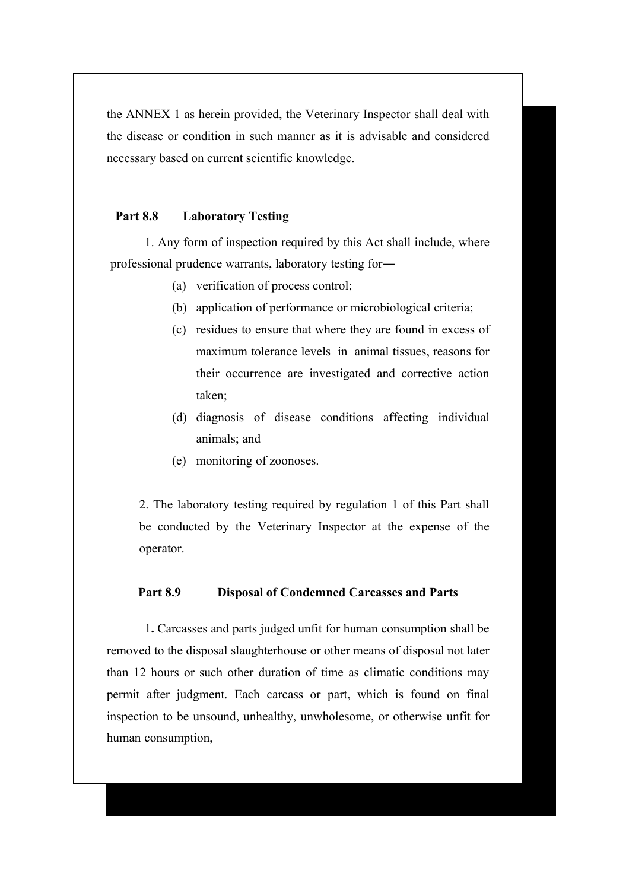the ANNEX 1 as herein provided, the Veterinary Inspector shall deal with the disease or condition in such manner as it is advisable and considered necessary based on current scientific knowledge.

### Part 8.8 Laboratory Testing

1. Any form of inspection required by this Act shall include, where professional prudence warrants, laboratory testing for―

   (a) verification of process control;

   (b) application of performance or microbiological criteria;

   (c) residues to ensure that where they are found in excess of maximum tolerance levels in animal tissues, reasons for their occurrence are investigated and corrective action taken;

   (d) diagnosis of disease conditions affecting individual animals; and

   (e) monitoring of zoonoses.

2. The laboratory testing required by regulation 1 of this Part shall be conducted by the Veterinary Inspector at the expense of the operator.

### Part 8.9 Disposal of Condemned Carcasses and Parts

1**.** Carcasses and parts judged unfit for human consumption shall be removed to the disposal slaughterhouse or other means of disposal not later than 12 hours or such other duration of time as climatic conditions may permit after judgment. Each carcass or part, which is found on final inspection to be unsound, unhealthy, unwholesome, or otherwise unfit for human consumption,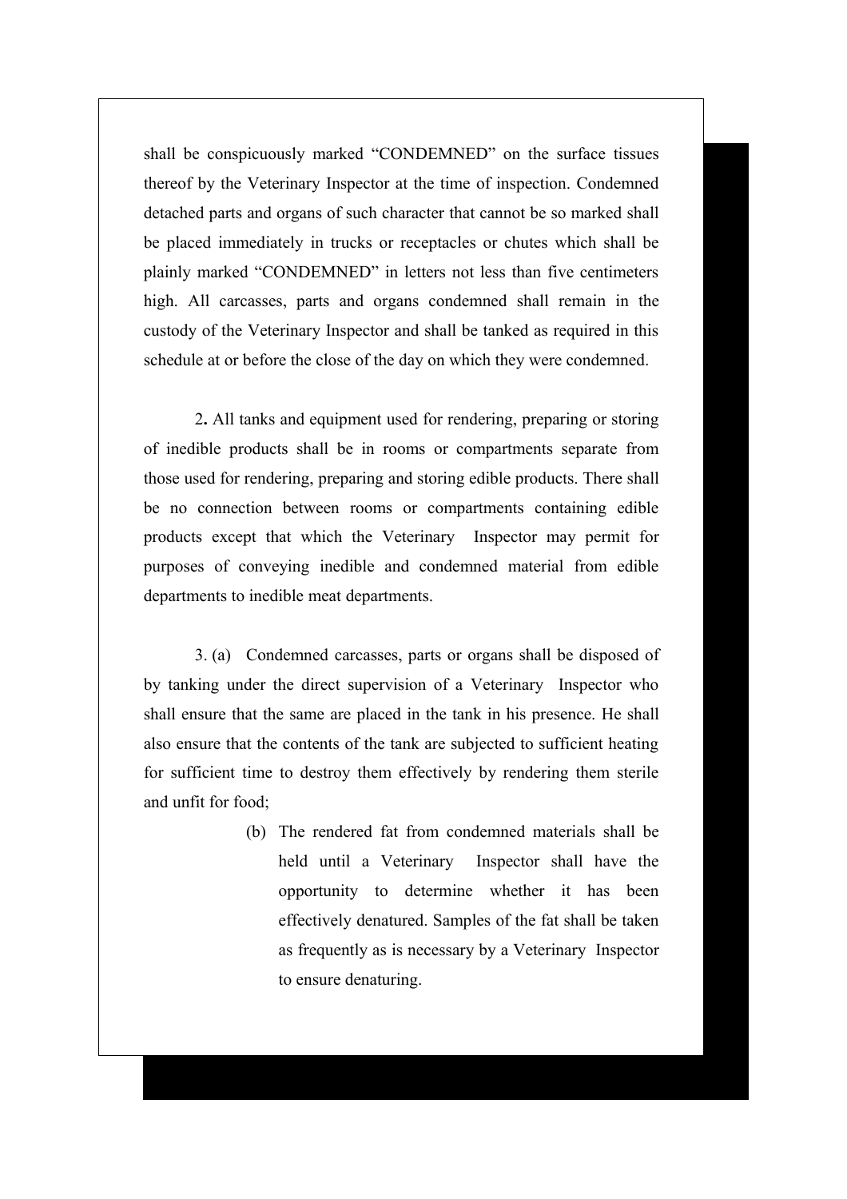shall be conspicuously marked "CONDEMNED" on the surface tissues thereof by the Veterinary Inspector at the time of inspection. Condemned detached parts and organs of such character that cannot be so marked shall be placed immediately in trucks or receptacles or chutes which shall be plainly marked "CONDEMNED" in letters not less than five centimeters high. All carcasses, parts and organs condemned shall remain in the custody of the Veterinary Inspector and shall be tanked as required in this schedule at or before the close of the day on which they were condemned.

2**.** All tanks and equipment used for rendering, preparing or storing of inedible products shall be in rooms or compartments separate from those used for rendering, preparing and storing edible products. There shall be no connection between rooms or compartments containing edible products except that which the Veterinary Inspector may permit for purposes of conveying inedible and condemned material from edible departments to inedible meat departments.

3. (a) Condemned carcasses, parts or organs shall be disposed of by tanking under the direct supervision of a Veterinary Inspector who shall ensure that the same are placed in the tank in his presence. He shall also ensure that the contents of the tank are subjected to sufficient heating for sufficient time to destroy them effectively by rendering them sterile and unfit for food;

(b) The rendered fat from condemned materials shall be held until a Veterinary Inspector shall have the opportunity to determine whether it has been effectively denatured. Samples of the fat shall be taken as frequently as is necessary by a Veterinary Inspector to ensure denaturing.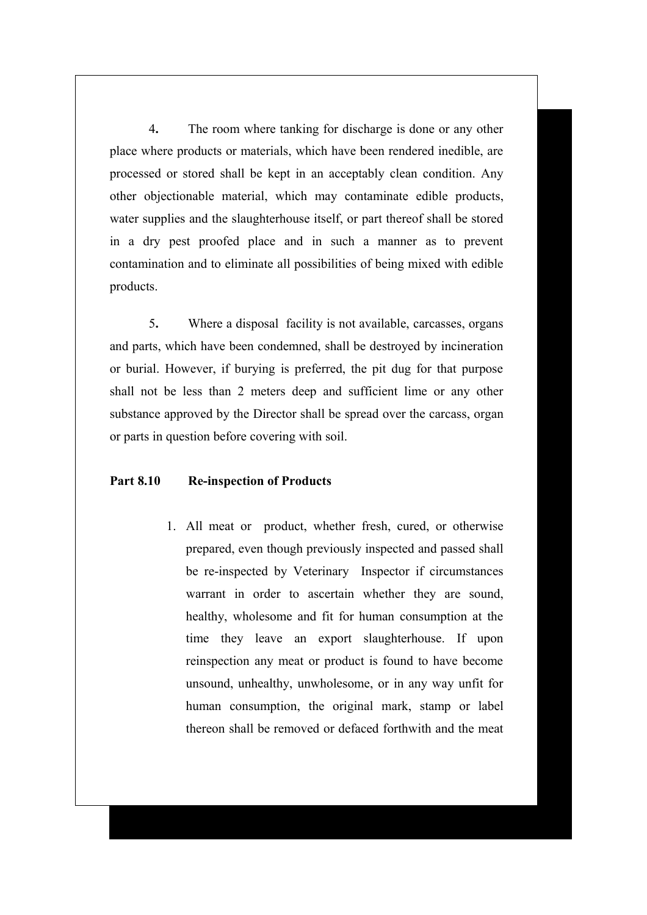4. The room where tanking for discharge is done or any other place where products or materials, which have been rendered inedible, are processed or stored shall be kept in an acceptably clean condition. Any other objectionable material, which may contaminate edible products, water supplies and the slaughterhouse itself, or part thereof shall be stored in a dry pest proofed place and in such a manner as to prevent contamination and to eliminate all possibilities of being mixed with edible products.

5. Where a disposal facility is not available, carcasses, organs and parts, which have been condemned, shall be destroyed by incineration or burial. However, if burying is preferred, the pit dug for that purpose shall not be less than 2 meters deep and sufficient lime or any other substance approved by the Director shall be spread over the carcass, organ or parts in question before covering with soil.

**Part 8.10 Re-inspection of Products**

1. All meat or product, whether fresh, cured, or otherwise prepared, even though previously inspected and passed shall be re-inspected by Veterinary Inspector if circumstances warrant in order to ascertain whether they are sound, healthy, wholesome and fit for human consumption at the time they leave an export slaughterhouse. If upon reinspection any meat or product is found to have become unsound, unhealthy, unwholesome, or in any way unfit for human consumption, the original mark, stamp or label thereon shall be removed or defaced forthwith and the meat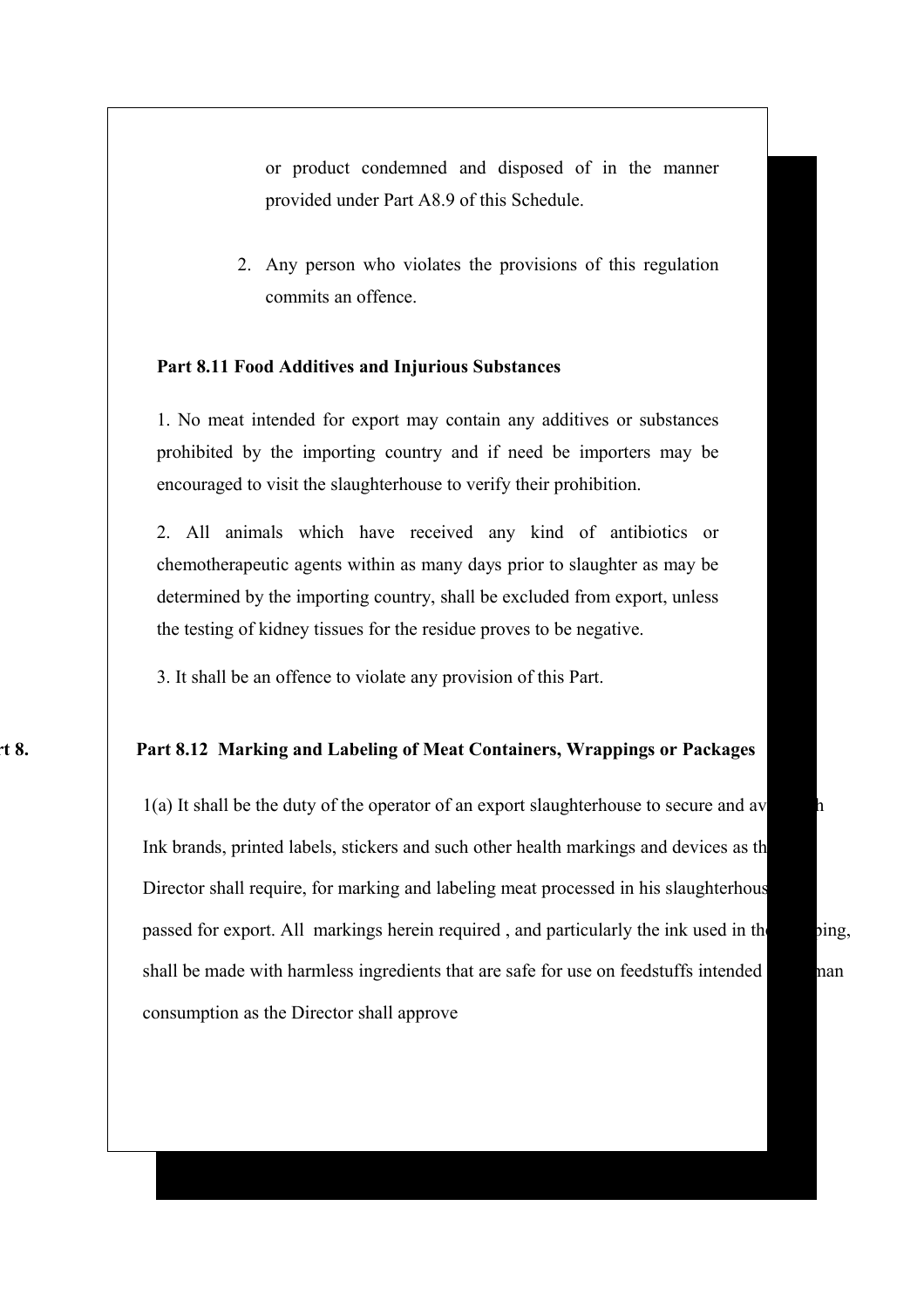or product condemned and disposed of in the manner provided under Part A8.9 of this Schedule.

2. Any person who violates the provisions of this regulation commits an offence.

**Part 8.11 Food Additives and Injurious Substances**

1. No meat intended for export may contain any additives or substances prohibited by the importing country and if need be importers may be encouraged to visit the slaughterhouse to verify their prohibition.

2. All animals which have received any kind of antibiotics or chemotherapeutic agents within as many days prior to slaughter as may be determined by the importing country, shall be excluded from export, unless the testing of kidney tissues for the residue proves to be negative.

3. It shall be an offence to violate any provision of this Part.

rt 8.

**Part 8.12 Marking and Labeling of Meat Containers, Wrappings or Packages**

1(a) It shall be the duty of the operator of an export slaughterhouse to secure and av h Ink brands, printed labels, stickers and such other health markings and devices as th Director shall require, for marking and labeling meat processed in his slaughterhous passed for export. All markings herein required , and particularly the ink used in th bing, shall be made with harmless ingredients that are safe for use on feedstuffs intended man consumption as the Director shall approve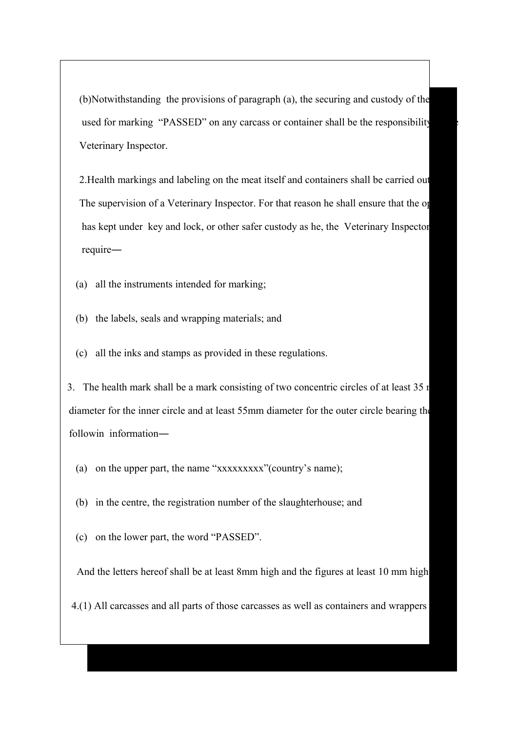(b)Notwithstanding the provisions of paragraph (a), the securing and custody of the used for marking "PASSED" on any carcass or container shall be the responsibility Veterinary Inspector.

2.Health markings and labeling on the meat itself and containers shall be carried out The supervision of a Veterinary Inspector. For that reason he shall ensure that the op has kept under key and lock, or other safer custody as he, the Veterinary Inspector require—

(a) all the instruments intended for marking;

(b) the labels, seals and wrapping materials; and

(c) all the inks and stamps as provided in these regulations.

3. The health mark shall be a mark consisting of two concentric circles of at least 35 r diameter for the inner circle and at least 55mm diameter for the outer circle bearing the followin information—

(a) on the upper part, the name "xxxxxxxxx"(country's name);

(b) in the centre, the registration number of the slaughterhouse; and

(c) on the lower part, the word "PASSED".

And the letters hereof shall be at least 8mm high and the figures at least 10 mm high

4.(1) All carcasses and all parts of those carcasses as well as containers and wrappers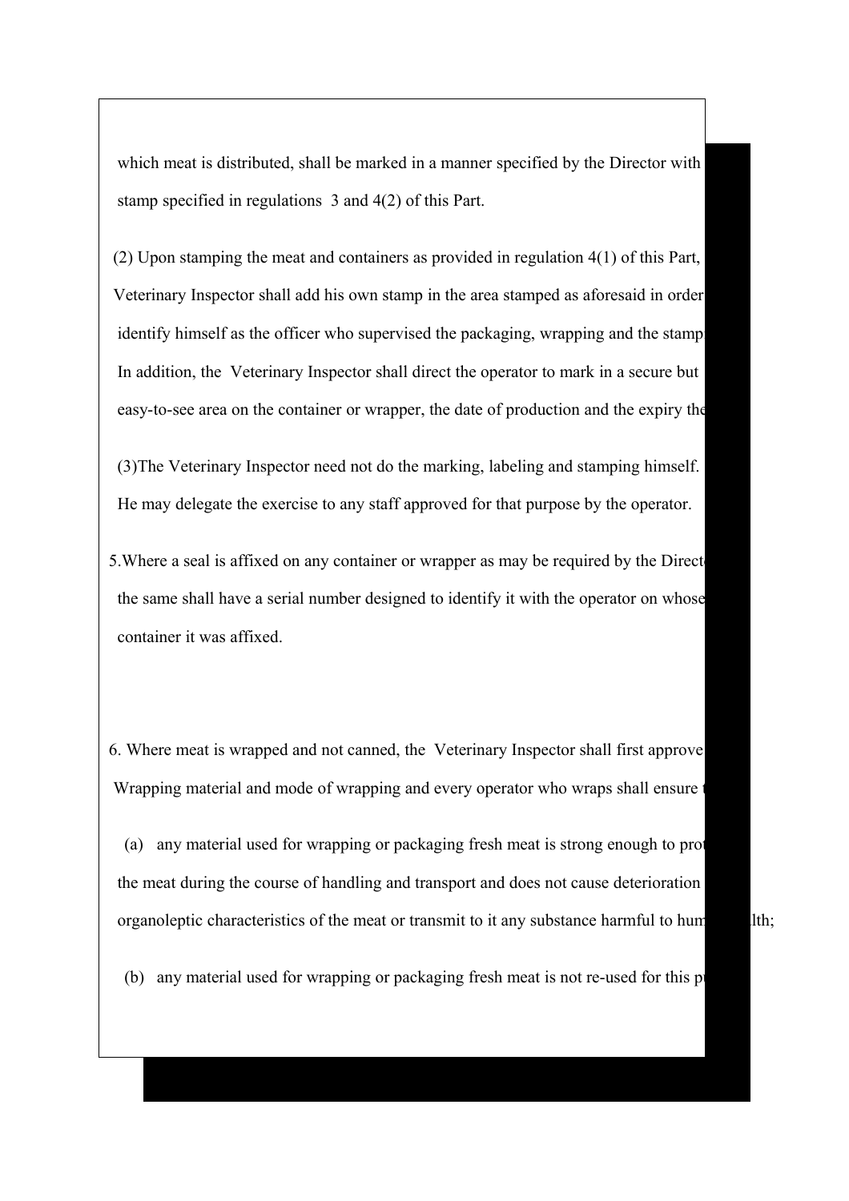which meat is distributed, shall be marked in a manner specified by the Director with stamp specified in regulations 3 and 4(2) of this Part.

(2) Upon stamping the meat and containers as provided in regulation 4(1) of this Part, Veterinary Inspector shall add his own stamp in the area stamped as aforesaid in order identify himself as the officer who supervised the packaging, wrapping and the stamp In addition, the Veterinary Inspector shall direct the operator to mark in a secure but easy-to-see area on the container or wrapper, the date of production and the expiry the

(3)The Veterinary Inspector need not do the marking, labeling and stamping himself. He may delegate the exercise to any staff approved for that purpose by the operator.

5.Where a seal is affixed on any container or wrapper as may be required by the Direct the same shall have a serial number designed to identify it with the operator on whose container it was affixed.

6. Where meat is wrapped and not canned, the Veterinary Inspector shall first approve Wrapping material and mode of wrapping and every operator who wraps shall ensure

(a) any material used for wrapping or packaging fresh meat is strong enough to prot the meat during the course of handling and transport and does not cause deterioration organoleptic characteristics of the meat or transmit to it any substance harmful to hum lth;

(b) any material used for wrapping or packaging fresh meat is not re-used for this p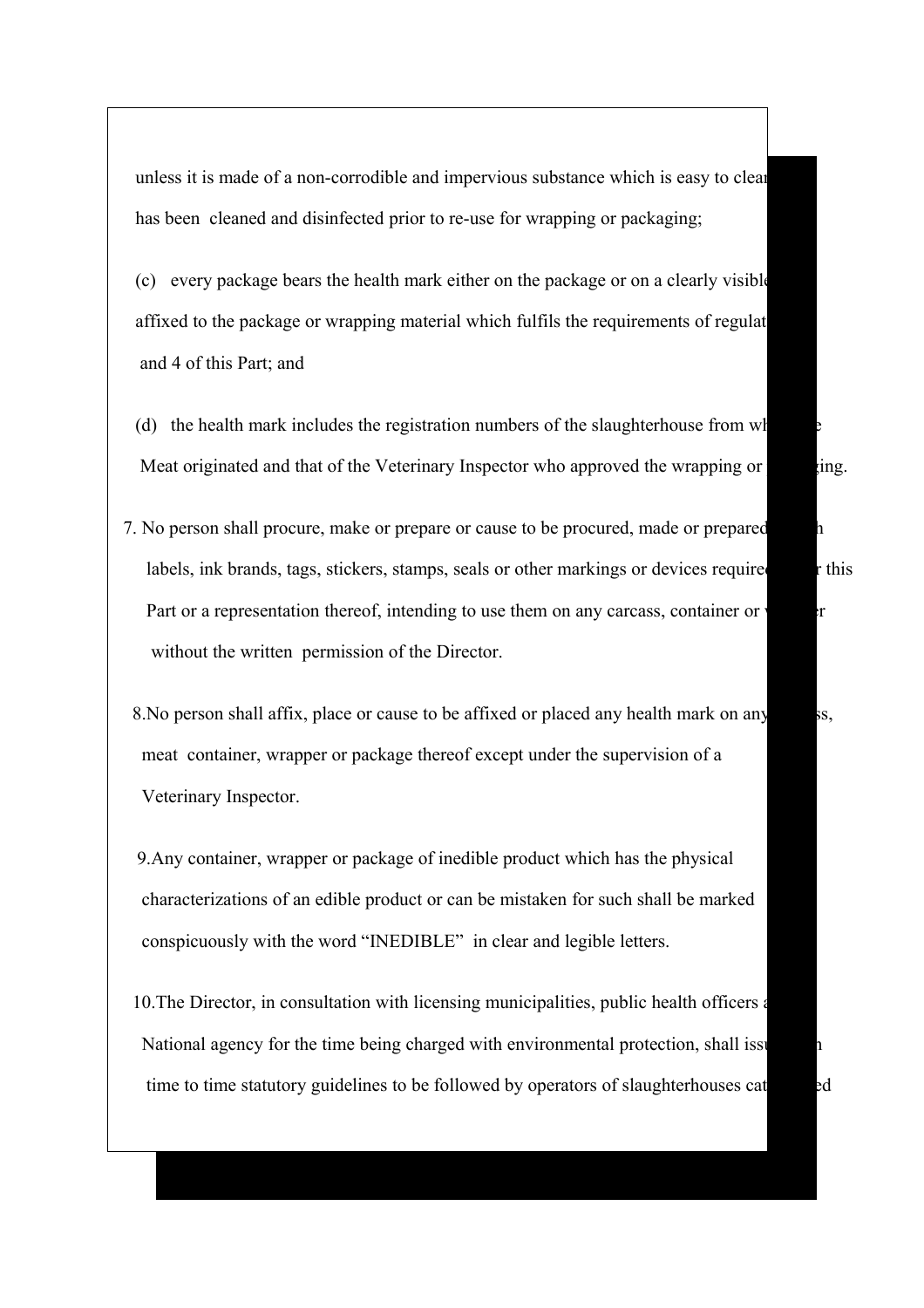unless it is made of a non-corrodible and impervious substance which is easy to clean has been cleaned and disinfected prior to re-use for wrapping or packaging;

(c) every package bears the health mark either on the package or on a clearly visible affixed to the package or wrapping material which fulfils the requirements of regulat and 4 of this Part; and

(d) the health mark includes the registration numbers of the slaughterhouse from wh e Meat originated and that of the Veterinary Inspector who approved the wrapping or ging.

7. No person shall procure, make or prepare or cause to be procured, made or prepared h labels, ink brands, tags, stickers, stamps, seals or other markings or devices require r this Part or a representation thereof, intending to use them on any carcass, container or r without the written permission of the Director.

8. No person shall affix, place or cause to be affixed or placed any health mark on any ss, meat container, wrapper or package thereof except under the supervision of a Veterinary Inspector.

9. Any container, wrapper or package of inedible product which has the physical characterizations of an edible product or can be mistaken for such shall be marked conspicuously with the word "INEDIBLE" in clear and legible letters.

10. The Director, in consultation with licensing municipalities, public health officers a National agency for the time being charged with environmental protection, shall issu n time to time statutory guidelines to be followed by operators of slaughterhouses cat ed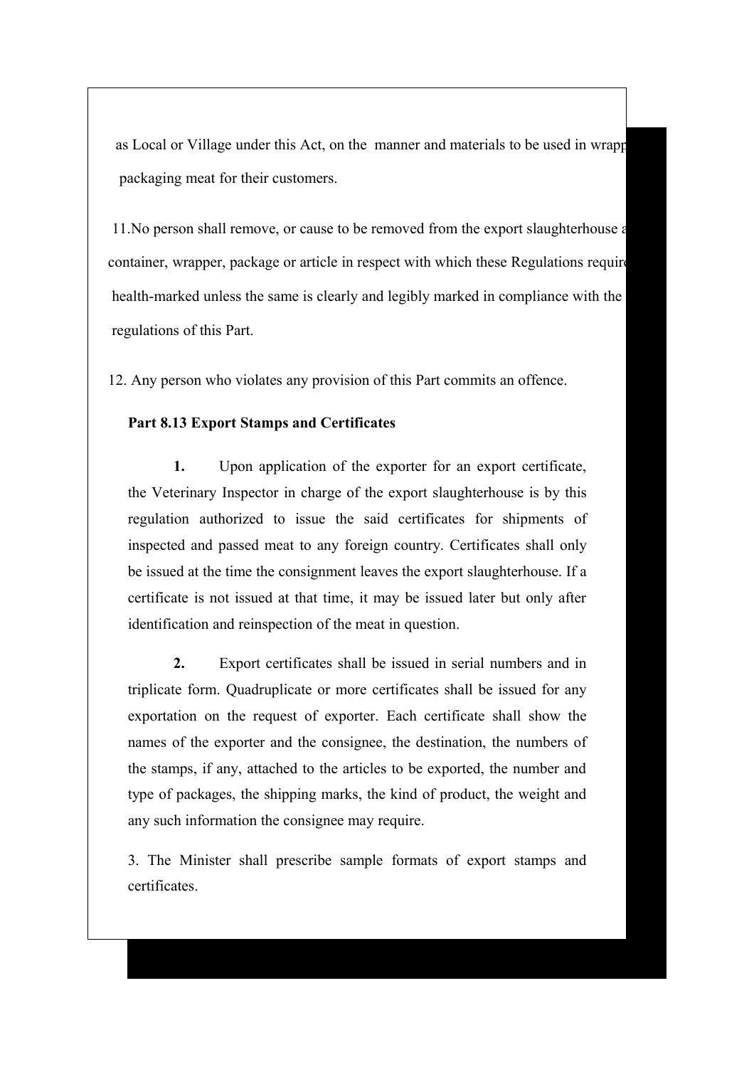as Local or Village under this Act, on the manner and materials to be used in wrapp packaging meat for their customers.

11.No person shall remove, or cause to be removed from the export slaughterhouse a container, wrapper, package or article in respect with which these Regulations require health-marked unless the same is clearly and legibly marked in compliance with the regulations of this Part.

12. Any person who violates any provision of this Part commits an offence.

**Part 8.13 Export Stamps and Certificates**

**1.** Upon application of the exporter for an export certificate, the Veterinary Inspector in charge of the export slaughterhouse is by this regulation authorized to issue the said certificates for shipments of inspected and passed meat to any foreign country. Certificates shall only be issued at the time the consignment leaves the export slaughterhouse. If a certificate is not issued at that time, it may be issued later but only after identification and reinspection of the meat in question.

**2.** Export certificates shall be issued in serial numbers and in triplicate form. Quadruplicate or more certificates shall be issued for any exportation on the request of exporter. Each certificate shall show the names of the exporter and the consignee, the destination, the numbers of the stamps, if any, attached to the articles to be exported, the number and type of packages, the shipping marks, the kind of product, the weight and any such information the consignee may require.

3. The Minister shall prescribe sample formats of export stamps and certificates.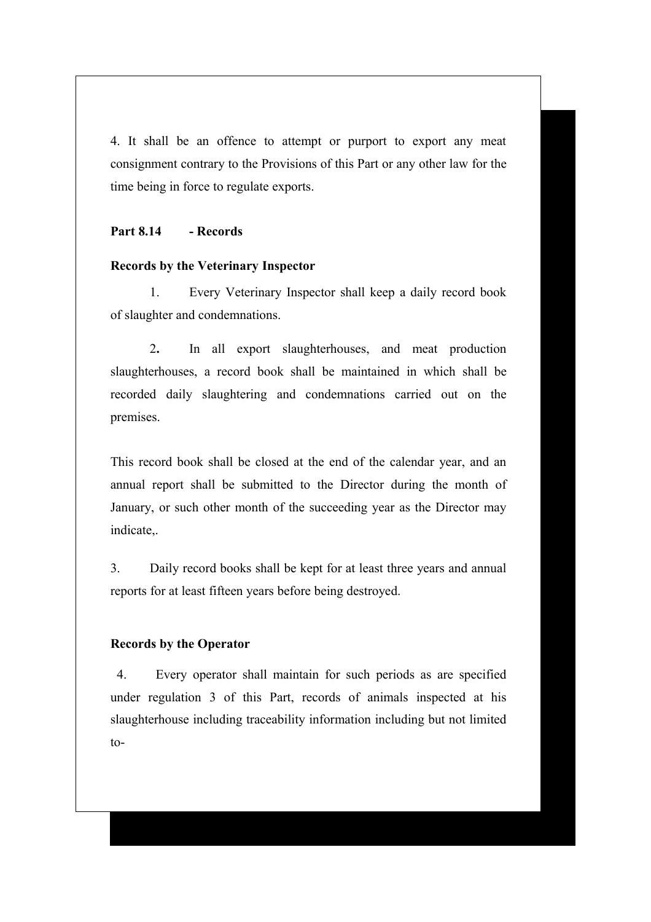4. It shall be an offence to attempt or purport to export any meat consignment contrary to the Provisions of this Part or any other law for the time being in force to regulate exports.

**Part 8.14 - Records**

**Records by the Veterinary Inspector**

1. Every Veterinary Inspector shall keep a daily record book of slaughter and condemnations.

2**.** In all export slaughterhouses, and meat production slaughterhouses, a record book shall be maintained in which shall be recorded daily slaughtering and condemnations carried out on the premises.

This record book shall be closed at the end of the calendar year, and an annual report shall be submitted to the Director during the month of January, or such other month of the succeeding year as the Director may indicate,.

3. Daily record books shall be kept for at least three years and annual reports for at least fifteen years before being destroyed.

**Records by the Operator**

4. Every operator shall maintain for such periods as are specified under regulation 3 of this Part, records of animals inspected at his slaughterhouse including traceability information including but not limited to-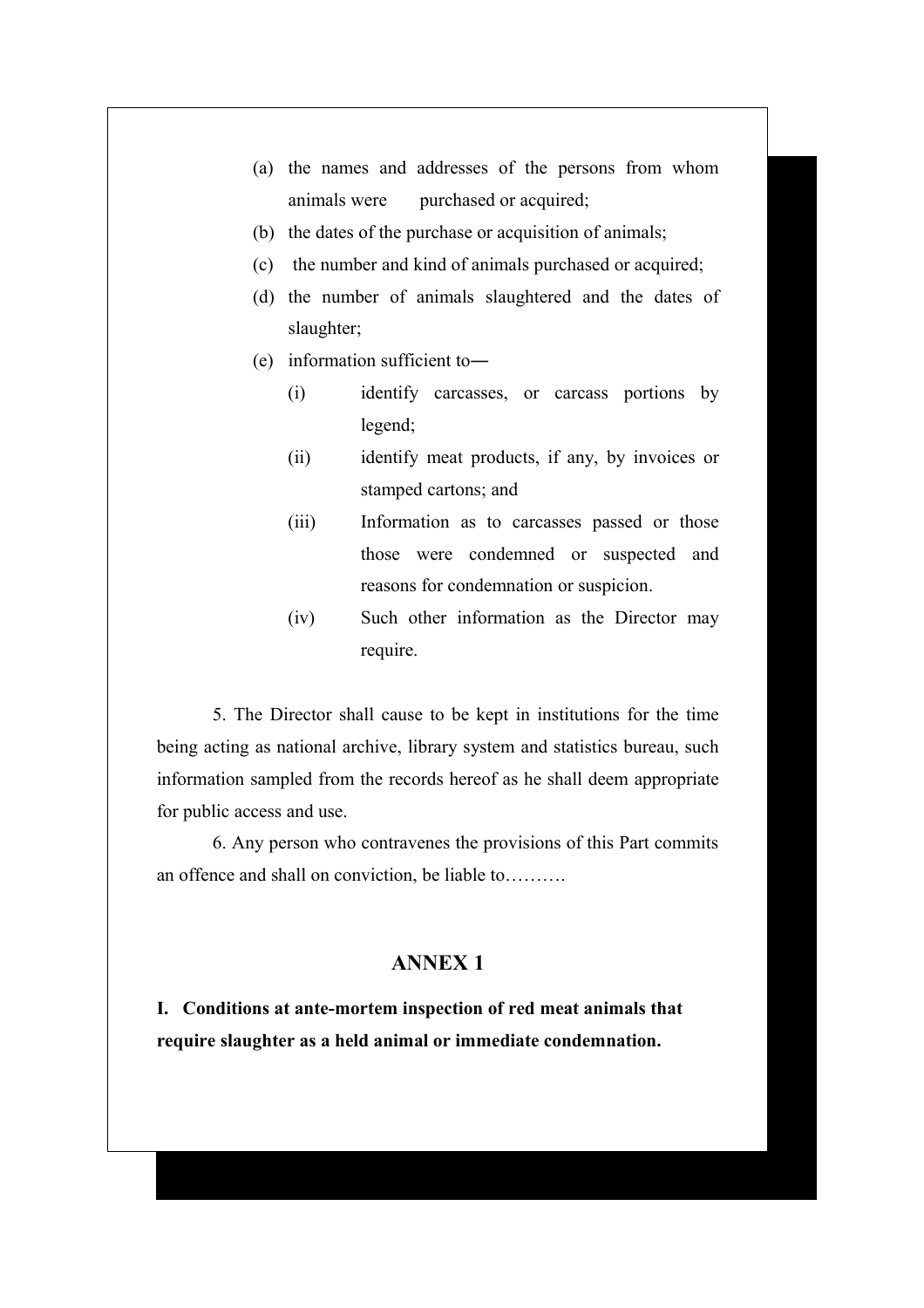(a) the names and addresses of the persons from whom animals were purchased or acquired;
(b) the dates of the purchase or acquisition of animals;
(c) the number and kind of animals purchased or acquired;
(d) the number of animals slaughtered and the dates of slaughter;
(e) information sufficient to―
    (i) identify carcasses, or carcass portions by legend;
    (ii) identify meat products, if any, by invoices or stamped cartons; and
    (iii) Information as to carcasses passed or those those were condemned or suspected and reasons for condemnation or suspicion.
    (iv) Such other information as the Director may require.

5. The Director shall cause to be kept in institutions for the time being acting as national archive, library system and statistics bureau, such information sampled from the records hereof as he shall deem appropriate for public access and use.

6. Any person who contravenes the provisions of this Part commits an offence and shall on conviction, be liable to……….

## ANNEX 1

**I. Conditions at ante-mortem inspection of red meat animals that require slaughter as a held animal or immediate condemnation.**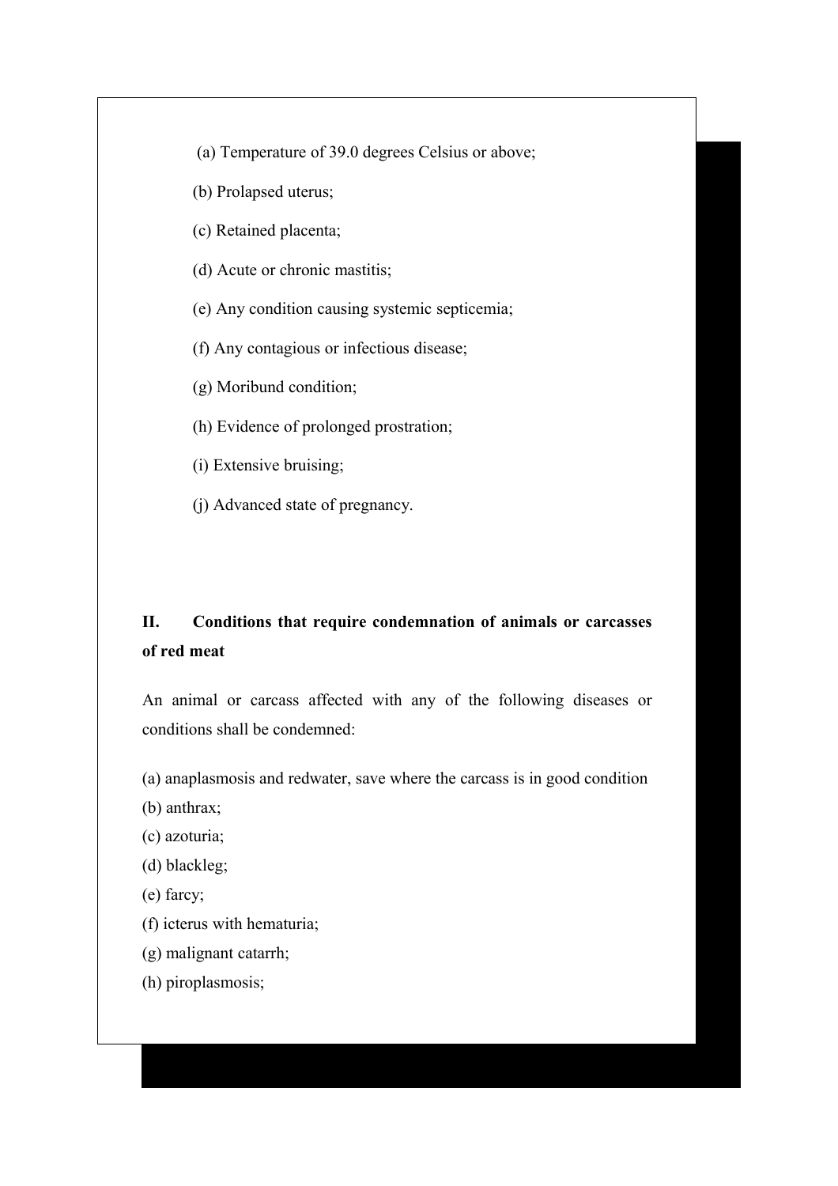(a) Temperature of 39.0 degrees Celsius or above;

(b) Prolapsed uterus;

(c) Retained placenta;

(d) Acute or chronic mastitis;

(e) Any condition causing systemic septicemia;

(f) Any contagious or infectious disease;

(g) Moribund condition;

(h) Evidence of prolonged prostration;

(i) Extensive bruising;

(j) Advanced state of pregnancy.

## II. Conditions that require condemnation of animals or carcasses of red meat

An animal or carcass affected with any of the following diseases or conditions shall be condemned:

(a) anaplasmosis and redwater, save where the carcass is in good condition

(b) anthrax;

(c) azoturia;

(d) blackleg;

(e) farcy;

(f) icterus with hematuria;

(g) malignant catarrh;

(h) piroplasmosis;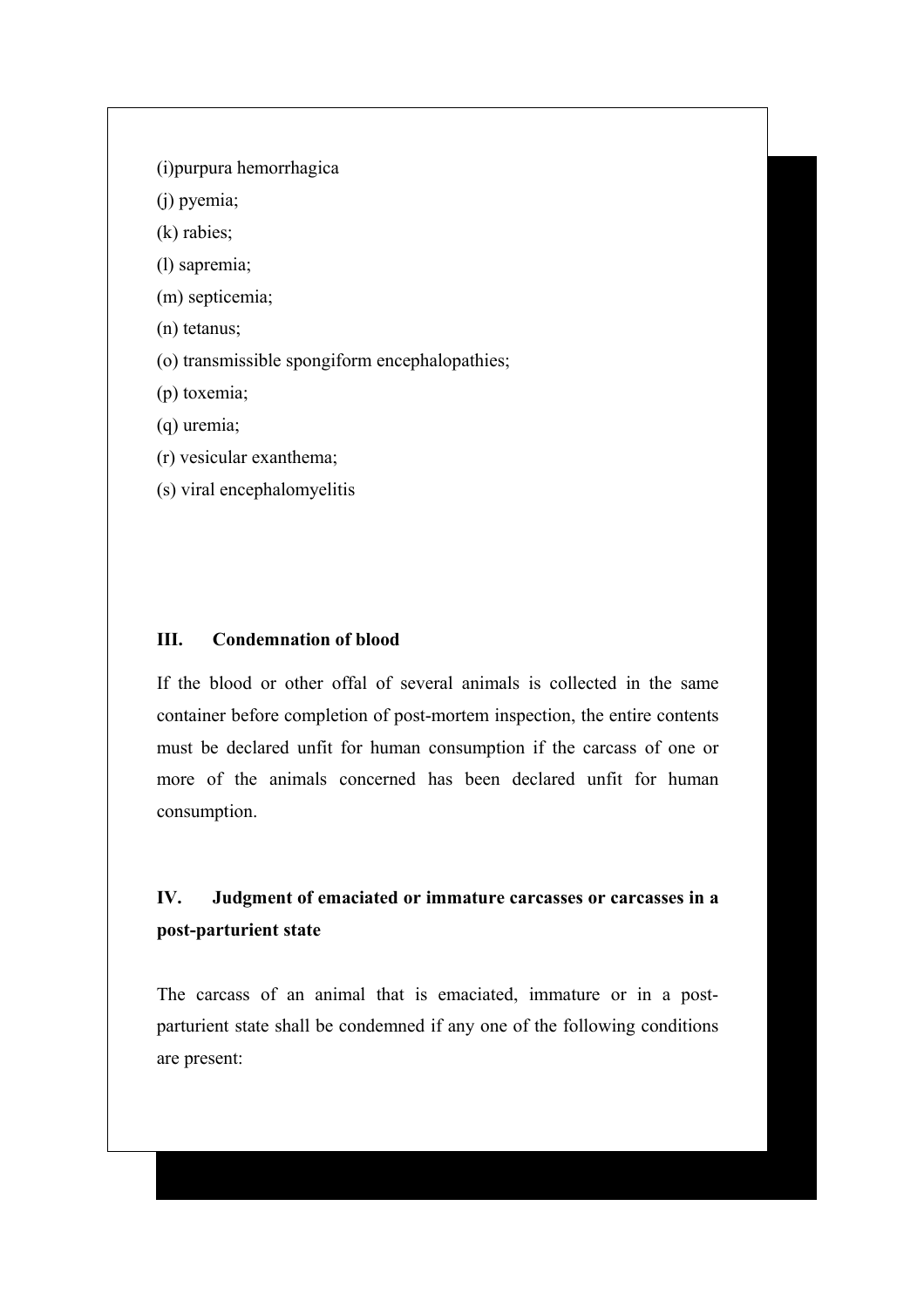(i)purpura hemorrhagica

(j) pyemia;

(k) rabies;

(l) sapremia;

(m) septicemia;

(n) tetanus;

(o) transmissible spongiform encephalopathies;

(p) toxemia;

(q) uremia;

(r) vesicular exanthema;

(s) viral encephalomyelitis

## III. Condemnation of blood

If the blood or other offal of several animals is collected in the same container before completion of post-mortem inspection, the entire contents must be declared unfit for human consumption if the carcass of one or more of the animals concerned has been declared unfit for human consumption.

## IV. Judgment of emaciated or immature carcasses or carcasses in a post-parturient state

The carcass of an animal that is emaciated, immature or in a post-parturient state shall be condemned if any one of the following conditions are present: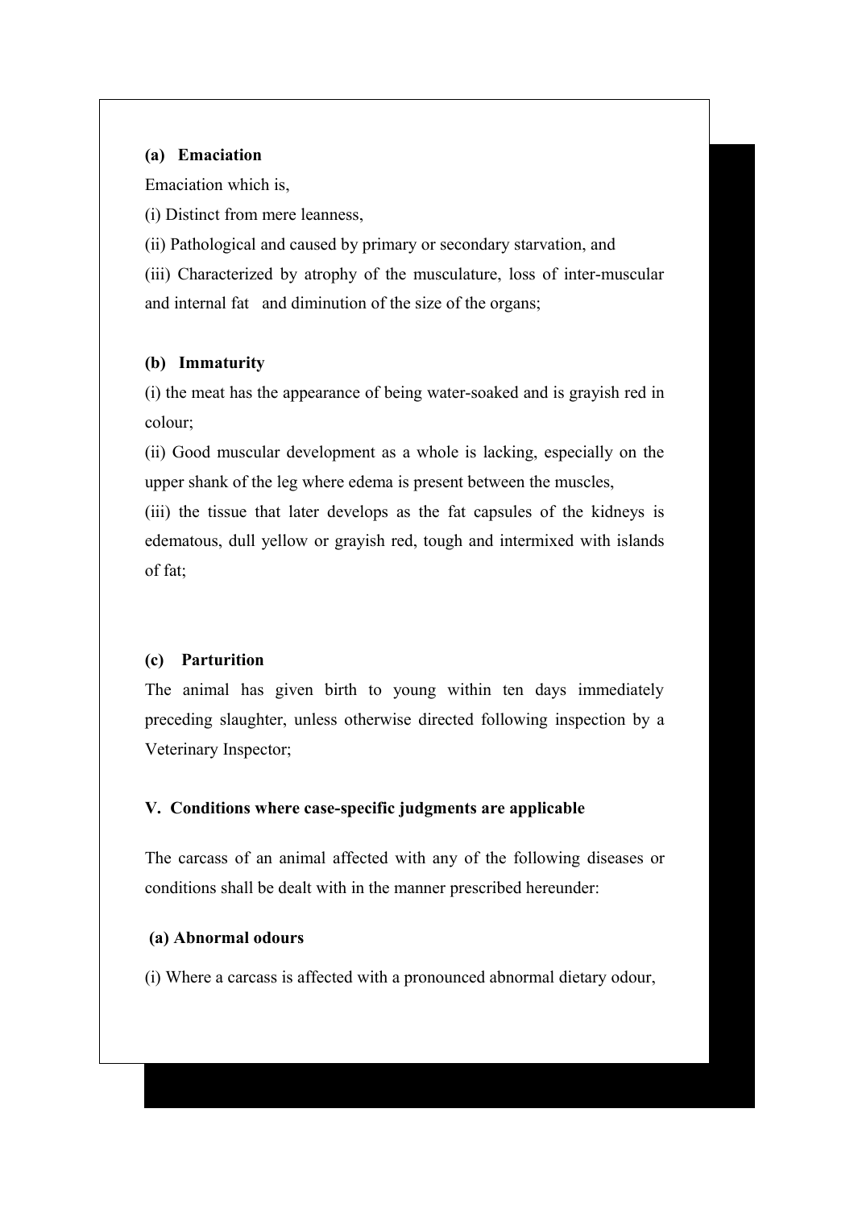**(a) Emaciation**

Emaciation which is,

(i) Distinct from mere leanness,

(ii) Pathological and caused by primary or secondary starvation, and

(iii) Characterized by atrophy of the musculature, loss of inter-muscular and internal fat and diminution of the size of the organs;

**(b) Immaturity**

(i) the meat has the appearance of being water-soaked and is grayish red in colour;

(ii) Good muscular development as a whole is lacking, especially on the upper shank of the leg where edema is present between the muscles,

(iii) the tissue that later develops as the fat capsules of the kidneys is edematous, dull yellow or grayish red, tough and intermixed with islands of fat;

**(c) Parturition**

The animal has given birth to young within ten days immediately preceding slaughter, unless otherwise directed following inspection by a Veterinary Inspector;

**V. Conditions where case-specific judgments are applicable**

The carcass of an animal affected with any of the following diseases or conditions shall be dealt with in the manner prescribed hereunder:

**(a) Abnormal odours**

(i) Where a carcass is affected with a pronounced abnormal dietary odour,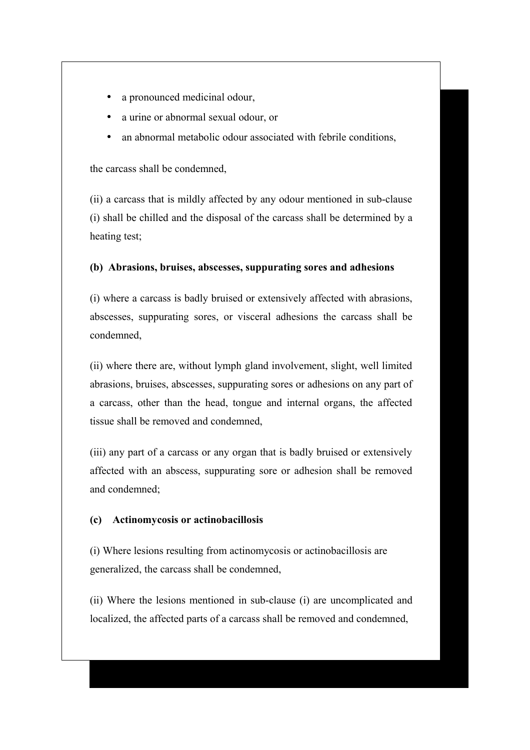- a pronounced medicinal odour,
- a urine or abnormal sexual odour, or
- an abnormal metabolic odour associated with febrile conditions,

the carcass shall be condemned,

(ii) a carcass that is mildly affected by any odour mentioned in sub-clause (i) shall be chilled and the disposal of the carcass shall be determined by a heating test;

**(b) Abrasions, bruises, abscesses, suppurating sores and adhesions**

(i) where a carcass is badly bruised or extensively affected with abrasions, abscesses, suppurating sores, or visceral adhesions the carcass shall be condemned,

(ii) where there are, without lymph gland involvement, slight, well limited abrasions, bruises, abscesses, suppurating sores or adhesions on any part of a carcass, other than the head, tongue and internal organs, the affected tissue shall be removed and condemned,

(iii) any part of a carcass or any organ that is badly bruised or extensively affected with an abscess, suppurating sore or adhesion shall be removed and condemned;

**(c) Actinomycosis or actinobacillosis**

(i) Where lesions resulting from actinomycosis or actinobacillosis are generalized, the carcass shall be condemned,

(ii) Where the lesions mentioned in sub-clause (i) are uncomplicated and localized, the affected parts of a carcass shall be removed and condemned,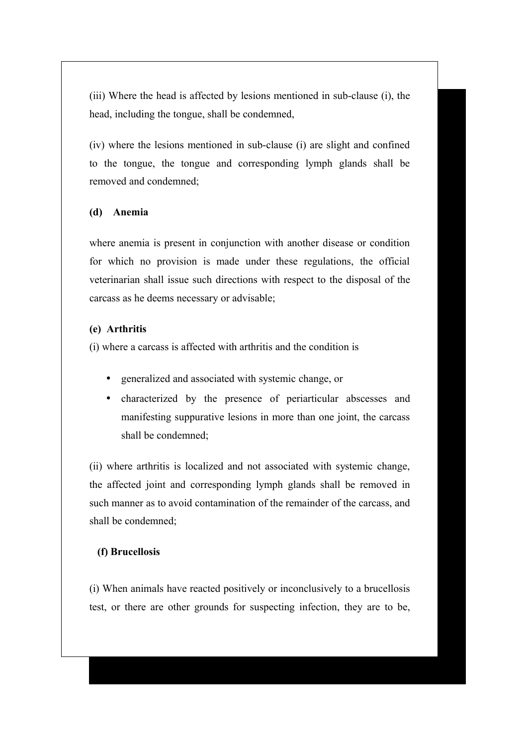(iii) Where the head is affected by lesions mentioned in sub-clause (i), the head, including the tongue, shall be condemned,

(iv) where the lesions mentioned in sub-clause (i) are slight and confined to the tongue, the tongue and corresponding lymph glands shall be removed and condemned;

**(d) Anemia**

where anemia is present in conjunction with another disease or condition for which no provision is made under these regulations, the official veterinarian shall issue such directions with respect to the disposal of the carcass as he deems necessary or advisable;

**(e) Arthritis**

(i) where a carcass is affected with arthritis and the condition is

- generalized and associated with systemic change, or
- characterized by the presence of periarticular abscesses and manifesting suppurative lesions in more than one joint, the carcass shall be condemned;

(ii) where arthritis is localized and not associated with systemic change, the affected joint and corresponding lymph glands shall be removed in such manner as to avoid contamination of the remainder of the carcass, and shall be condemned;

**(f) Brucellosis**

(i) When animals have reacted positively or inconclusively to a brucellosis test, or there are other grounds for suspecting infection, they are to be,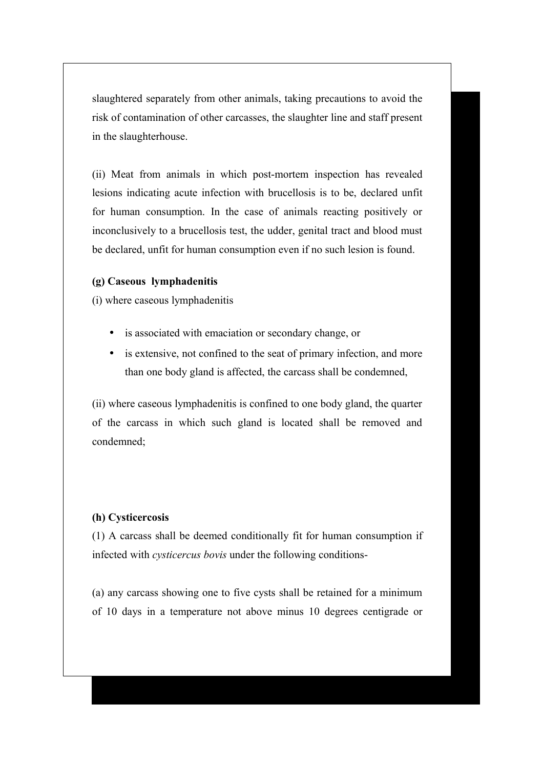slaughtered separately from other animals, taking precautions to avoid the risk of contamination of other carcasses, the slaughter line and staff present in the slaughterhouse.

(ii) Meat from animals in which post-mortem inspection has revealed lesions indicating acute infection with brucellosis is to be, declared unfit for human consumption. In the case of animals reacting positively or inconclusively to a brucellosis test, the udder, genital tract and blood must be declared, unfit for human consumption even if no such lesion is found.

**(g) Caseous lymphadenitis**

(i) where caseous lymphadenitis

- is associated with emaciation or secondary change, or
- is extensive, not confined to the seat of primary infection, and more than one body gland is affected, the carcass shall be condemned,

(ii) where caseous lymphadenitis is confined to one body gland, the quarter of the carcass in which such gland is located shall be removed and condemned;

**(h) Cysticercosis**

(1) A carcass shall be deemed conditionally fit for human consumption if infected with *cysticercus bovis* under the following conditions-

(a) any carcass showing one to five cysts shall be retained for a minimum of 10 days in a temperature not above minus 10 degrees centigrade or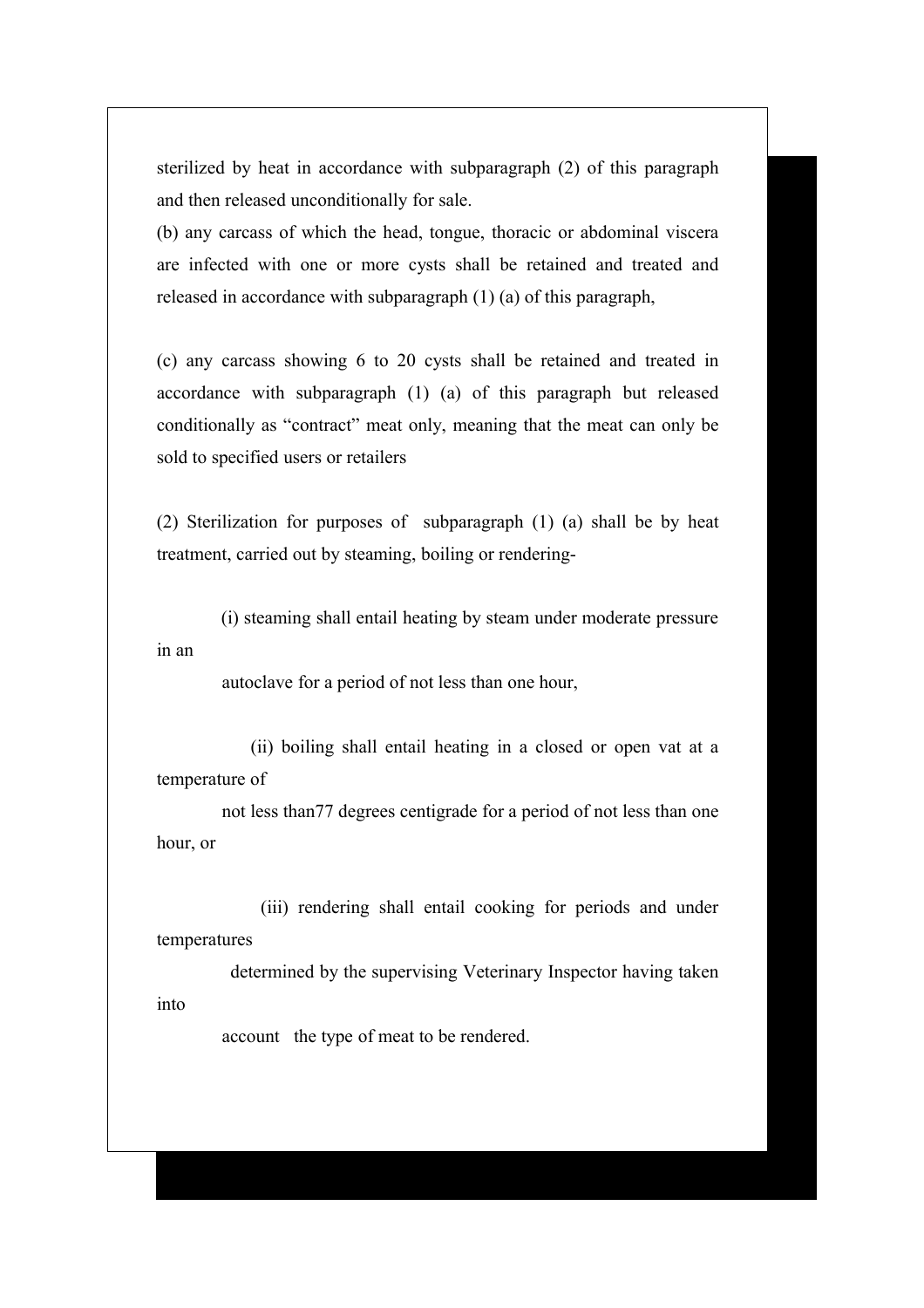sterilized by heat in accordance with subparagraph (2) of this paragraph and then released unconditionally for sale.

(b) any carcass of which the head, tongue, thoracic or abdominal viscera are infected with one or more cysts shall be retained and treated and released in accordance with subparagraph (1) (a) of this paragraph,

(c) any carcass showing 6 to 20 cysts shall be retained and treated in accordance with subparagraph (1) (a) of this paragraph but released conditionally as "contract" meat only, meaning that the meat can only be sold to specified users or retailers

(2) Sterilization for purposes of subparagraph (1) (a) shall be by heat treatment, carried out by steaming, boiling or rendering-

(i) steaming shall entail heating by steam under moderate pressure in an autoclave for a period of not less than one hour,

(ii) boiling shall entail heating in a closed or open vat at a temperature of not less than77 degrees centigrade for a period of not less than one hour, or

(iii) rendering shall entail cooking for periods and under temperatures determined by the supervising Veterinary Inspector having taken into account the type of meat to be rendered.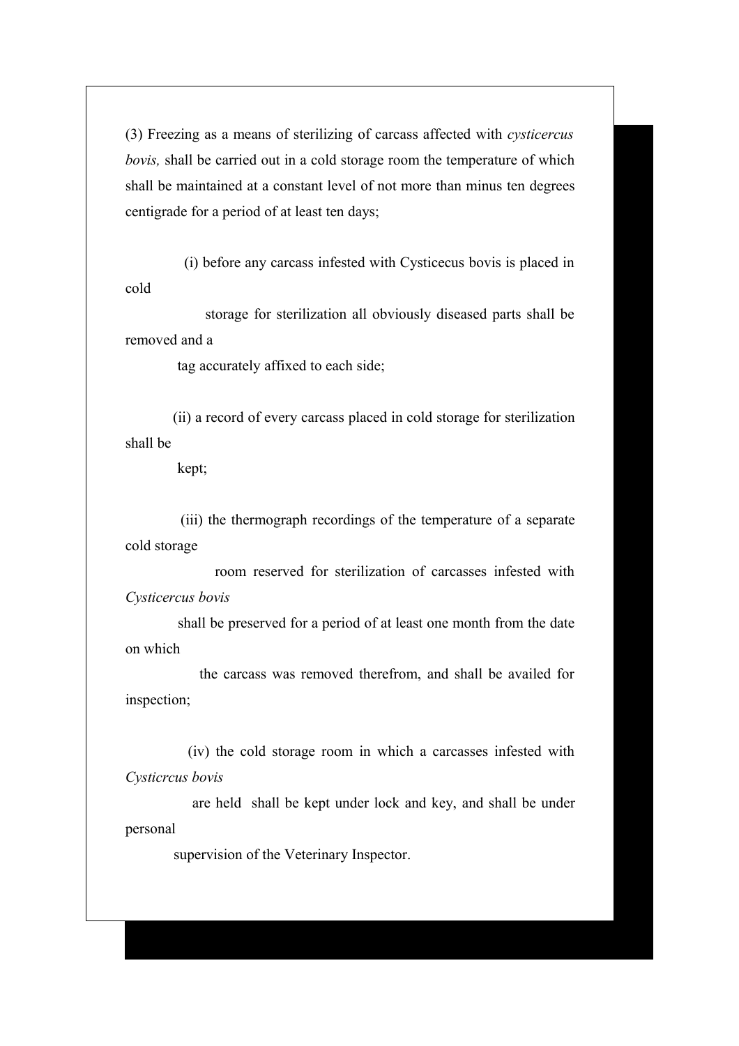(3) Freezing as a means of sterilizing of carcass affected with *cysticercus bovis,* shall be carried out in a cold storage room the temperature of which shall be maintained at a constant level of not more than minus ten degrees centigrade for a period of at least ten days;

(i) before any carcass infested with Cysticecus bovis is placed in cold storage for sterilization all obviously diseased parts shall be removed and a tag accurately affixed to each side;

(ii) a record of every carcass placed in cold storage for sterilization shall be kept;

(iii) the thermograph recordings of the temperature of a separate cold storage room reserved for sterilization of carcasses infested with *Cysticercus bovis* shall be preserved for a period of at least one month from the date on which the carcass was removed therefrom, and shall be availed for inspection;

(iv) the cold storage room in which a carcasses infested with *Cysticrcus bovis* are held shall be kept under lock and key, and shall be under personal supervision of the Veterinary Inspector.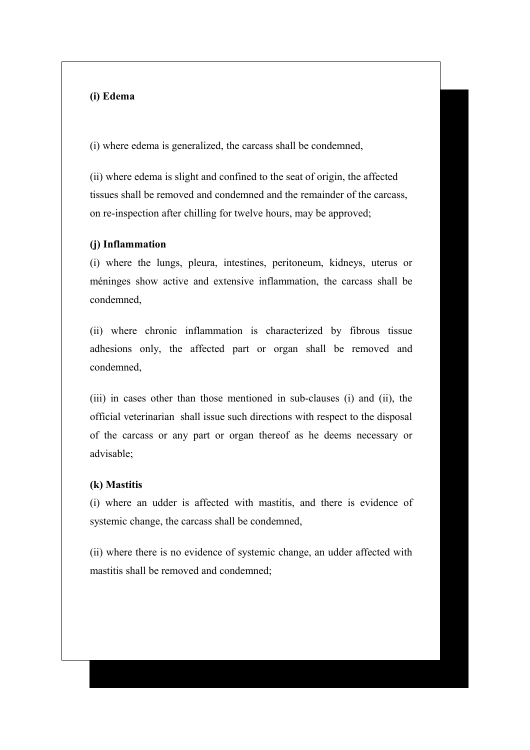**(i) Edema**

(i) where edema is generalized, the carcass shall be condemned,

(ii) where edema is slight and confined to the seat of origin, the affected tissues shall be removed and condemned and the remainder of the carcass, on re-inspection after chilling for twelve hours, may be approved;

**(j) Inflammation**

(i) where the lungs, pleura, intestines, peritoneum, kidneys, uterus or méninges show active and extensive inflammation, the carcass shall be condemned,

(ii) where chronic inflammation is characterized by fibrous tissue adhesions only, the affected part or organ shall be removed and condemned,

(iii) in cases other than those mentioned in sub-clauses (i) and (ii), the official veterinarian shall issue such directions with respect to the disposal of the carcass or any part or organ thereof as he deems necessary or advisable;

**(k) Mastitis**

(i) where an udder is affected with mastitis, and there is evidence of systemic change, the carcass shall be condemned,

(ii) where there is no evidence of systemic change, an udder affected with mastitis shall be removed and condemned;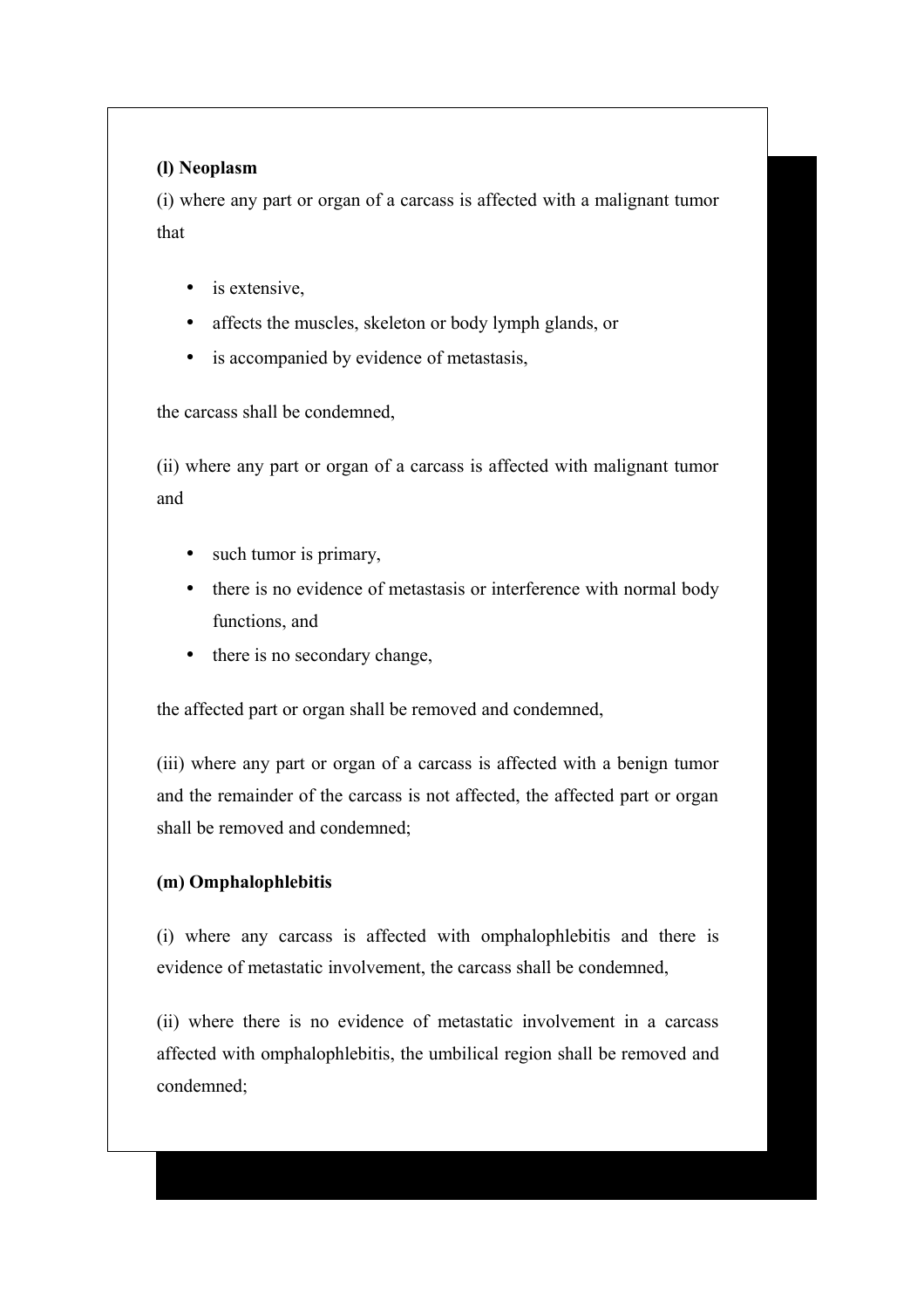**(l) Neoplasm**

(i) where any part or organ of a carcass is affected with a malignant tumor that

- is extensive,
- affects the muscles, skeleton or body lymph glands, or
- is accompanied by evidence of metastasis,

the carcass shall be condemned,

(ii) where any part or organ of a carcass is affected with malignant tumor and

- such tumor is primary,
- there is no evidence of metastasis or interference with normal body functions, and
- there is no secondary change,

the affected part or organ shall be removed and condemned,

(iii) where any part or organ of a carcass is affected with a benign tumor and the remainder of the carcass is not affected, the affected part or organ shall be removed and condemned;

**(m) Omphalophlebitis**

(i) where any carcass is affected with omphalophlebitis and there is evidence of metastatic involvement, the carcass shall be condemned,

(ii) where there is no evidence of metastatic involvement in a carcass affected with omphalophlebitis, the umbilical region shall be removed and condemned;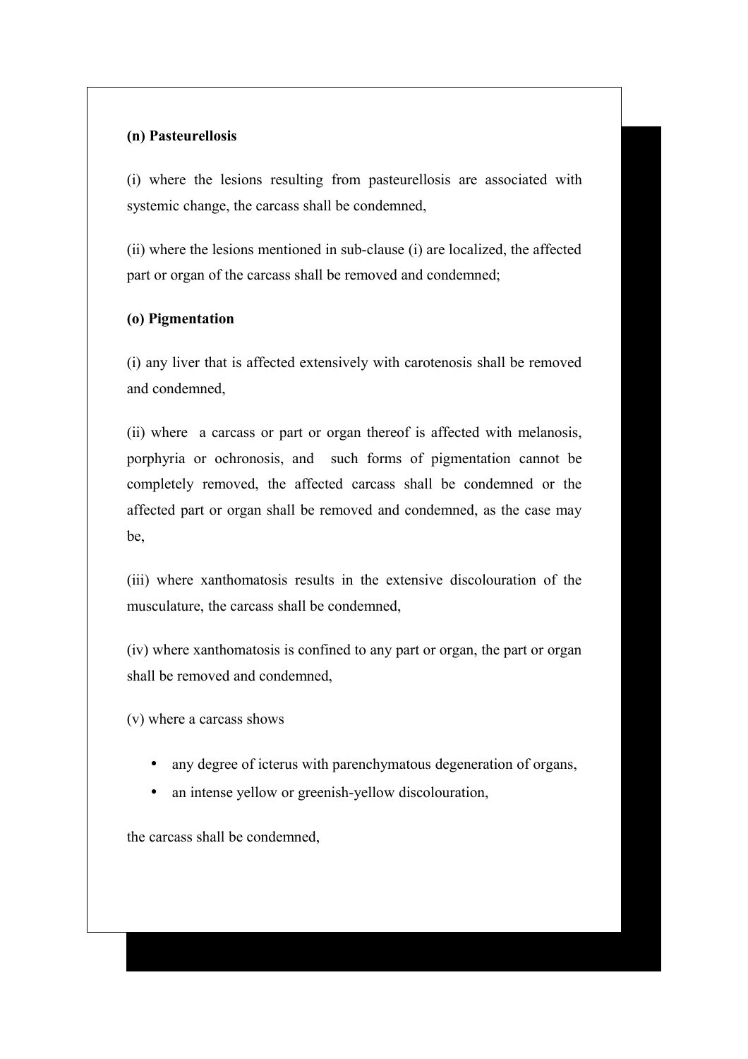**(n) Pasteurellosis**

(i) where the lesions resulting from pasteurellosis are associated with systemic change, the carcass shall be condemned,

(ii) where the lesions mentioned in sub-clause (i) are localized, the affected part or organ of the carcass shall be removed and condemned;

**(o) Pigmentation**

(i) any liver that is affected extensively with carotenosis shall be removed and condemned,

(ii) where a carcass or part or organ thereof is affected with melanosis, porphyria or ochronosis, and such forms of pigmentation cannot be completely removed, the affected carcass shall be condemned or the affected part or organ shall be removed and condemned, as the case may be,

(iii) where xanthomatosis results in the extensive discolouration of the musculature, the carcass shall be condemned,

(iv) where xanthomatosis is confined to any part or organ, the part or organ shall be removed and condemned,

(v) where a carcass shows

- any degree of icterus with parenchymatous degeneration of organs,
- an intense yellow or greenish-yellow discolouration,

the carcass shall be condemned,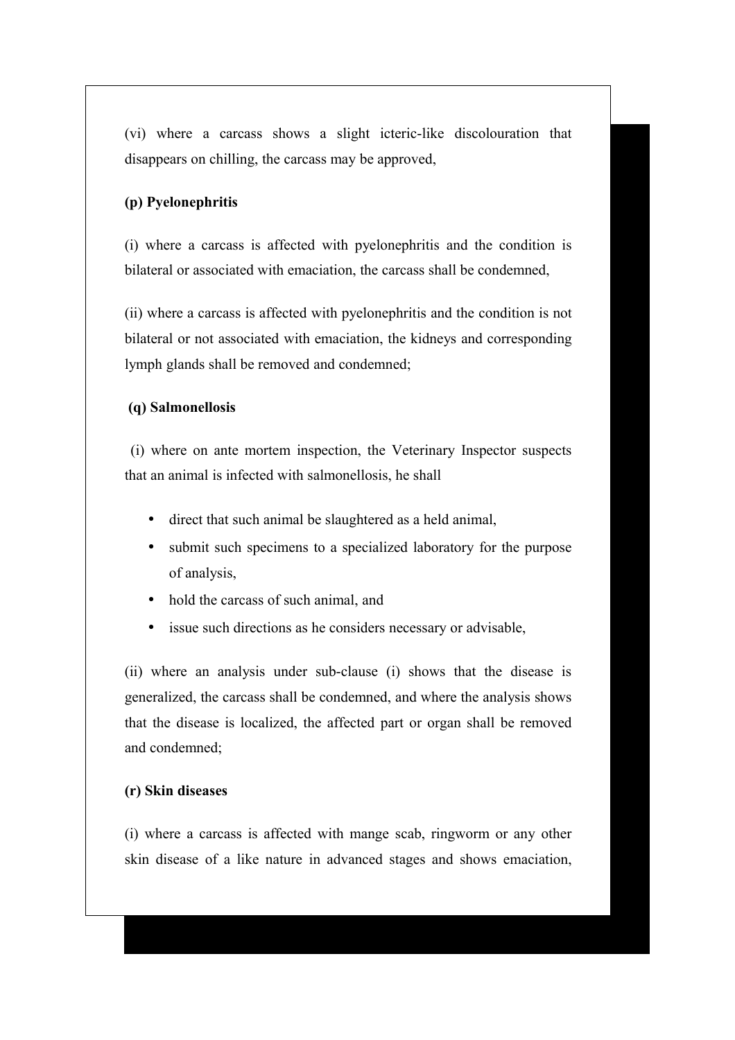(vi) where a carcass shows a slight icteric-like discolouration that disappears on chilling, the carcass may be approved,

**(p) Pyelonephritis**

(i) where a carcass is affected with pyelonephritis and the condition is bilateral or associated with emaciation, the carcass shall be condemned,

(ii) where a carcass is affected with pyelonephritis and the condition is not bilateral or not associated with emaciation, the kidneys and corresponding lymph glands shall be removed and condemned;

**(q) Salmonellosis**

(i) where on ante mortem inspection, the Veterinary Inspector suspects that an animal is infected with salmonellosis, he shall

- direct that such animal be slaughtered as a held animal,
- submit such specimens to a specialized laboratory for the purpose of analysis,
- hold the carcass of such animal, and
- issue such directions as he considers necessary or advisable,

(ii) where an analysis under sub-clause (i) shows that the disease is generalized, the carcass shall be condemned, and where the analysis shows that the disease is localized, the affected part or organ shall be removed and condemned;

**(r) Skin diseases**

(i) where a carcass is affected with mange scab, ringworm or any other skin disease of a like nature in advanced stages and shows emaciation,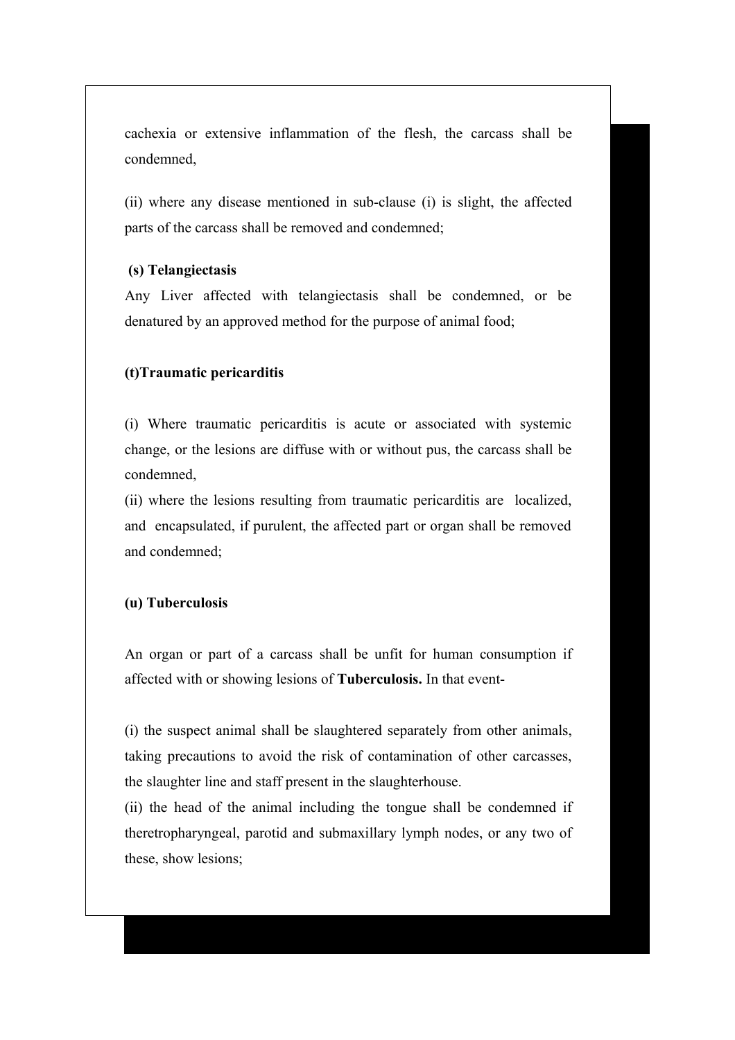cachexia or extensive inflammation of the flesh, the carcass shall be condemned,

(ii) where any disease mentioned in sub-clause (i) is slight, the affected parts of the carcass shall be removed and condemned;

**(s) Telangiectasis**

Any Liver affected with telangiectasis shall be condemned, or be denatured by an approved method for the purpose of animal food;

**(t)Traumatic pericarditis**

(i) Where traumatic pericarditis is acute or associated with systemic change, or the lesions are diffuse with or without pus, the carcass shall be condemned,

(ii) where the lesions resulting from traumatic pericarditis are localized, and encapsulated, if purulent, the affected part or organ shall be removed and condemned;

**(u) Tuberculosis**

An organ or part of a carcass shall be unfit for human consumption if affected with or showing lesions of **Tuberculosis.** In that event-

(i) the suspect animal shall be slaughtered separately from other animals, taking precautions to avoid the risk of contamination of other carcasses, the slaughter line and staff present in the slaughterhouse.

(ii) the head of the animal including the tongue shall be condemned if theretropharyngeal, parotid and submaxillary lymph nodes, or any two of these, show lesions;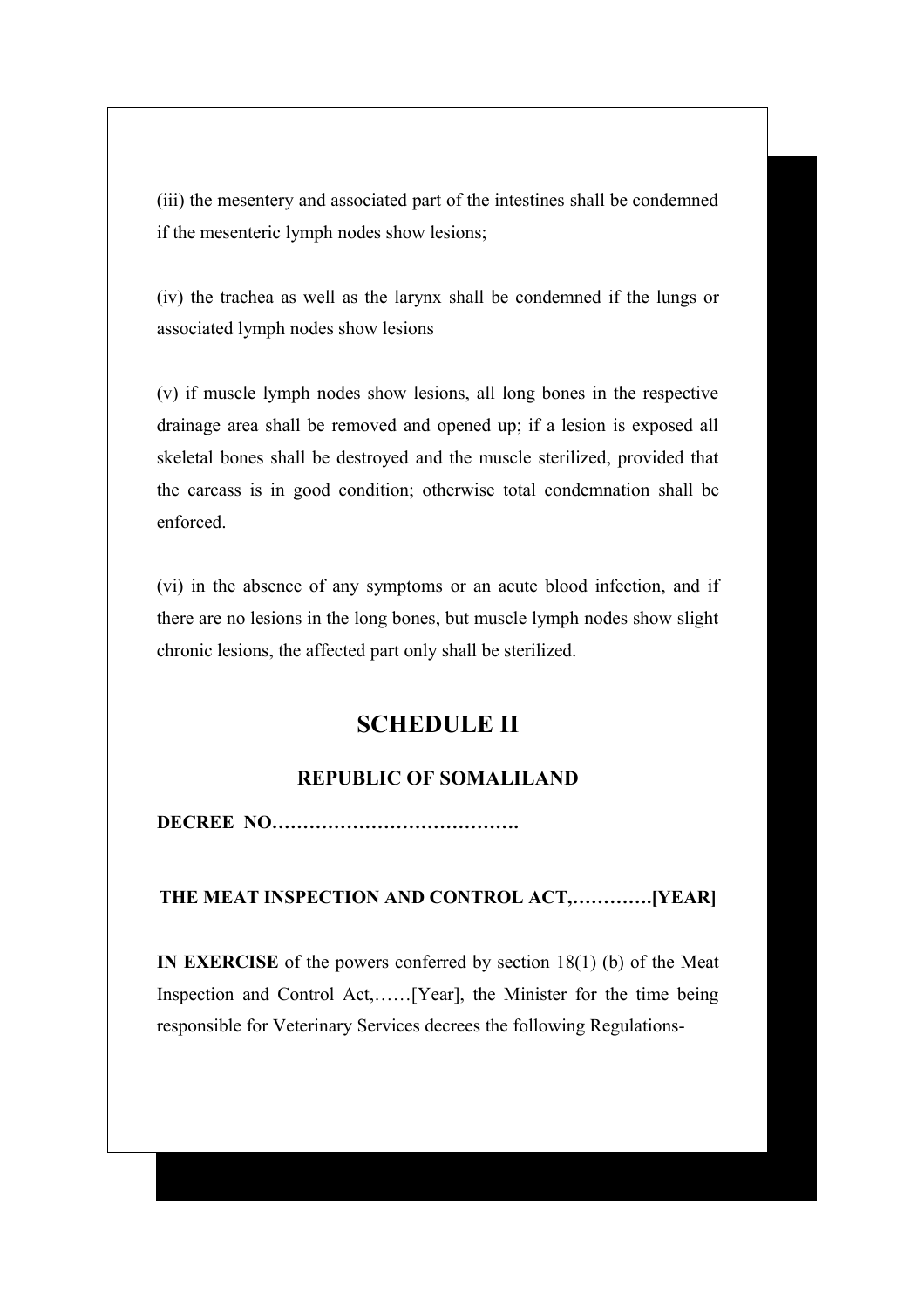(iii) the mesentery and associated part of the intestines shall be condemned if the mesenteric lymph nodes show lesions;

(iv) the trachea as well as the larynx shall be condemned if the lungs or associated lymph nodes show lesions

(v) if muscle lymph nodes show lesions, all long bones in the respective drainage area shall be removed and opened up; if a lesion is exposed all skeletal bones shall be destroyed and the muscle sterilized, provided that the carcass is in good condition; otherwise total condemnation shall be enforced.

(vi) in the absence of any symptoms or an acute blood infection, and if there are no lesions in the long bones, but muscle lymph nodes show slight chronic lesions, the affected part only shall be sterilized.

## SCHEDULE II

### REPUBLIC OF SOMALILAND

**DECREE NO………………………………….**

**THE MEAT INSPECTION AND CONTROL ACT,………….[YEAR]**

**IN EXERCISE** of the powers conferred by section 18(1) (b) of the Meat Inspection and Control Act,……[Year], the Minister for the time being responsible for Veterinary Services decrees the following Regulations-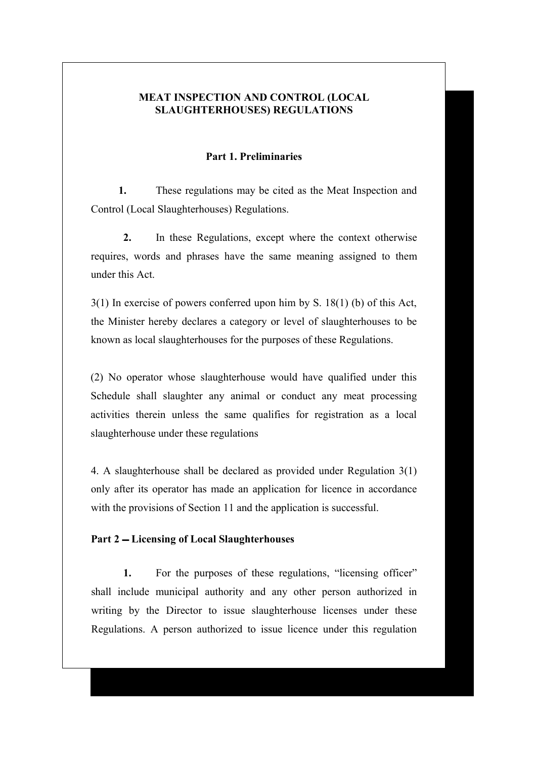## MEAT INSPECTION AND CONTROL (LOCAL SLAUGHTERHOUSES) REGULATIONS

### Part 1. Preliminaries

**1.** These regulations may be cited as the Meat Inspection and Control (Local Slaughterhouses) Regulations.

**2.** In these Regulations, except where the context otherwise requires, words and phrases have the same meaning assigned to them under this Act.

3(1) In exercise of powers conferred upon him by S. 18(1) (b) of this Act, the Minister hereby declares a category or level of slaughterhouses to be known as local slaughterhouses for the purposes of these Regulations.

(2) No operator whose slaughterhouse would have qualified under this Schedule shall slaughter any animal or conduct any meat processing activities therein unless the same qualifies for registration as a local slaughterhouse under these regulations

4. A slaughterhouse shall be declared as provided under Regulation 3(1) only after its operator has made an application for licence in accordance with the provisions of Section 11 and the application is successful.

### Part 2 – Licensing of Local Slaughterhouses

**1.** For the purposes of these regulations, "licensing officer" shall include municipal authority and any other person authorized in writing by the Director to issue slaughterhouse licenses under these Regulations. A person authorized to issue licence under this regulation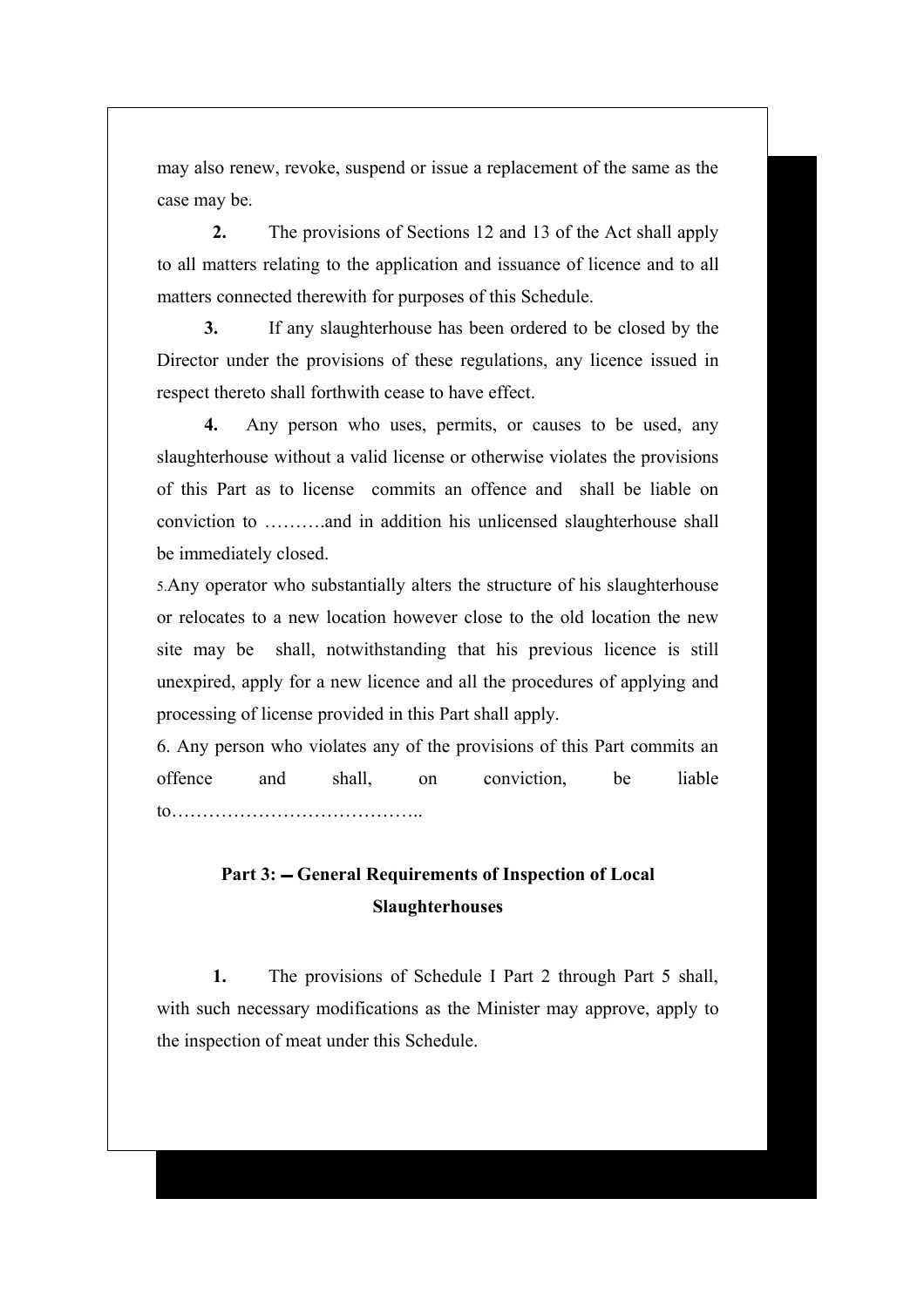may also renew, revoke, suspend or issue a replacement of the same as the case may be.

**2.** The provisions of Sections 12 and 13 of the Act shall apply to all matters relating to the application and issuance of licence and to all matters connected therewith for purposes of this Schedule.

**3.** If any slaughterhouse has been ordered to be closed by the Director under the provisions of these regulations, any licence issued in respect thereto shall forthwith cease to have effect.

**4.** Any person who uses, permits, or causes to be used, any slaughterhouse without a valid license or otherwise violates the provisions of this Part as to license commits an offence and shall be liable on conviction to ……….and in addition his unlicensed slaughterhouse shall be immediately closed.

5.Any operator who substantially alters the structure of his slaughterhouse or relocates to a new location however close to the old location the new site may be shall, notwithstanding that his previous licence is still unexpired, apply for a new licence and all the procedures of applying and processing of license provided in this Part shall apply.

6. Any person who violates any of the provisions of this Part commits an offence and shall, on conviction, be liable to…………………………………..

## Part 3: – General Requirements of Inspection of Local Slaughterhouses

**1.** The provisions of Schedule I Part 2 through Part 5 shall, with such necessary modifications as the Minister may approve, apply to the inspection of meat under this Schedule.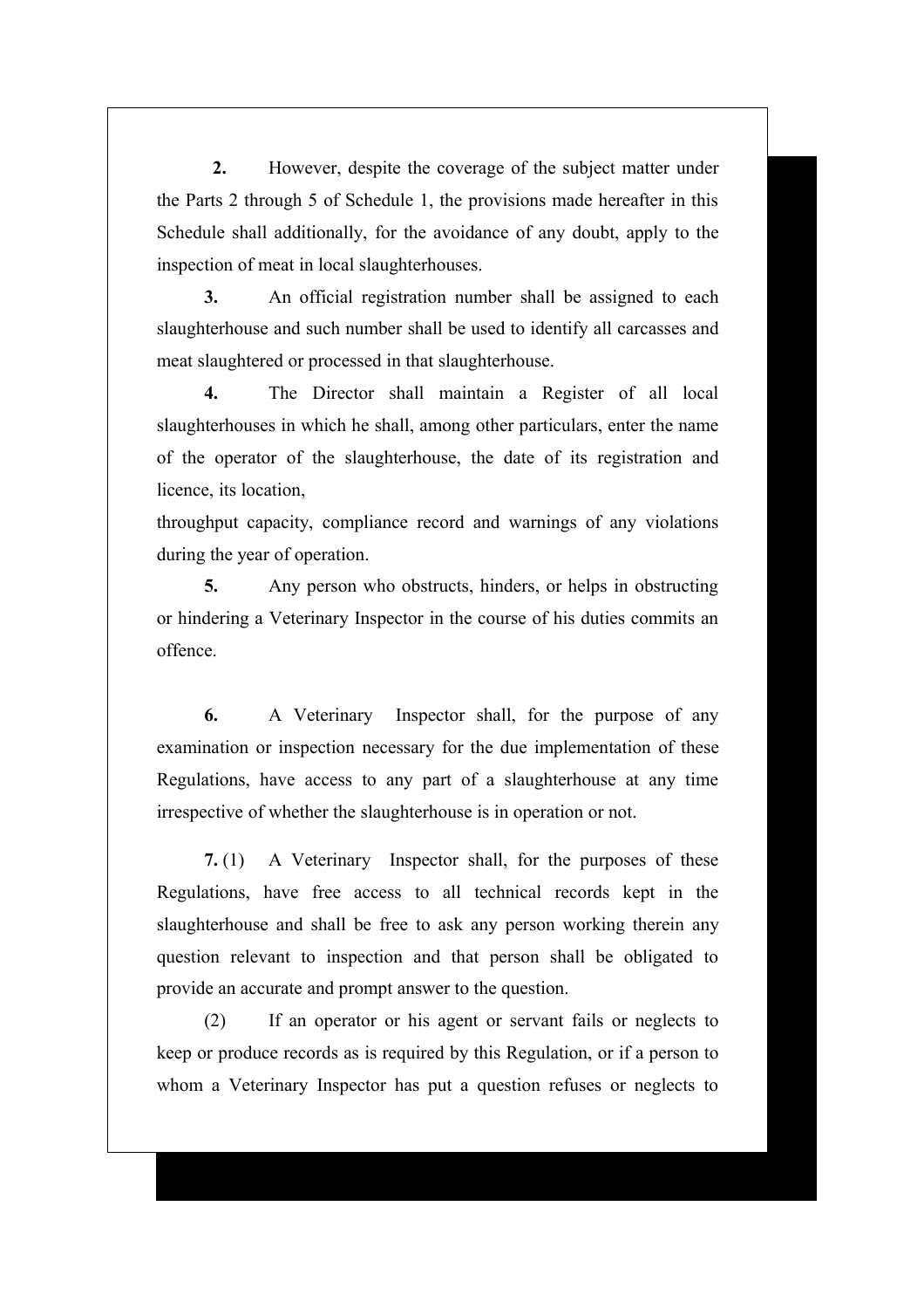**2.** However, despite the coverage of the subject matter under the Parts 2 through 5 of Schedule 1, the provisions made hereafter in this Schedule shall additionally, for the avoidance of any doubt, apply to the inspection of meat in local slaughterhouses.

**3.** An official registration number shall be assigned to each slaughterhouse and such number shall be used to identify all carcasses and meat slaughtered or processed in that slaughterhouse.

**4.** The Director shall maintain a Register of all local slaughterhouses in which he shall, among other particulars, enter the name of the operator of the slaughterhouse, the date of its registration and licence, its location,
throughput capacity, compliance record and warnings of any violations during the year of operation.

**5.** Any person who obstructs, hinders, or helps in obstructing or hindering a Veterinary Inspector in the course of his duties commits an offence.

**6.** A Veterinary Inspector shall, for the purpose of any examination or inspection necessary for the due implementation of these Regulations, have access to any part of a slaughterhouse at any time irrespective of whether the slaughterhouse is in operation or not.

**7.** (1) A Veterinary Inspector shall, for the purposes of these Regulations, have free access to all technical records kept in the slaughterhouse and shall be free to ask any person working therein any question relevant to inspection and that person shall be obligated to provide an accurate and prompt answer to the question.

(2) If an operator or his agent or servant fails or neglects to keep or produce records as is required by this Regulation, or if a person to whom a Veterinary Inspector has put a question refuses or neglects to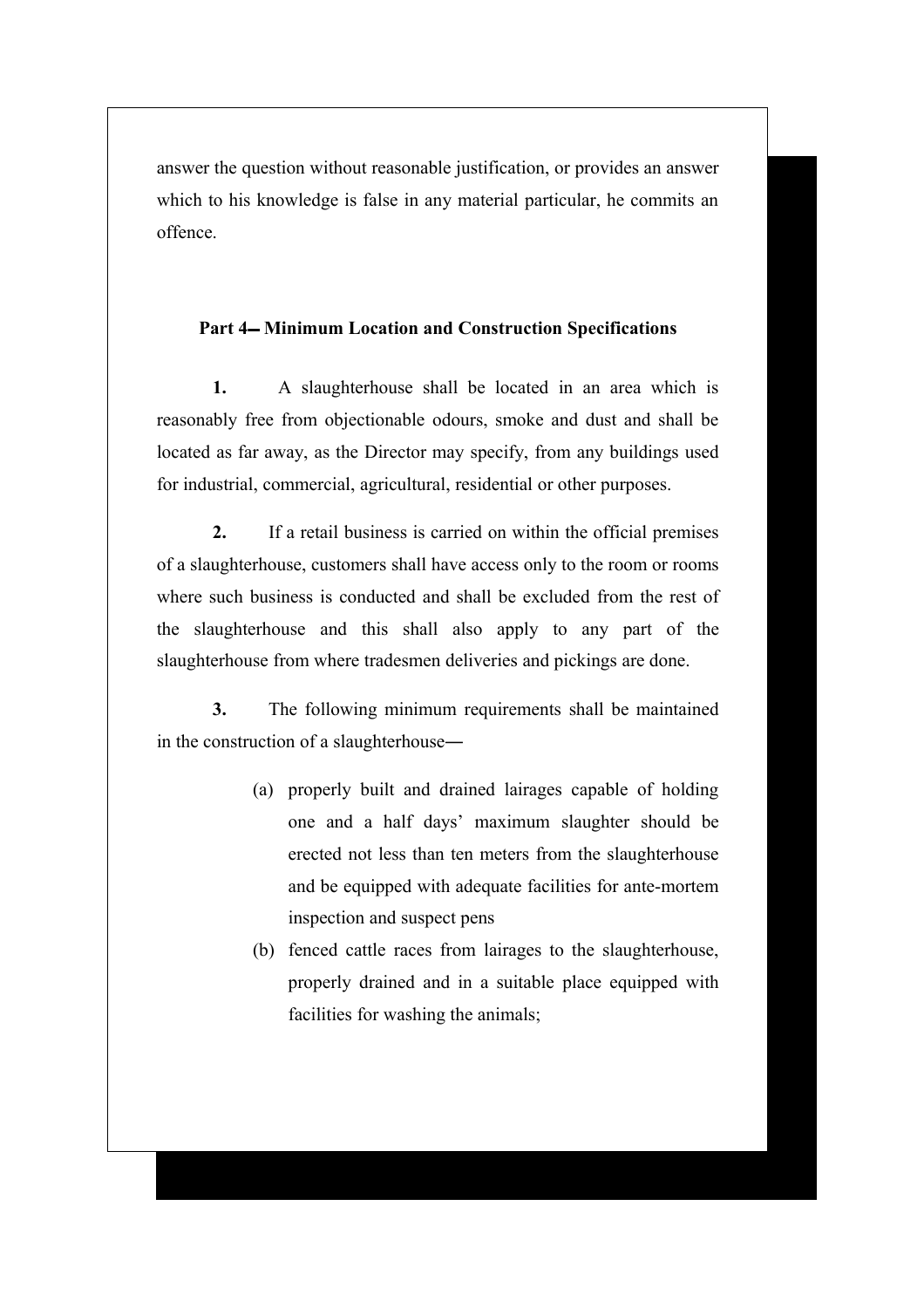answer the question without reasonable justification, or provides an answer which to his knowledge is false in any material particular, he commits an offence.

### Part 4— Minimum Location and Construction Specifications

**1.** A slaughterhouse shall be located in an area which is reasonably free from objectionable odours, smoke and dust and shall be located as far away, as the Director may specify, from any buildings used for industrial, commercial, agricultural, residential or other purposes.

**2.** If a retail business is carried on within the official premises of a slaughterhouse, customers shall have access only to the room or rooms where such business is conducted and shall be excluded from the rest of the slaughterhouse and this shall also apply to any part of the slaughterhouse from where tradesmen deliveries and pickings are done.

**3.** The following minimum requirements shall be maintained in the construction of a slaughterhouse—

(a) properly built and drained lairages capable of holding one and a half days' maximum slaughter should be erected not less than ten meters from the slaughterhouse and be equipped with adequate facilities for ante-mortem inspection and suspect pens

(b) fenced cattle races from lairages to the slaughterhouse, properly drained and in a suitable place equipped with facilities for washing the animals;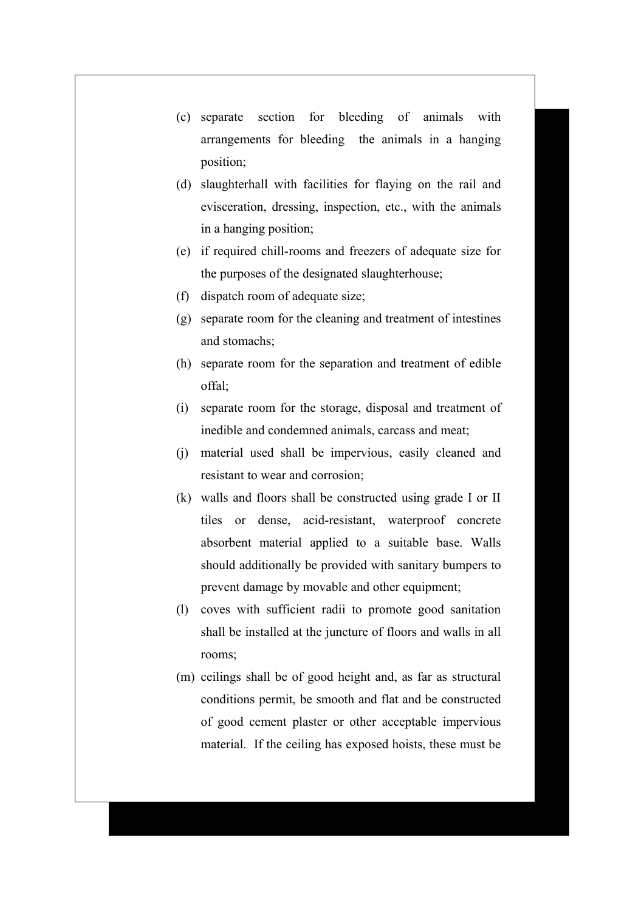(c) separate section for bleeding of animals with arrangements for bleeding the animals in a hanging position;

(d) slaughterhall with facilities for flaying on the rail and evisceration, dressing, inspection, etc., with the animals in a hanging position;

(e) if required chill-rooms and freezers of adequate size for the purposes of the designated slaughterhouse;

(f) dispatch room of adequate size;

(g) separate room for the cleaning and treatment of intestines and stomachs;

(h) separate room for the separation and treatment of edible offal;

(i) separate room for the storage, disposal and treatment of inedible and condemned animals, carcass and meat;

(j) material used shall be impervious, easily cleaned and resistant to wear and corrosion;

(k) walls and floors shall be constructed using grade I or II tiles or dense, acid-resistant, waterproof concrete absorbent material applied to a suitable base. Walls should additionally be provided with sanitary bumpers to prevent damage by movable and other equipment;

(l) coves with sufficient radii to promote good sanitation shall be installed at the juncture of floors and walls in all rooms;

(m) ceilings shall be of good height and, as far as structural conditions permit, be smooth and flat and be constructed of good cement plaster or other acceptable impervious material. If the ceiling has exposed hoists, these must be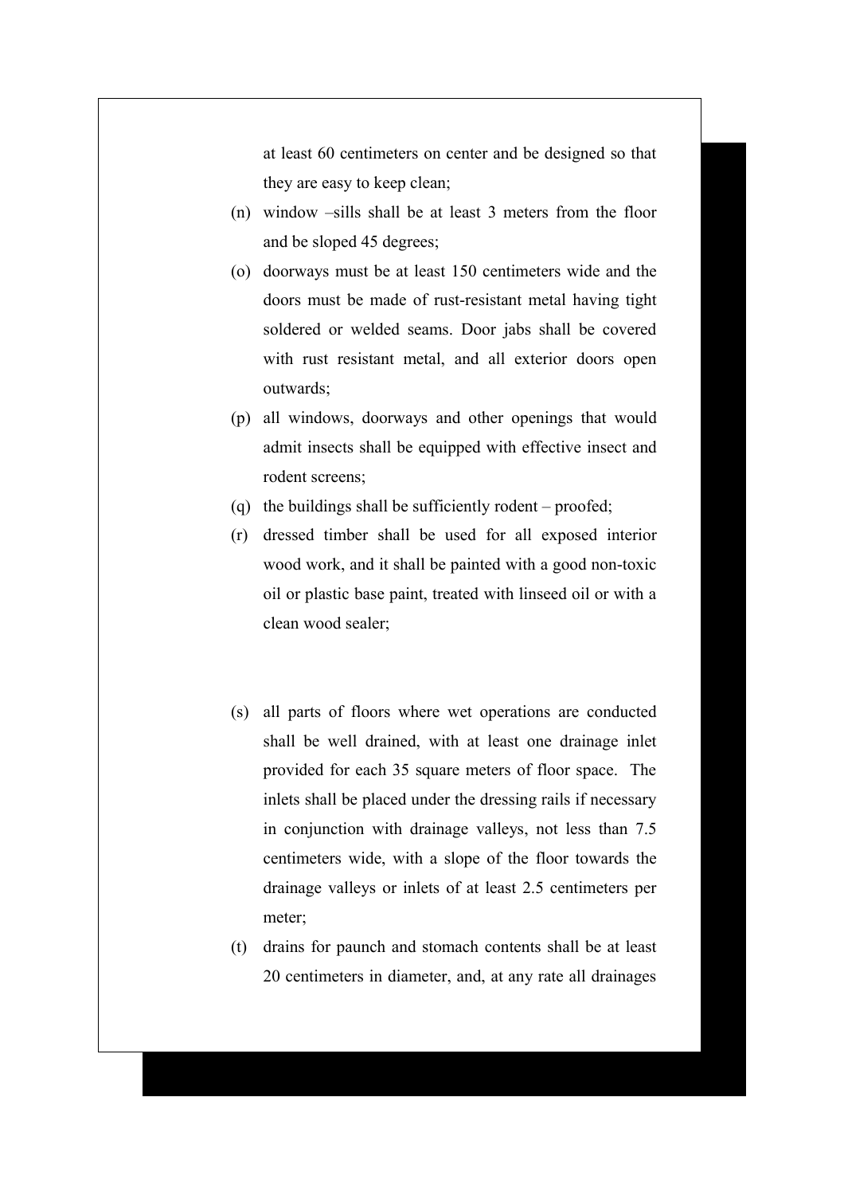at least 60 centimeters on center and be designed so that they are easy to keep clean;

(n) window –sills shall be at least 3 meters from the floor and be sloped 45 degrees;

(o) doorways must be at least 150 centimeters wide and the doors must be made of rust-resistant metal having tight soldered or welded seams. Door jabs shall be covered with rust resistant metal, and all exterior doors open outwards;

(p) all windows, doorways and other openings that would admit insects shall be equipped with effective insect and rodent screens;

(q) the buildings shall be sufficiently rodent – proofed;

(r) dressed timber shall be used for all exposed interior wood work, and it shall be painted with a good non-toxic oil or plastic base paint, treated with linseed oil or with a clean wood sealer;

(s) all parts of floors where wet operations are conducted shall be well drained, with at least one drainage inlet provided for each 35 square meters of floor space. The inlets shall be placed under the dressing rails if necessary in conjunction with drainage valleys, not less than 7.5 centimeters wide, with a slope of the floor towards the drainage valleys or inlets of at least 2.5 centimeters per meter;

(t) drains for paunch and stomach contents shall be at least 20 centimeters in diameter, and, at any rate all drainages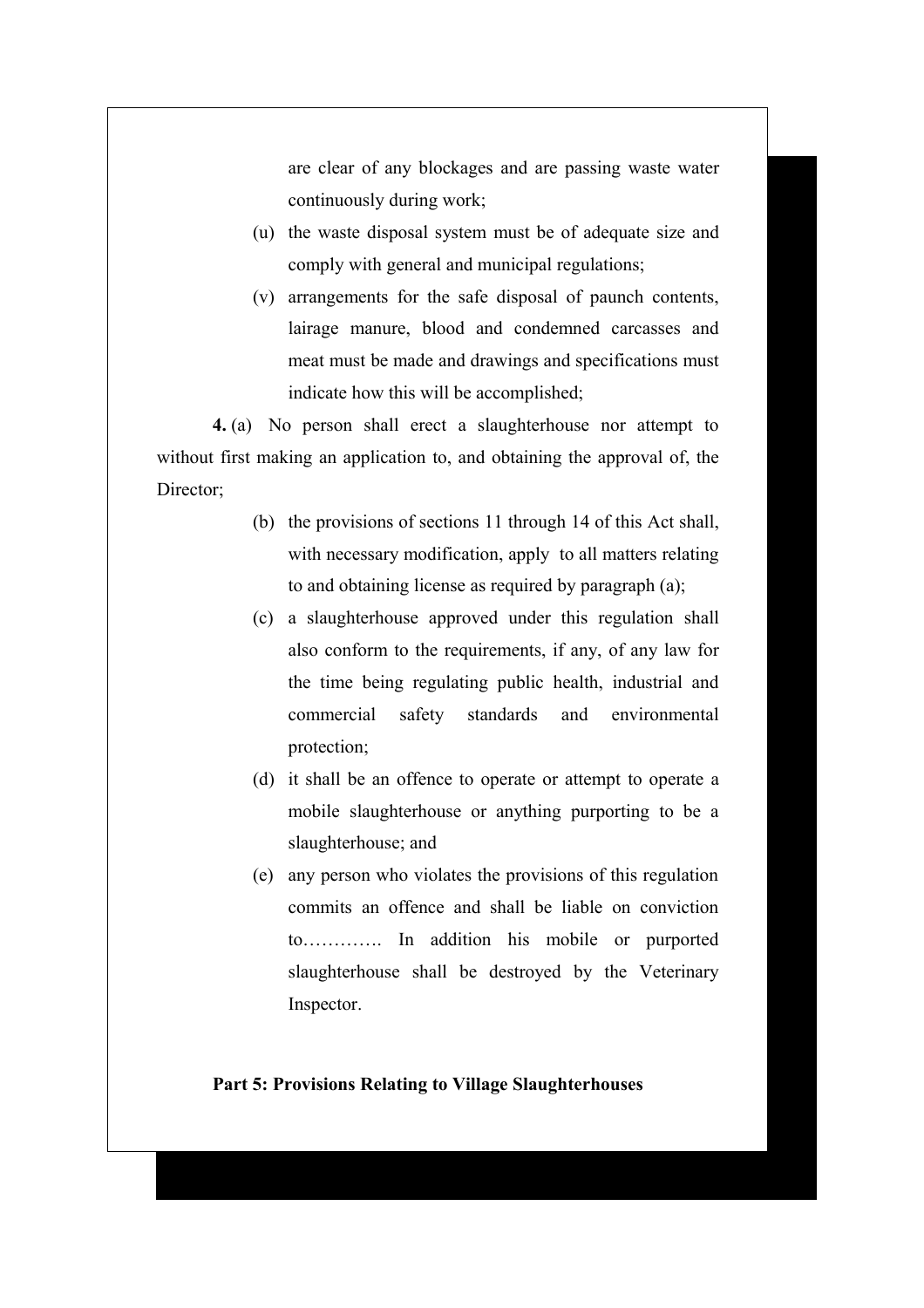are clear of any blockages and are passing waste water continuously during work;

(u) the waste disposal system must be of adequate size and comply with general and municipal regulations;

(v) arrangements for the safe disposal of paunch contents, lairage manure, blood and condemned carcasses and meat must be made and drawings and specifications must indicate how this will be accomplished;

**4.** (a) No person shall erect a slaughterhouse nor attempt to without first making an application to, and obtaining the approval of, the Director;

(b) the provisions of sections 11 through 14 of this Act shall, with necessary modification, apply to all matters relating to and obtaining license as required by paragraph (a);

(c) a slaughterhouse approved under this regulation shall also conform to the requirements, if any, of any law for the time being regulating public health, industrial and commercial safety standards and environmental protection;

(d) it shall be an offence to operate or attempt to operate a mobile slaughterhouse or anything purporting to be a slaughterhouse; and

(e) any person who violates the provisions of this regulation commits an offence and shall be liable on conviction to…………. In addition his mobile or purported slaughterhouse shall be destroyed by the Veterinary Inspector.

**Part 5: Provisions Relating to Village Slaughterhouses**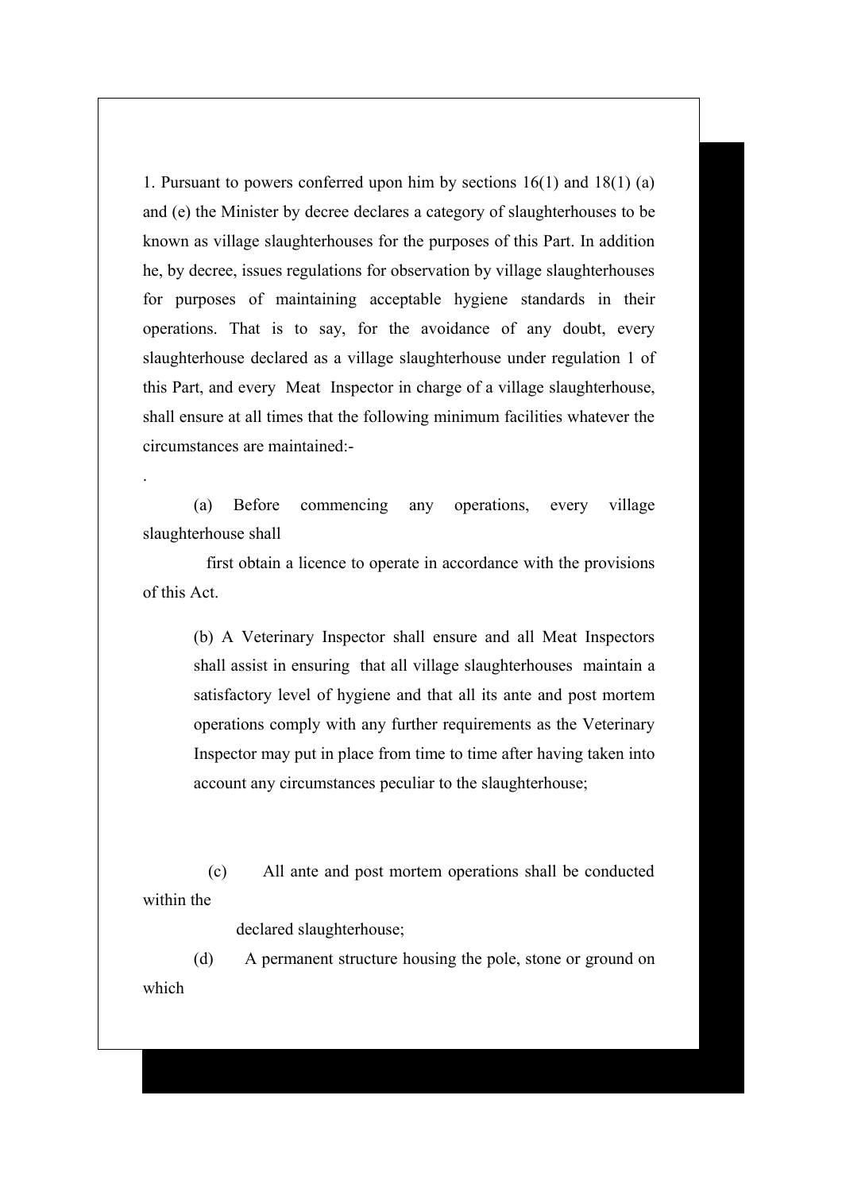1. Pursuant to powers conferred upon him by sections 16(1) and 18(1) (a) and (e) the Minister by decree declares a category of slaughterhouses to be known as village slaughterhouses for the purposes of this Part. In addition he, by decree, issues regulations for observation by village slaughterhouses for purposes of maintaining acceptable hygiene standards in their operations. That is to say, for the avoidance of any doubt, every slaughterhouse declared as a village slaughterhouse under regulation 1 of this Part, and every Meat Inspector in charge of a village slaughterhouse, shall ensure at all times that the following minimum facilities whatever the circumstances are maintained:-

.

(a) Before commencing any operations, every village slaughterhouse shall first obtain a licence to operate in accordance with the provisions of this Act.

(b) A Veterinary Inspector shall ensure and all Meat Inspectors shall assist in ensuring that all village slaughterhouses maintain a satisfactory level of hygiene and that all its ante and post mortem operations comply with any further requirements as the Veterinary Inspector may put in place from time to time after having taken into account any circumstances peculiar to the slaughterhouse;

(c) All ante and post mortem operations shall be conducted within the declared slaughterhouse;

(d) A permanent structure housing the pole, stone or ground on which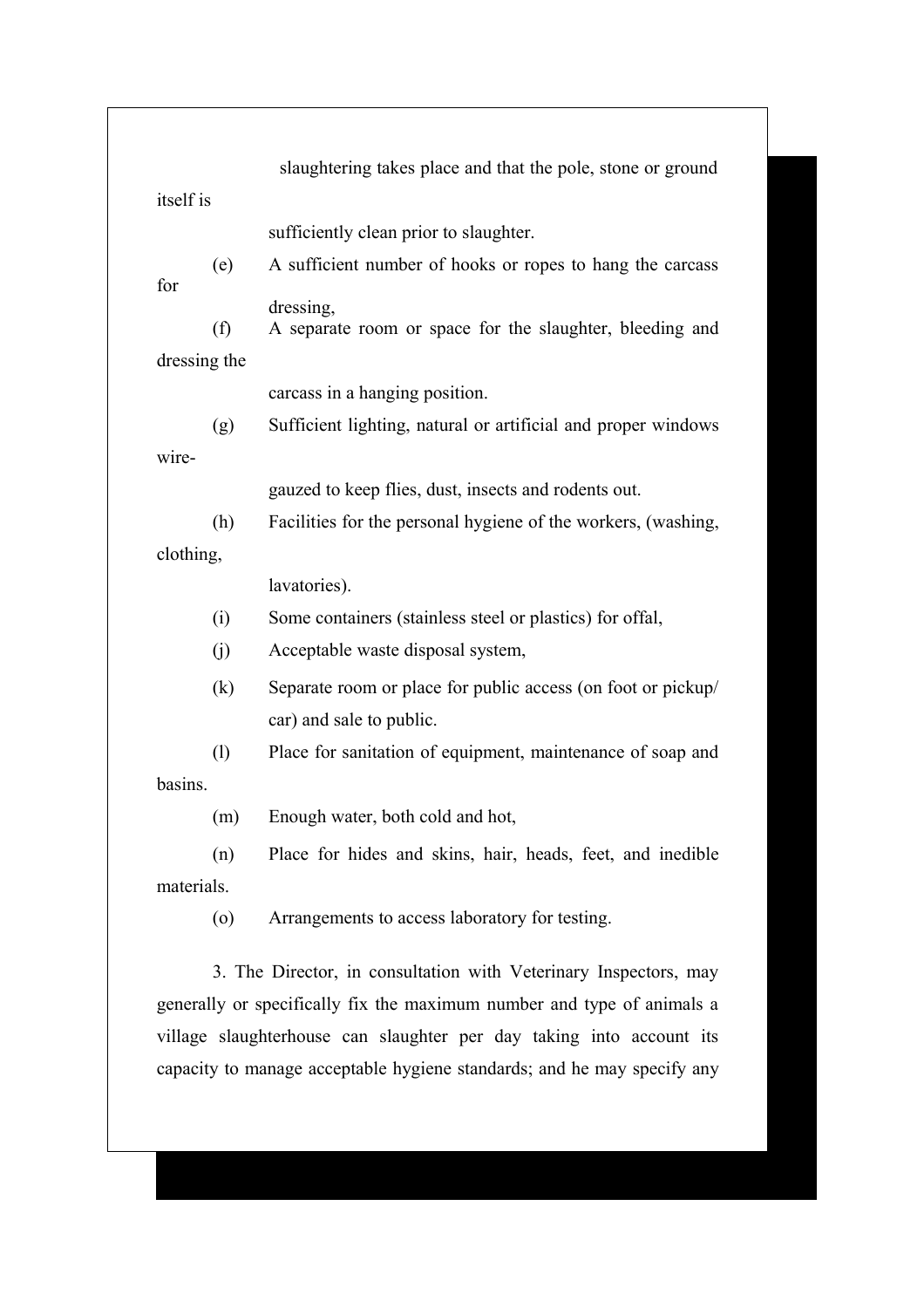slaughtering takes place and that the pole, stone or ground itself is sufficiently clean prior to slaughter.

(e) A sufficient number of hooks or ropes to hang the carcass for dressing,

(f) A separate room or space for the slaughter, bleeding and dressing the carcass in a hanging position.

(g) Sufficient lighting, natural or artificial and proper windows wire-gauzed to keep flies, dust, insects and rodents out.

(h) Facilities for the personal hygiene of the workers, (washing, clothing, lavatories).

(i) Some containers (stainless steel or plastics) for offal,

(j) Acceptable waste disposal system,

(k) Separate room or place for public access (on foot or pickup/ car) and sale to public.

(l) Place for sanitation of equipment, maintenance of soap and basins.

(m) Enough water, both cold and hot,

(n) Place for hides and skins, hair, heads, feet, and inedible materials.

(o) Arrangements to access laboratory for testing.

3. The Director, in consultation with Veterinary Inspectors, may generally or specifically fix the maximum number and type of animals a village slaughterhouse can slaughter per day taking into account its capacity to manage acceptable hygiene standards; and he may specify any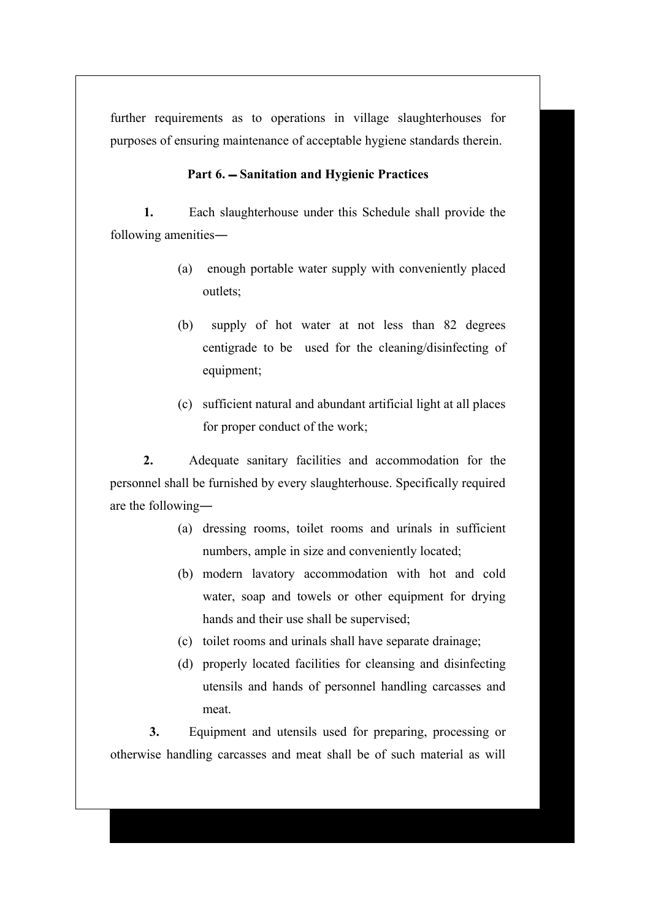further requirements as to operations in village slaughterhouses for purposes of ensuring maintenance of acceptable hygiene standards therein.

### Part 6. ‒ Sanitation and Hygienic Practices

**1.** Each slaughterhouse under this Schedule shall provide the following amenities―

(a) enough portable water supply with conveniently placed outlets;

(b) supply of hot water at not less than 82 degrees centigrade to be used for the cleaning/disinfecting of equipment;

(c) sufficient natural and abundant artificial light at all places for proper conduct of the work;

**2.** Adequate sanitary facilities and accommodation for the personnel shall be furnished by every slaughterhouse. Specifically required are the following―

(a) dressing rooms, toilet rooms and urinals in sufficient numbers, ample in size and conveniently located;

(b) modern lavatory accommodation with hot and cold water, soap and towels or other equipment for drying hands and their use shall be supervised;

(c) toilet rooms and urinals shall have separate drainage;

(d) properly located facilities for cleansing and disinfecting utensils and hands of personnel handling carcasses and meat.

**3.** Equipment and utensils used for preparing, processing or otherwise handling carcasses and meat shall be of such material as will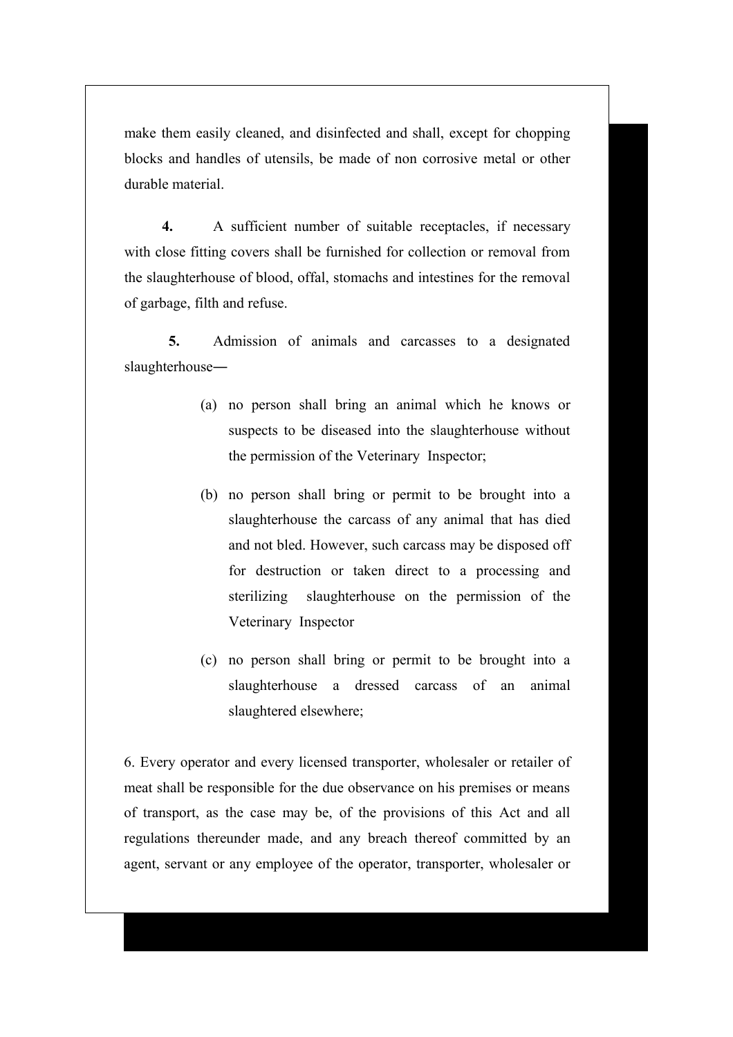make them easily cleaned, and disinfected and shall, except for chopping blocks and handles of utensils, be made of non corrosive metal or other durable material.

**4.** A sufficient number of suitable receptacles, if necessary with close fitting covers shall be furnished for collection or removal from the slaughterhouse of blood, offal, stomachs and intestines for the removal of garbage, filth and refuse.

**5.** Admission of animals and carcasses to a designated slaughterhouse―

(a) no person shall bring an animal which he knows or suspects to be diseased into the slaughterhouse without the permission of the Veterinary Inspector;

(b) no person shall bring or permit to be brought into a slaughterhouse the carcass of any animal that has died and not bled. However, such carcass may be disposed off for destruction or taken direct to a processing and sterilizing slaughterhouse on the permission of the Veterinary Inspector

(c) no person shall bring or permit to be brought into a slaughterhouse a dressed carcass of an animal slaughtered elsewhere;

6. Every operator and every licensed transporter, wholesaler or retailer of meat shall be responsible for the due observance on his premises or means of transport, as the case may be, of the provisions of this Act and all regulations thereunder made, and any breach thereof committed by an agent, servant or any employee of the operator, transporter, wholesaler or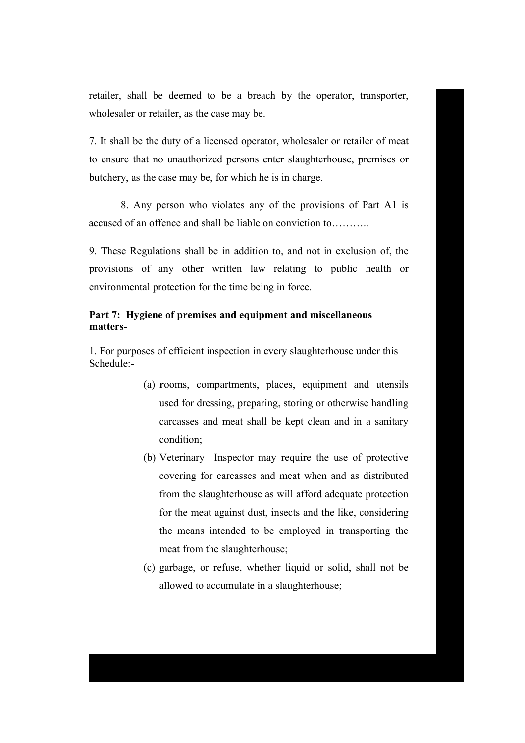retailer, shall be deemed to be a breach by the operator, transporter, wholesaler or retailer, as the case may be.

7. It shall be the duty of a licensed operator, wholesaler or retailer of meat to ensure that no unauthorized persons enter slaughterhouse, premises or butchery, as the case may be, for which he is in charge.

8. Any person who violates any of the provisions of Part A1 is accused of an offence and shall be liable on conviction to………..

9. These Regulations shall be in addition to, and not in exclusion of, the provisions of any other written law relating to public health or environmental protection for the time being in force.

**Part 7: Hygiene of premises and equipment and miscellaneous matters-**

1. For purposes of efficient inspection in every slaughterhouse under this Schedule:-

   (a) **r**ooms, compartments, places, equipment and utensils used for dressing, preparing, storing or otherwise handling carcasses and meat shall be kept clean and in a sanitary condition;

   (b) Veterinary Inspector may require the use of protective covering for carcasses and meat when and as distributed from the slaughterhouse as will afford adequate protection for the meat against dust, insects and the like, considering the means intended to be employed in transporting the meat from the slaughterhouse;

   (c) garbage, or refuse, whether liquid or solid, shall not be allowed to accumulate in a slaughterhouse;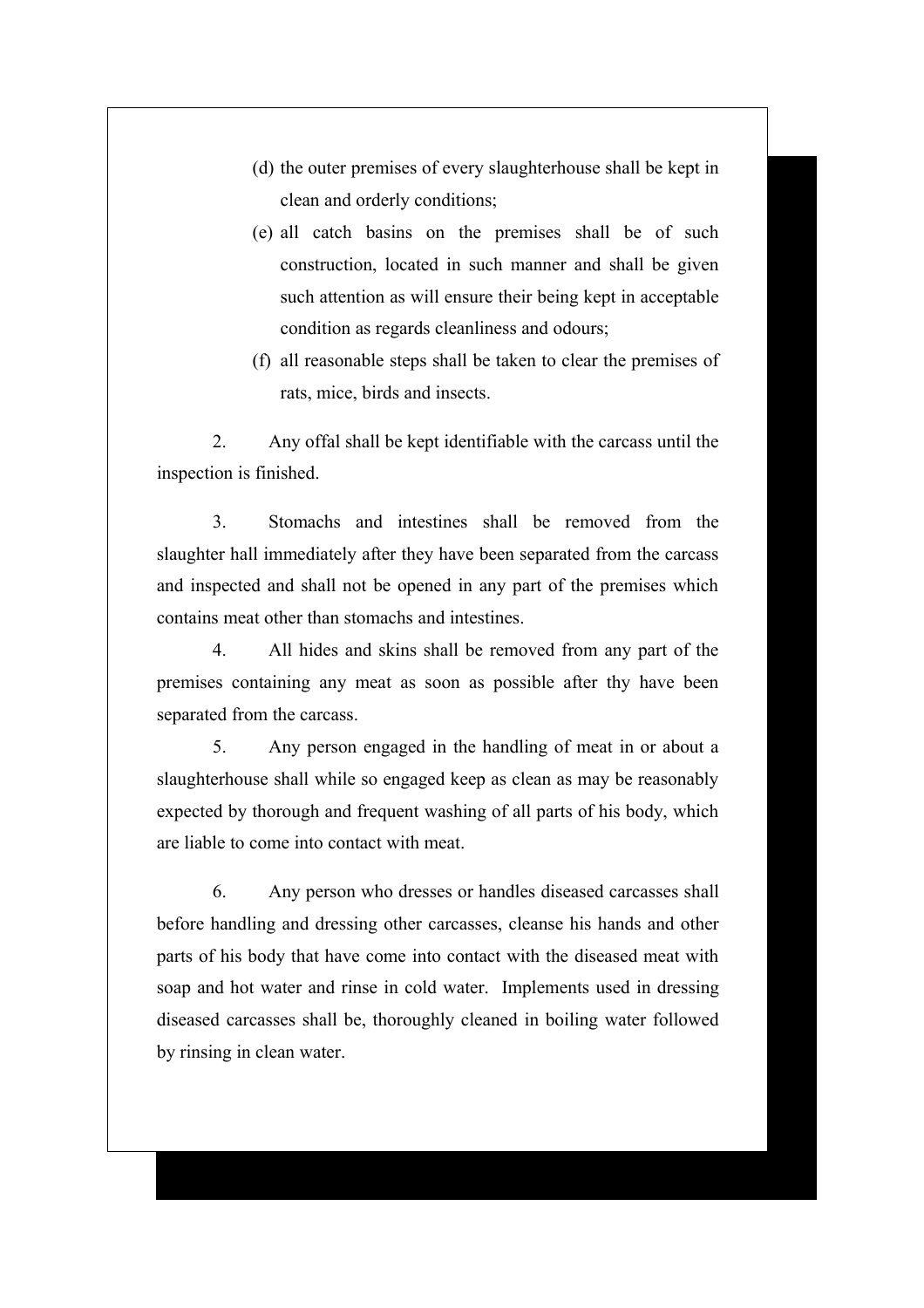(d) the outer premises of every slaughterhouse shall be kept in clean and orderly conditions;

(e) all catch basins on the premises shall be of such construction, located in such manner and shall be given such attention as will ensure their being kept in acceptable condition as regards cleanliness and odours;

(f) all reasonable steps shall be taken to clear the premises of rats, mice, birds and insects.

2. Any offal shall be kept identifiable with the carcass until the inspection is finished.

3. Stomachs and intestines shall be removed from the slaughter hall immediately after they have been separated from the carcass and inspected and shall not be opened in any part of the premises which contains meat other than stomachs and intestines.

4. All hides and skins shall be removed from any part of the premises containing any meat as soon as possible after thy have been separated from the carcass.

5. Any person engaged in the handling of meat in or about a slaughterhouse shall while so engaged keep as clean as may be reasonably expected by thorough and frequent washing of all parts of his body, which are liable to come into contact with meat.

6. Any person who dresses or handles diseased carcasses shall before handling and dressing other carcasses, cleanse his hands and other parts of his body that have come into contact with the diseased meat with soap and hot water and rinse in cold water. Implements used in dressing diseased carcasses shall be, thoroughly cleaned in boiling water followed by rinsing in clean water.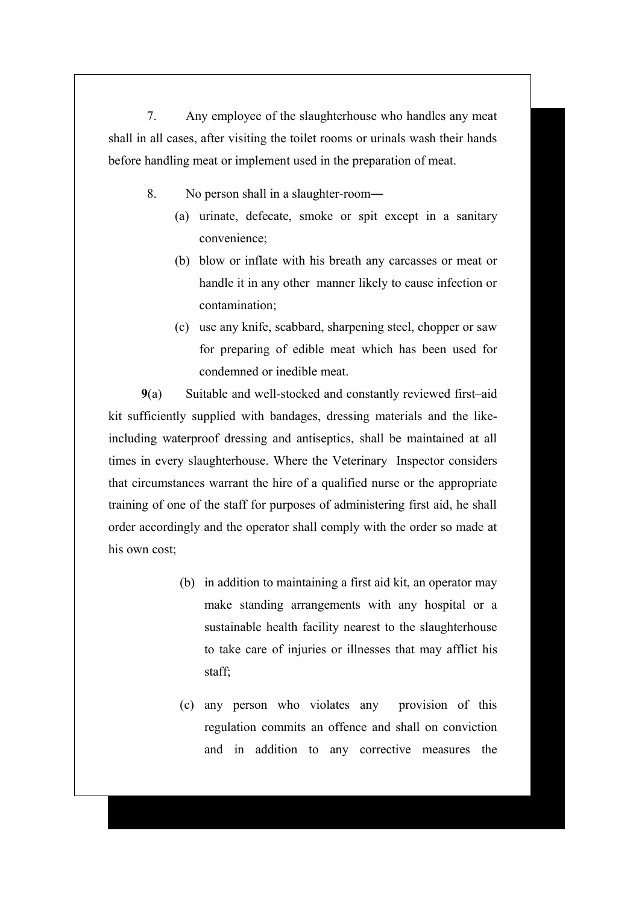7. Any employee of the slaughterhouse who handles any meat shall in all cases, after visiting the toilet rooms or urinals wash their hands before handling meat or implement used in the preparation of meat.

8. No person shall in a slaughter-room―

(a) urinate, defecate, smoke or spit except in a sanitary convenience;

(b) blow or inflate with his breath any carcasses or meat or handle it in any other manner likely to cause infection or contamination;

(c) use any knife, scabbard, sharpening steel, chopper or saw for preparing of edible meat which has been used for condemned or inedible meat.

**9**(a) Suitable and well-stocked and constantly reviewed first–aid kit sufficiently supplied with bandages, dressing materials and the like- including waterproof dressing and antiseptics, shall be maintained at all times in every slaughterhouse. Where the Veterinary Inspector considers that circumstances warrant the hire of a qualified nurse or the appropriate training of one of the staff for purposes of administering first aid, he shall order accordingly and the operator shall comply with the order so made at his own cost;

(b) in addition to maintaining a first aid kit, an operator may make standing arrangements with any hospital or a sustainable health facility nearest to the slaughterhouse to take care of injuries or illnesses that may afflict his staff;

(c) any person who violates any provision of this regulation commits an offence and shall on conviction and in addition to any corrective measures the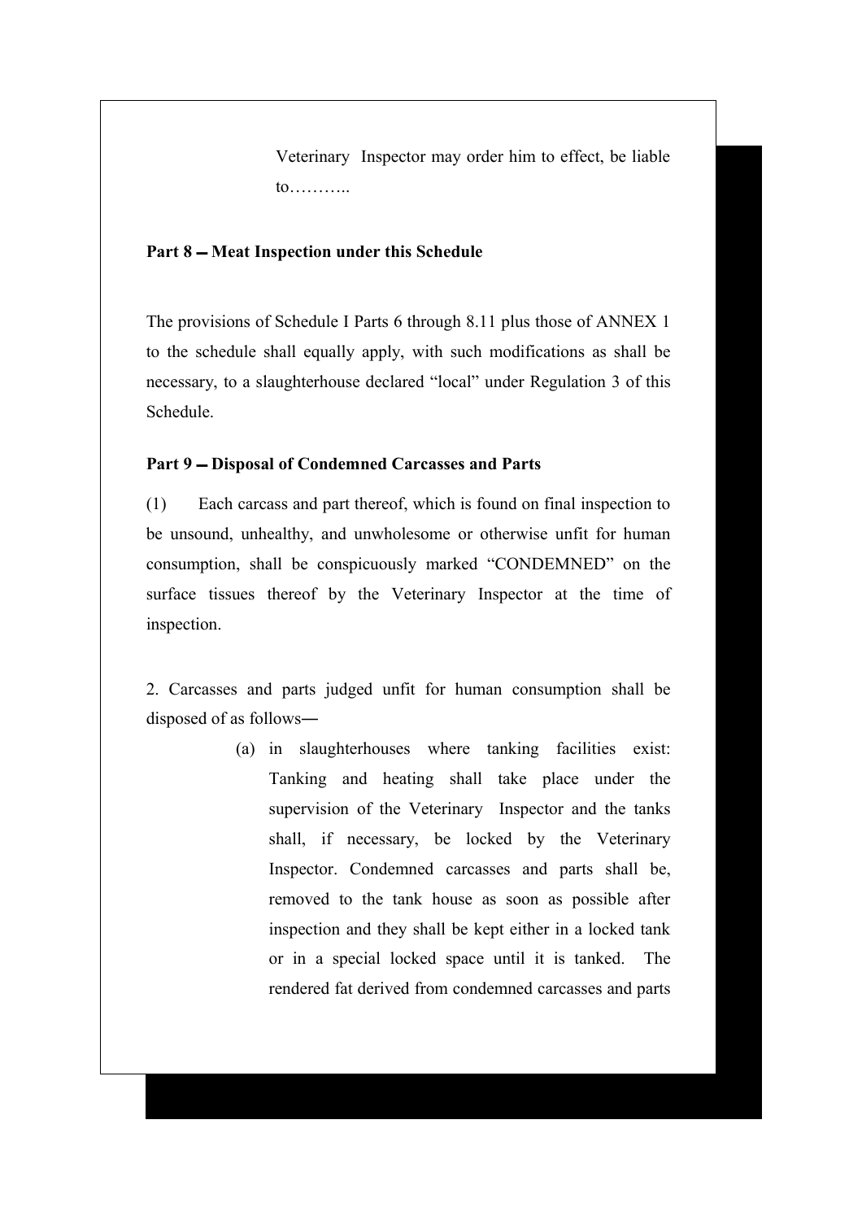Veterinary Inspector may order him to effect, be liable to………..

**Part 8 ‒ Meat Inspection under this Schedule**

The provisions of Schedule I Parts 6 through 8.11 plus those of ANNEX 1 to the schedule shall equally apply, with such modifications as shall be necessary, to a slaughterhouse declared "local" under Regulation 3 of this Schedule.

**Part 9 ‒ Disposal of Condemned Carcasses and Parts**

(1) Each carcass and part thereof, which is found on final inspection to be unsound, unhealthy, and unwholesome or otherwise unfit for human consumption, shall be conspicuously marked "CONDEMNED" on the surface tissues thereof by the Veterinary Inspector at the time of inspection.

2. Carcasses and parts judged unfit for human consumption shall be disposed of as follows―

(a) in slaughterhouses where tanking facilities exist: Tanking and heating shall take place under the supervision of the Veterinary Inspector and the tanks shall, if necessary, be locked by the Veterinary Inspector. Condemned carcasses and parts shall be, removed to the tank house as soon as possible after inspection and they shall be kept either in a locked tank or in a special locked space until it is tanked. The rendered fat derived from condemned carcasses and parts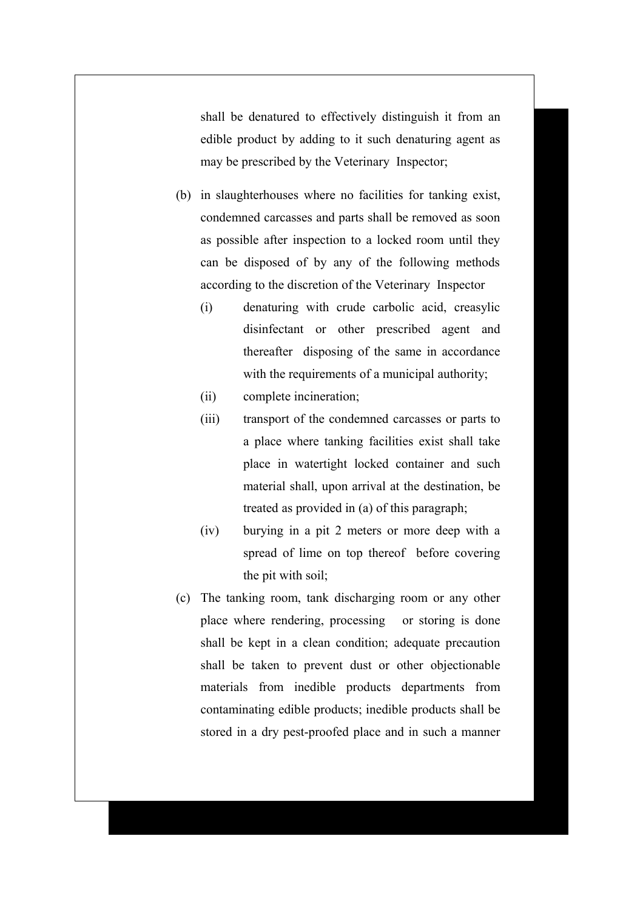shall be denatured to effectively distinguish it from an edible product by adding to it such denaturing agent as may be prescribed by the Veterinary Inspector;

(b) in slaughterhouses where no facilities for tanking exist, condemned carcasses and parts shall be removed as soon as possible after inspection to a locked room until they can be disposed of by any of the following methods according to the discretion of the Veterinary Inspector

  (i) denaturing with crude carbolic acid, creasylic disinfectant or other prescribed agent and thereafter disposing of the same in accordance with the requirements of a municipal authority;

  (ii) complete incineration;

  (iii) transport of the condemned carcasses or parts to a place where tanking facilities exist shall take place in watertight locked container and such material shall, upon arrival at the destination, be treated as provided in (a) of this paragraph;

  (iv) burying in a pit 2 meters or more deep with a spread of lime on top thereof before covering the pit with soil;

(c) The tanking room, tank discharging room or any other place where rendering, processing or storing is done shall be kept in a clean condition; adequate precaution shall be taken to prevent dust or other objectionable materials from inedible products departments from contaminating edible products; inedible products shall be stored in a dry pest-proofed place and in such a manner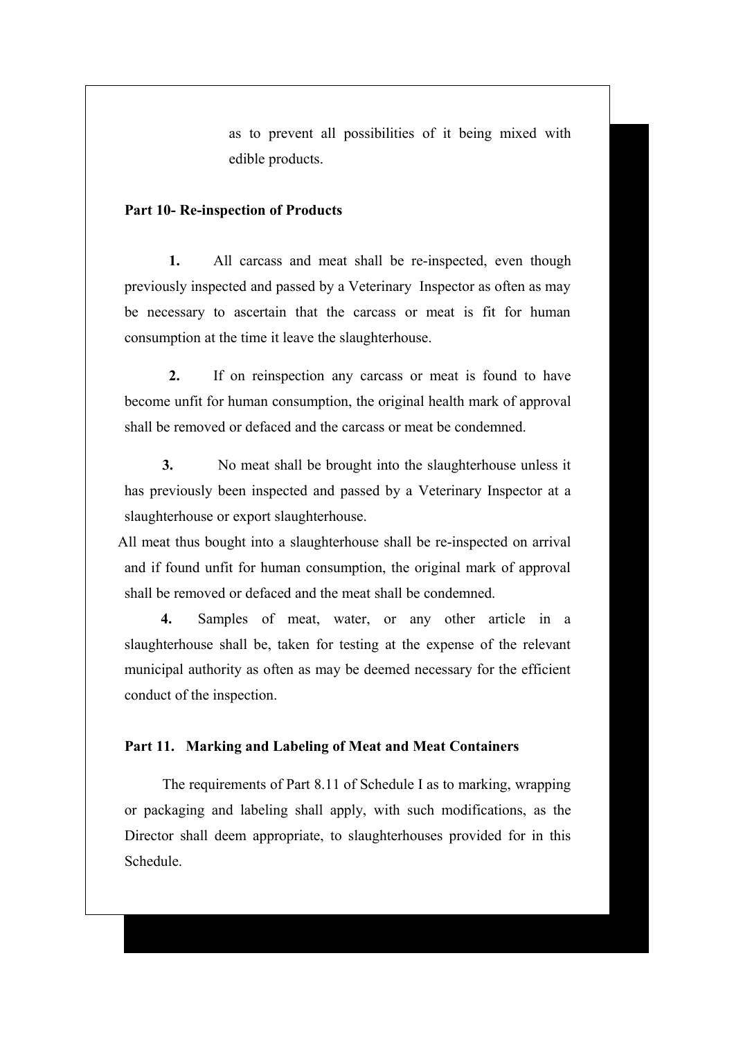as to prevent all possibilities of it being mixed with edible products.

**Part 10- Re-inspection of Products**

**1.** All carcass and meat shall be re-inspected, even though previously inspected and passed by a Veterinary Inspector as often as may be necessary to ascertain that the carcass or meat is fit for human consumption at the time it leave the slaughterhouse.

**2.** If on reinspection any carcass or meat is found to have become unfit for human consumption, the original health mark of approval shall be removed or defaced and the carcass or meat be condemned.

**3.** No meat shall be brought into the slaughterhouse unless it has previously been inspected and passed by a Veterinary Inspector at a slaughterhouse or export slaughterhouse.

All meat thus bought into a slaughterhouse shall be re-inspected on arrival and if found unfit for human consumption, the original mark of approval shall be removed or defaced and the meat shall be condemned.

**4.** Samples of meat, water, or any other article in a slaughterhouse shall be, taken for testing at the expense of the relevant municipal authority as often as may be deemed necessary for the efficient conduct of the inspection.

**Part 11. Marking and Labeling of Meat and Meat Containers**

The requirements of Part 8.11 of Schedule I as to marking, wrapping or packaging and labeling shall apply, with such modifications, as the Director shall deem appropriate, to slaughterhouses provided for in this Schedule.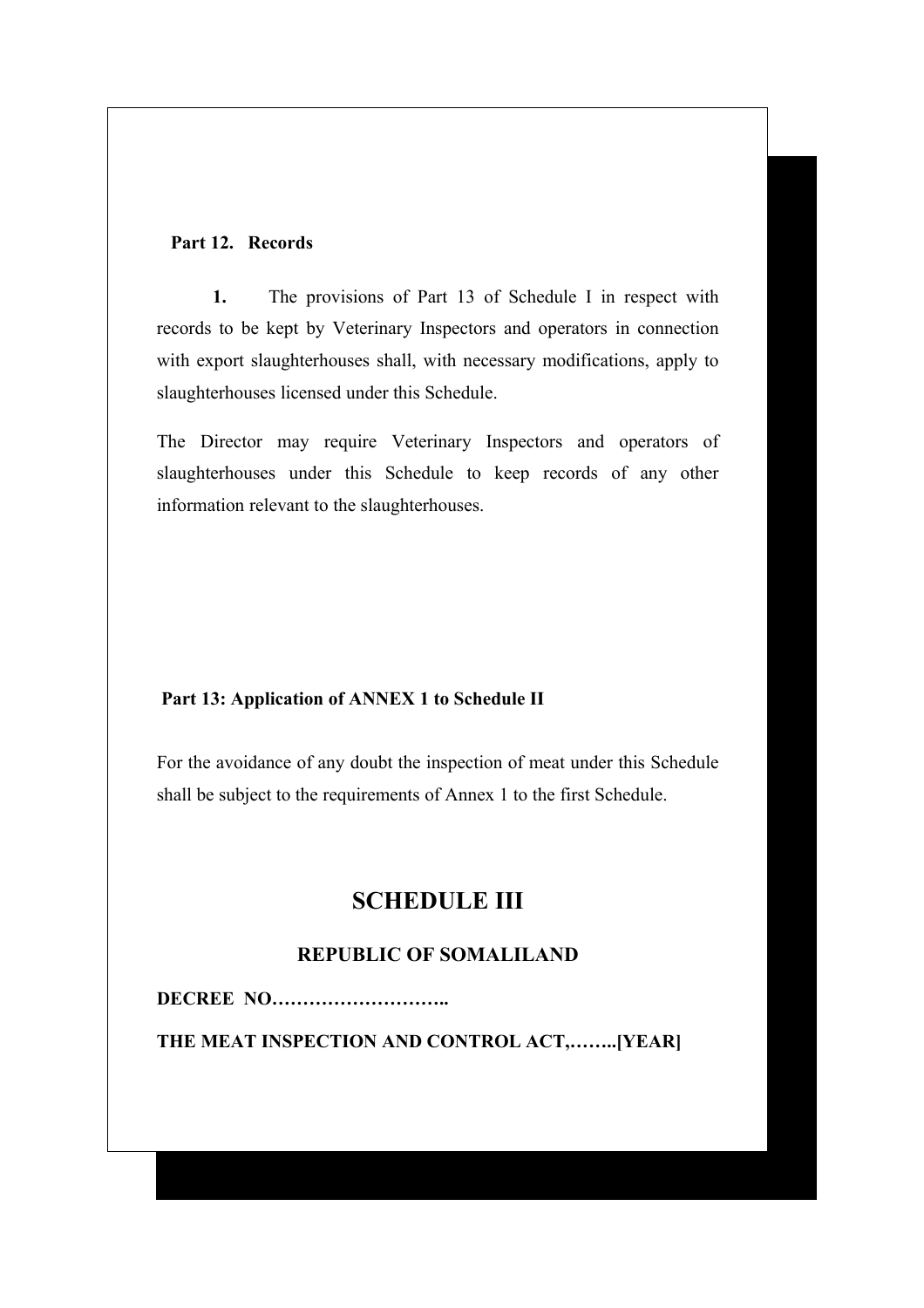**Part 12. Records**

**1.** The provisions of Part 13 of Schedule I in respect with records to be kept by Veterinary Inspectors and operators in connection with export slaughterhouses shall, with necessary modifications, apply to slaughterhouses licensed under this Schedule.

The Director may require Veterinary Inspectors and operators of slaughterhouses under this Schedule to keep records of any other information relevant to the slaughterhouses.

**Part 13: Application of ANNEX 1 to Schedule II**

For the avoidance of any doubt the inspection of meat under this Schedule shall be subject to the requirements of Annex 1 to the first Schedule.

# SCHEDULE III

## REPUBLIC OF SOMALILAND

**DECREE NO………………………..**

**THE MEAT INSPECTION AND CONTROL ACT,……..[YEAR]**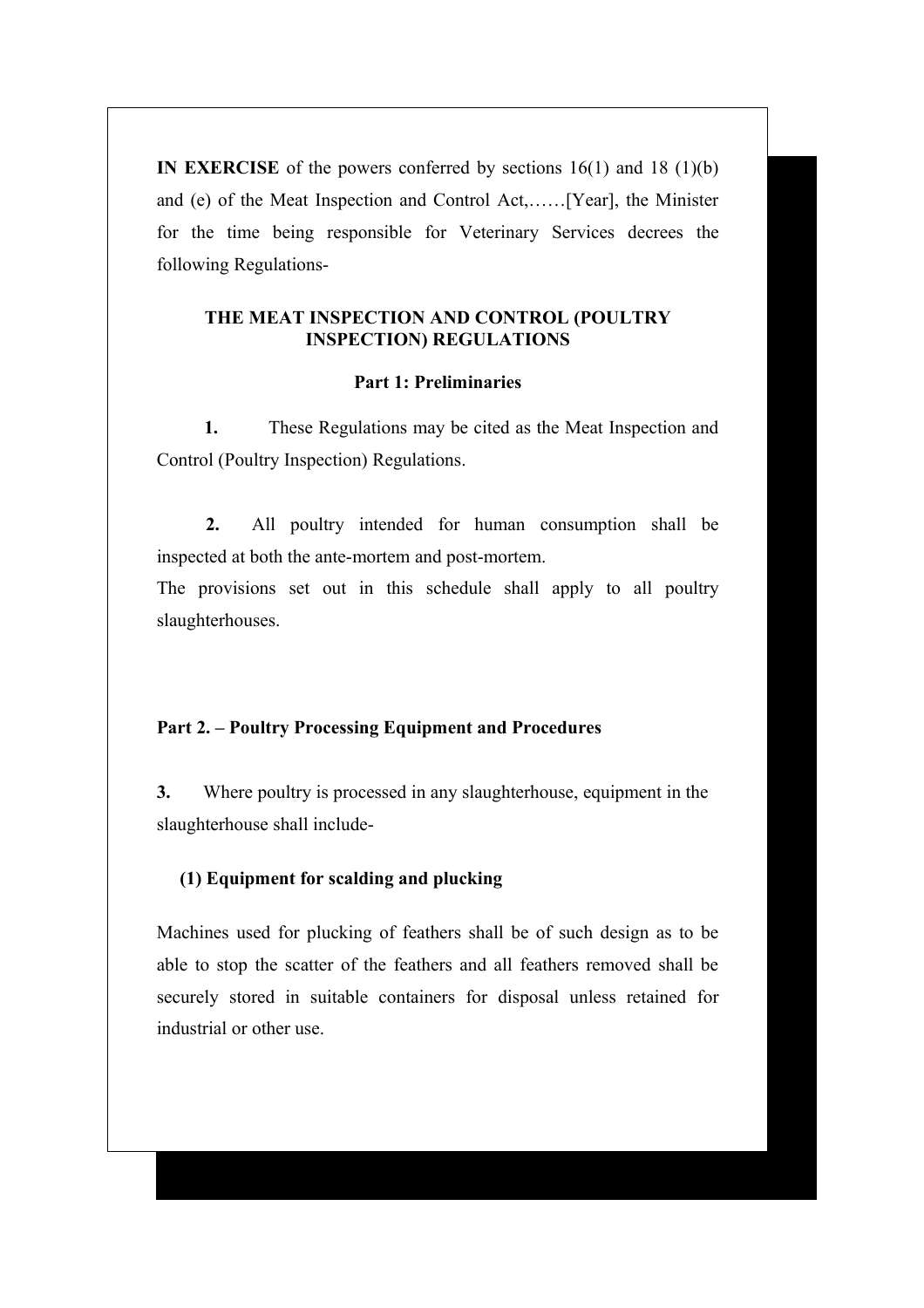**IN EXERCISE** of the powers conferred by sections 16(1) and 18 (1)(b) and (e) of the Meat Inspection and Control Act,……[Year], the Minister for the time being responsible for Veterinary Services decrees the following Regulations-

## THE MEAT INSPECTION AND CONTROL (POULTRY INSPECTION) REGULATIONS

### Part 1: Preliminaries

**1.** These Regulations may be cited as the Meat Inspection and Control (Poultry Inspection) Regulations.

**2.** All poultry intended for human consumption shall be inspected at both the ante-mortem and post-mortem.

The provisions set out in this schedule shall apply to all poultry slaughterhouses.

### Part 2. – Poultry Processing Equipment and Procedures

**3.** Where poultry is processed in any slaughterhouse, equipment in the slaughterhouse shall include-

**(1) Equipment for scalding and plucking**

Machines used for plucking of feathers shall be of such design as to be able to stop the scatter of the feathers and all feathers removed shall be securely stored in suitable containers for disposal unless retained for industrial or other use.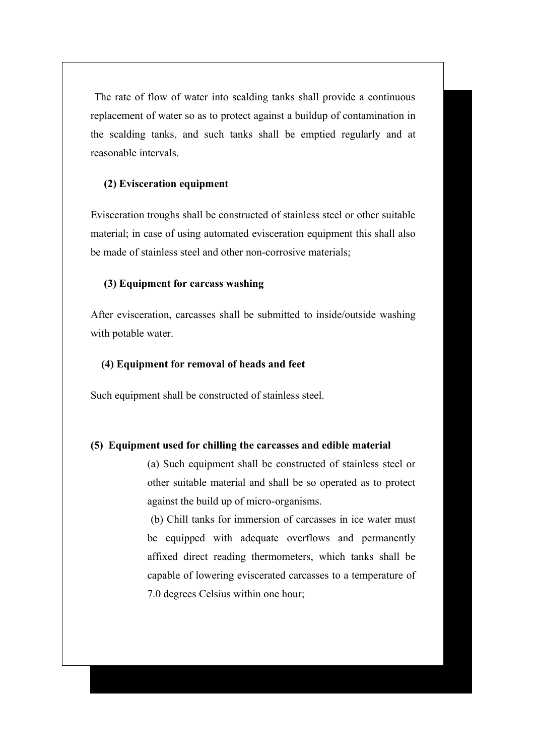The rate of flow of water into scalding tanks shall provide a continuous replacement of water so as to protect against a buildup of contamination in the scalding tanks, and such tanks shall be emptied regularly and at reasonable intervals.

**(2) Evisceration equipment**

Evisceration troughs shall be constructed of stainless steel or other suitable material; in case of using automated evisceration equipment this shall also be made of stainless steel and other non-corrosive materials;

**(3) Equipment for carcass washing**

After evisceration, carcasses shall be submitted to inside/outside washing with potable water.

**(4) Equipment for removal of heads and feet**

Such equipment shall be constructed of stainless steel.

**(5) Equipment used for chilling the carcasses and edible material**

(a) Such equipment shall be constructed of stainless steel or other suitable material and shall be so operated as to protect against the build up of micro-organisms.

(b) Chill tanks for immersion of carcasses in ice water must be equipped with adequate overflows and permanently affixed direct reading thermometers, which tanks shall be capable of lowering eviscerated carcasses to a temperature of 7.0 degrees Celsius within one hour;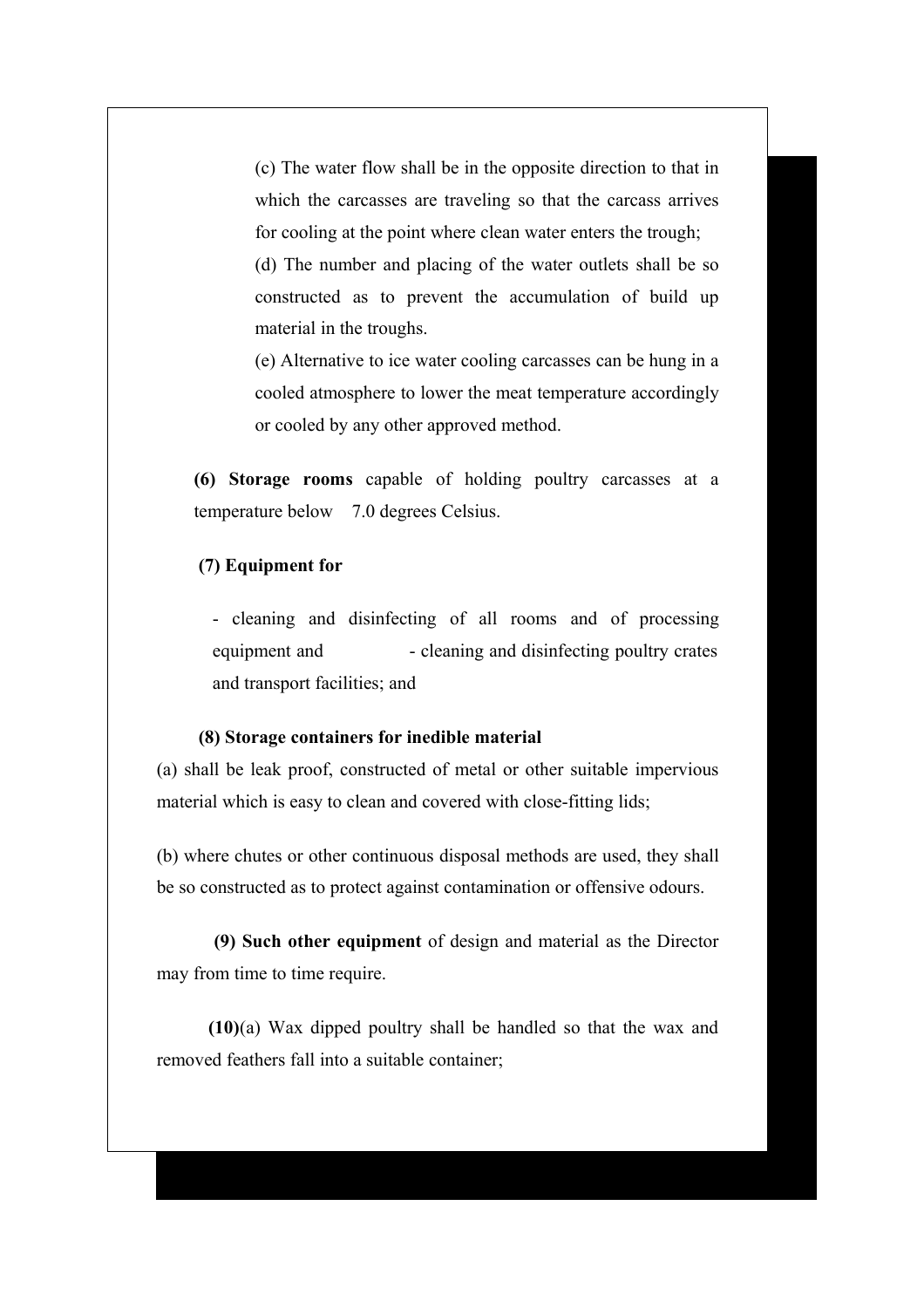(c) The water flow shall be in the opposite direction to that in which the carcasses are traveling so that the carcass arrives for cooling at the point where clean water enters the trough;

(d) The number and placing of the water outlets shall be so constructed as to prevent the accumulation of build up material in the troughs.

(e) Alternative to ice water cooling carcasses can be hung in a cooled atmosphere to lower the meat temperature accordingly or cooled by any other approved method.

**(6) Storage rooms** capable of holding poultry carcasses at a temperature below 7.0 degrees Celsius.

**(7) Equipment for**

- cleaning and disinfecting of all rooms and of processing equipment and
- cleaning and disinfecting poultry crates and transport facilities; and

**(8) Storage containers for inedible material**

(a) shall be leak proof, constructed of metal or other suitable impervious material which is easy to clean and covered with close-fitting lids;

(b) where chutes or other continuous disposal methods are used, they shall be so constructed as to protect against contamination or offensive odours.

**(9) Such other equipment** of design and material as the Director may from time to time require.

**(10)**(a) Wax dipped poultry shall be handled so that the wax and removed feathers fall into a suitable container;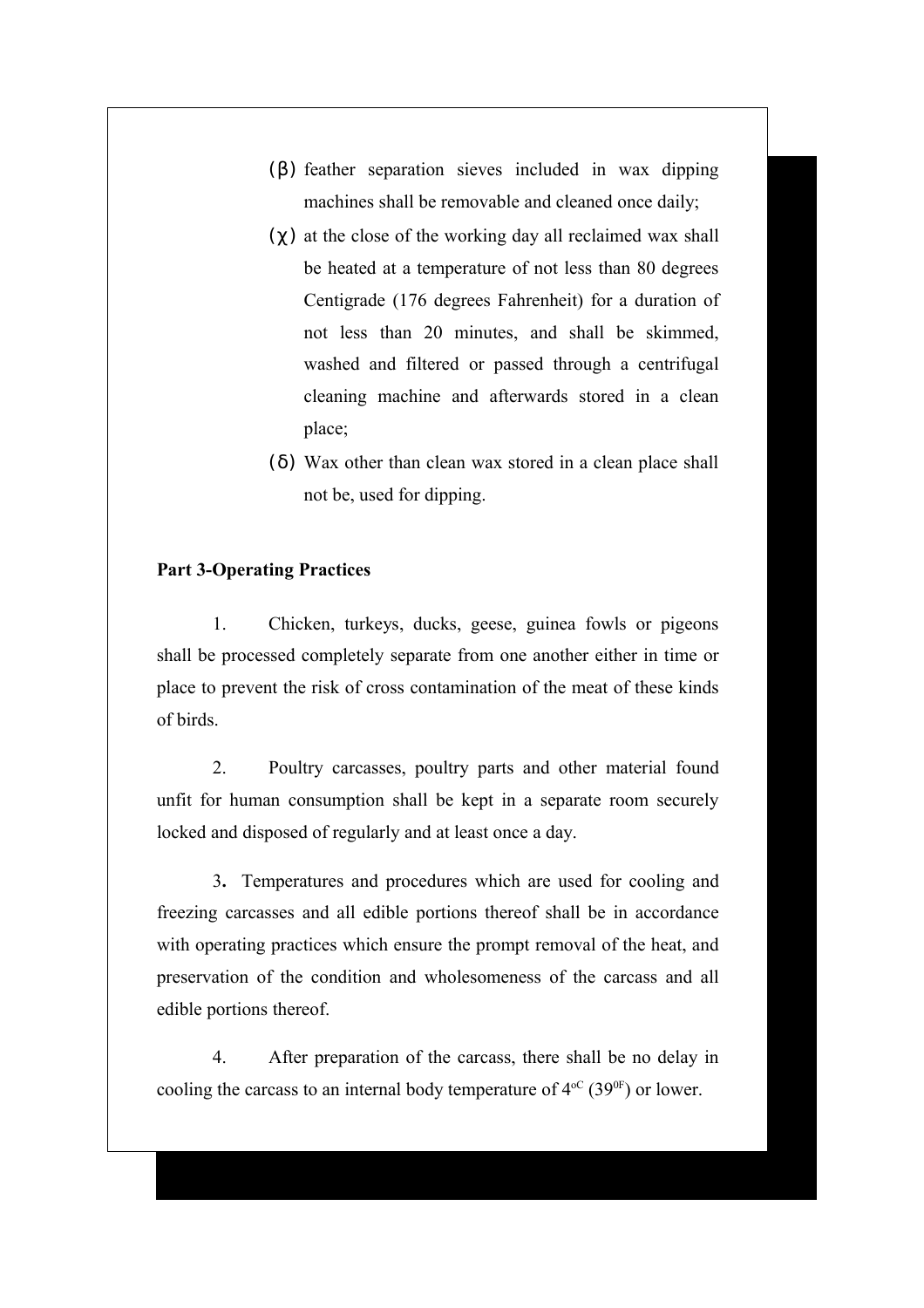(β) feather separation sieves included in wax dipping machines shall be removable and cleaned once daily;

(χ) at the close of the working day all reclaimed wax shall be heated at a temperature of not less than 80 degrees Centigrade (176 degrees Fahrenheit) for a duration of not less than 20 minutes, and shall be skimmed, washed and filtered or passed through a centrifugal cleaning machine and afterwards stored in a clean place;

(δ) Wax other than clean wax stored in a clean place shall not be, used for dipping.

**Part 3-Operating Practices**

1. Chicken, turkeys, ducks, geese, guinea fowls or pigeons shall be processed completely separate from one another either in time or place to prevent the risk of cross contamination of the meat of these kinds of birds.

2. Poultry carcasses, poultry parts and other material found unfit for human consumption shall be kept in a separate room securely locked and disposed of regularly and at least once a day.

3. Temperatures and procedures which are used for cooling and freezing carcasses and all edible portions thereof shall be in accordance with operating practices which ensure the prompt removal of the heat, and preservation of the condition and wholesomeness of the carcass and all edible portions thereof.

4. After preparation of the carcass, there shall be no delay in cooling the carcass to an internal body temperature of $4^{oC}$ ($39^{0F}$) or lower.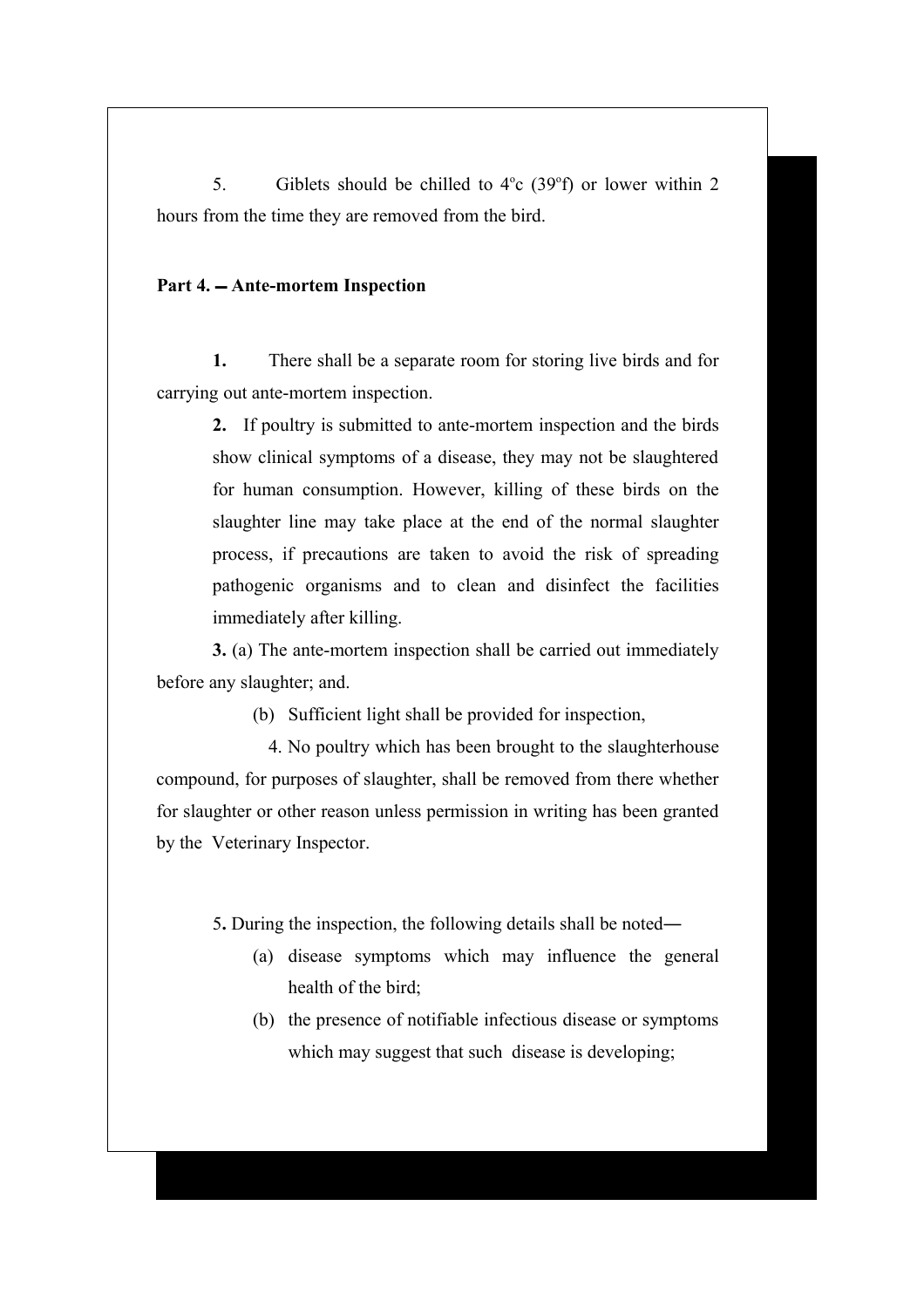5. Giblets should be chilled to 4ºc (39ºf) or lower within 2 hours from the time they are removed from the bird.

**Part 4. ̶ Ante-mortem Inspection**

**1.** There shall be a separate room for storing live birds and for carrying out ante-mortem inspection.

**2.** If poultry is submitted to ante-mortem inspection and the birds show clinical symptoms of a disease, they may not be slaughtered for human consumption. However, killing of these birds on the slaughter line may take place at the end of the normal slaughter process, if precautions are taken to avoid the risk of spreading pathogenic organisms and to clean and disinfect the facilities immediately after killing.

**3.** (a) The ante-mortem inspection shall be carried out immediately before any slaughter; and.

(b) Sufficient light shall be provided for inspection,

4. No poultry which has been brought to the slaughterhouse compound, for purposes of slaughter, shall be removed from there whether for slaughter or other reason unless permission in writing has been granted by the Veterinary Inspector.

5**.** During the inspection, the following details shall be noted―

(a) disease symptoms which may influence the general health of the bird;

(b) the presence of notifiable infectious disease or symptoms which may suggest that such disease is developing;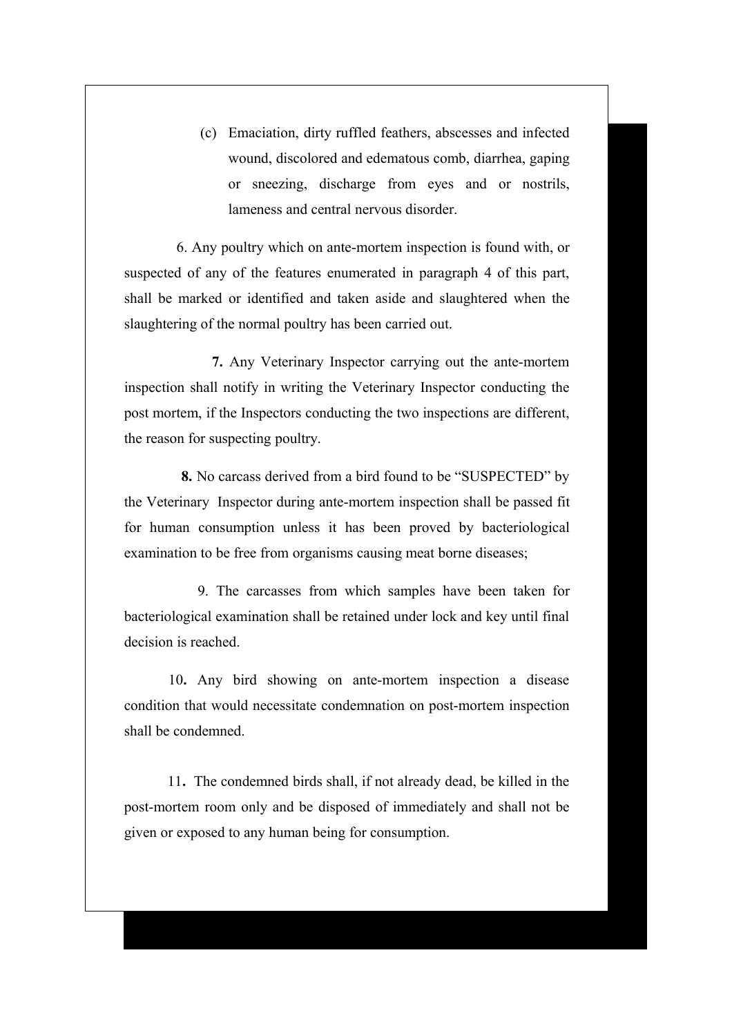(c) Emaciation, dirty ruffled feathers, abscesses and infected wound, discolored and edematous comb, diarrhea, gaping or sneezing, discharge from eyes and or nostrils, lameness and central nervous disorder.

6. Any poultry which on ante-mortem inspection is found with, or suspected of any of the features enumerated in paragraph 4 of this part, shall be marked or identified and taken aside and slaughtered when the slaughtering of the normal poultry has been carried out.

**7.** Any Veterinary Inspector carrying out the ante-mortem inspection shall notify in writing the Veterinary Inspector conducting the post mortem, if the Inspectors conducting the two inspections are different, the reason for suspecting poultry.

**8.** No carcass derived from a bird found to be "SUSPECTED" by the Veterinary Inspector during ante-mortem inspection shall be passed fit for human consumption unless it has been proved by bacteriological examination to be free from organisms causing meat borne diseases;

9. The carcasses from which samples have been taken for bacteriological examination shall be retained under lock and key until final decision is reached.

10**.** Any bird showing on ante-mortem inspection a disease condition that would necessitate condemnation on post-mortem inspection shall be condemned.

11**.** The condemned birds shall, if not already dead, be killed in the post-mortem room only and be disposed of immediately and shall not be given or exposed to any human being for consumption.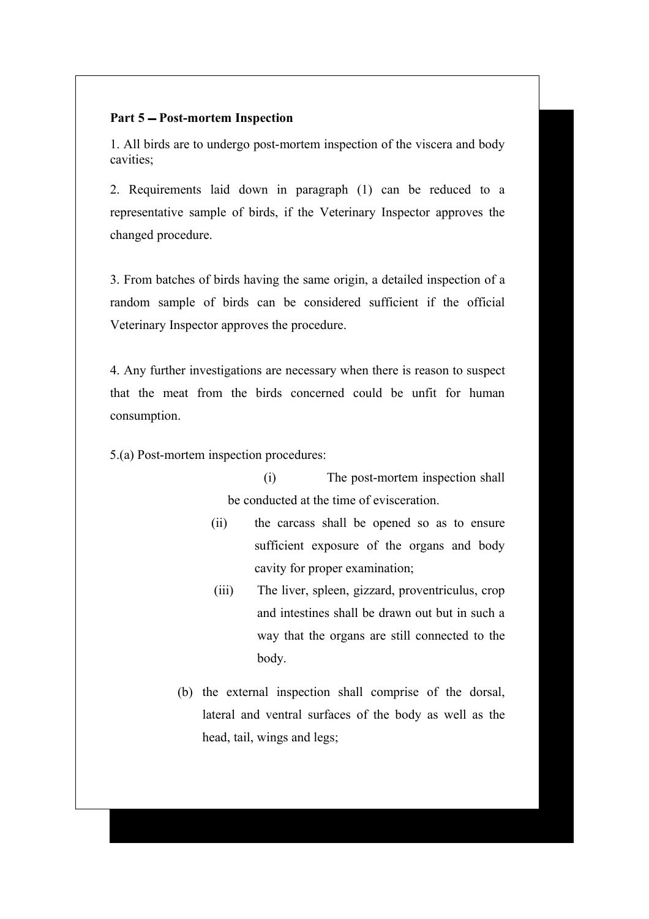**Part 5 – Post-mortem Inspection**

1. All birds are to undergo post-mortem inspection of the viscera and body cavities;

2. Requirements laid down in paragraph (1) can be reduced to a representative sample of birds, if the Veterinary Inspector approves the changed procedure.

3. From batches of birds having the same origin, a detailed inspection of a random sample of birds can be considered sufficient if the official Veterinary Inspector approves the procedure.

4. Any further investigations are necessary when there is reason to suspect that the meat from the birds concerned could be unfit for human consumption.

5.(a) Post-mortem inspection procedures:

- (i) The post-mortem inspection shall be conducted at the time of evisceration.
- (ii) the carcass shall be opened so as to ensure sufficient exposure of the organs and body cavity for proper examination;
- (iii) The liver, spleen, gizzard, proventriculus, crop and intestines shall be drawn out but in such a way that the organs are still connected to the body.

(b) the external inspection shall comprise of the dorsal, lateral and ventral surfaces of the body as well as the head, tail, wings and legs;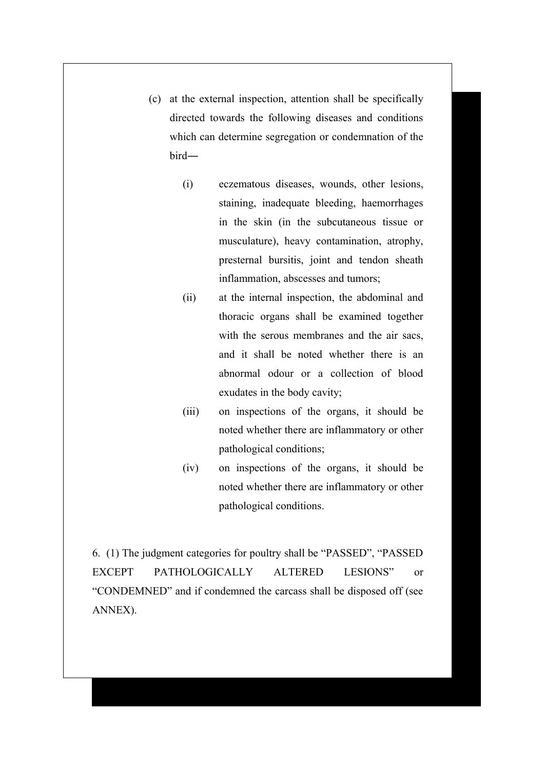(c) at the external inspection, attention shall be specifically directed towards the following diseases and conditions which can determine segregation or condemnation of the bird―

  (i) eczematous diseases, wounds, other lesions, staining, inadequate bleeding, haemorrhages in the skin (in the subcutaneous tissue or musculature), heavy contamination, atrophy, presternal bursitis, joint and tendon sheath inflammation, abscesses and tumors;

  (ii) at the internal inspection, the abdominal and thoracic organs shall be examined together with the serous membranes and the air sacs, and it shall be noted whether there is an abnormal odour or a collection of blood exudates in the body cavity;

  (iii) on inspections of the organs, it should be noted whether there are inflammatory or other pathological conditions;

  (iv) on inspections of the organs, it should be noted whether there are inflammatory or other pathological conditions.

6. (1) The judgment categories for poultry shall be "PASSED", "PASSED EXCEPT PATHOLOGICALLY ALTERED LESIONS" or "CONDEMNED" and if condemned the carcass shall be disposed off (see ANNEX).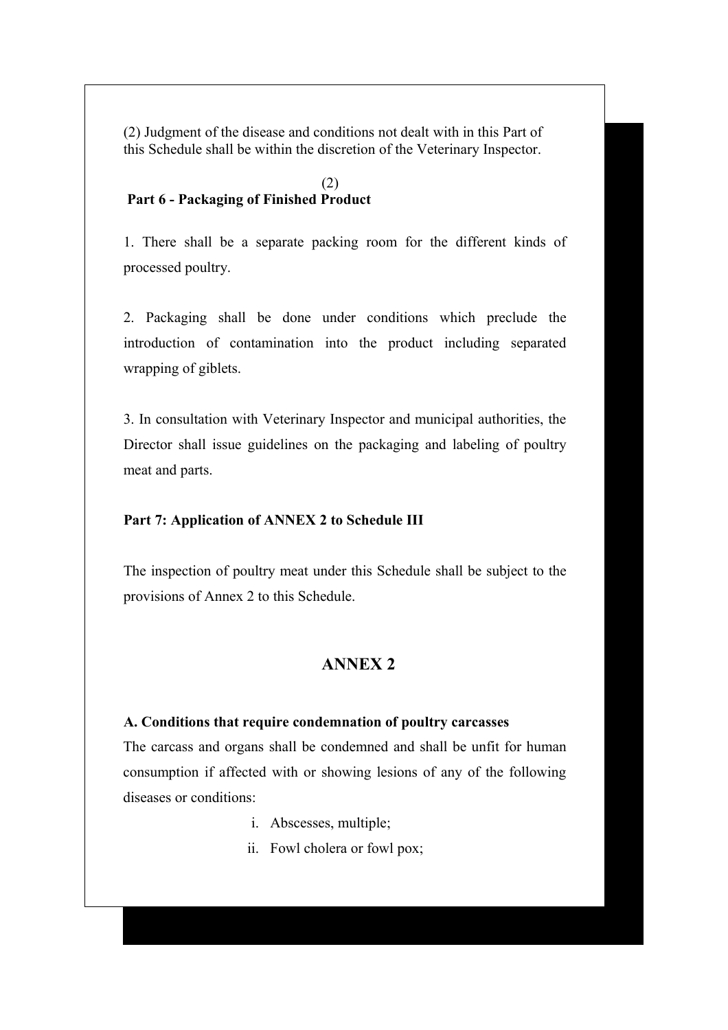(2) Judgment of the disease and conditions not dealt with in this Part of this Schedule shall be within the discretion of the Veterinary Inspector.

(2)

**Part 6 - Packaging of Finished Product**

1. There shall be a separate packing room for the different kinds of processed poultry.

2. Packaging shall be done under conditions which preclude the introduction of contamination into the product including separated wrapping of giblets.

3. In consultation with Veterinary Inspector and municipal authorities, the Director shall issue guidelines on the packaging and labeling of poultry meat and parts.

**Part 7: Application of ANNEX 2 to Schedule III**

The inspection of poultry meat under this Schedule shall be subject to the provisions of Annex 2 to this Schedule.

## ANNEX 2

**A. Conditions that require condemnation of poultry carcasses**

The carcass and organs shall be condemned and shall be unfit for human consumption if affected with or showing lesions of any of the following diseases or conditions:

i. Abscesses, multiple;
ii. Fowl cholera or fowl pox;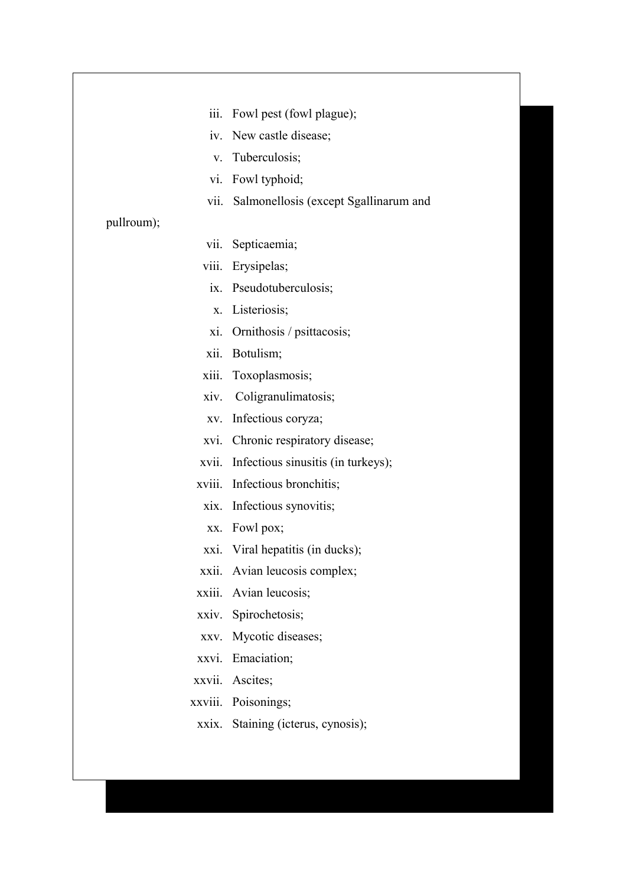iii. Fowl pest (fowl plague);
iv. New castle disease;
v. Tuberculosis;
vi. Fowl typhoid;
vii. Salmonellosis (except Sgallinarum and pullroum);
vii. Septicaemia;
viii. Erysipelas;
ix. Pseudotuberculosis;
x. Listeriosis;
xi. Ornithosis / psittacosis;
xii. Botulism;
xiii. Toxoplasmosis;
xiv. Coligranulimatosis;
xv. Infectious coryza;
xvi. Chronic respiratory disease;
xvii. Infectious sinusitis (in turkeys);
xviii. Infectious bronchitis;
xix. Infectious synovitis;
xx. Fowl pox;
xxi. Viral hepatitis (in ducks);
xxii. Avian leucosis complex;
xxiii. Avian leucosis;
xxiv. Spirochetosis;
xxv. Mycotic diseases;
xxvi. Emaciation;
xxvii. Ascites;
xxviii. Poisonings;
xxix. Staining (icterus, cynosis);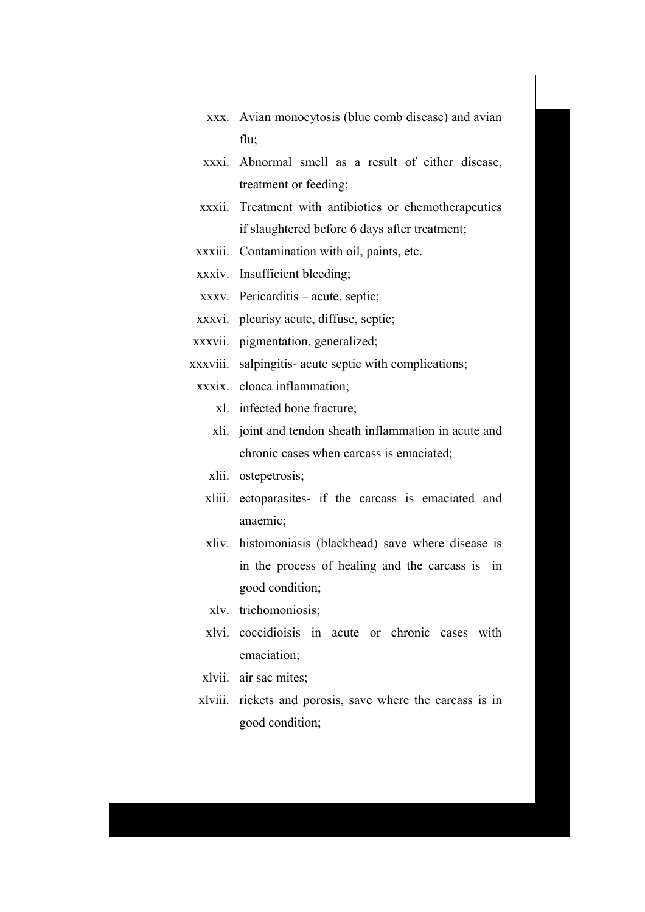xxx. Avian monocytosis (blue comb disease) and avian flu;

xxxi. Abnormal smell as a result of either disease, treatment or feeding;

xxxii. Treatment with antibiotics or chemotherapeutics if slaughtered before 6 days after treatment;

xxxiii. Contamination with oil, paints, etc.

xxxiv. Insufficient bleeding;

xxxv. Pericarditis – acute, septic;

xxxvi. pleurisy acute, diffuse, septic;

xxxvii. pigmentation, generalized;

xxxviii. salpingitis- acute septic with complications;

xxxix. cloaca inflammation;

xl. infected bone fracture;

xli. joint and tendon sheath inflammation in acute and chronic cases when carcass is emaciated;

xlii. ostepetrosis;

xliii. ectoparasites- if the carcass is emaciated and anaemic;

xliv. histomoniasis (blackhead) save where disease is in the process of healing and the carcass is in good condition;

xlv. trichomoniosis;

xlvi. coccidioisis in acute or chronic cases with emaciation;

xlvii. air sac mites;

xlviii. rickets and porosis, save where the carcass is in good condition;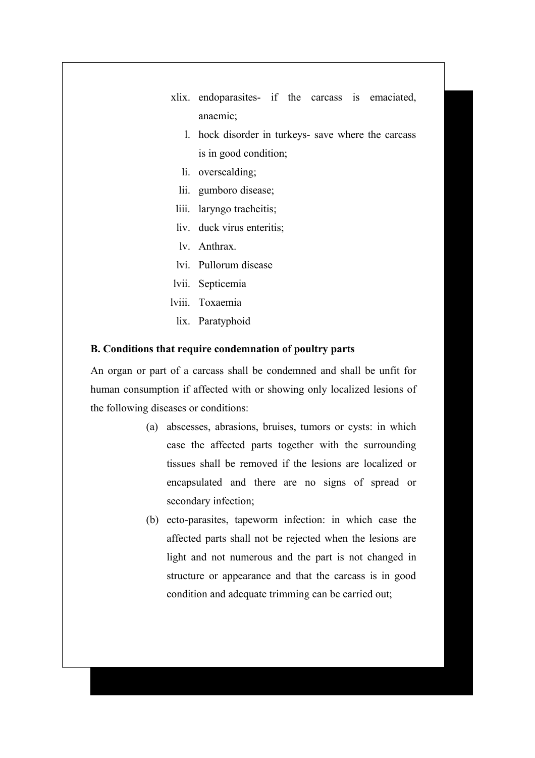xlix. endoparasites- if the carcass is emaciated, anaemic;

l. hock disorder in turkeys- save where the carcass is in good condition;

li. overscalding;

lii. gumboro disease;

liii. laryngo tracheitis;

liv. duck virus enteritis;

lv. Anthrax.

lvi. Pullorum disease

lvii. Septicemia

lviii. Toxaemia

lix. Paratyphoid

**B. Conditions that require condemnation of poultry parts**

An organ or part of a carcass shall be condemned and shall be unfit for human consumption if affected with or showing only localized lesions of the following diseases or conditions:

(a) abscesses, abrasions, bruises, tumors or cysts: in which case the affected parts together with the surrounding tissues shall be removed if the lesions are localized or encapsulated and there are no signs of spread or secondary infection;

(b) ecto-parasites, tapeworm infection: in which case the affected parts shall not be rejected when the lesions are light and not numerous and the part is not changed in structure or appearance and that the carcass is in good condition and adequate trimming can be carried out;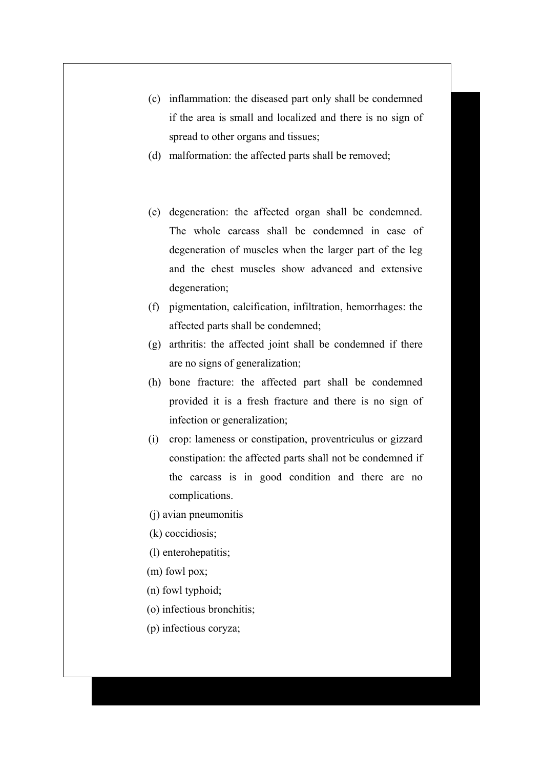(c) inflammation: the diseased part only shall be condemned if the area is small and localized and there is no sign of spread to other organs and tissues;

(d) malformation: the affected parts shall be removed;

(e) degeneration: the affected organ shall be condemned. The whole carcass shall be condemned in case of degeneration of muscles when the larger part of the leg and the chest muscles show advanced and extensive degeneration;

(f) pigmentation, calcification, infiltration, hemorrhages: the affected parts shall be condemned;

(g) arthritis: the affected joint shall be condemned if there are no signs of generalization;

(h) bone fracture: the affected part shall be condemned provided it is a fresh fracture and there is no sign of infection or generalization;

(i) crop: lameness or constipation, proventriculus or gizzard constipation: the affected parts shall not be condemned if the carcass is in good condition and there are no complications.

(j) avian pneumonitis

(k) coccidiosis;

(l) enterohepatitis;

(m) fowl pox;

(n) fowl typhoid;

(o) infectious bronchitis;

(p) infectious coryza;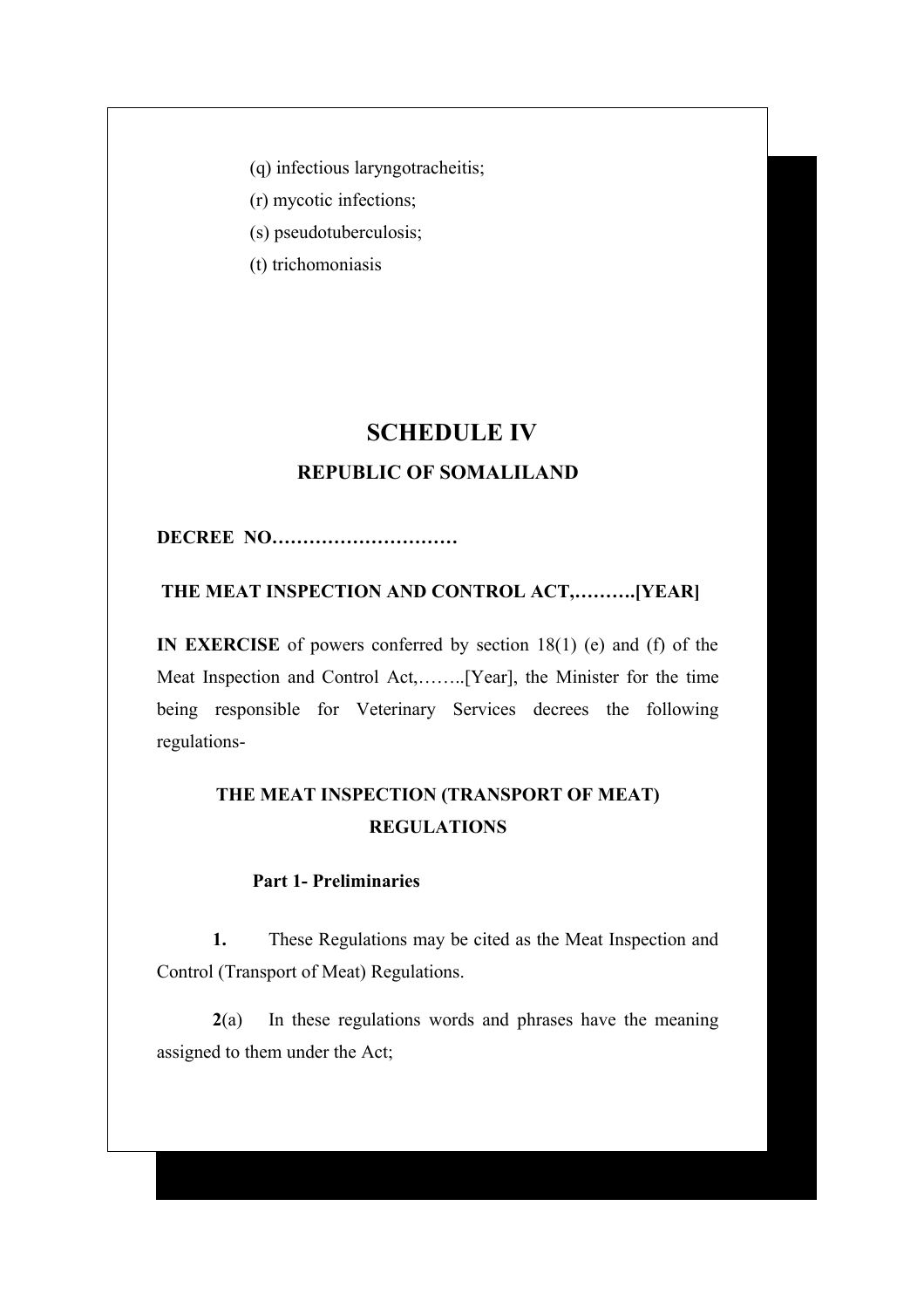(q) infectious laryngotracheitis;

(r) mycotic infections;

(s) pseudotuberculosis;

(t) trichomoniasis

## SCHEDULE IV

### REPUBLIC OF SOMALILAND

**DECREE NO…………………………**

**THE MEAT INSPECTION AND CONTROL ACT,……….[YEAR]**

**IN EXERCISE** of powers conferred by section 18(1) (e) and (f) of the Meat Inspection and Control Act,……..[Year], the Minister for the time being responsible for Veterinary Services decrees the following regulations-

### THE MEAT INSPECTION (TRANSPORT OF MEAT) REGULATIONS

**Part 1- Preliminaries**

**1.** These Regulations may be cited as the Meat Inspection and Control (Transport of Meat) Regulations.

**2**(a) In these regulations words and phrases have the meaning assigned to them under the Act;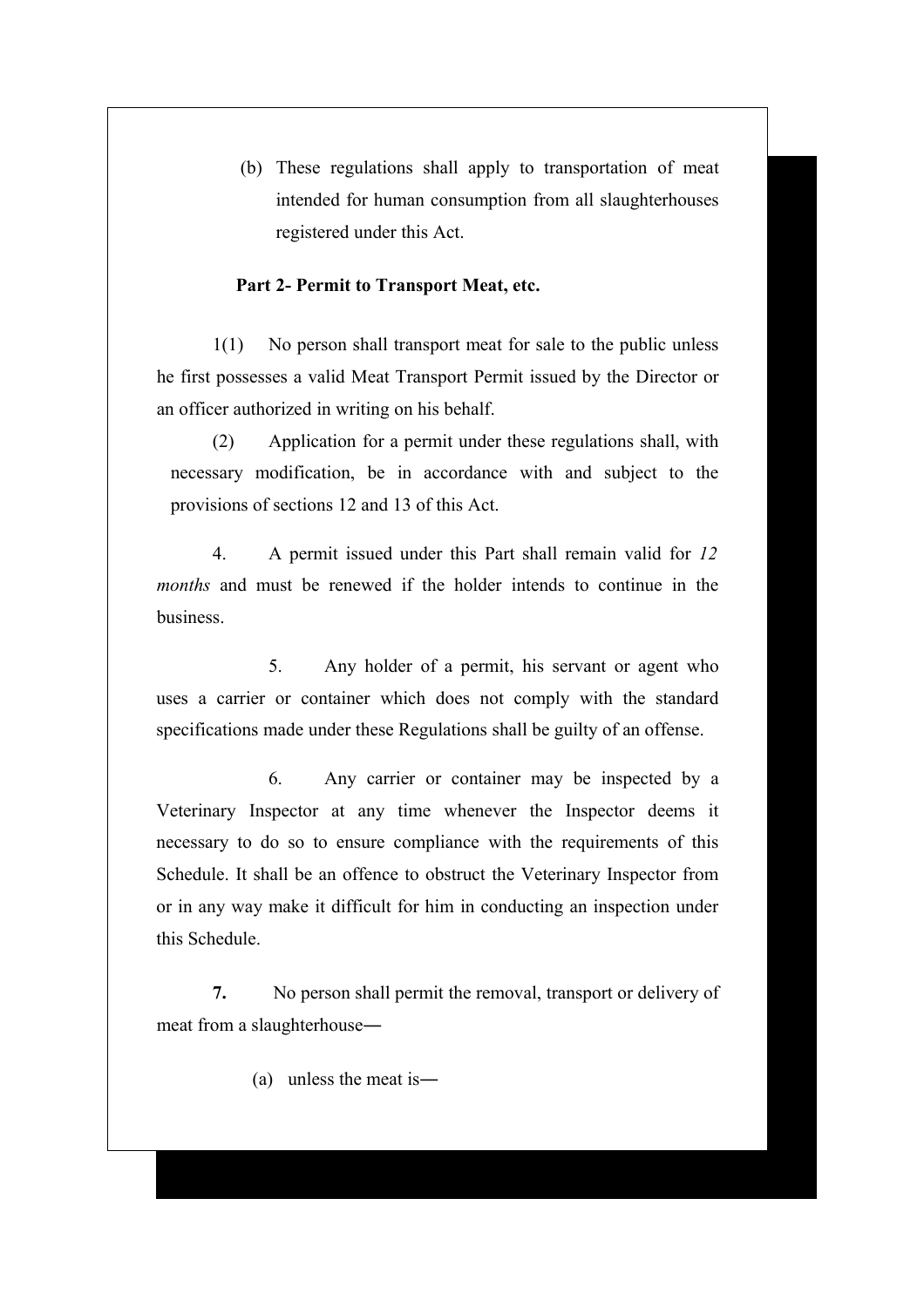(b) These regulations shall apply to transportation of meat intended for human consumption from all slaughterhouses registered under this Act.

**Part 2- Permit to Transport Meat, etc.**

1(1) No person shall transport meat for sale to the public unless he first possesses a valid Meat Transport Permit issued by the Director or an officer authorized in writing on his behalf.

(2) Application for a permit under these regulations shall, with necessary modification, be in accordance with and subject to the provisions of sections 12 and 13 of this Act.

4. A permit issued under this Part shall remain valid for *12 months* and must be renewed if the holder intends to continue in the business.

5. Any holder of a permit, his servant or agent who uses a carrier or container which does not comply with the standard specifications made under these Regulations shall be guilty of an offense.

6. Any carrier or container may be inspected by a Veterinary Inspector at any time whenever the Inspector deems it necessary to do so to ensure compliance with the requirements of this Schedule. It shall be an offence to obstruct the Veterinary Inspector from or in any way make it difficult for him in conducting an inspection under this Schedule.

**7.** No person shall permit the removal, transport or delivery of meat from a slaughterhouse―

(a) unless the meat is―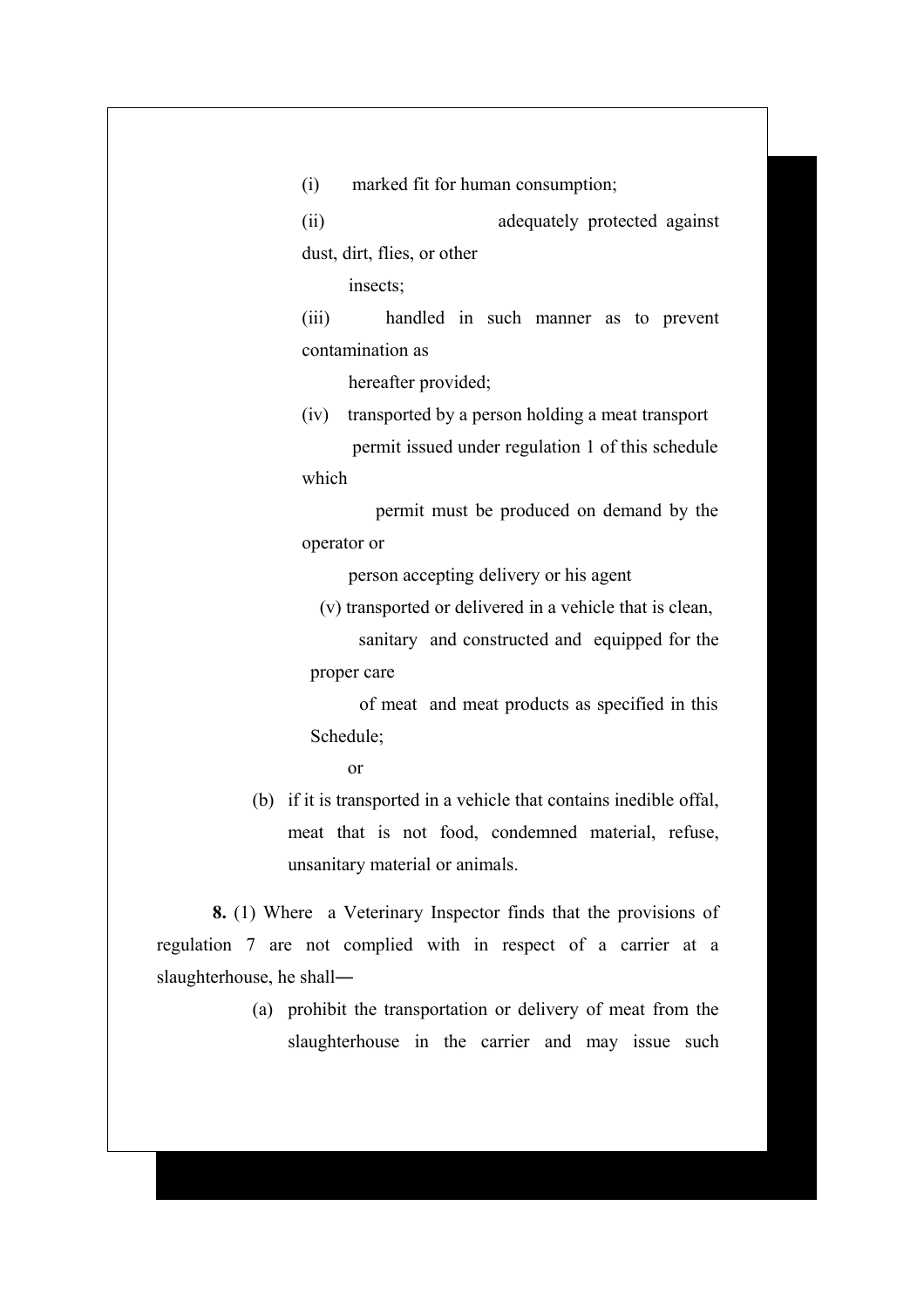(i) marked fit for human consumption;

(ii) adequately protected against dust, dirt, flies, or other insects;

(iii) handled in such manner as to prevent contamination as hereafter provided;

(iv) transported by a person holding a meat transport permit issued under regulation 1 of this schedule which permit must be produced on demand by the operator or person accepting delivery or his agent

(v) transported or delivered in a vehicle that is clean, sanitary and constructed and equipped for the proper care of meat and meat products as specified in this Schedule;

or

(b) if it is transported in a vehicle that contains inedible offal, meat that is not food, condemned material, refuse, unsanitary material or animals.

**8.** (1) Where a Veterinary Inspector finds that the provisions of regulation 7 are not complied with in respect of a carrier at a slaughterhouse, he shall―

(a) prohibit the transportation or delivery of meat from the slaughterhouse in the carrier and may issue such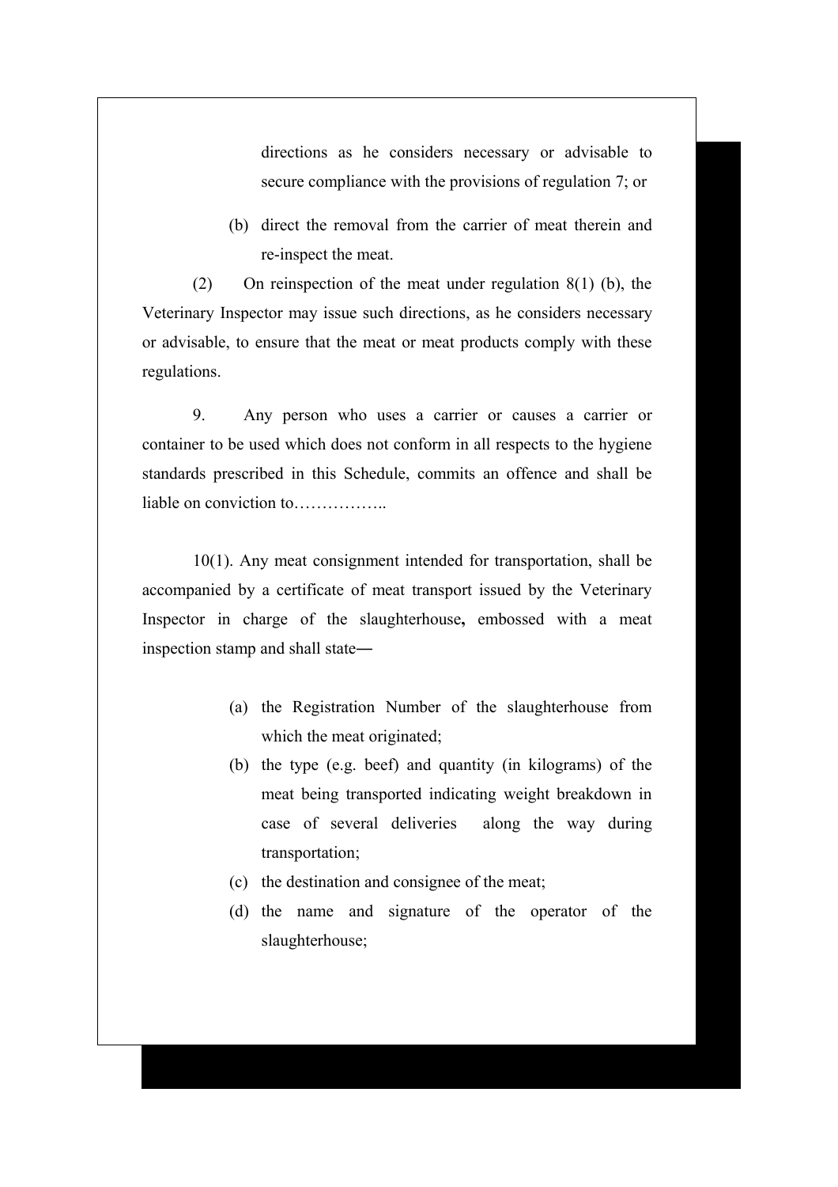directions as he considers necessary or advisable to secure compliance with the provisions of regulation 7; or

(b) direct the removal from the carrier of meat therein and re-inspect the meat.

(2) On reinspection of the meat under regulation 8(1) (b), the Veterinary Inspector may issue such directions, as he considers necessary or advisable, to ensure that the meat or meat products comply with these regulations.

9. Any person who uses a carrier or causes a carrier or container to be used which does not conform in all respects to the hygiene standards prescribed in this Schedule, commits an offence and shall be liable on conviction to……………..

10(1). Any meat consignment intended for transportation, shall be accompanied by a certificate of meat transport issued by the Veterinary Inspector in charge of the slaughterhouse**,** embossed with a meat inspection stamp and shall state―

(a) the Registration Number of the slaughterhouse from which the meat originated;
(b) the type (e.g. beef) and quantity (in kilograms) of the meat being transported indicating weight breakdown in case of several deliveries along the way during transportation;
(c) the destination and consignee of the meat;
(d) the name and signature of the operator of the slaughterhouse;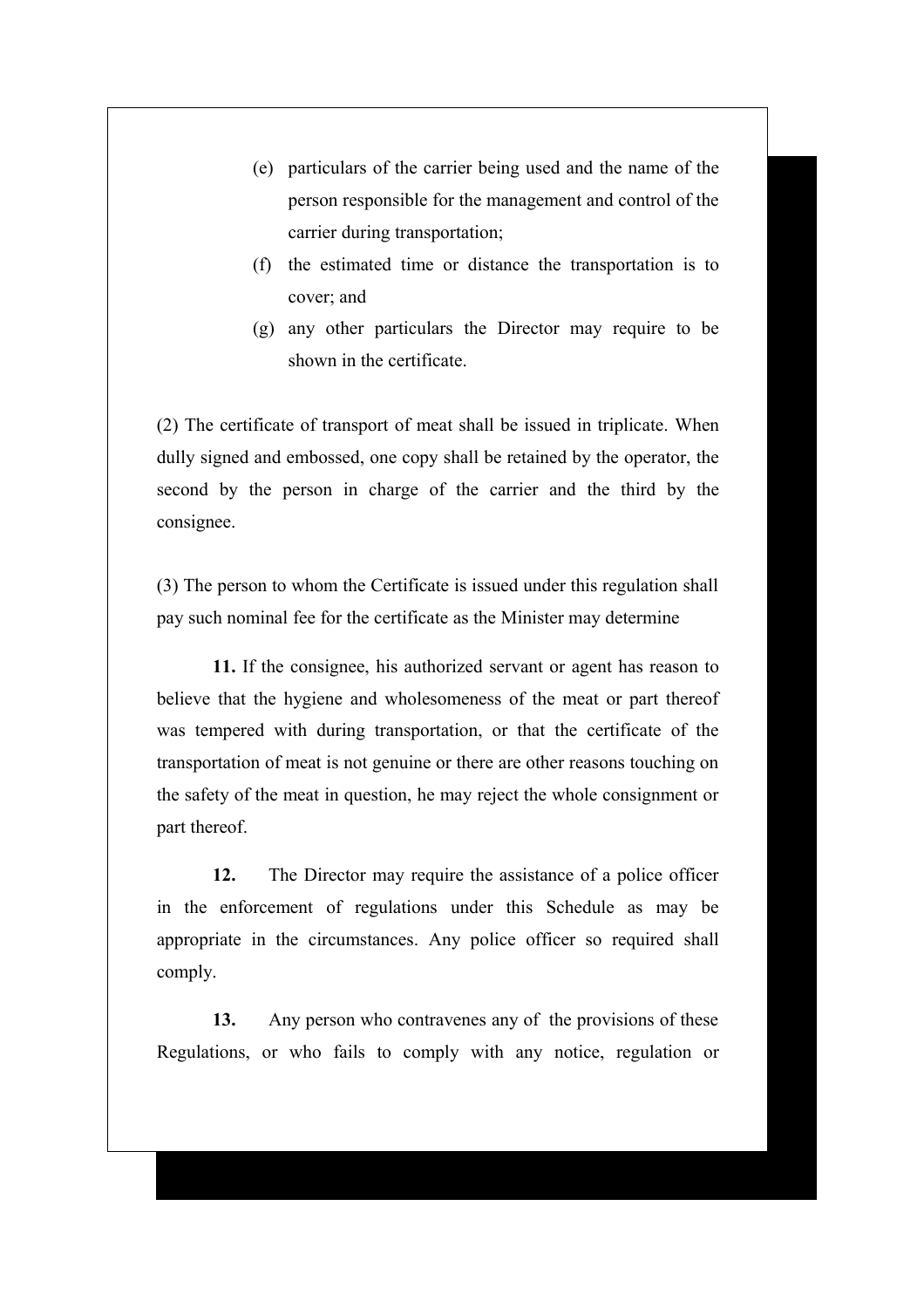(e) particulars of the carrier being used and the name of the person responsible for the management and control of the carrier during transportation;

(f) the estimated time or distance the transportation is to cover; and

(g) any other particulars the Director may require to be shown in the certificate.

(2) The certificate of transport of meat shall be issued in triplicate. When dully signed and embossed, one copy shall be retained by the operator, the second by the person in charge of the carrier and the third by the consignee.

(3) The person to whom the Certificate is issued under this regulation shall pay such nominal fee for the certificate as the Minister may determine

**11.** If the consignee, his authorized servant or agent has reason to believe that the hygiene and wholesomeness of the meat or part thereof was tempered with during transportation, or that the certificate of the transportation of meat is not genuine or there are other reasons touching on the safety of the meat in question, he may reject the whole consignment or part thereof.

**12.** The Director may require the assistance of a police officer in the enforcement of regulations under this Schedule as may be appropriate in the circumstances. Any police officer so required shall comply.

**13.** Any person who contravenes any of the provisions of these Regulations, or who fails to comply with any notice, regulation or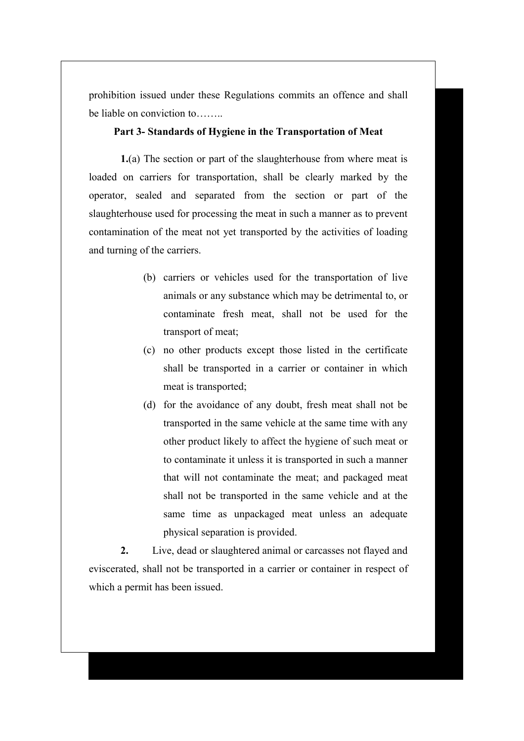prohibition issued under these Regulations commits an offence and shall be liable on conviction to……..

**Part 3- Standards of Hygiene in the Transportation of Meat**

**1.**(a) The section or part of the slaughterhouse from where meat is loaded on carriers for transportation, shall be clearly marked by the operator, sealed and separated from the section or part of the slaughterhouse used for processing the meat in such a manner as to prevent contamination of the meat not yet transported by the activities of loading and turning of the carriers.

(b) carriers or vehicles used for the transportation of live animals or any substance which may be detrimental to, or contaminate fresh meat, shall not be used for the transport of meat;

(c) no other products except those listed in the certificate shall be transported in a carrier or container in which meat is transported;

(d) for the avoidance of any doubt, fresh meat shall not be transported in the same vehicle at the same time with any other product likely to affect the hygiene of such meat or to contaminate it unless it is transported in such a manner that will not contaminate the meat; and packaged meat shall not be transported in the same vehicle and at the same time as unpackaged meat unless an adequate physical separation is provided.

**2.** Live, dead or slaughtered animal or carcasses not flayed and eviscerated, shall not be transported in a carrier or container in respect of which a permit has been issued.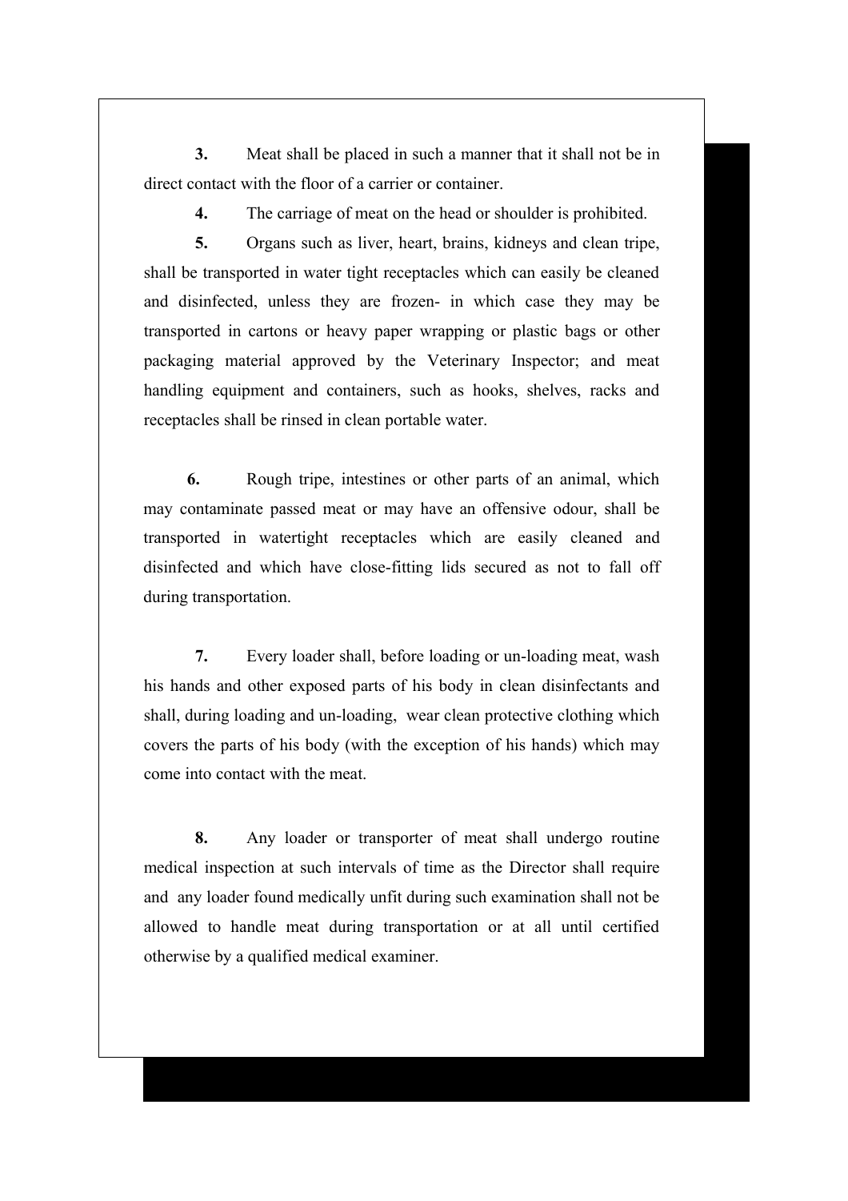**3.** Meat shall be placed in such a manner that it shall not be in direct contact with the floor of a carrier or container.

**4.** The carriage of meat on the head or shoulder is prohibited.

**5.** Organs such as liver, heart, brains, kidneys and clean tripe, shall be transported in water tight receptacles which can easily be cleaned and disinfected, unless they are frozen- in which case they may be transported in cartons or heavy paper wrapping or plastic bags or other packaging material approved by the Veterinary Inspector; and meat handling equipment and containers, such as hooks, shelves, racks and receptacles shall be rinsed in clean portable water.

**6.** Rough tripe, intestines or other parts of an animal, which may contaminate passed meat or may have an offensive odour, shall be transported in watertight receptacles which are easily cleaned and disinfected and which have close-fitting lids secured as not to fall off during transportation.

**7.** Every loader shall, before loading or un-loading meat, wash his hands and other exposed parts of his body in clean disinfectants and shall, during loading and un-loading, wear clean protective clothing which covers the parts of his body (with the exception of his hands) which may come into contact with the meat.

**8.** Any loader or transporter of meat shall undergo routine medical inspection at such intervals of time as the Director shall require and any loader found medically unfit during such examination shall not be allowed to handle meat during transportation or at all until certified otherwise by a qualified medical examiner.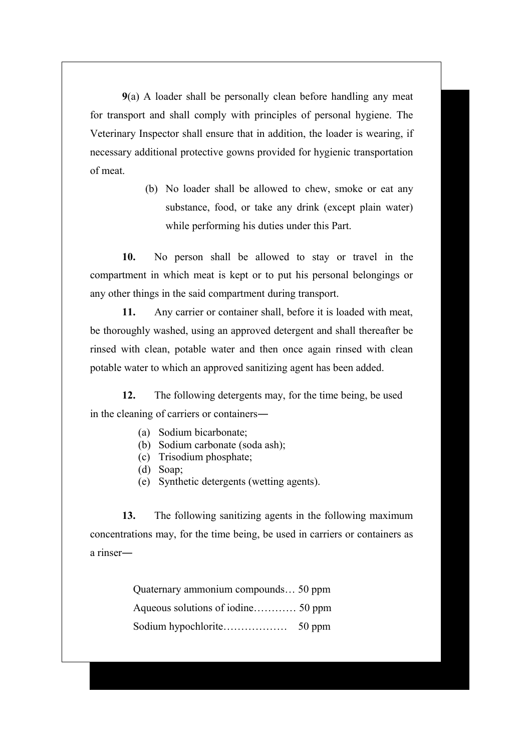**9**(a) A loader shall be personally clean before handling any meat for transport and shall comply with principles of personal hygiene. The Veterinary Inspector shall ensure that in addition, the loader is wearing, if necessary additional protective gowns provided for hygienic transportation of meat.

(b) No loader shall be allowed to chew, smoke or eat any substance, food, or take any drink (except plain water) while performing his duties under this Part.

**10.** No person shall be allowed to stay or travel in the compartment in which meat is kept or to put his personal belongings or any other things in the said compartment during transport.

**11.** Any carrier or container shall, before it is loaded with meat, be thoroughly washed, using an approved detergent and shall thereafter be rinsed with clean, potable water and then once again rinsed with clean potable water to which an approved sanitizing agent has been added.

**12.** The following detergents may, for the time being, be used in the cleaning of carriers or containers―

(a) Sodium bicarbonate;
(b) Sodium carbonate (soda ash);
(c) Trisodium phosphate;
(d) Soap;
(e) Synthetic detergents (wetting agents).

**13.** The following sanitizing agents in the following maximum concentrations may, for the time being, be used in carriers or containers as a rinser―

Quaternary ammonium compounds… 50 ppm

Aqueous solutions of iodine………… 50 ppm

Sodium hypochlorite……………… 50 ppm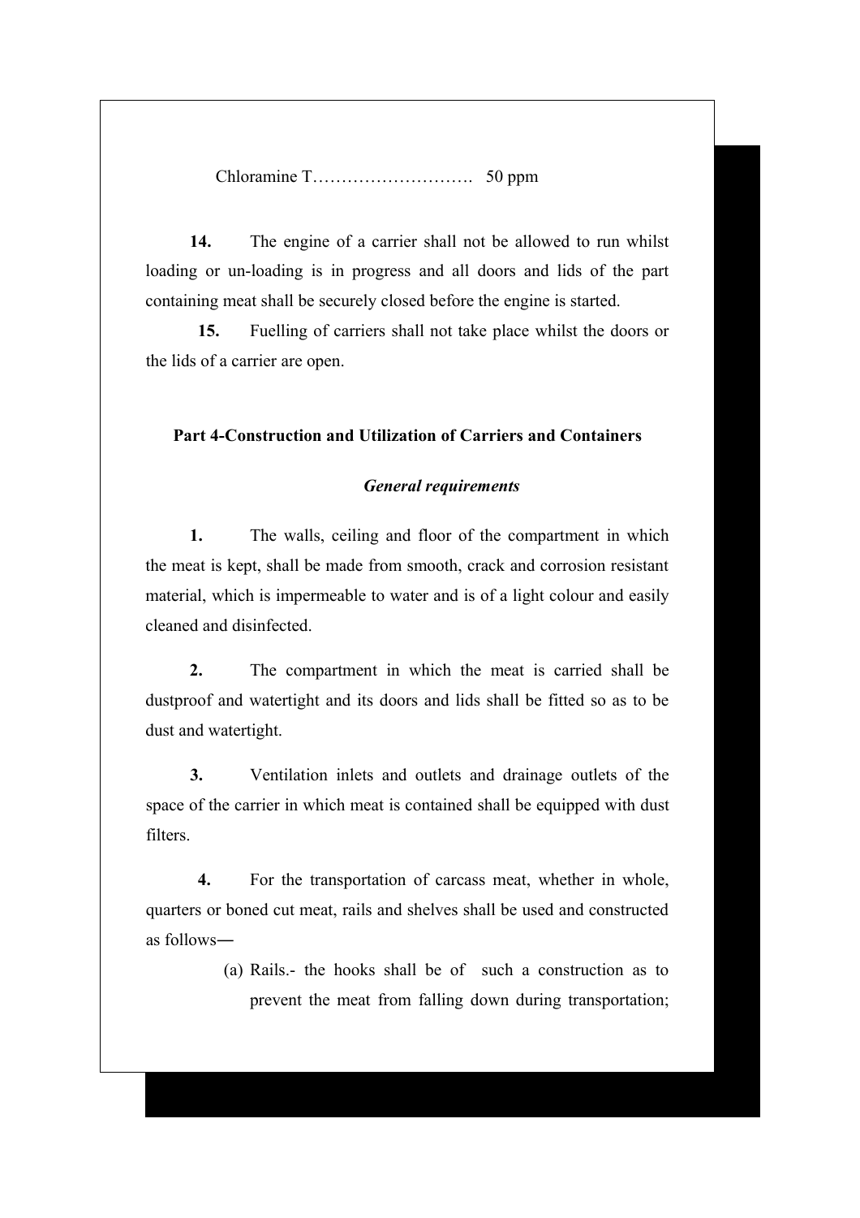Chloramine T………………………. 50 ppm

**14.** The engine of a carrier shall not be allowed to run whilst loading or un-loading is in progress and all doors and lids of the part containing meat shall be securely closed before the engine is started.

**15.** Fuelling of carriers shall not take place whilst the doors or the lids of a carrier are open.

## Part 4-Construction and Utilization of Carriers and Containers

### *General requirements*

**1.** The walls, ceiling and floor of the compartment in which the meat is kept, shall be made from smooth, crack and corrosion resistant material, which is impermeable to water and is of a light colour and easily cleaned and disinfected.

**2.** The compartment in which the meat is carried shall be dustproof and watertight and its doors and lids shall be fitted so as to be dust and watertight.

**3.** Ventilation inlets and outlets and drainage outlets of the space of the carrier in which meat is contained shall be equipped with dust filters.

**4.** For the transportation of carcass meat, whether in whole, quarters or boned cut meat, rails and shelves shall be used and constructed as follows―

(a) Rails.- the hooks shall be of such a construction as to prevent the meat from falling down during transportation;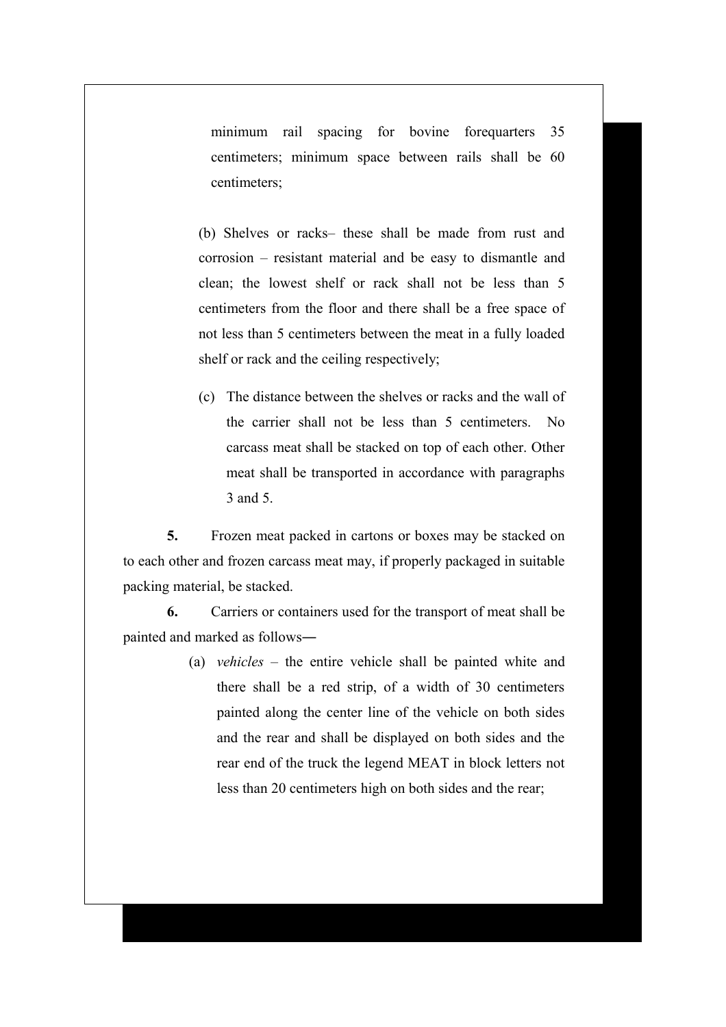minimum rail spacing for bovine forequarters 35 centimeters; minimum space between rails shall be 60 centimeters;

(b) Shelves or racks– these shall be made from rust and corrosion – resistant material and be easy to dismantle and clean; the lowest shelf or rack shall not be less than 5 centimeters from the floor and there shall be a free space of not less than 5 centimeters between the meat in a fully loaded shelf or rack and the ceiling respectively;

(c) The distance between the shelves or racks and the wall of the carrier shall not be less than 5 centimeters. No carcass meat shall be stacked on top of each other. Other meat shall be transported in accordance with paragraphs 3 and 5.

**5.** Frozen meat packed in cartons or boxes may be stacked on to each other and frozen carcass meat may, if properly packaged in suitable packing material, be stacked.

**6.** Carriers or containers used for the transport of meat shall be painted and marked as follows―

(a) *vehicles* – the entire vehicle shall be painted white and there shall be a red strip, of a width of 30 centimeters painted along the center line of the vehicle on both sides and the rear and shall be displayed on both sides and the rear end of the truck the legend MEAT in block letters not less than 20 centimeters high on both sides and the rear;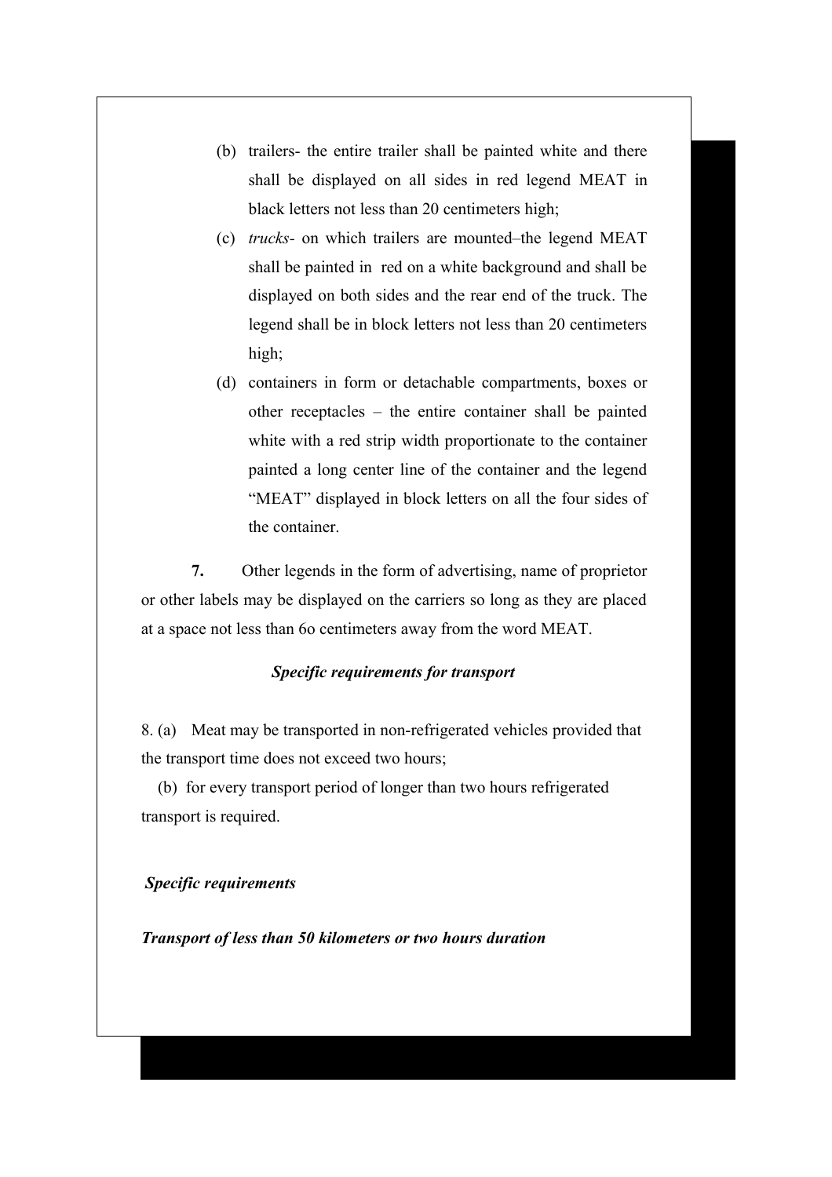(b) trailers- the entire trailer shall be painted white and there shall be displayed on all sides in red legend MEAT in black letters not less than 20 centimeters high;

(c) *trucks-* on which trailers are mounted–the legend MEAT shall be painted in red on a white background and shall be displayed on both sides and the rear end of the truck. The legend shall be in block letters not less than 20 centimeters high;

(d) containers in form or detachable compartments, boxes or other receptacles – the entire container shall be painted white with a red strip width proportionate to the container painted a long center line of the container and the legend "MEAT" displayed in block letters on all the four sides of the container.

**7.** Other legends in the form of advertising, name of proprietor or other labels may be displayed on the carriers so long as they are placed at a space not less than 6o centimeters away from the word MEAT.

***Specific requirements for transport***

8. (a) Meat may be transported in non-refrigerated vehicles provided that the transport time does not exceed two hours;

(b) for every transport period of longer than two hours refrigerated transport is required.

***Specific requirements***

***Transport of less than 50 kilometers or two hours duration***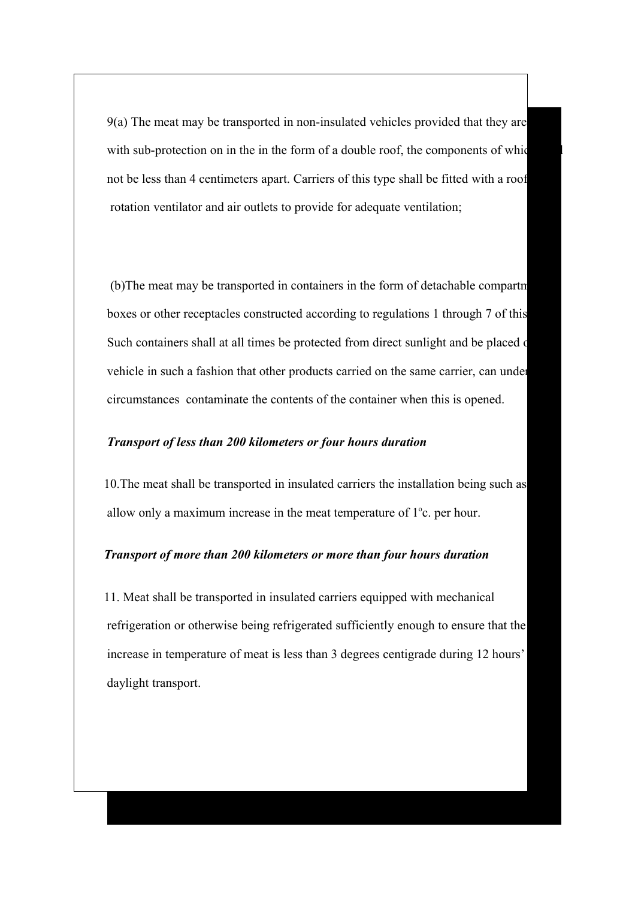9(a) The meat may be transported in non-insulated vehicles provided that they are with sub-protection on in the in the form of a double roof, the components of which l not be less than 4 centimeters apart. Carriers of this type shall be fitted with a roof rotation ventilator and air outlets to provide for adequate ventilation;

(b)The meat may be transported in containers in the form of detachable compartm boxes or other receptacles constructed according to regulations 1 through 7 of this Such containers shall at all times be protected from direct sunlight and be placed o vehicle in such a fashion that other products carried on the same carrier, can under circumstances contaminate the contents of the container when this is opened.

***Transport of less than 200 kilometers or four hours duration***

10.The meat shall be transported in insulated carriers the installation being such as allow only a maximum increase in the meat temperature of 1$^{o}$c. per hour.

***Transport of more than 200 kilometers or more than four hours duration***

11. Meat shall be transported in insulated carriers equipped with mechanical refrigeration or otherwise being refrigerated sufficiently enough to ensure that the increase in temperature of meat is less than 3 degrees centigrade during 12 hours' daylight transport.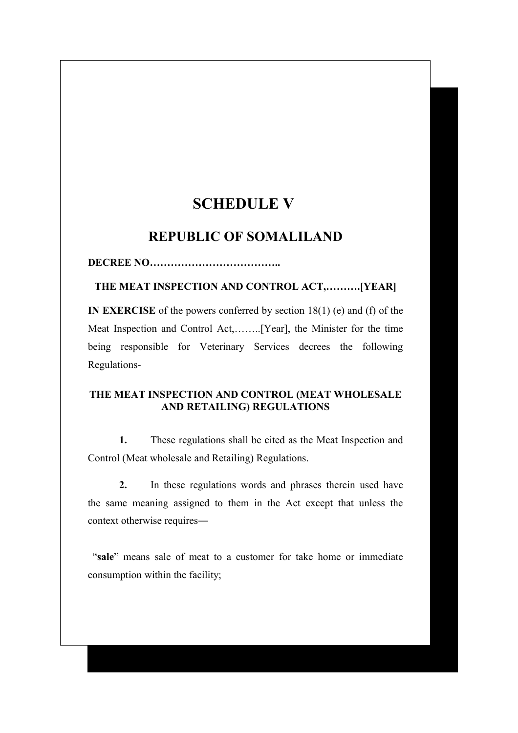# SCHEDULE V

## REPUBLIC OF SOMALILAND

**DECREE NO………………………………..**

**THE MEAT INSPECTION AND CONTROL ACT,……….[YEAR]**

**IN EXERCISE** of the powers conferred by section 18(1) (e) and (f) of the Meat Inspection and Control Act,……..[Year], the Minister for the time being responsible for Veterinary Services decrees the following Regulations-

**THE MEAT INSPECTION AND CONTROL (MEAT WHOLESALE AND RETAILING) REGULATIONS**

**1.** These regulations shall be cited as the Meat Inspection and Control (Meat wholesale and Retailing) Regulations.

**2.** In these regulations words and phrases therein used have the same meaning assigned to them in the Act except that unless the context otherwise requires―

"**sale**" means sale of meat to a customer for take home or immediate consumption within the facility;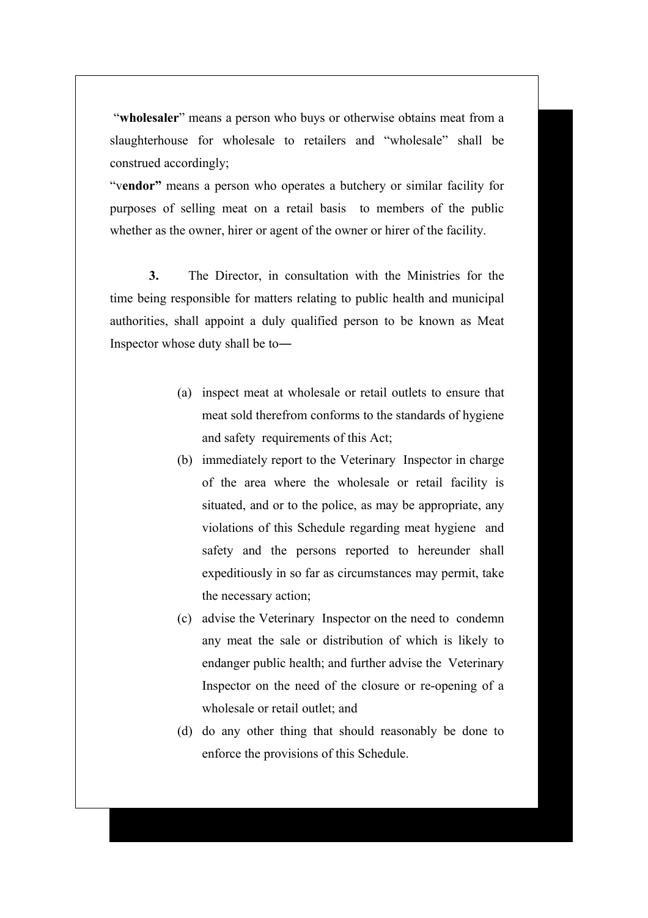"**wholesaler**" means a person who buys or otherwise obtains meat from a slaughterhouse for wholesale to retailers and "wholesale" shall be construed accordingly;

"v**endor"** means a person who operates a butchery or similar facility for purposes of selling meat on a retail basis to members of the public whether as the owner, hirer or agent of the owner or hirer of the facility.

**3.** The Director, in consultation with the Ministries for the time being responsible for matters relating to public health and municipal authorities, shall appoint a duly qualified person to be known as Meat Inspector whose duty shall be to―

(a) inspect meat at wholesale or retail outlets to ensure that meat sold therefrom conforms to the standards of hygiene and safety requirements of this Act;

(b) immediately report to the Veterinary Inspector in charge of the area where the wholesale or retail facility is situated, and or to the police, as may be appropriate, any violations of this Schedule regarding meat hygiene and safety and the persons reported to hereunder shall expeditiously in so far as circumstances may permit, take the necessary action;

(c) advise the Veterinary Inspector on the need to condemn any meat the sale or distribution of which is likely to endanger public health; and further advise the Veterinary Inspector on the need of the closure or re-opening of a wholesale or retail outlet; and

(d) do any other thing that should reasonably be done to enforce the provisions of this Schedule.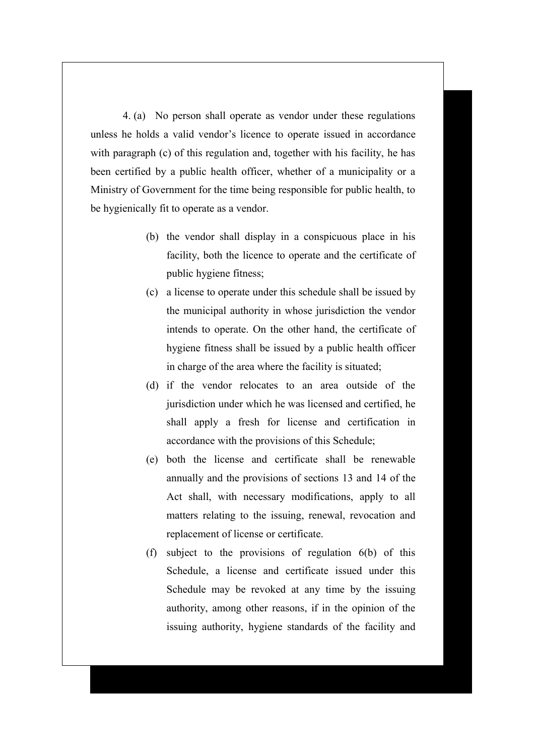4. (a) No person shall operate as vendor under these regulations unless he holds a valid vendor's licence to operate issued in accordance with paragraph (c) of this regulation and, together with his facility, he has been certified by a public health officer, whether of a municipality or a Ministry of Government for the time being responsible for public health, to be hygienically fit to operate as a vendor.

(b) the vendor shall display in a conspicuous place in his facility, both the licence to operate and the certificate of public hygiene fitness;

(c) a license to operate under this schedule shall be issued by the municipal authority in whose jurisdiction the vendor intends to operate. On the other hand, the certificate of hygiene fitness shall be issued by a public health officer in charge of the area where the facility is situated;

(d) if the vendor relocates to an area outside of the jurisdiction under which he was licensed and certified, he shall apply a fresh for license and certification in accordance with the provisions of this Schedule;

(e) both the license and certificate shall be renewable annually and the provisions of sections 13 and 14 of the Act shall, with necessary modifications, apply to all matters relating to the issuing, renewal, revocation and replacement of license or certificate.

(f) subject to the provisions of regulation 6(b) of this Schedule, a license and certificate issued under this Schedule may be revoked at any time by the issuing authority, among other reasons, if in the opinion of the issuing authority, hygiene standards of the facility and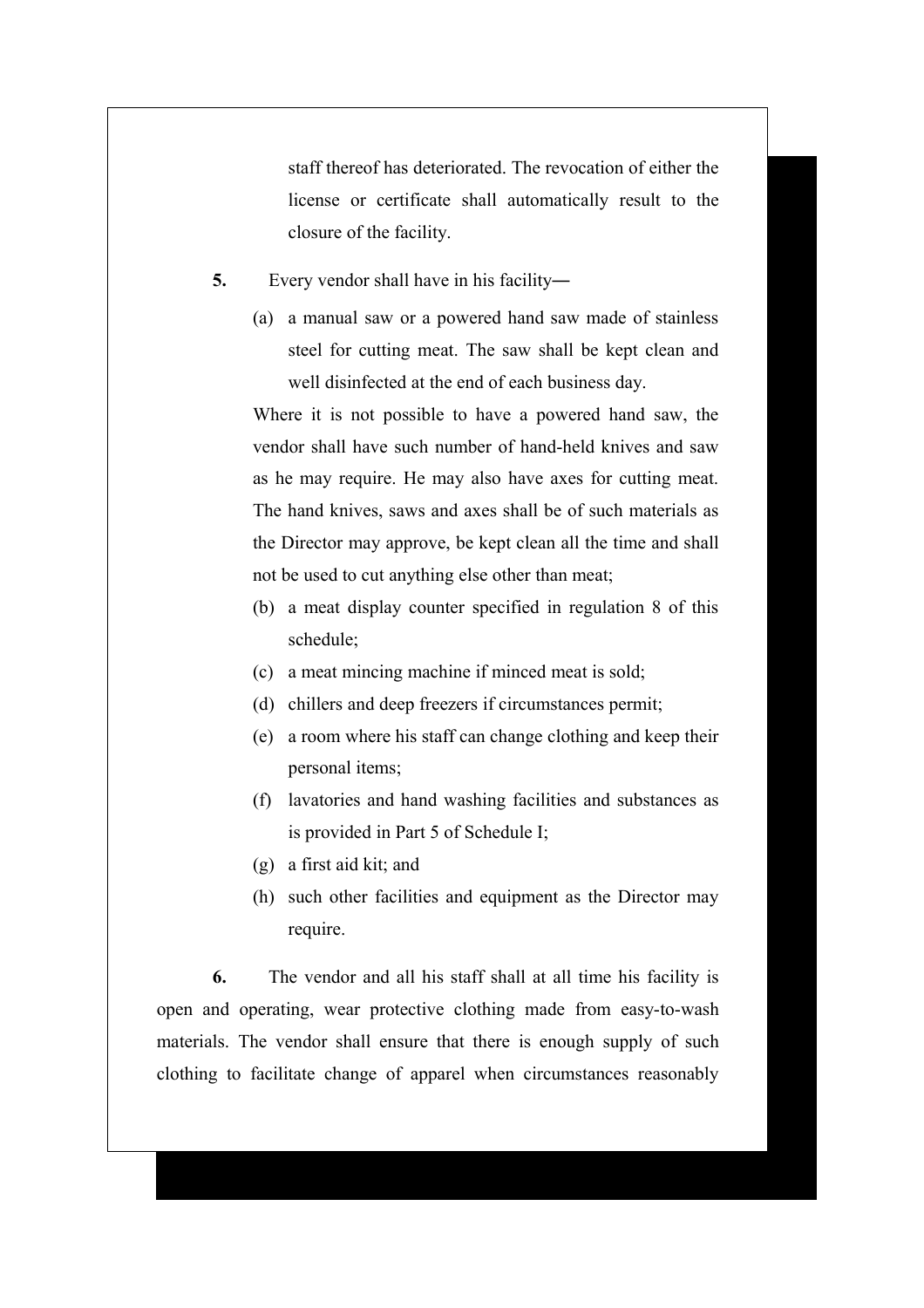staff thereof has deteriorated. The revocation of either the license or certificate shall automatically result to the closure of the facility.

**5.** Every vendor shall have in his facility―

(a) a manual saw or a powered hand saw made of stainless steel for cutting meat. The saw shall be kept clean and well disinfected at the end of each business day.

Where it is not possible to have a powered hand saw, the vendor shall have such number of hand-held knives and saw as he may require. He may also have axes for cutting meat. The hand knives, saws and axes shall be of such materials as the Director may approve, be kept clean all the time and shall not be used to cut anything else other than meat;

(b) a meat display counter specified in regulation 8 of this schedule;

(c) a meat mincing machine if minced meat is sold;

(d) chillers and deep freezers if circumstances permit;

(e) a room where his staff can change clothing and keep their personal items;

(f) lavatories and hand washing facilities and substances as is provided in Part 5 of Schedule I;

(g) a first aid kit; and

(h) such other facilities and equipment as the Director may require.

**6.** The vendor and all his staff shall at all time his facility is open and operating, wear protective clothing made from easy-to-wash materials. The vendor shall ensure that there is enough supply of such clothing to facilitate change of apparel when circumstances reasonably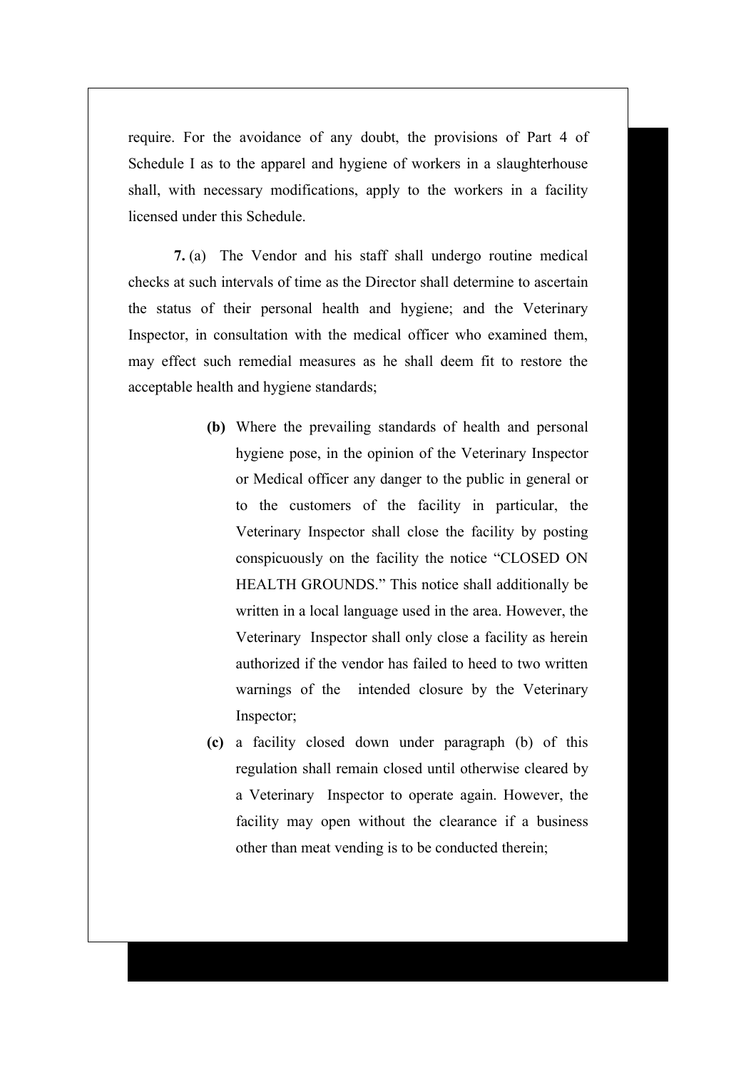require. For the avoidance of any doubt, the provisions of Part 4 of Schedule I as to the apparel and hygiene of workers in a slaughterhouse shall, with necessary modifications, apply to the workers in a facility licensed under this Schedule.

**7.** (a) The Vendor and his staff shall undergo routine medical checks at such intervals of time as the Director shall determine to ascertain the status of their personal health and hygiene; and the Veterinary Inspector, in consultation with the medical officer who examined them, may effect such remedial measures as he shall deem fit to restore the acceptable health and hygiene standards;

**(b)** Where the prevailing standards of health and personal hygiene pose, in the opinion of the Veterinary Inspector or Medical officer any danger to the public in general or to the customers of the facility in particular, the Veterinary Inspector shall close the facility by posting conspicuously on the facility the notice "CLOSED ON HEALTH GROUNDS." This notice shall additionally be written in a local language used in the area. However, the Veterinary Inspector shall only close a facility as herein authorized if the vendor has failed to heed to two written warnings of the intended closure by the Veterinary Inspector;

**(c)** a facility closed down under paragraph (b) of this regulation shall remain closed until otherwise cleared by a Veterinary Inspector to operate again. However, the facility may open without the clearance if a business other than meat vending is to be conducted therein;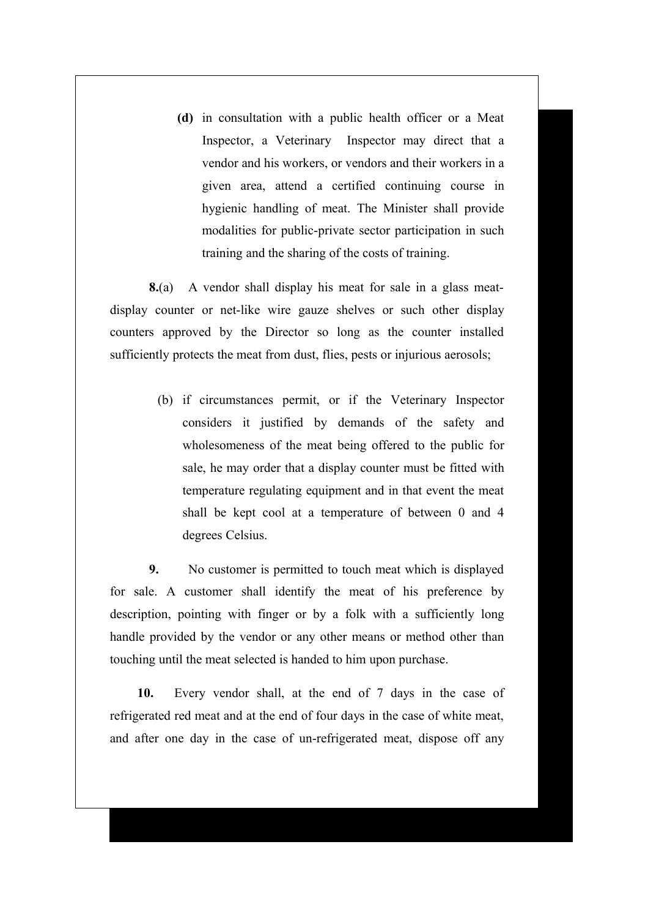**(d)** in consultation with a public health officer or a Meat Inspector, a Veterinary Inspector may direct that a vendor and his workers, or vendors and their workers in a given area, attend a certified continuing course in hygienic handling of meat. The Minister shall provide modalities for public-private sector participation in such training and the sharing of the costs of training.

**8.**(a) A vendor shall display his meat for sale in a glass meat-display counter or net-like wire gauze shelves or such other display counters approved by the Director so long as the counter installed sufficiently protects the meat from dust, flies, pests or injurious aerosols;

(b) if circumstances permit, or if the Veterinary Inspector considers it justified by demands of the safety and wholesomeness of the meat being offered to the public for sale, he may order that a display counter must be fitted with temperature regulating equipment and in that event the meat shall be kept cool at a temperature of between 0 and 4 degrees Celsius.

**9.** No customer is permitted to touch meat which is displayed for sale. A customer shall identify the meat of his preference by description, pointing with finger or by a folk with a sufficiently long handle provided by the vendor or any other means or method other than touching until the meat selected is handed to him upon purchase.

**10.** Every vendor shall, at the end of 7 days in the case of refrigerated red meat and at the end of four days in the case of white meat, and after one day in the case of un-refrigerated meat, dispose off any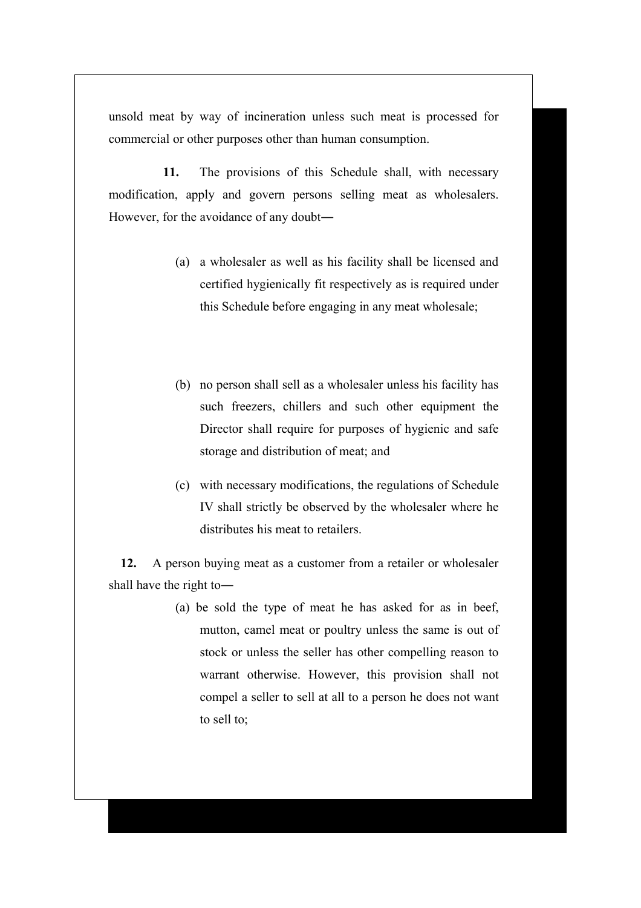unsold meat by way of incineration unless such meat is processed for commercial or other purposes other than human consumption.

**11.** The provisions of this Schedule shall, with necessary modification, apply and govern persons selling meat as wholesalers. However, for the avoidance of any doubt―

(a) a wholesaler as well as his facility shall be licensed and certified hygienically fit respectively as is required under this Schedule before engaging in any meat wholesale;

(b) no person shall sell as a wholesaler unless his facility has such freezers, chillers and such other equipment the Director shall require for purposes of hygienic and safe storage and distribution of meat; and

(c) with necessary modifications, the regulations of Schedule IV shall strictly be observed by the wholesaler where he distributes his meat to retailers.

**12.** A person buying meat as a customer from a retailer or wholesaler shall have the right to―

(a) be sold the type of meat he has asked for as in beef, mutton, camel meat or poultry unless the same is out of stock or unless the seller has other compelling reason to warrant otherwise. However, this provision shall not compel a seller to sell at all to a person he does not want to sell to;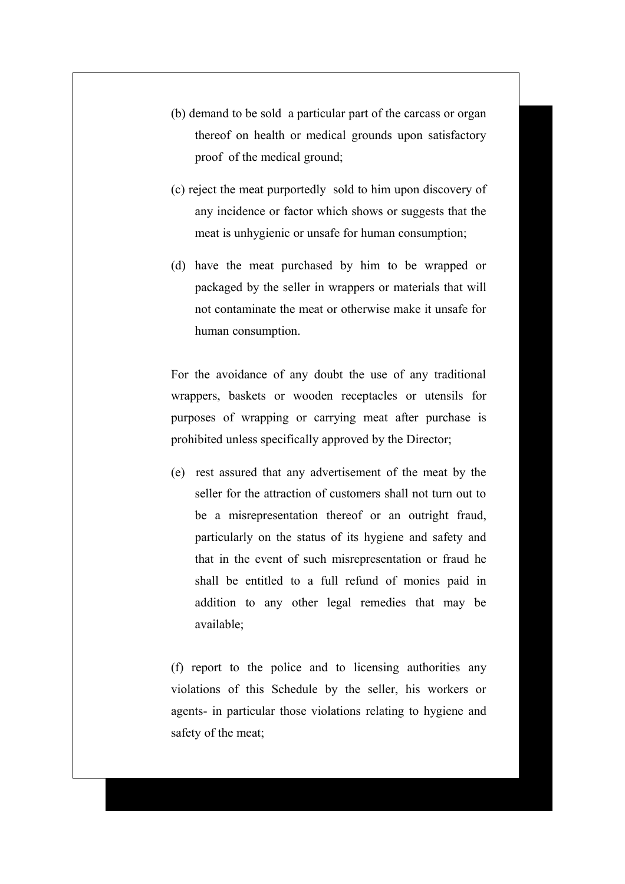(b) demand to be sold a particular part of the carcass or organ thereof on health or medical grounds upon satisfactory proof of the medical ground;

(c) reject the meat purportedly sold to him upon discovery of any incidence or factor which shows or suggests that the meat is unhygienic or unsafe for human consumption;

(d) have the meat purchased by him to be wrapped or packaged by the seller in wrappers or materials that will not contaminate the meat or otherwise make it unsafe for human consumption.

For the avoidance of any doubt the use of any traditional wrappers, baskets or wooden receptacles or utensils for purposes of wrapping or carrying meat after purchase is prohibited unless specifically approved by the Director;

(e) rest assured that any advertisement of the meat by the seller for the attraction of customers shall not turn out to be a misrepresentation thereof or an outright fraud, particularly on the status of its hygiene and safety and that in the event of such misrepresentation or fraud he shall be entitled to a full refund of monies paid in addition to any other legal remedies that may be available;

(f) report to the police and to licensing authorities any violations of this Schedule by the seller, his workers or agents- in particular those violations relating to hygiene and safety of the meat;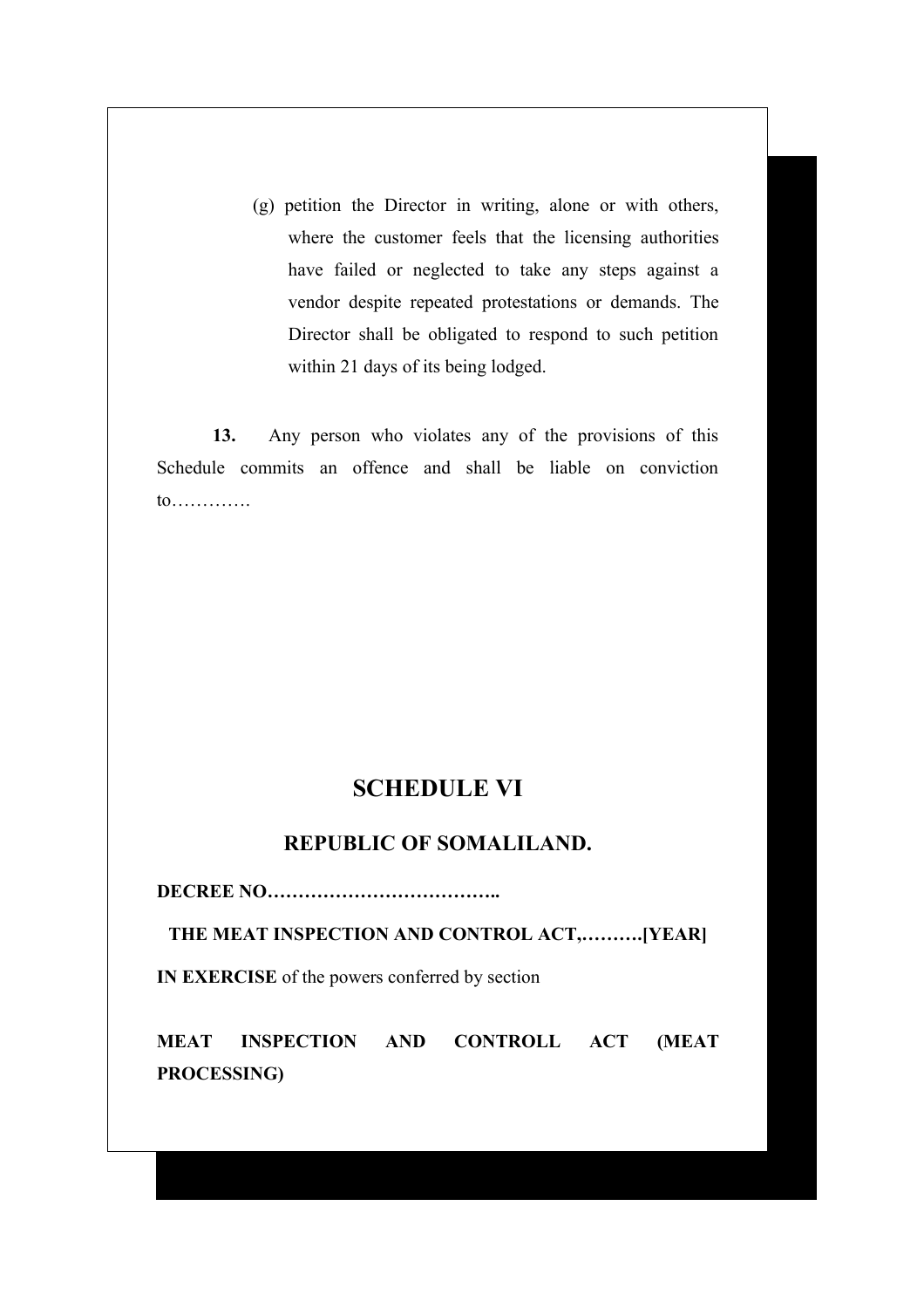(g) petition the Director in writing, alone or with others, where the customer feels that the licensing authorities have failed or neglected to take any steps against a vendor despite repeated protestations or demands. The Director shall be obligated to respond to such petition within 21 days of its being lodged.

**13.** Any person who violates any of the provisions of this Schedule commits an offence and shall be liable on conviction to………….

## SCHEDULE VI

### REPUBLIC OF SOMALILAND.

**DECREE NO………………………………..**

**THE MEAT INSPECTION AND CONTROL ACT,……….[YEAR]**

**IN EXERCISE** of the powers conferred by section

**MEAT INSPECTION AND CONTROLL ACT (MEAT PROCESSING)**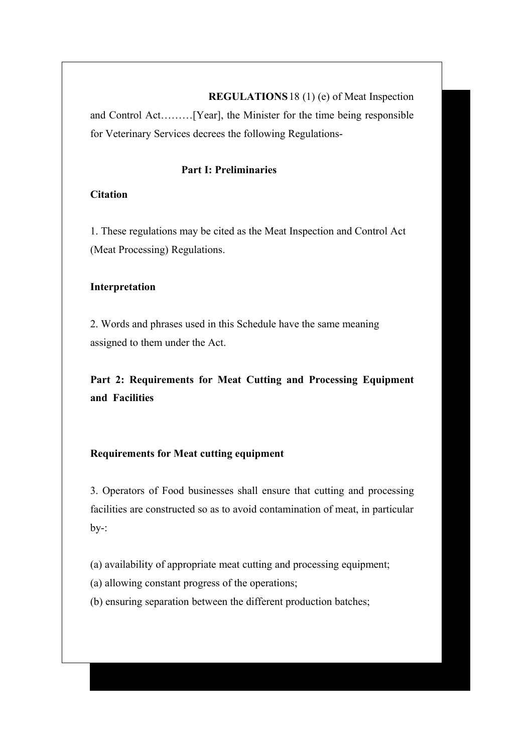**REGULATIONS** 18 (1) (e) of Meat Inspection and Control Act………[Year], the Minister for the time being responsible for Veterinary Services decrees the following Regulations-

## Part I: Preliminaries

### Citation

1. These regulations may be cited as the Meat Inspection and Control Act (Meat Processing) Regulations.

### Interpretation

2. Words and phrases used in this Schedule have the same meaning assigned to them under the Act.

## Part 2: Requirements for Meat Cutting and Processing Equipment and Facilities

### Requirements for Meat cutting equipment

3. Operators of Food businesses shall ensure that cutting and processing facilities are constructed so as to avoid contamination of meat, in particular by-:

(a) availability of appropriate meat cutting and processing equipment;
(a) allowing constant progress of the operations;
(b) ensuring separation between the different production batches;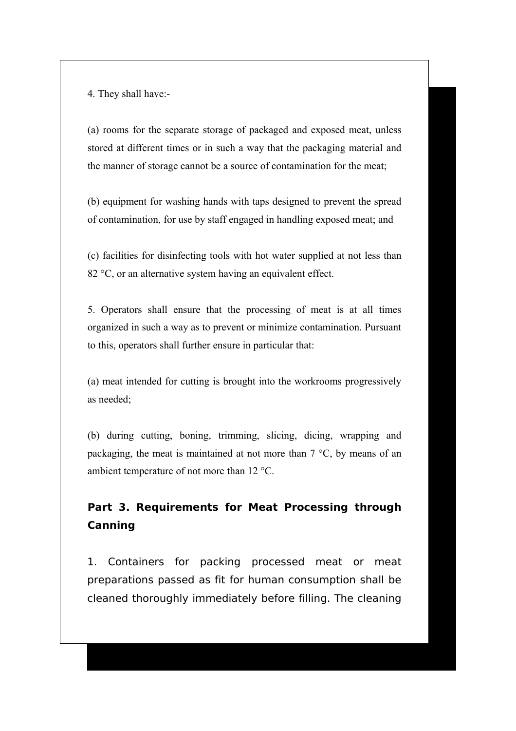4. They shall have:-

(a) rooms for the separate storage of packaged and exposed meat, unless stored at different times or in such a way that the packaging material and the manner of storage cannot be a source of contamination for the meat;

(b) equipment for washing hands with taps designed to prevent the spread of contamination, for use by staff engaged in handling exposed meat; and

(c) facilities for disinfecting tools with hot water supplied at not less than 82 °C, or an alternative system having an equivalent effect.

5. Operators shall ensure that the processing of meat is at all times organized in such a way as to prevent or minimize contamination. Pursuant to this, operators shall further ensure in particular that:

(a) meat intended for cutting is brought into the workrooms progressively as needed;

(b) during cutting, boning, trimming, slicing, dicing, wrapping and packaging, the meat is maintained at not more than 7 °C, by means of an ambient temperature of not more than 12 °C.

## Part 3. Requirements for Meat Processing through Canning

1. Containers for packing processed meat or meat preparations passed as fit for human consumption shall be cleaned thoroughly immediately before filling. The cleaning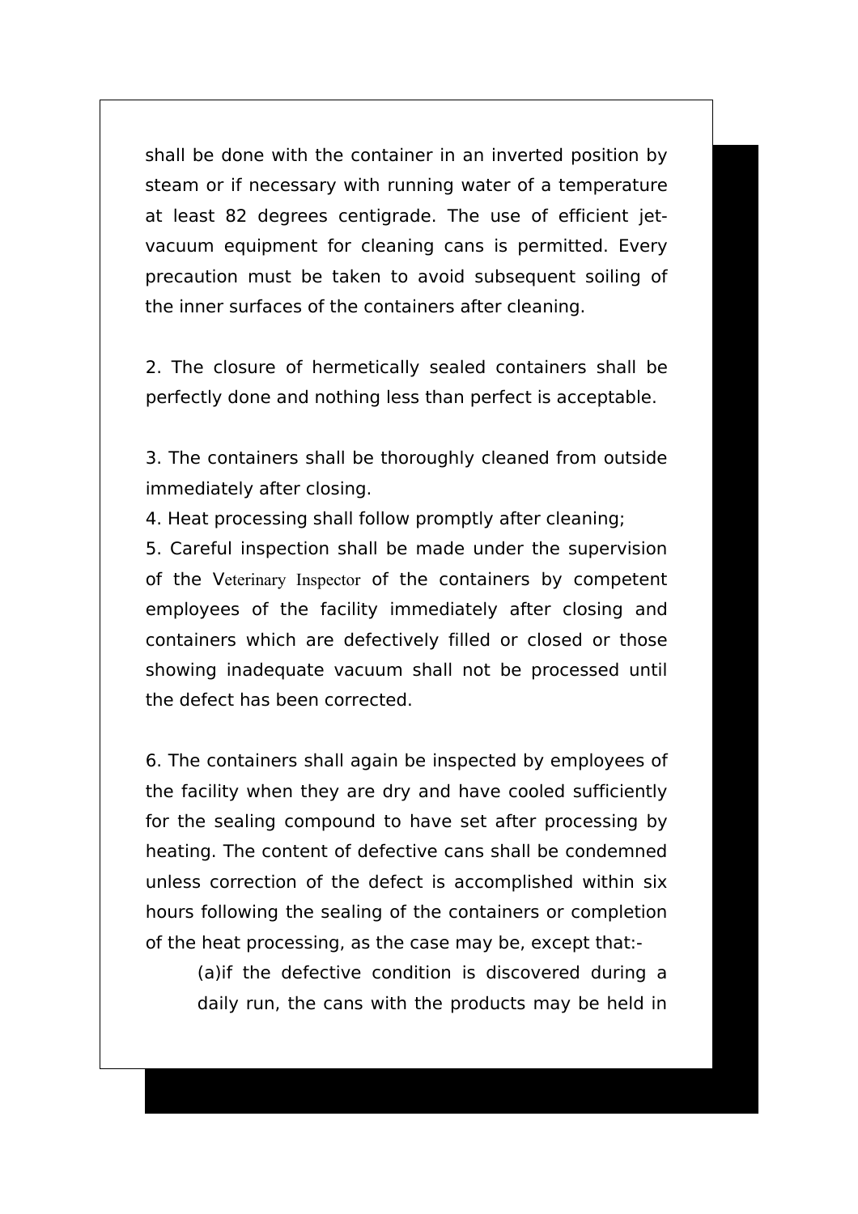shall be done with the container in an inverted position by steam or if necessary with running water of a temperature at least 82 degrees centigrade. The use of efficient jet-vacuum equipment for cleaning cans is permitted. Every precaution must be taken to avoid subsequent soiling of the inner surfaces of the containers after cleaning.

2. The closure of hermetically sealed containers shall be perfectly done and nothing less than perfect is acceptable.

3. The containers shall be thoroughly cleaned from outside immediately after closing.

4. Heat processing shall follow promptly after cleaning;

5. Careful inspection shall be made under the supervision of the Veterinary Inspector of the containers by competent employees of the facility immediately after closing and containers which are defectively filled or closed or those showing inadequate vacuum shall not be processed until the defect has been corrected.

6. The containers shall again be inspected by employees of the facility when they are dry and have cooled sufficiently for the sealing compound to have set after processing by heating. The content of defective cans shall be condemned unless correction of the defect is accomplished within six hours following the sealing of the containers or completion of the heat processing, as the case may be, except that:-

   (a)if the defective condition is discovered during a daily run, the cans with the products may be held in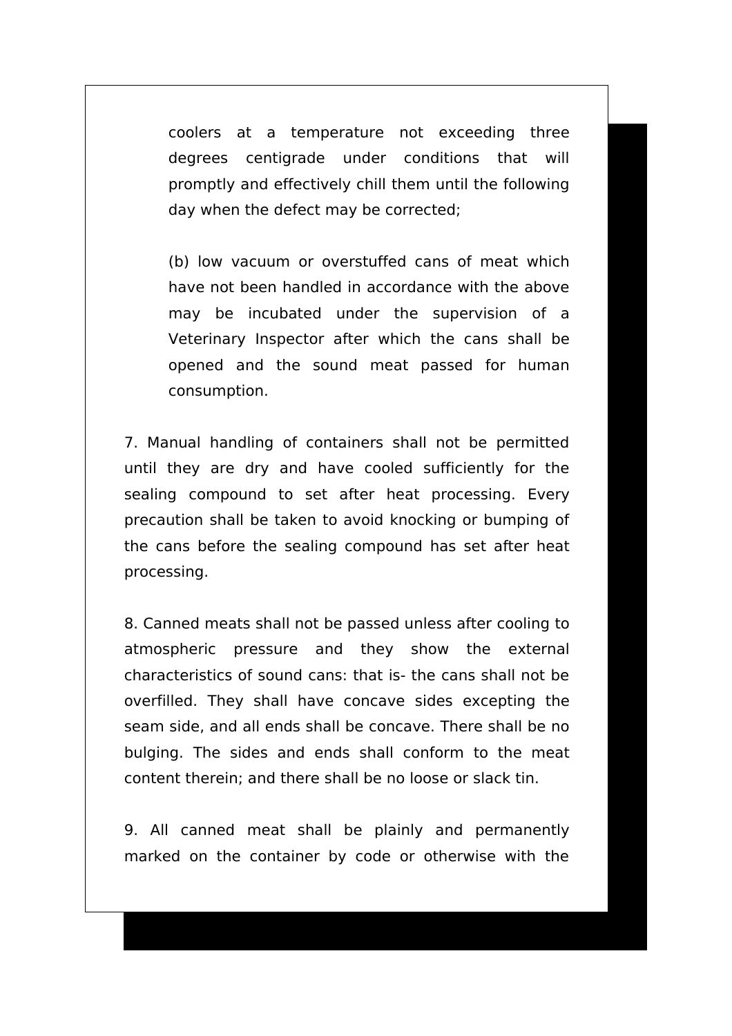coolers at a temperature not exceeding three degrees centigrade under conditions that will promptly and effectively chill them until the following day when the defect may be corrected;

(b) low vacuum or overstuffed cans of meat which have not been handled in accordance with the above may be incubated under the supervision of a Veterinary Inspector after which the cans shall be opened and the sound meat passed for human consumption.

7. Manual handling of containers shall not be permitted until they are dry and have cooled sufficiently for the sealing compound to set after heat processing. Every precaution shall be taken to avoid knocking or bumping of the cans before the sealing compound has set after heat processing.

8. Canned meats shall not be passed unless after cooling to atmospheric pressure and they show the external characteristics of sound cans: that is- the cans shall not be overfilled. They shall have concave sides excepting the seam side, and all ends shall be concave. There shall be no bulging. The sides and ends shall conform to the meat content therein; and there shall be no loose or slack tin.

9. All canned meat shall be plainly and permanently marked on the container by code or otherwise with the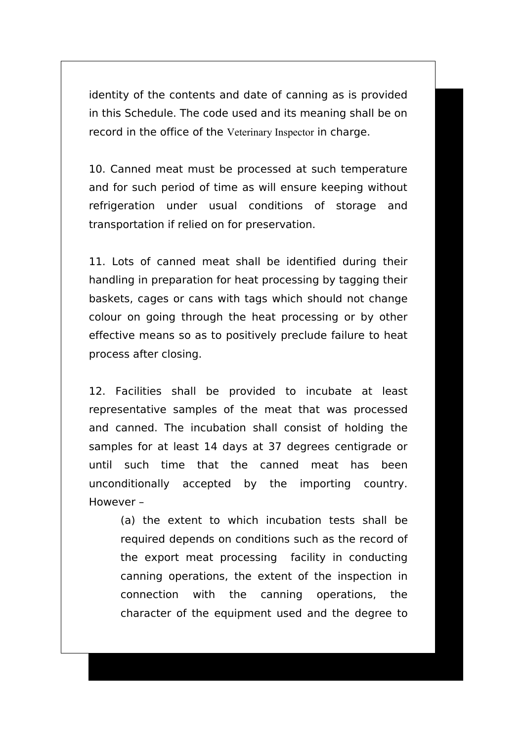identity of the contents and date of canning as is provided in this Schedule. The code used and its meaning shall be on record in the office of the Veterinary Inspector in charge.

10. Canned meat must be processed at such temperature and for such period of time as will ensure keeping without refrigeration under usual conditions of storage and transportation if relied on for preservation.

11. Lots of canned meat shall be identified during their handling in preparation for heat processing by tagging their baskets, cages or cans with tags which should not change colour on going through the heat processing or by other effective means so as to positively preclude failure to heat process after closing.

12. Facilities shall be provided to incubate at least representative samples of the meat that was processed and canned. The incubation shall consist of holding the samples for at least 14 days at 37 degrees centigrade or until such time that the canned meat has been unconditionally accepted by the importing country. However –

(a) the extent to which incubation tests shall be required depends on conditions such as the record of the export meat processing facility in conducting canning operations, the extent of the inspection in connection with the canning operations, the character of the equipment used and the degree to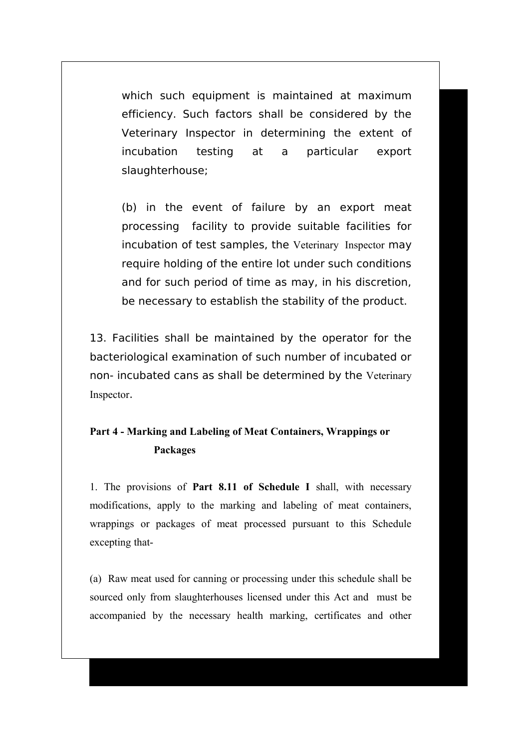which such equipment is maintained at maximum efficiency. Such factors shall be considered by the Veterinary Inspector in determining the extent of incubation testing at a particular export slaughterhouse;

(b) in the event of failure by an export meat processing facility to provide suitable facilities for incubation of test samples, the Veterinary Inspector may require holding of the entire lot under such conditions and for such period of time as may, in his discretion, be necessary to establish the stability of the product.

13. Facilities shall be maintained by the operator for the bacteriological examination of such number of incubated or non- incubated cans as shall be determined by the Veterinary Inspector.

## Part 4 - Marking and Labeling of Meat Containers, Wrappings or Packages

1. The provisions of **Part 8.11 of Schedule I** shall, with necessary modifications, apply to the marking and labeling of meat containers, wrappings or packages of meat processed pursuant to this Schedule excepting that-

(a) Raw meat used for canning or processing under this schedule shall be sourced only from slaughterhouses licensed under this Act and must be accompanied by the necessary health marking, certificates and other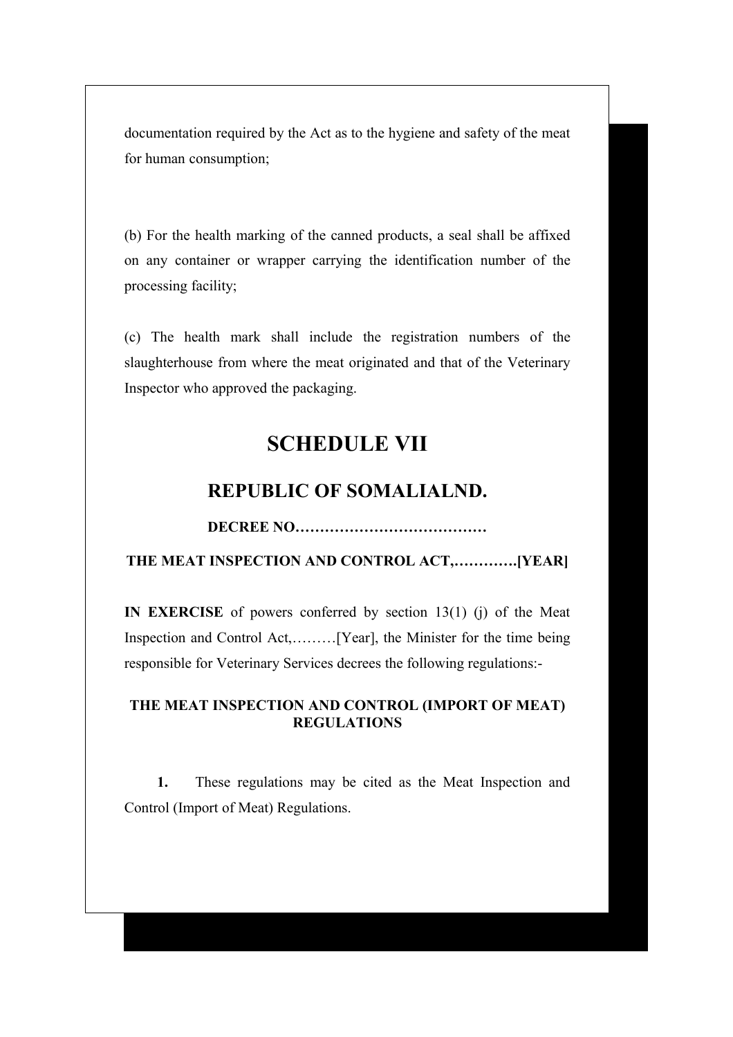documentation required by the Act as to the hygiene and safety of the meat for human consumption;

(b) For the health marking of the canned products, a seal shall be affixed on any container or wrapper carrying the identification number of the processing facility;

(c) The health mark shall include the registration numbers of the slaughterhouse from where the meat originated and that of the Veterinary Inspector who approved the packaging.

# SCHEDULE VII

## REPUBLIC OF SOMALIALND.

**DECREE NO…………………………………**

**THE MEAT INSPECTION AND CONTROL ACT,………….[YEAR]**

**IN EXERCISE** of powers conferred by section 13(1) (j) of the Meat Inspection and Control Act,………[Year], the Minister for the time being responsible for Veterinary Services decrees the following regulations:-

**THE MEAT INSPECTION AND CONTROL (IMPORT OF MEAT) REGULATIONS**

**1.** These regulations may be cited as the Meat Inspection and Control (Import of Meat) Regulations.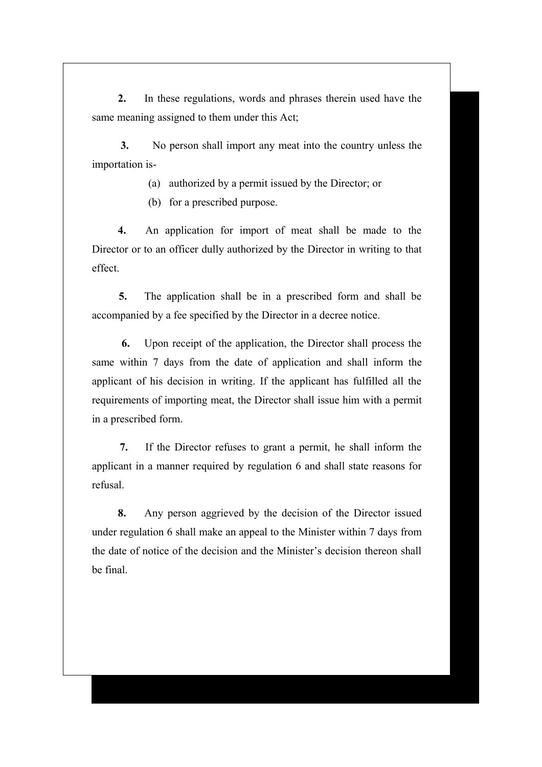**2.** In these regulations, words and phrases therein used have the same meaning assigned to them under this Act;

**3.** No person shall import any meat into the country unless the importation is-

(a) authorized by a permit issued by the Director; or

(b) for a prescribed purpose.

**4.** An application for import of meat shall be made to the Director or to an officer dully authorized by the Director in writing to that effect.

**5.** The application shall be in a prescribed form and shall be accompanied by a fee specified by the Director in a decree notice.

**6.** Upon receipt of the application, the Director shall process the same within 7 days from the date of application and shall inform the applicant of his decision in writing. If the applicant has fulfilled all the requirements of importing meat, the Director shall issue him with a permit in a prescribed form.

**7.** If the Director refuses to grant a permit, he shall inform the applicant in a manner required by regulation 6 and shall state reasons for refusal.

**8.** Any person aggrieved by the decision of the Director issued under regulation 6 shall make an appeal to the Minister within 7 days from the date of notice of the decision and the Minister's decision thereon shall be final.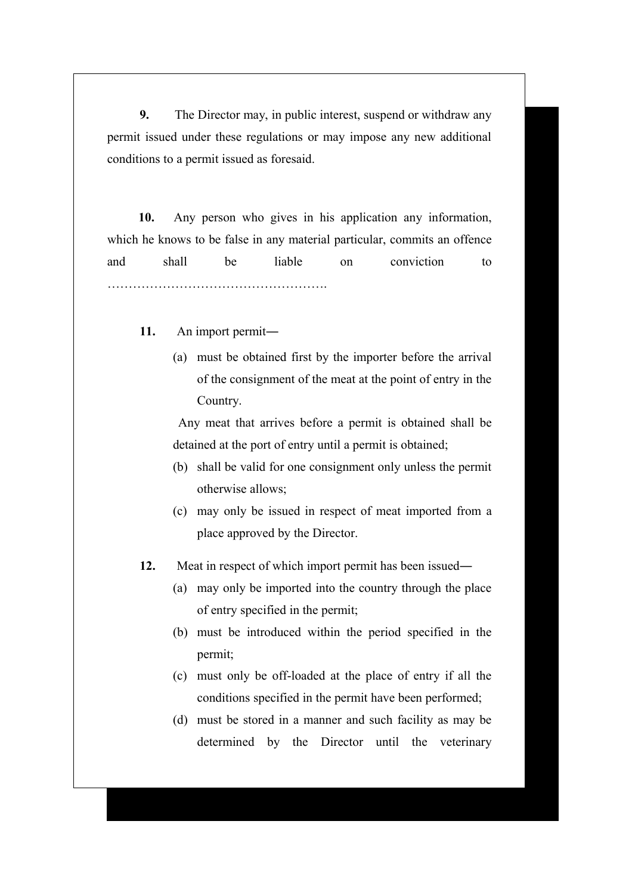**9.** The Director may, in public interest, suspend or withdraw any permit issued under these regulations or may impose any new additional conditions to a permit issued as foresaid.

**10.** Any person who gives in his application any information, which he knows to be false in any material particular, commits an offence and shall be liable on conviction to …………………………………………….

**11.** An import permit―

(a) must be obtained first by the importer before the arrival of the consignment of the meat at the point of entry in the Country.

Any meat that arrives before a permit is obtained shall be detained at the port of entry until a permit is obtained;

(b) shall be valid for one consignment only unless the permit otherwise allows;

(c) may only be issued in respect of meat imported from a place approved by the Director.

**12.** Meat in respect of which import permit has been issued―

(a) may only be imported into the country through the place of entry specified in the permit;

(b) must be introduced within the period specified in the permit;

(c) must only be off-loaded at the place of entry if all the conditions specified in the permit have been performed;

(d) must be stored in a manner and such facility as may be determined by the Director until the veterinary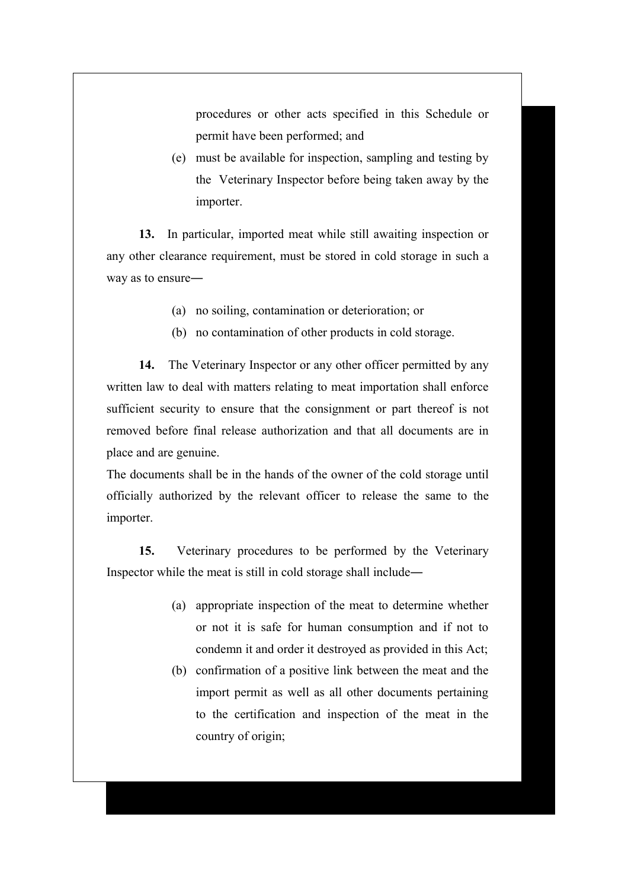procedures or other acts specified in this Schedule or permit have been performed; and

(e) must be available for inspection, sampling and testing by the Veterinary Inspector before being taken away by the importer.

**13.** In particular, imported meat while still awaiting inspection or any other clearance requirement, must be stored in cold storage in such a way as to ensure―

(a) no soiling, contamination or deterioration; or

(b) no contamination of other products in cold storage.

**14.** The Veterinary Inspector or any other officer permitted by any written law to deal with matters relating to meat importation shall enforce sufficient security to ensure that the consignment or part thereof is not removed before final release authorization and that all documents are in place and are genuine.

The documents shall be in the hands of the owner of the cold storage until officially authorized by the relevant officer to release the same to the importer.

**15.** Veterinary procedures to be performed by the Veterinary Inspector while the meat is still in cold storage shall include―

(a) appropriate inspection of the meat to determine whether or not it is safe for human consumption and if not to condemn it and order it destroyed as provided in this Act;

(b) confirmation of a positive link between the meat and the import permit as well as all other documents pertaining to the certification and inspection of the meat in the country of origin;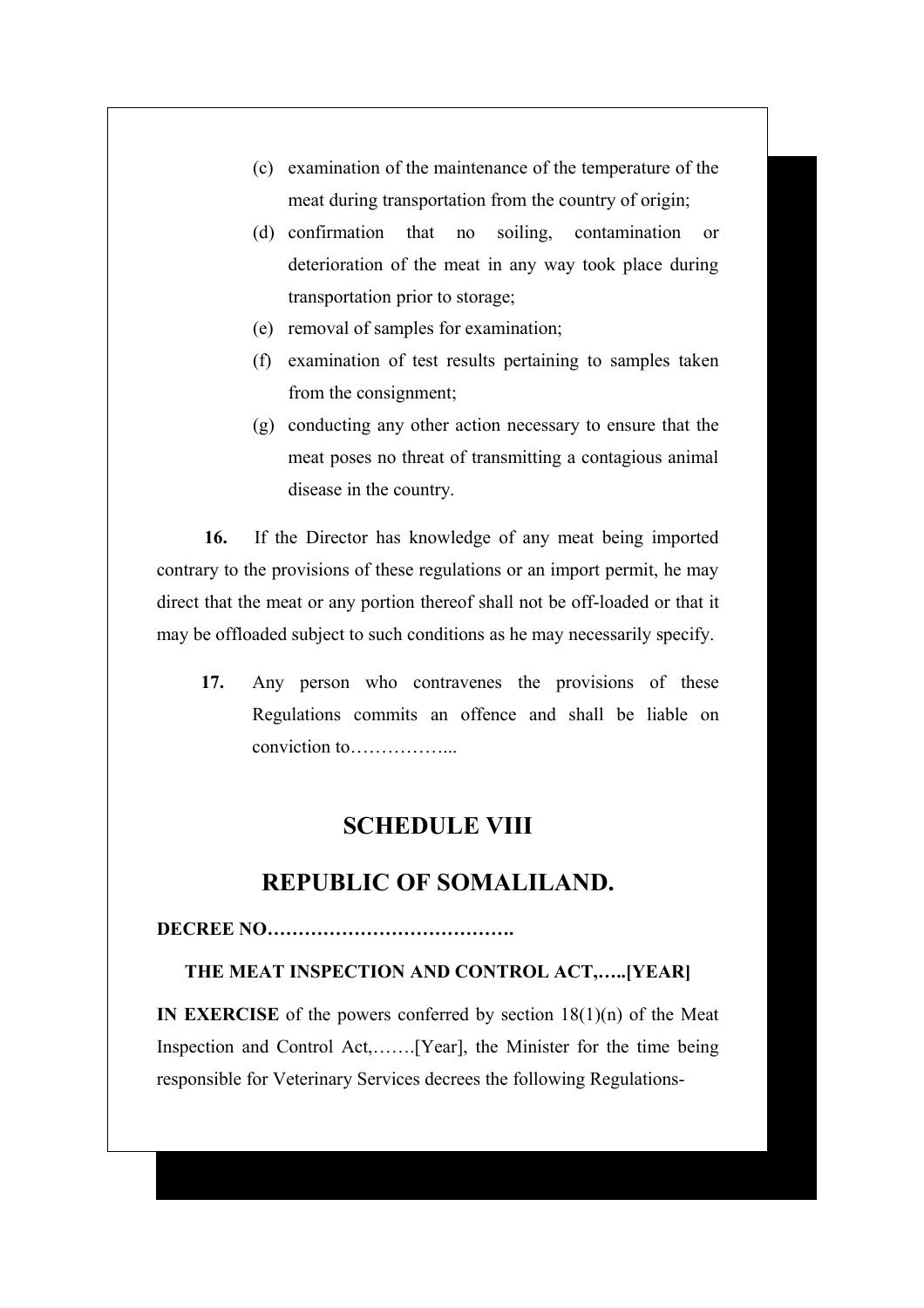(c) examination of the maintenance of the temperature of the meat during transportation from the country of origin;

(d) confirmation that no soiling, contamination or deterioration of the meat in any way took place during transportation prior to storage;

(e) removal of samples for examination;

(f) examination of test results pertaining to samples taken from the consignment;

(g) conducting any other action necessary to ensure that the meat poses no threat of transmitting a contagious animal disease in the country.

**16.** If the Director has knowledge of any meat being imported contrary to the provisions of these regulations or an import permit, he may direct that the meat or any portion thereof shall not be off-loaded or that it may be offloaded subject to such conditions as he may necessarily specify.

**17.** Any person who contravenes the provisions of these Regulations commits an offence and shall be liable on conviction to……………...

## SCHEDULE VIII

## REPUBLIC OF SOMALILAND.

**DECREE NO………………………………….**

**THE MEAT INSPECTION AND CONTROL ACT,…..[YEAR]**

**IN EXERCISE** of the powers conferred by section 18(1)(n) of the Meat Inspection and Control Act,…….[Year], the Minister for the time being responsible for Veterinary Services decrees the following Regulations-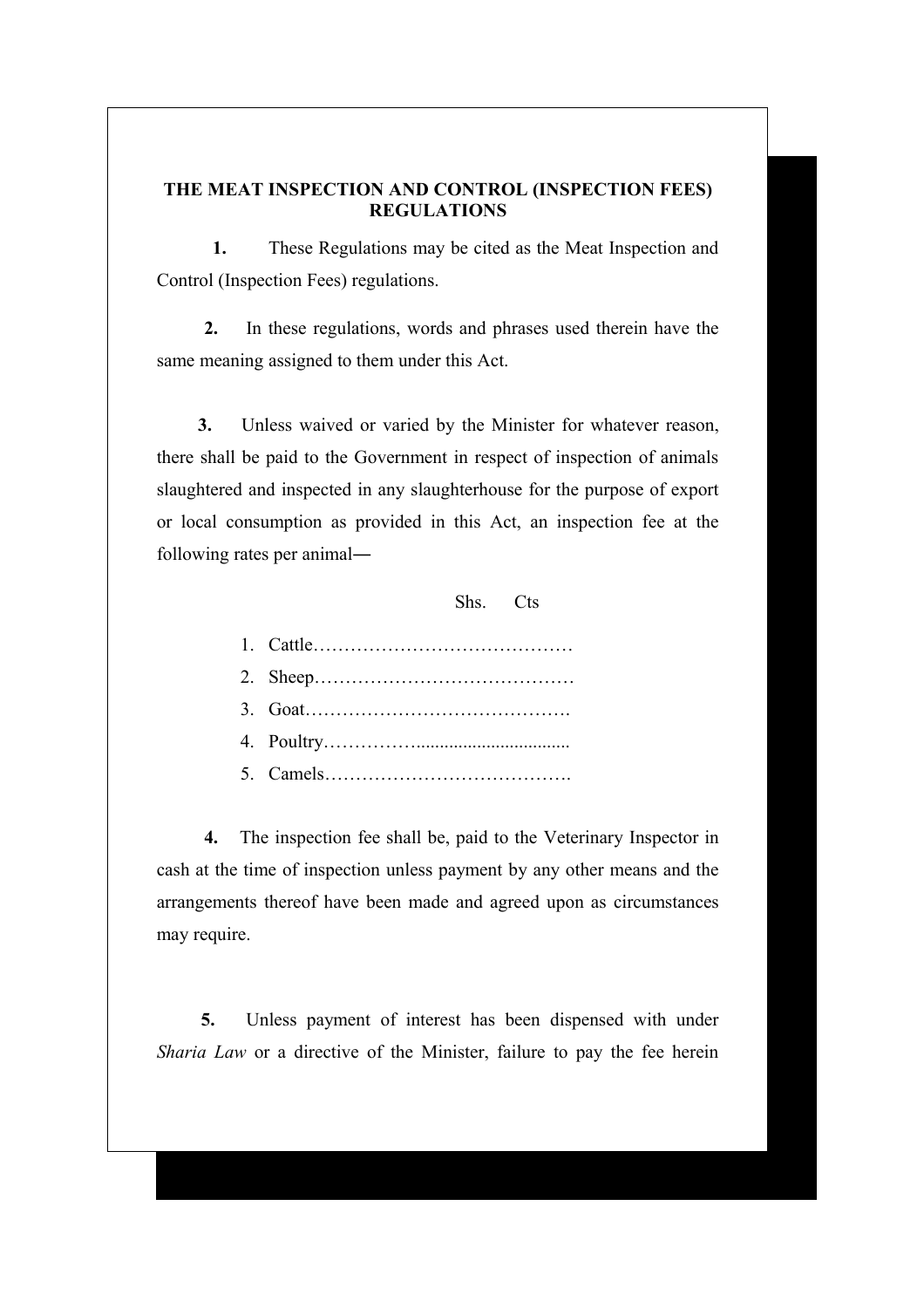## THE MEAT INSPECTION AND CONTROL (INSPECTION FEES) REGULATIONS

**1.** These Regulations may be cited as the Meat Inspection and Control (Inspection Fees) regulations.

**2.** In these regulations, words and phrases used therein have the same meaning assigned to them under this Act.

**3.** Unless waived or varied by the Minister for whatever reason, there shall be paid to the Government in respect of inspection of animals slaughtered and inspected in any slaughterhouse for the purpose of export or local consumption as provided in this Act, an inspection fee at the following rates per animal―

Shs. Cts

1. Cattle……………………………………
2. Sheep……………………………………
3. Goat…………………………………….
4. Poultry……………................................
5. Camels………………………………….

**4.** The inspection fee shall be, paid to the Veterinary Inspector in cash at the time of inspection unless payment by any other means and the arrangements thereof have been made and agreed upon as circumstances may require.

**5.** Unless payment of interest has been dispensed with under *Sharia Law* or a directive of the Minister, failure to pay the fee herein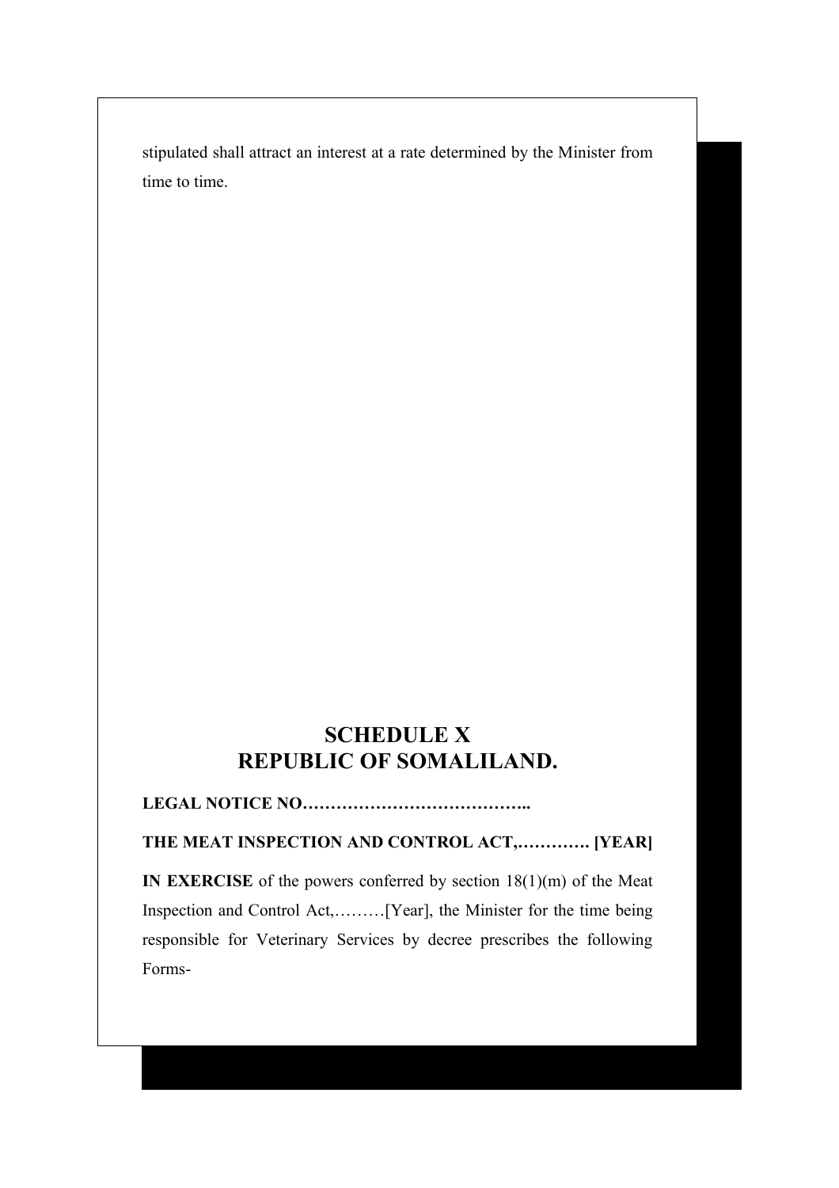stipulated shall attract an interest at a rate determined by the Minister from time to time.

## SCHEDULE X
## REPUBLIC OF SOMALILAND.

**LEGAL NOTICE NO…………………………………..**

**THE MEAT INSPECTION AND CONTROL ACT,…………. [YEAR]**

**IN EXERCISE** of the powers conferred by section 18(1)(m) of the Meat Inspection and Control Act,………[Year], the Minister for the time being responsible for Veterinary Services by decree prescribes the following Forms-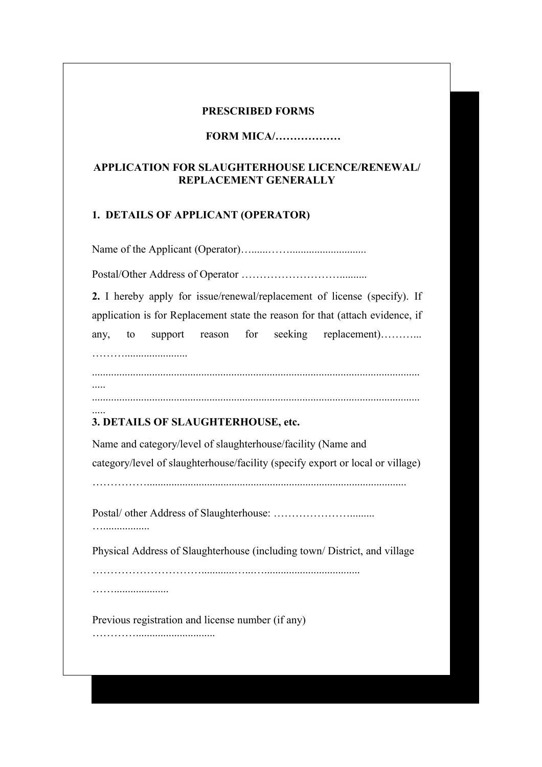**PRESCRIBED FORMS**

**FORM MICA/………………**

**APPLICATION FOR SLAUGHTERHOUSE LICENCE/RENEWAL/ REPLACEMENT GENERALLY**

**1. DETAILS OF APPLICANT (OPERATOR)**

Name of the Applicant (Operator)…......……...........................

Postal/Other Address of Operator ……………………….........

**2.** I hereby apply for issue/renewal/replacement of license (specify). If application is for Replacement state the reason for that (attach evidence, if any, to support reason for seeking replacement)………...
……….......................

.......................................................................................................................

.......................................................................................................................

**3. DETAILS OF SLAUGHTERHOUSE, etc.**

Name and category/level of slaughterhouse/facility (Name and category/level of slaughterhouse/facility (specify export or local or village)
……………..............................................................................................

Postal/ other Address of Slaughterhouse: …………………......... …................

Physical Address of Slaughterhouse (including town/ District, and village
……………………….........…...…...................................
……...................

Previous registration and license number (if any)
…………...........................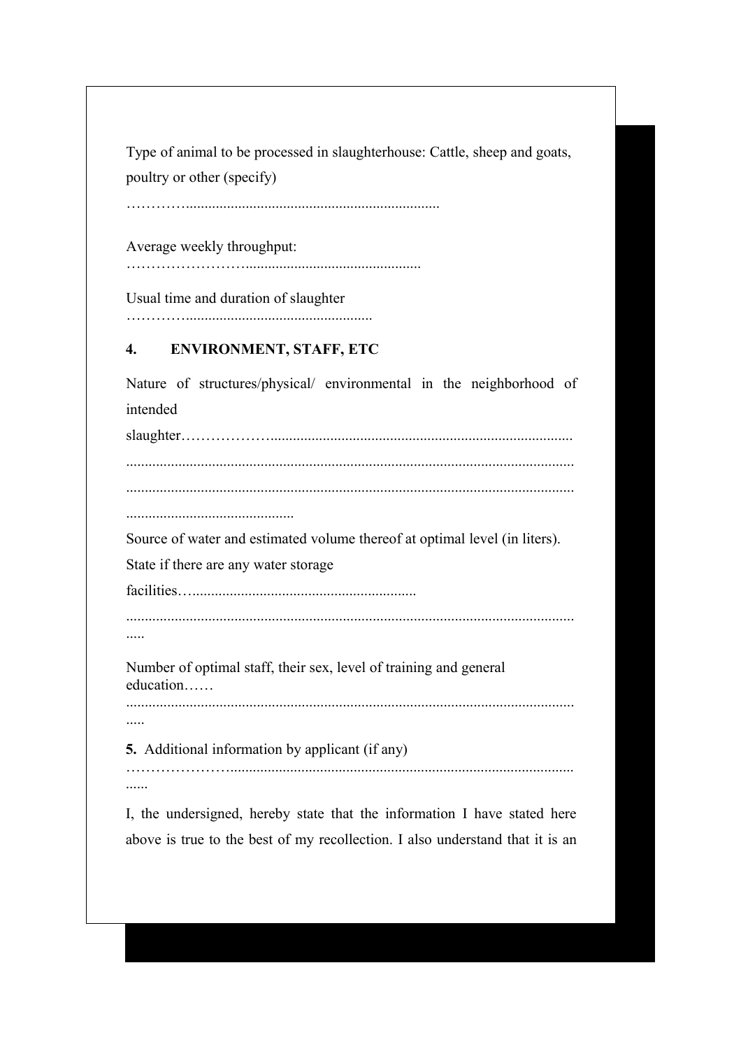Type of animal to be processed in slaughterhouse: Cattle, sheep and goats, poultry or other (specify)

…………....................................................................

Average weekly throughput: ……………………..............................................

Usual time and duration of slaughter …………..................................................

## 4. ENVIRONMENT, STAFF, ETC

Nature of structures/physical/ environmental in the neighborhood of intended slaughter………………...............................................................................
.......................................................................................................................
.......................................................................................................................
.............................................

Source of water and estimated volume thereof at optimal level (in liters).
State if there are any water storage facilities…...........................................................
............................................................................................................................

Number of optimal staff, their sex, level of training and general education……
............................................................................................................................

**5.** Additional information by applicant (if any)
…………………...........................................................................................
......

I, the undersigned, hereby state that the information I have stated here above is true to the best of my recollection. I also understand that it is an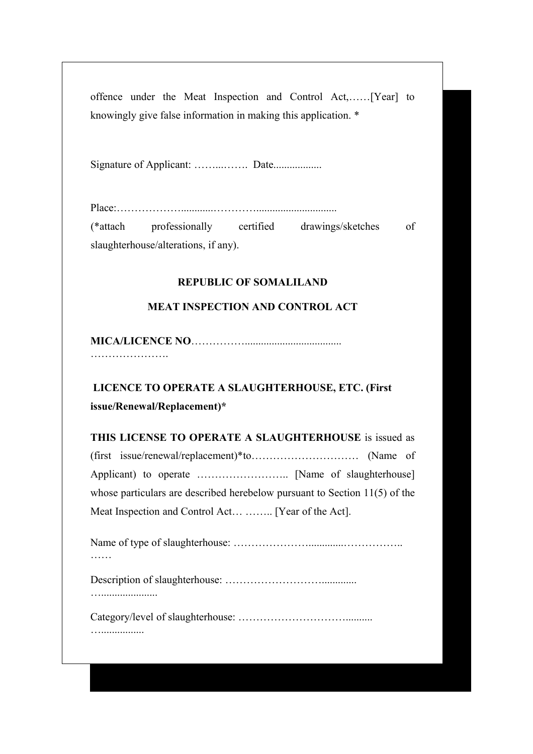offence under the Meat Inspection and Control Act,……[Year] to knowingly give false information in making this application. *

Signature of Applicant: ……..……. Date..................

Place:……………….........…………..............................

(*attach professionally certified drawings/sketches of slaughterhouse/alterations, if any).

**REPUBLIC OF SOMALILAND**

**MEAT INSPECTION AND CONTROL ACT**

**MICA/LICENCE NO**……………....................................

………………….

**LICENCE TO OPERATE A SLAUGHTERHOUSE, ETC. (First issue/Renewal/Replacement)***

**THIS LICENSE TO OPERATE A SLAUGHTERHOUSE** is issued as (first issue/renewal/replacement)*to………………………… (Name of Applicant) to operate …………………….. [Name of slaughterhouse] whose particulars are described herebelow pursuant to Section 11(5) of the Meat Inspection and Control Act… …….. [Year of the Act].

Name of type of slaughterhouse: …………………............……………..

……

Description of slaughterhouse: ……………………….............

…....................

Category/level of slaughterhouse: …………………………..........

…................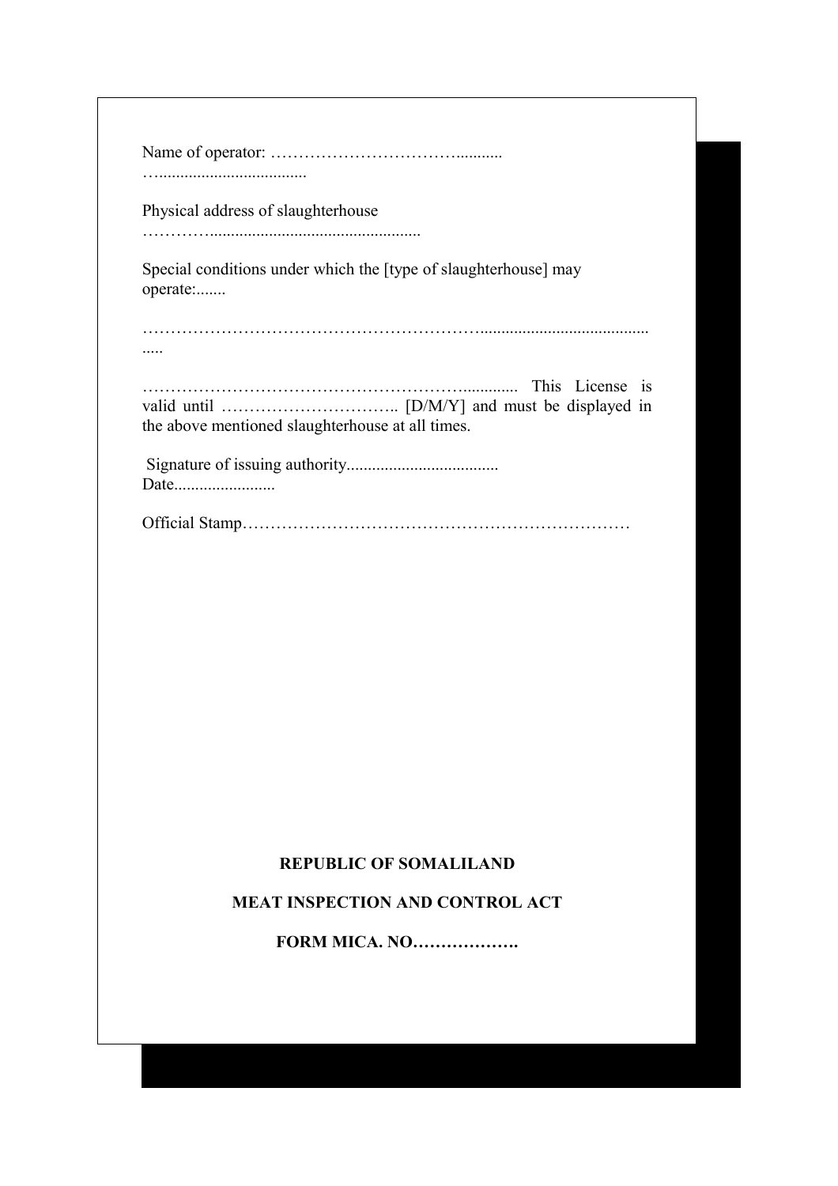Name of operator: ……………………………...........
…...................................

Physical address of slaughterhouse
…………..................................................

Special conditions under which the [type of slaughterhouse] may operate:.......

…………………………………………………….........................................
.....

………………………………………………….............. This License is valid until ………………………….. [D/M/Y] and must be displayed in the above mentioned slaughterhouse at all times.

Signature of issuing authority....................................
Date........................

Official Stamp……………………………………………………………

**REPUBLIC OF SOMALILAND**

**MEAT INSPECTION AND CONTROL ACT**

**FORM MICA. NO……………….**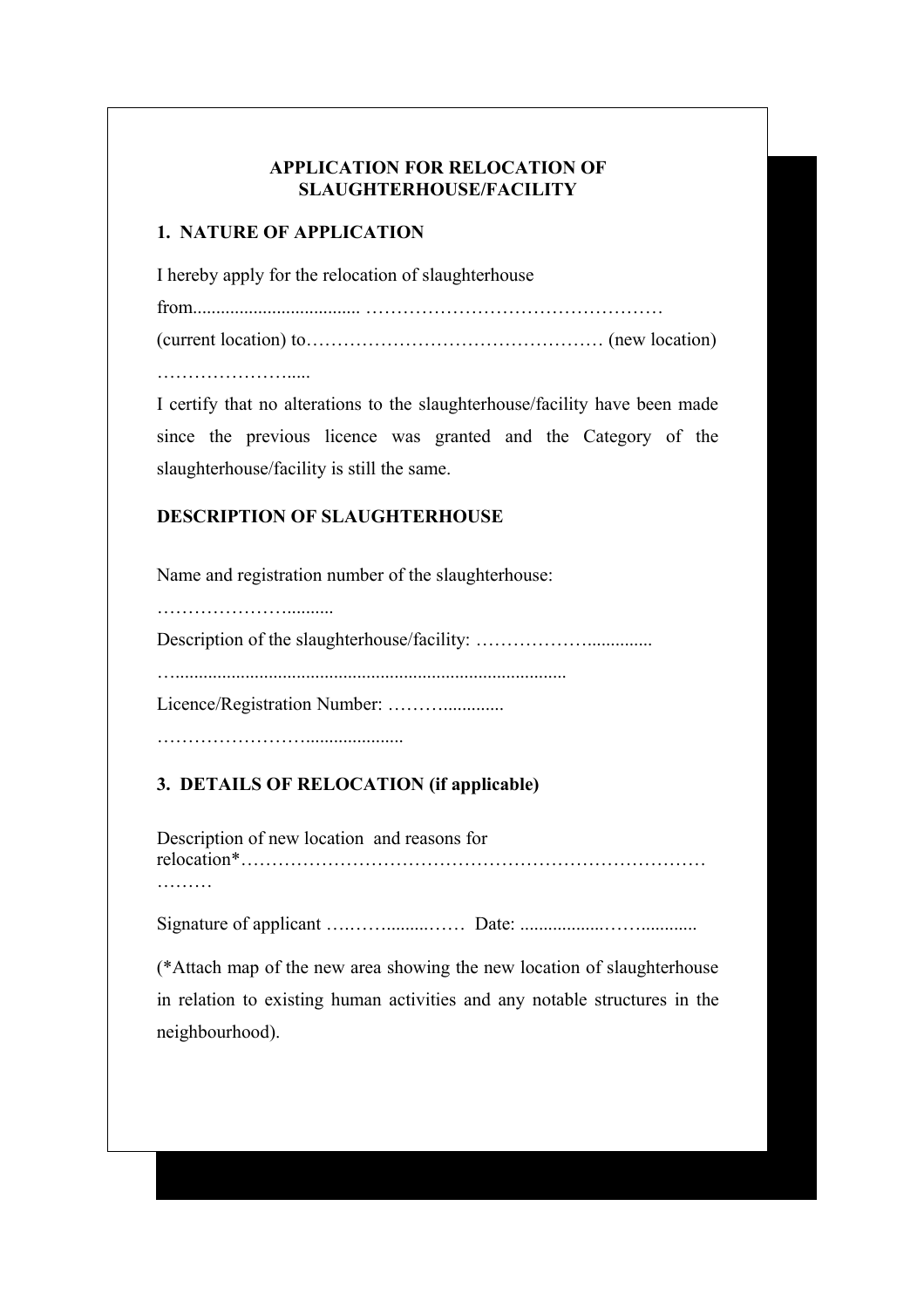## APPLICATION FOR RELOCATION OF SLAUGHTERHOUSE/FACILITY

### 1. NATURE OF APPLICATION

I hereby apply for the relocation of slaughterhouse

from.................................... …………………………………………

(current location) to………………………………………… (new location)

…………………......

I certify that no alterations to the slaughterhouse/facility have been made since the previous licence was granted and the Category of the slaughterhouse/facility is still the same.

### DESCRIPTION OF SLAUGHTERHOUSE

Name and registration number of the slaughterhouse:

………………….........

Description of the slaughterhouse/facility: ……………….............

…...................................................................................

Licence/Registration Number: ………............

……………………....................

### 3. DETAILS OF RELOCATION (if applicable)

Description of new location and reasons for relocation*…………………………………………………………………

………

Signature of applicant ….……........…… Date: ...................……............

(*Attach map of the new area showing the new location of slaughterhouse in relation to existing human activities and any notable structures in the neighbourhood).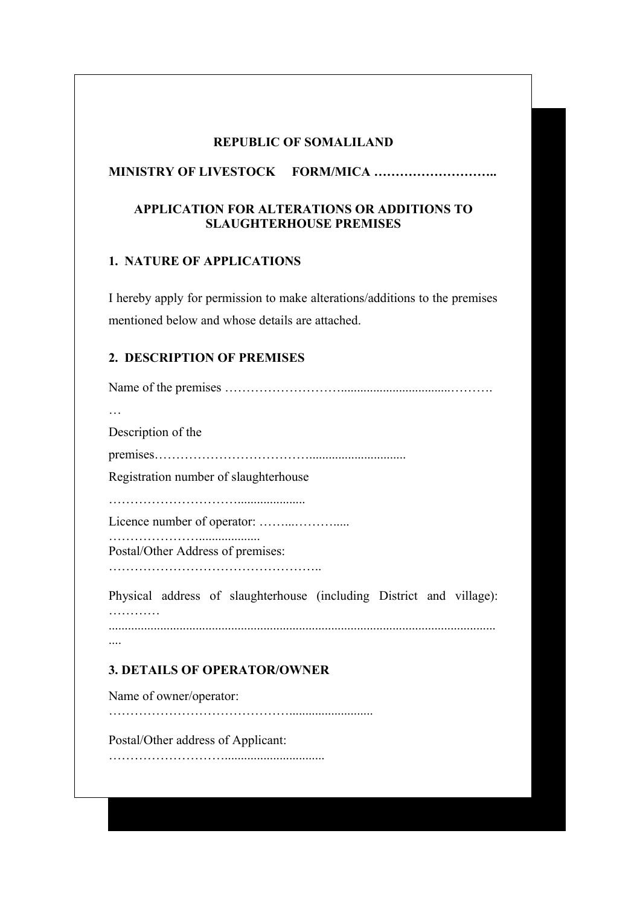**REPUBLIC OF SOMALILAND**

**MINISTRY OF LIVESTOCK FORM/MICA ………………………..**

**APPLICATION FOR ALTERATIONS OR ADDITIONS TO SLAUGHTERHOUSE PREMISES**

**1. NATURE OF APPLICATIONS**

I hereby apply for permission to make alterations/additions to the premises mentioned below and whose details are attached.

**2. DESCRIPTION OF PREMISES**

Name of the premises ……………………….................................……….
…

Description of the premises……………………………..............................

Registration number of slaughterhouse
…………………………....................

Licence number of operator: ……...………..... …………………...................

Postal/Other Address of premises:
…………………………………………..

Physical address of slaughterhouse (including District and village): …………
......................................................................................................................
....

**3. DETAILS OF OPERATOR/OWNER**

Name of owner/operator:
…………………………………….........................

Postal/Other address of Applicant:
……………………….............................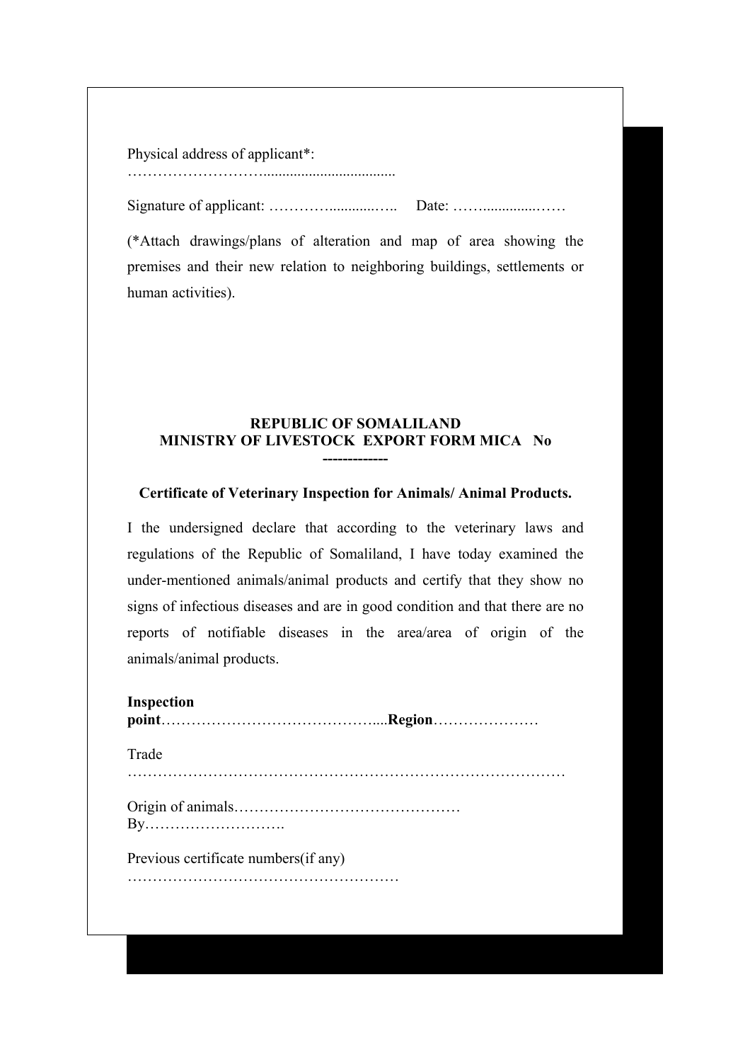Physical address of applicant*: ……………………….................................

Signature of applicant: …………...........….. Date: ……..............……

(*Attach drawings/plans of alteration and map of area showing the premises and their new relation to neighboring buildings, settlements or human activities).

**REPUBLIC OF SOMALILAND**
**MINISTRY OF LIVESTOCK EXPORT FORM MICA No**
**------------**

**Certificate of Veterinary Inspection for Animals/ Animal Products.**

I the undersigned declare that according to the veterinary laws and regulations of the Republic of Somaliland, I have today examined the under-mentioned animals/animal products and certify that they show no signs of infectious diseases and are in good condition and that there are no reports of notifiable diseases in the area/area of origin of the animals/animal products.

**Inspection point**……………………………………....**Region**…………………

Trade ……………………………………………………………………………

Origin of animals……………………………………… By……………………….

Previous certificate numbers(if any) ………………………………………………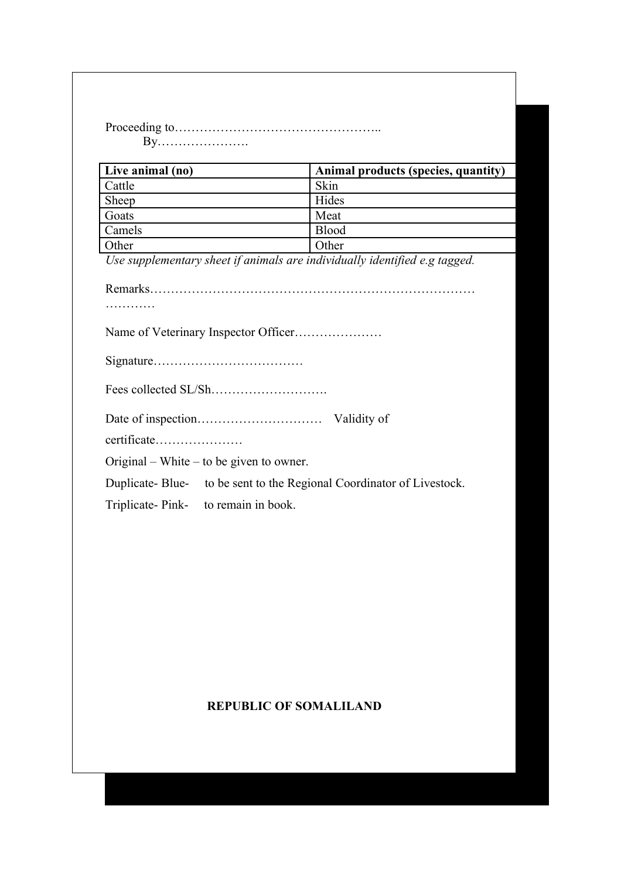Proceeding to…………………………………………..
By………………….

| Live animal (no) | Animal products (species, quantity) |
|---|---|
| Cattle | Skin |
| Sheep | Hides |
| Goats | Meat |
| Camels | Blood |
| Other | Other |

*Use supplementary sheet if animals are individually identified e.g tagged.*

Remarks……………………………………………………………………
…………

Name of Veterinary Inspector Officer…………………

Signature………………………………

Fees collected SL/Sh……………………….

Date of inspection………………………… Validity of certificate…………………

Original – White – to be given to owner.

Duplicate- Blue- to be sent to the Regional Coordinator of Livestock.

Triplicate- Pink- to remain in book.

**REPUBLIC OF SOMALILAND**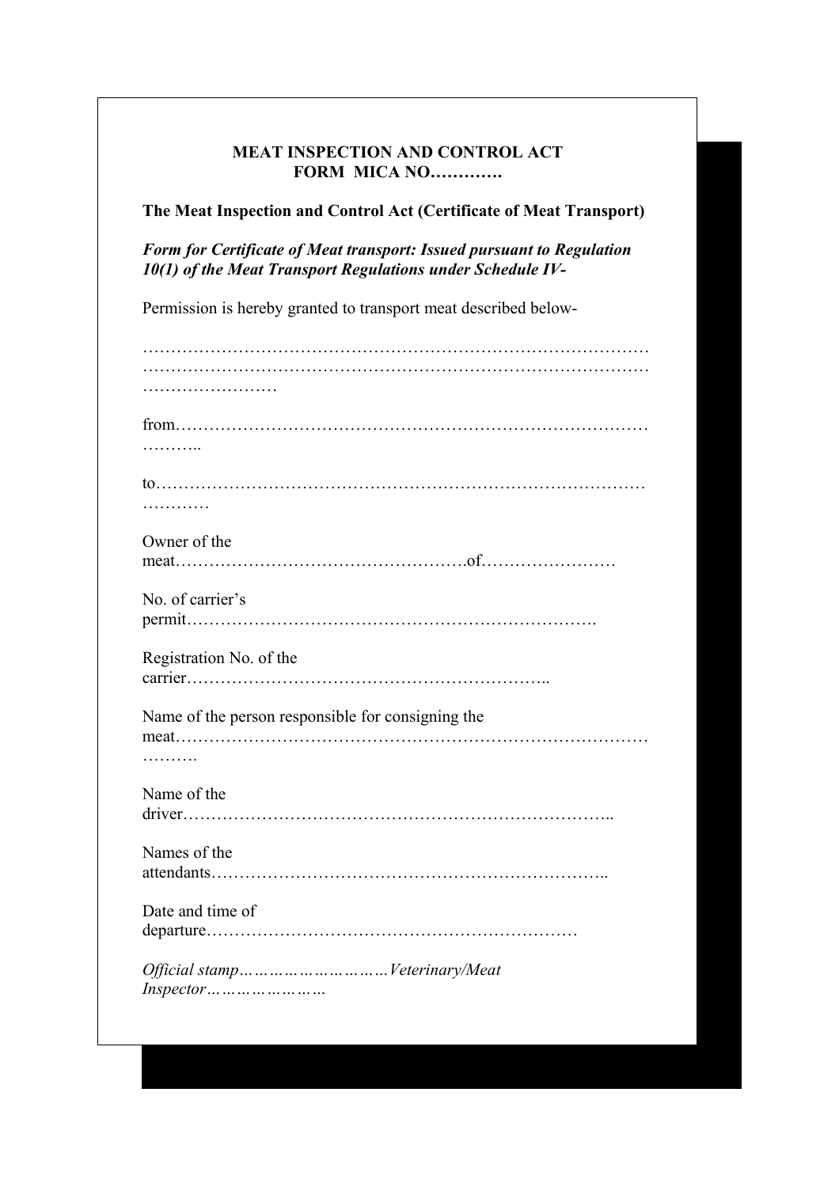**MEAT INSPECTION AND CONTROL ACT**
**FORM MICA NO………….**

**The Meat Inspection and Control Act (Certificate of Meat Transport)**

***Form for Certificate of Meat transport: Issued pursuant to Regulation 10(1) of the Meat Transport Regulations under Schedule IV-***

Permission is hereby granted to transport meat described below-

……………………………………………………………………………………………………………………………………………………………………………………………

from…………………………………………………………………………………

to………………………………………………………………………………………

Owner of the meat…………………………………………….of……………………

No. of carrier's permit……………………………………………………………….

Registration No. of the carrier………………………………………………………..

Name of the person responsible for consigning the meat…………………………………………………………………………………

Name of the driver…………………………………………………………………..

Names of the attendants……………………………………………………………..

Date and time of departure…………………………………………………………

*Official stamp…………………………Veterinary/Meat Inspector……………………*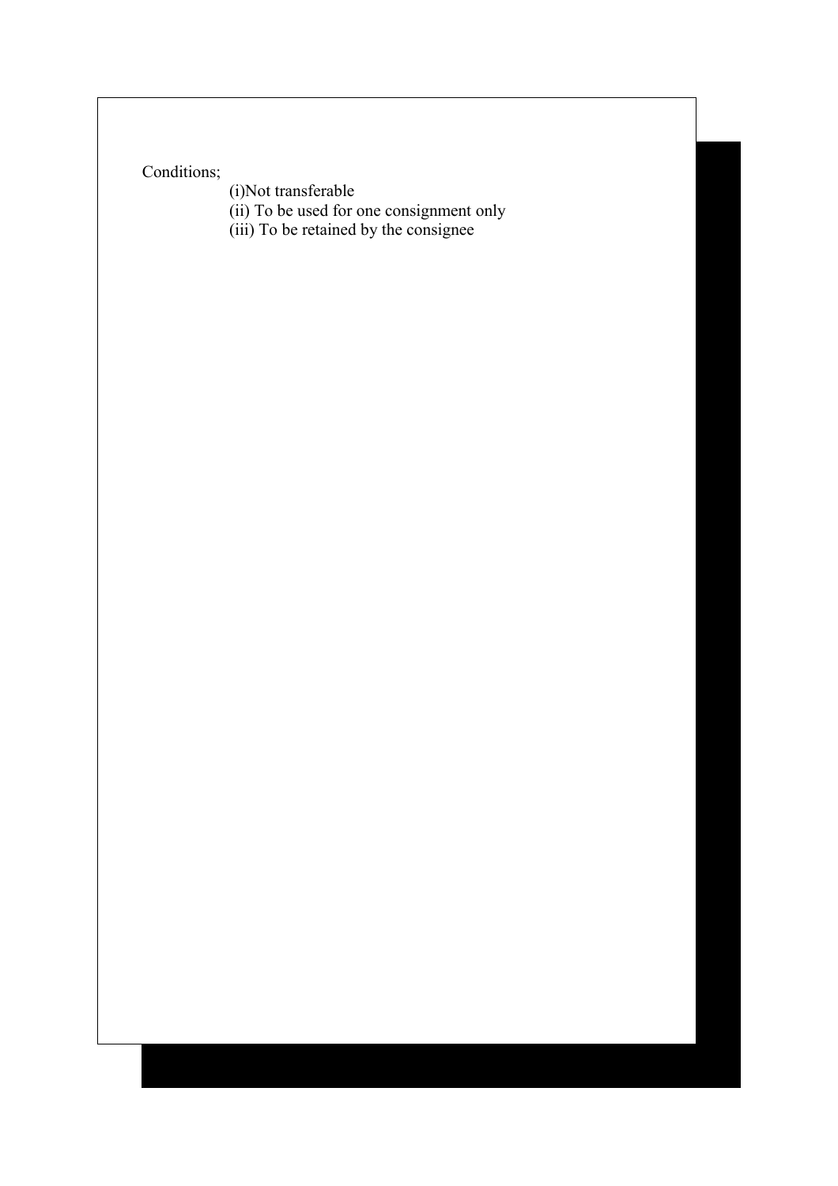Conditions;

(i)Not transferable

(ii) To be used for one consignment only

(iii) To be retained by the consignee